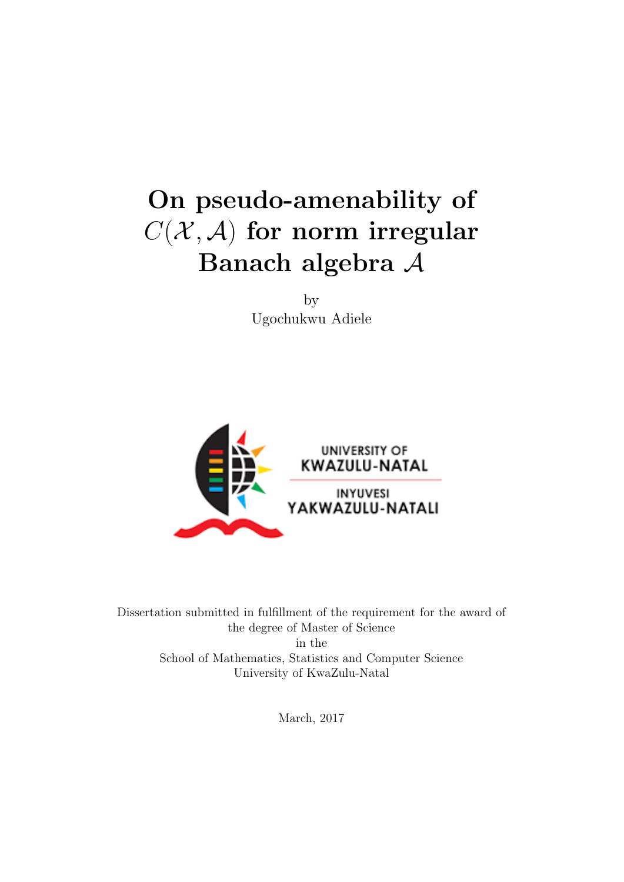# On pseudo-amenability of $C(\mathcal{X}, \mathcal{A})$ for norm irregular Banach algebra $\mathcal{A}$

by
Ugochukwu Adiele

UNIVERSITY OF KWAZULU-NATAL

INYUVESI YAKWAZULU-NATALI

Dissertation submitted in fulfillment of the requirement for the award of the degree of Master of Science
in the
School of Mathematics, Statistics and Computer Science
University of KwaZulu-Natal

March, 2017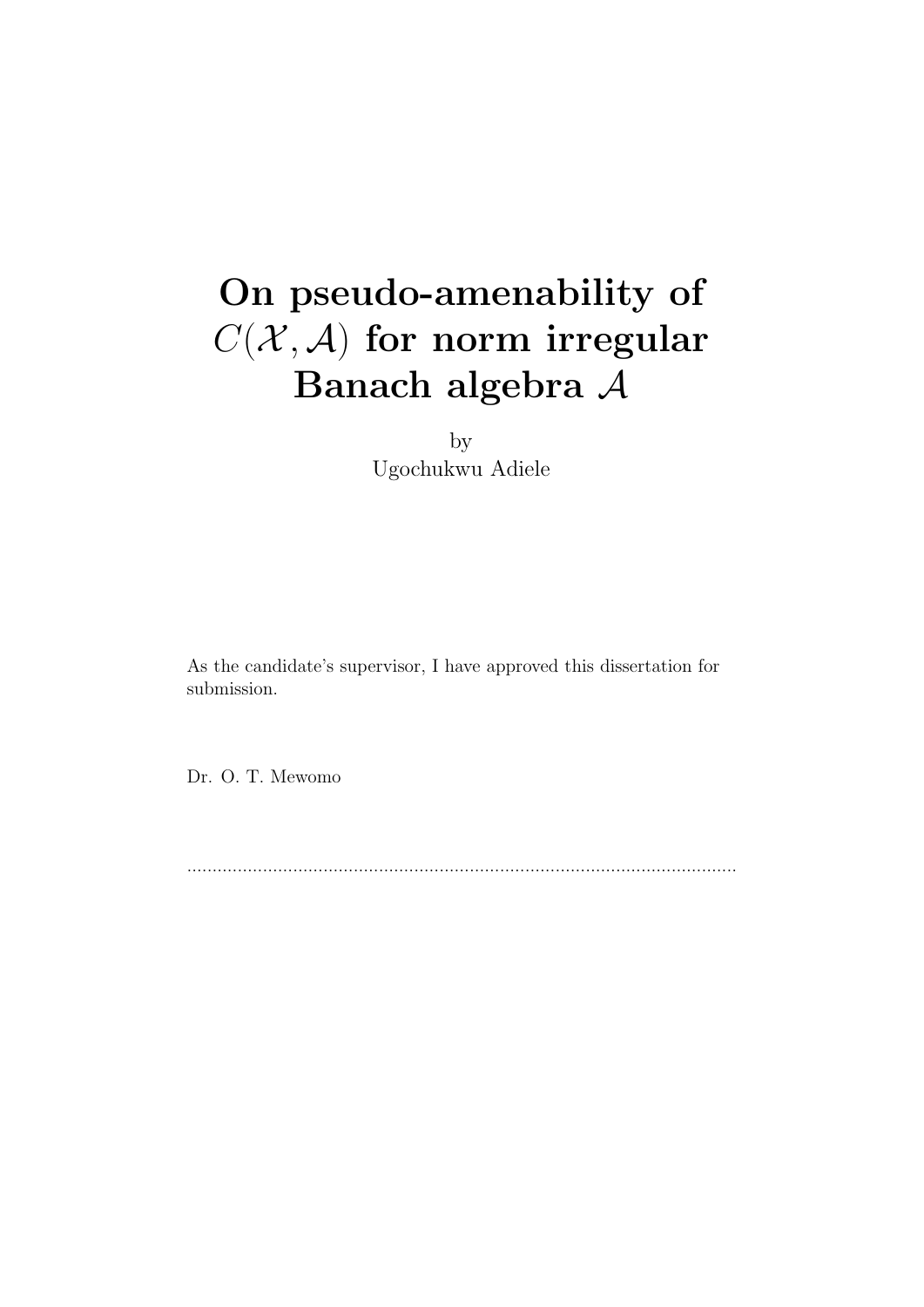# On pseudo-amenability of $C(\mathcal{X}, \mathcal{A})$ for norm irregular Banach algebra $\mathcal{A}$

by

Ugochukwu Adiele

As the candidate's supervisor, I have approved this dissertation for submission.

Dr. O. T. Mewomo

..........................................................................................................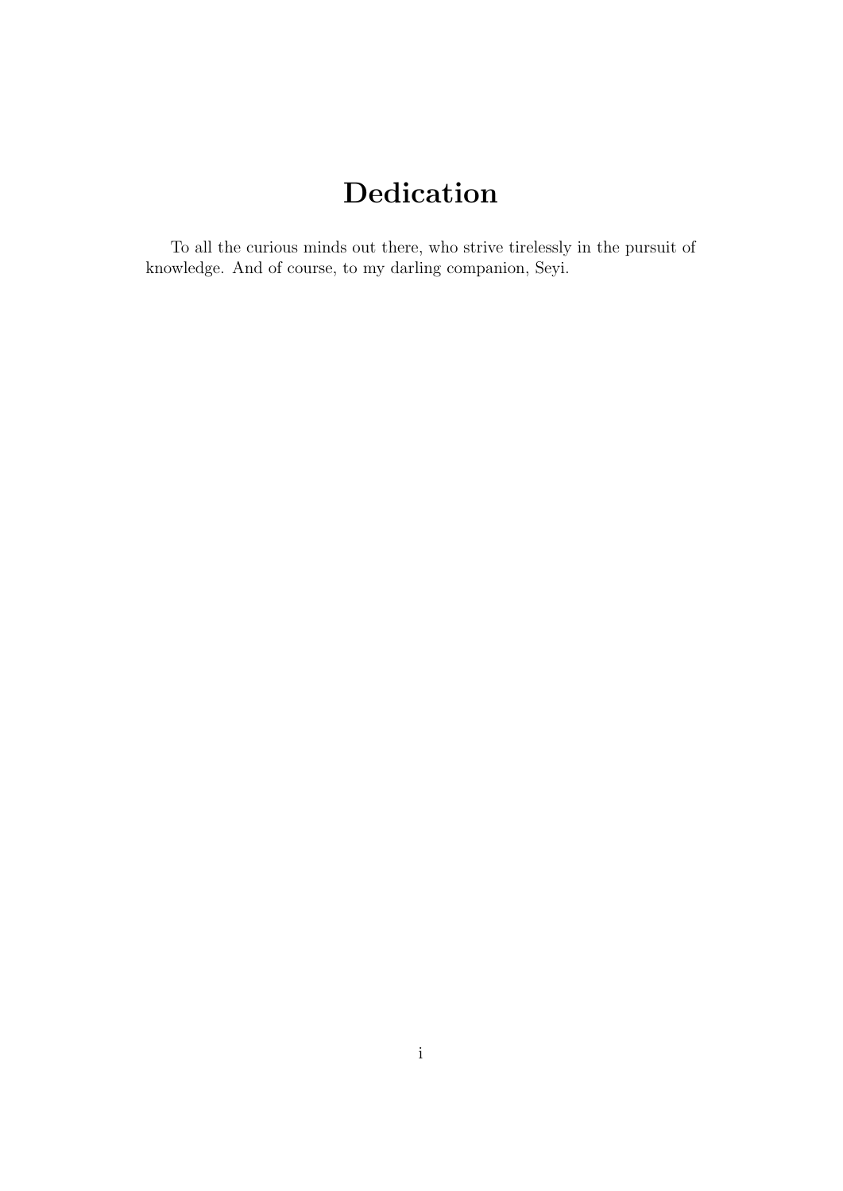# Dedication

To all the curious minds out there, who strive tirelessly in the pursuit of knowledge. And of course, to my darling companion, Seyi.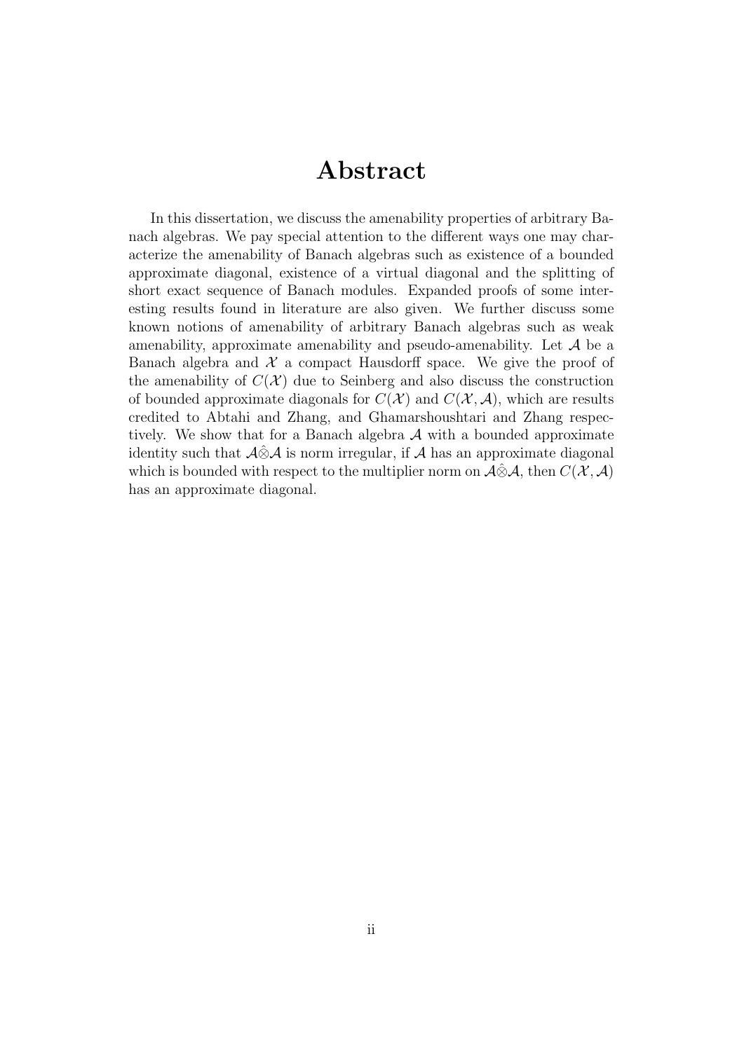# Abstract

In this dissertation, we discuss the amenability properties of arbitrary Banach algebras. We pay special attention to the different ways one may characterize the amenability of Banach algebras such as existence of a bounded approximate diagonal, existence of a virtual diagonal and the splitting of short exact sequence of Banach modules. Expanded proofs of some interesting results found in literature are also given. We further discuss some known notions of amenability of arbitrary Banach algebras such as weak amenability, approximate amenability and pseudo-amenability. Let $\mathcal{A}$ be a Banach algebra and $\mathcal{X}$ a compact Hausdorff space. We give the proof of the amenability of $C(\mathcal{X})$ due to Seinberg and also discuss the construction of bounded approximate diagonals for $C(\mathcal{X})$ and $C(\mathcal{X}, \mathcal{A})$, which are results credited to Abtahi and Zhang, and Ghamarshoushtari and Zhang respectively. We show that for a Banach algebra $\mathcal{A}$ with a bounded approximate identity such that $\mathcal{A}\hat{\otimes}\mathcal{A}$ is norm irregular, if $\mathcal{A}$ has an approximate diagonal which is bounded with respect to the multiplier norm on $\mathcal{A}\hat{\otimes}\mathcal{A}$, then $C(\mathcal{X}, \mathcal{A})$ has an approximate diagonal.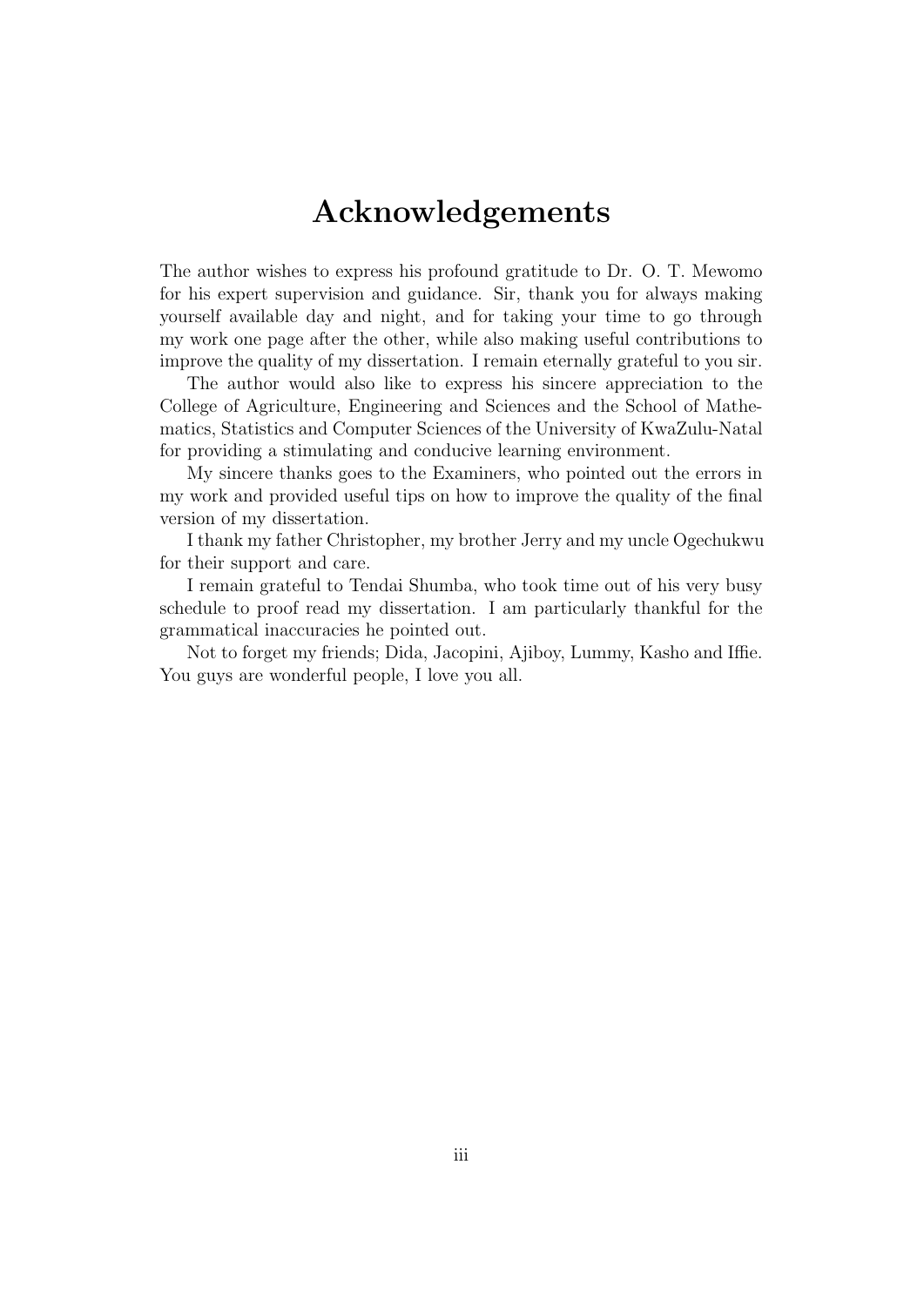# Acknowledgements

The author wishes to express his profound gratitude to Dr. O. T. Mewomo for his expert supervision and guidance. Sir, thank you for always making yourself available day and night, and for taking your time to go through my work one page after the other, while also making useful contributions to improve the quality of my dissertation. I remain eternally grateful to you sir.

The author would also like to express his sincere appreciation to the College of Agriculture, Engineering and Sciences and the School of Mathematics, Statistics and Computer Sciences of the University of KwaZulu-Natal for providing a stimulating and conducive learning environment.

My sincere thanks goes to the Examiners, who pointed out the errors in my work and provided useful tips on how to improve the quality of the final version of my dissertation.

I thank my father Christopher, my brother Jerry and my uncle Ogechukwu for their support and care.

I remain grateful to Tendai Shumba, who took time out of his very busy schedule to proof read my dissertation. I am particularly thankful for the grammatical inaccuracies he pointed out.

Not to forget my friends; Dida, Jacopini, Ajiboy, Lummy, Kasho and Iffie. You guys are wonderful people, I love you all.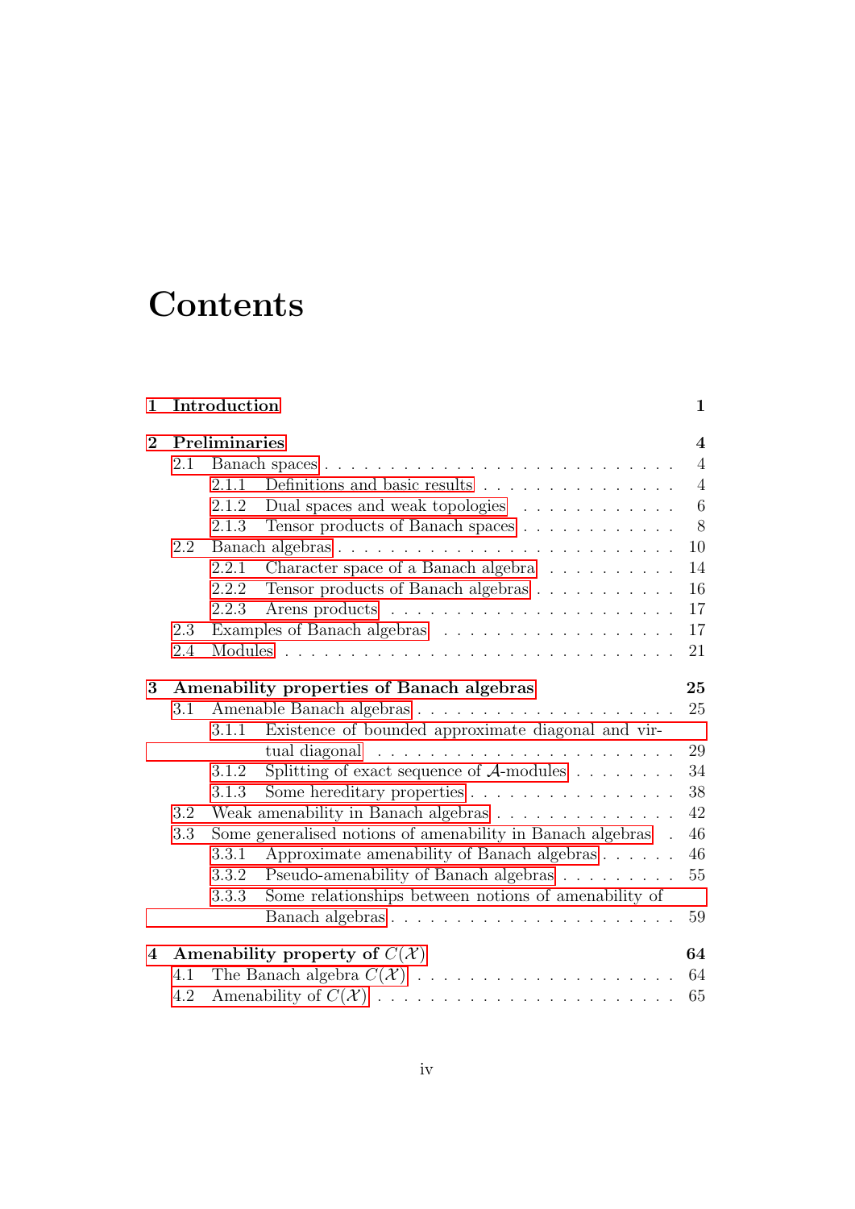# Contents

**1 Introduction** **1**

**2 Preliminaries** **4**

- 2.1 Banach spaces . . . . . . . . . . . . . . . . . . . . . . . . . 4
  - 2.1.1 Definitions and basic results . . . . . . . . . . . . . . . . 4
  - 2.1.2 Dual spaces and weak topologies . . . . . . . . . . . . 6
  - 2.1.3 Tensor products of Banach spaces . . . . . . . . . . . . 8
- 2.2 Banach algebras . . . . . . . . . . . . . . . . . . . . . . . . 10
  - 2.2.1 Character space of a Banach algebra . . . . . . . . . . 14
  - 2.2.2 Tensor products of Banach algebras . . . . . . . . . . . 16
  - 2.2.3 Arens products . . . . . . . . . . . . . . . . . . . . . 17
- 2.3 Examples of Banach algebras . . . . . . . . . . . . . . . . . 17
- 2.4 Modules . . . . . . . . . . . . . . . . . . . . . . . . . . . . 21

**3 Amenability properties of Banach algebras** **25**

- 3.1 Amenable Banach algebras . . . . . . . . . . . . . . . . . . . 25
  - 3.1.1 Existence of bounded approximate diagonal and virtual diagonal . . . . . . . . . . . . . . . . . . . . . . . 29
  - 3.1.2 Splitting of exact sequence of $\mathcal{A}$-modules . . . . . . . . 34
  - 3.1.3 Some hereditary properties . . . . . . . . . . . . . . . . 38
- 3.2 Weak amenability in Banach algebras . . . . . . . . . . . . . . 42
- 3.3 Some generalised notions of amenability in Banach algebras . 46
  - 3.3.1 Approximate amenability of Banach algebras . . . . . . 46
  - 3.3.2 Pseudo-amenability of Banach algebras . . . . . . . . . 55
  - 3.3.3 Some relationships between notions of amenability of Banach algebras . . . . . . . . . . . . . . . . . . . . . . 59

**4 Amenability property of $C(\mathcal{X})$** **64**

- 4.1 The Banach algebra $C(\mathcal{X})$ . . . . . . . . . . . . . . . . . . . 64
- 4.2 Amenability of $C(\mathcal{X})$ . . . . . . . . . . . . . . . . . . . . . 65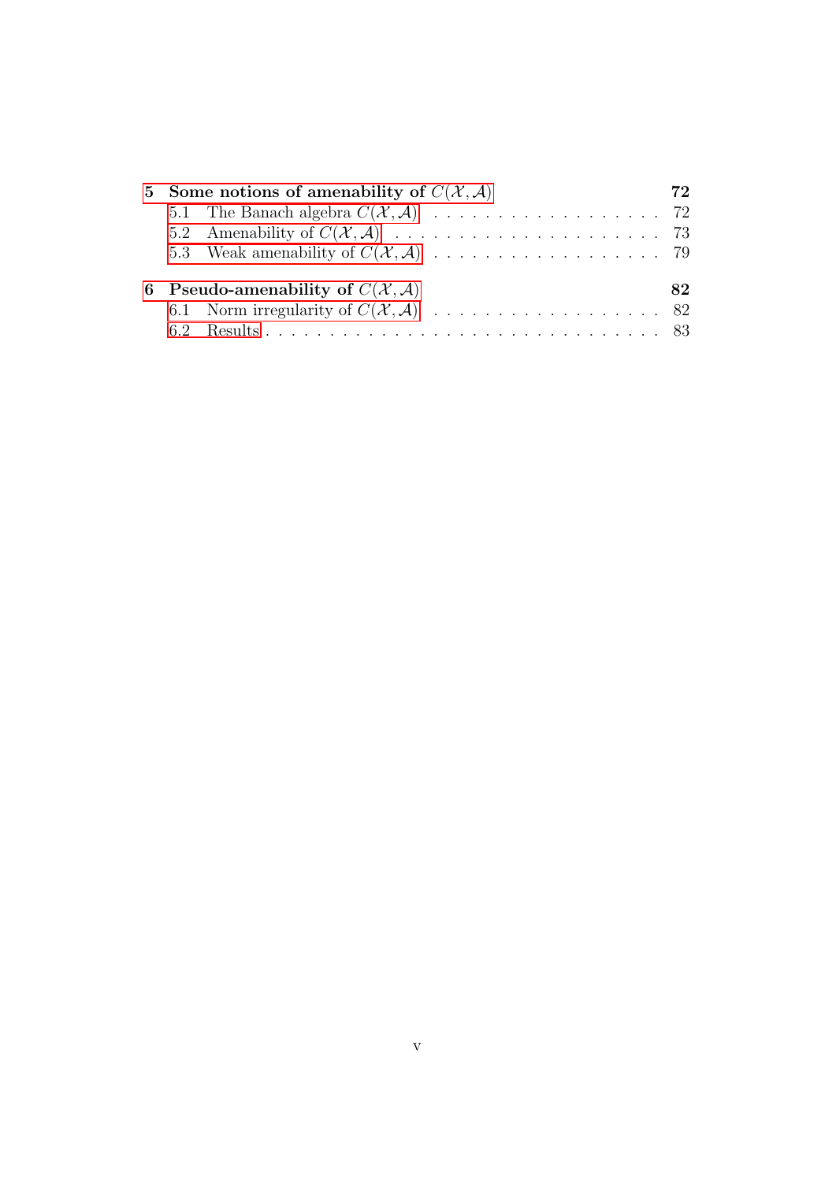**5 Some notions of amenability of $C(\mathcal{X}, \mathcal{A})$** — 72

- 5.1 The Banach algebra $C(\mathcal{X}, \mathcal{A})$ — 72
- 5.2 Amenability of $C(\mathcal{X}, \mathcal{A})$ — 73
- 5.3 Weak amenability of $C(\mathcal{X}, \mathcal{A})$ — 79

**6 Pseudo-amenability of $C(\mathcal{X}, \mathcal{A})$** — 82

- 6.1 Norm irregularity of $C(\mathcal{X}, \mathcal{A})$ — 82
- 6.2 Results — 83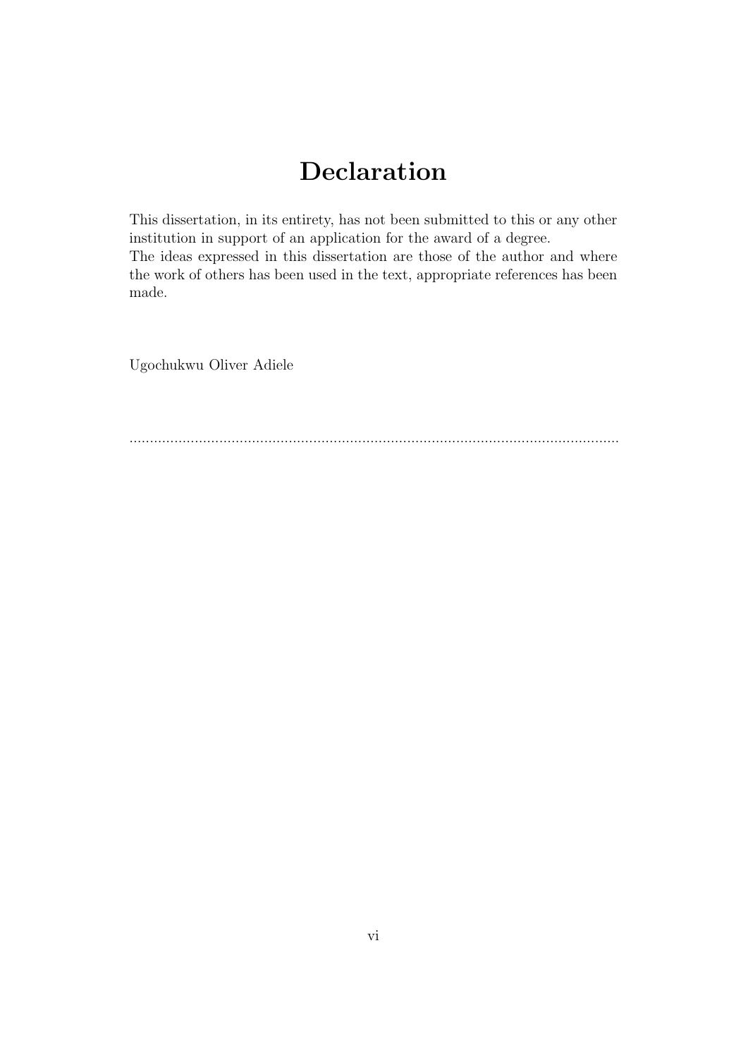# Declaration

This dissertation, in its entirety, has not been submitted to this or any other institution in support of an application for the award of a degree.
The ideas expressed in this dissertation are those of the author and where the work of others has been used in the text, appropriate references has been made.

Ugochukwu Oliver Adiele

.......................................................................................................................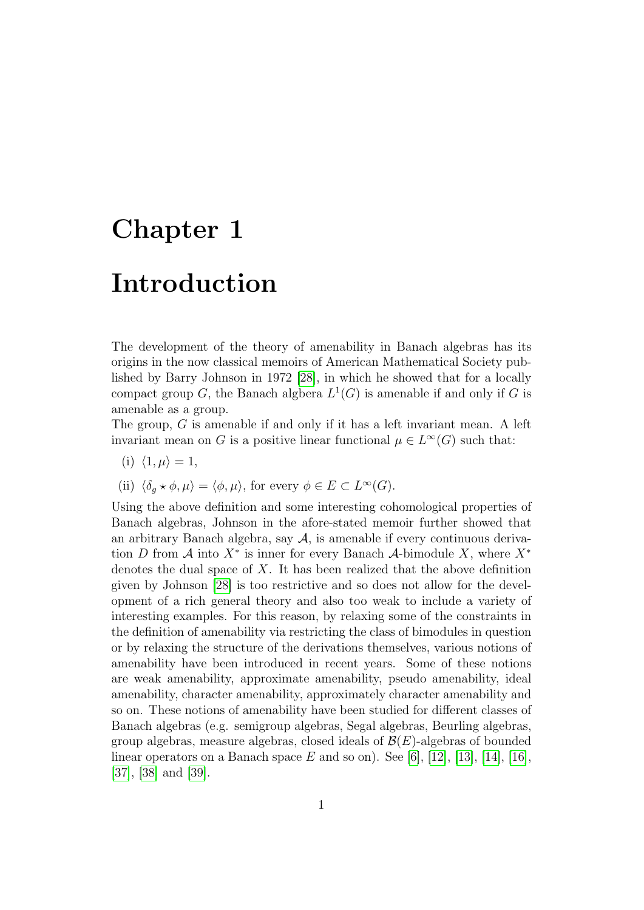# Chapter 1

# Introduction

The development of the theory of amenability in Banach algebras has its origins in the now classical memoirs of American Mathematical Society published by Barry Johnson in 1972 [28], in which he showed that for a locally compact group $G$, the Banach algbera $L^1(G)$ is amenable if and only if $G$ is amenable as a group.

The group, $G$ is amenable if and only if it has a left invariant mean. A left invariant mean on $G$ is a positive linear functional $\mu \in L^\infty(G)$ such that:

(i) $\langle 1, \mu \rangle = 1$,

(ii) $\langle \delta_g \star \phi, \mu \rangle = \langle \phi, \mu \rangle$, for every $\phi \in E \subset L^\infty(G)$.

Using the above definition and some interesting cohomological properties of Banach algebras, Johnson in the afore-stated memoir further showed that an arbitrary Banach algebra, say $\mathcal{A}$, is amenable if every continuous derivation $D$ from $\mathcal{A}$ into $X^*$ is inner for every Banach $\mathcal{A}$-bimodule $X$, where $X^*$ denotes the dual space of $X$. It has been realized that the above definition given by Johnson [28] is too restrictive and so does not allow for the development of a rich general theory and also too weak to include a variety of interesting examples. For this reason, by relaxing some of the constraints in the definition of amenability via restricting the class of bimodules in question or by relaxing the structure of the derivations themselves, various notions of amenability have been introduced in recent years. Some of these notions are weak amenability, approximate amenability, pseudo amenability, ideal amenability, character amenability, approximately character amenability and so on. These notions of amenability have been studied for different classes of Banach algebras (e.g. semigroup algebras, Segal algebras, Beurling algebras, group algebras, measure algebras, closed ideals of $\mathcal{B}(E)$-algebras of bounded linear operators on a Banach space $E$ and so on). See [6], [12], [13], [14], [16], [37], [38] and [39].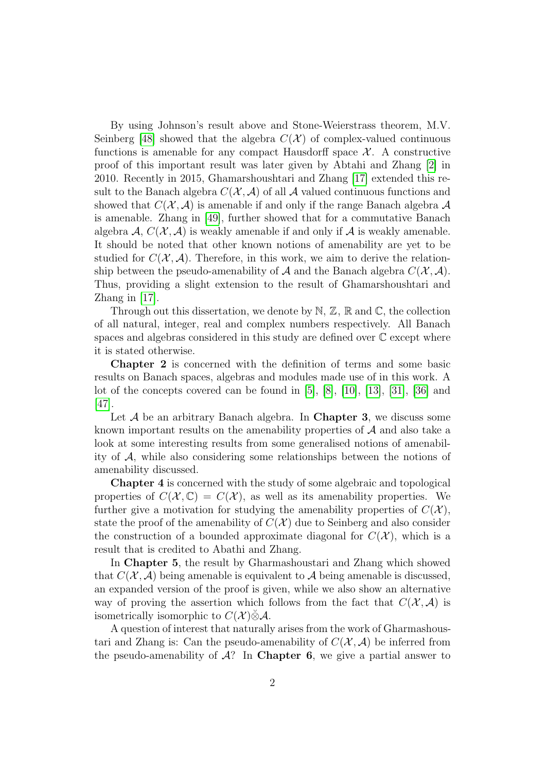By using Johnson's result above and Stone-Weierstrass theorem, M.V. Seinberg [48] showed that the algebra $C(\mathcal{X})$ of complex-valued continuous functions is amenable for any compact Hausdorff space $\mathcal{X}$. A constructive proof of this important result was later given by Abtahi and Zhang [2] in 2010. Recently in 2015, Ghamarshoushtari and Zhang [17] extended this result to the Banach algebra $C(\mathcal{X}, \mathcal{A})$ of all $\mathcal{A}$ valued continuous functions and showed that $C(\mathcal{X}, \mathcal{A})$ is amenable if and only if the range Banach algebra $\mathcal{A}$ is amenable. Zhang in [49], further showed that for a commutative Banach algebra $\mathcal{A}$, $C(\mathcal{X}, \mathcal{A})$ is weakly amenable if and only if $\mathcal{A}$ is weakly amenable. It should be noted that other known notions of amenability are yet to be studied for $C(\mathcal{X}, \mathcal{A})$. Therefore, in this work, we aim to derive the relationship between the pseudo-amenability of $\mathcal{A}$ and the Banach algebra $C(\mathcal{X}, \mathcal{A})$. Thus, providing a slight extension to the result of Ghamarshoushtari and Zhang in [17].

Through out this dissertation, we denote by $\mathbb{N}$, $\mathbb{Z}$, $\mathbb{R}$ and $\mathbb{C}$, the collection of all natural, integer, real and complex numbers respectively. All Banach spaces and algebras considered in this study are defined over $\mathbb{C}$ except where it is stated otherwise.

**Chapter 2** is concerned with the definition of terms and some basic results on Banach spaces, algebras and modules made use of in this work. A lot of the concepts covered can be found in [5], [8], [10], [13], [31], [36] and [47].

Let $\mathcal{A}$ be an arbitrary Banach algebra. In **Chapter 3**, we discuss some known important results on the amenability properties of $\mathcal{A}$ and also take a look at some interesting results from some generalised notions of amenability of $\mathcal{A}$, while also considering some relationships between the notions of amenability discussed.

**Chapter 4** is concerned with the study of some algebraic and topological properties of $C(\mathcal{X}, \mathbb{C}) = C(\mathcal{X})$, as well as its amenability properties. We further give a motivation for studying the amenability properties of $C(\mathcal{X})$, state the proof of the amenability of $C(\mathcal{X})$ due to Seinberg and also consider the construction of a bounded approximate diagonal for $C(\mathcal{X})$, which is a result that is credited to Abathi and Zhang.

In **Chapter 5**, the result by Gharmashoustari and Zhang which showed that $C(\mathcal{X}, \mathcal{A})$ being amenable is equivalent to $\mathcal{A}$ being amenable is discussed, an expanded version of the proof is given, while we also show an alternative way of proving the assertion which follows from the fact that $C(\mathcal{X}, \mathcal{A})$ is isometrically isomorphic to $C(\mathcal{X})\check{\otimes}\mathcal{A}$.

A question of interest that naturally arises from the work of Gharmashoustari and Zhang is: Can the pseudo-amenability of $C(\mathcal{X}, \mathcal{A})$ be inferred from the pseudo-amenability of $\mathcal{A}$? In **Chapter 6**, we give a partial answer to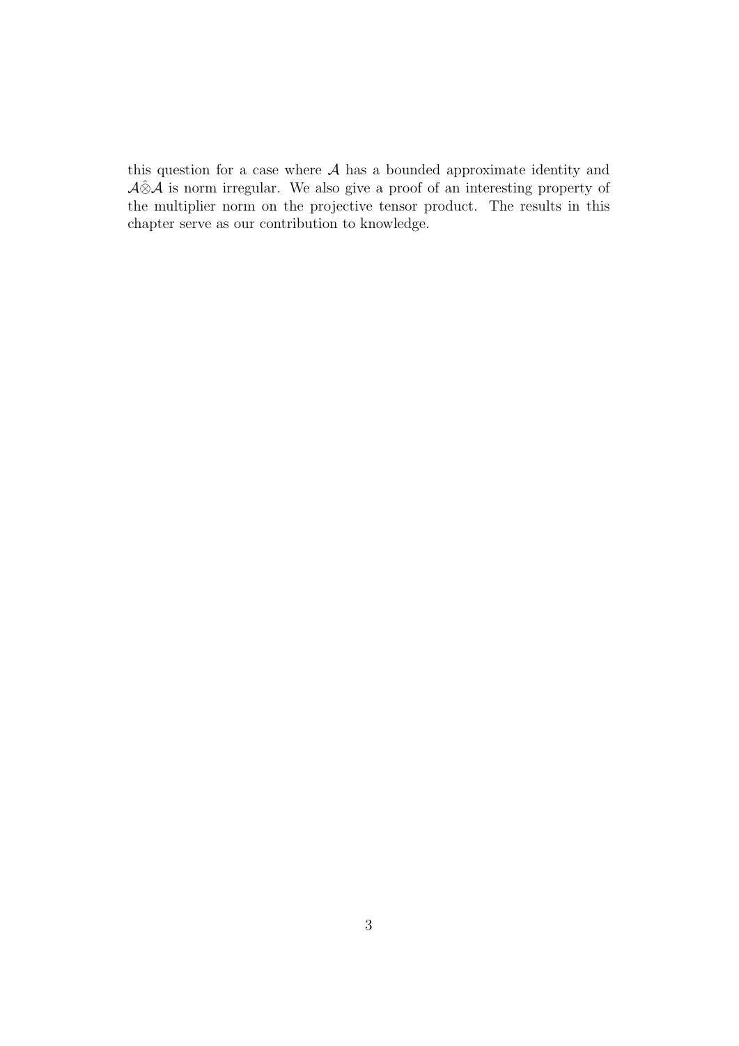this question for a case where $\mathcal{A}$ has a bounded approximate identity and $\mathcal{A}\hat{\otimes}\mathcal{A}$ is norm irregular. We also give a proof of an interesting property of the multiplier norm on the projective tensor product. The results in this chapter serve as our contribution to knowledge.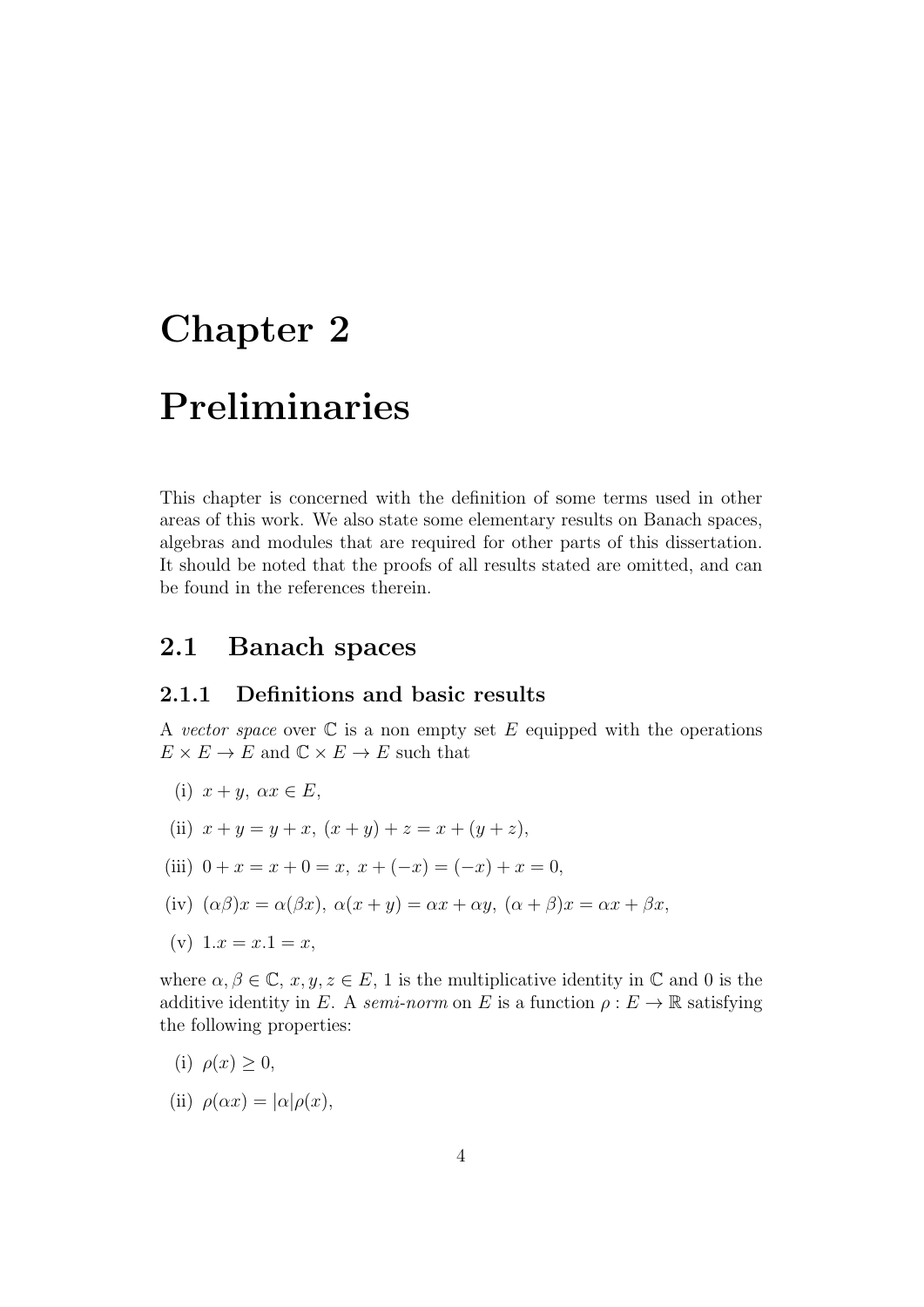# Chapter 2

# Preliminaries

This chapter is concerned with the definition of some terms used in other areas of this work. We also state some elementary results on Banach spaces, algebras and modules that are required for other parts of this dissertation. It should be noted that the proofs of all results stated are omitted, and can be found in the references therein.

## 2.1 Banach spaces

### 2.1.1 Definitions and basic results

A *vector space* over $\mathbb{C}$ is a non empty set $E$ equipped with the operations $E \times E \to E$ and $\mathbb{C} \times E \to E$ such that

(i) $x + y,\ \alpha x \in E$,

(ii) $x + y = y + x,\ (x + y) + z = x + (y + z)$,

(iii) $0 + x = x + 0 = x,\ x + (-x) = (-x) + x = 0$,

(iv) $(\alpha\beta)x = \alpha(\beta x),\ \alpha(x + y) = \alpha x + \alpha y,\ (\alpha + \beta)x = \alpha x + \beta x$,

(v) $1.x = x.1 = x$,

where $\alpha, \beta \in \mathbb{C}$, $x, y, z \in E$, 1 is the multiplicative identity in $\mathbb{C}$ and 0 is the additive identity in $E$. A *semi-norm* on $E$ is a function $\rho : E \to \mathbb{R}$ satisfying the following properties:

(i) $\rho(x) \geq 0$,

(ii) $\rho(\alpha x) = |\alpha|\rho(x)$,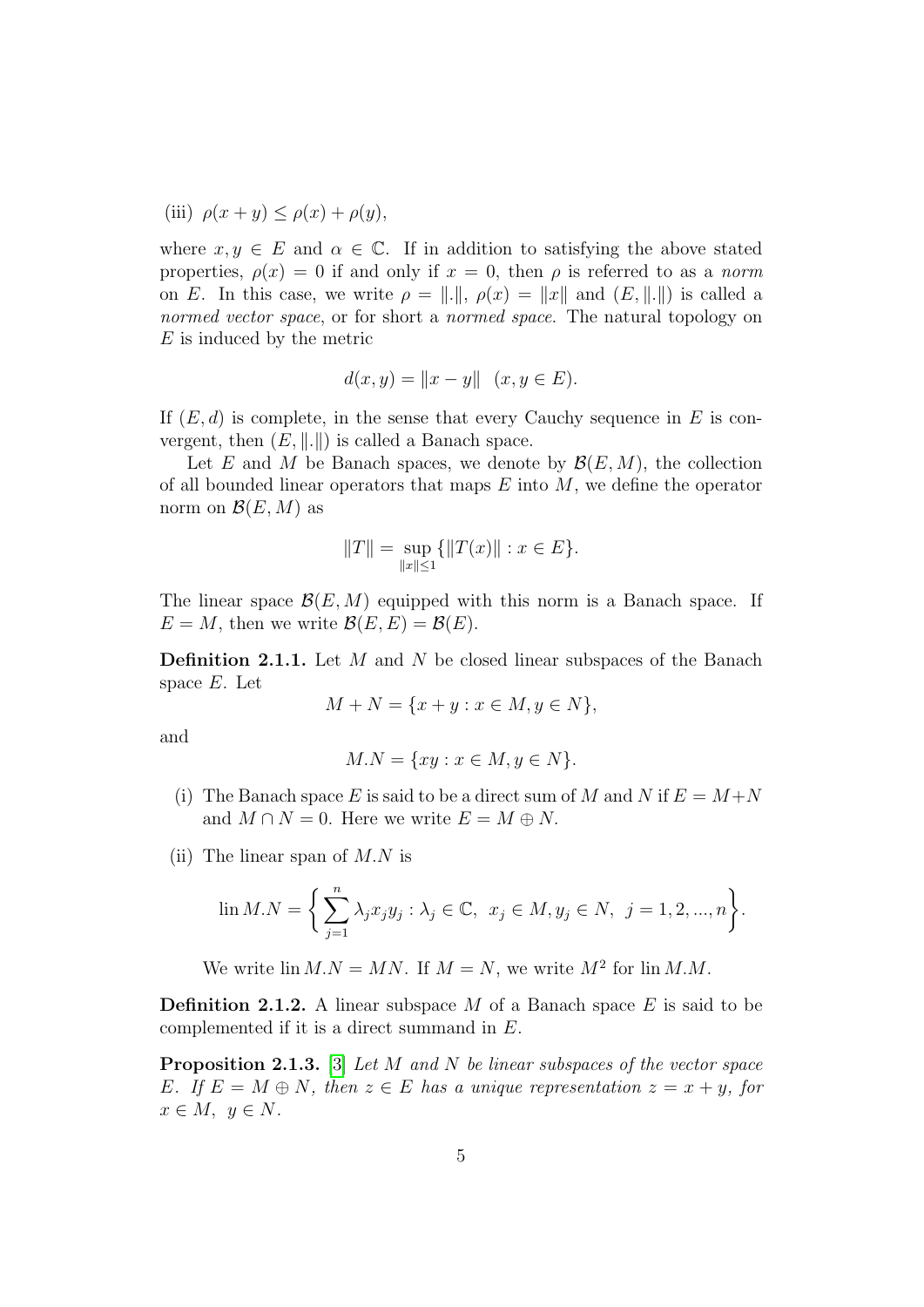(iii) $\rho(x+y) \leq \rho(x) + \rho(y)$,

where $x, y \in E$ and $\alpha \in \mathbb{C}$. If in addition to satisfying the above stated properties, $\rho(x) = 0$ if and only if $x = 0$, then $\rho$ is referred to as a *norm* on $E$. In this case, we write $\rho = \|.\|$, $\rho(x) = \|x\|$ and $(E, \|.\|)$ is called a *normed vector space*, or for short a *normed space*. The natural topology on $E$ is induced by the metric

$$d(x, y) = \|x - y\| \quad (x, y \in E).$$

If $(E, d)$ is complete, in the sense that every Cauchy sequence in $E$ is convergent, then $(E, \|.\|)$ is called a Banach space.

Let $E$ and $M$ be Banach spaces, we denote by $\mathcal{B}(E, M)$, the collection of all bounded linear operators that maps $E$ into $M$, we define the operator norm on $\mathcal{B}(E, M)$ as

$$\|T\| = \sup_{\|x\| \leq 1} \{\|T(x)\| : x \in E\}.$$

The linear space $\mathcal{B}(E, M)$ equipped with this norm is a Banach space. If $E = M$, then we write $\mathcal{B}(E, E) = \mathcal{B}(E)$.

**Definition 2.1.1.** Let $M$ and $N$ be closed linear subspaces of the Banach space $E$. Let

$$M + N = \{x + y : x \in M, y \in N\},$$

and

$$M.N = \{xy : x \in M, y \in N\}.$$

(i) The Banach space $E$ is said to be a direct sum of $M$ and $N$ if $E = M + N$ and $M \cap N = 0$. Here we write $E = M \oplus N$.

(ii) The linear span of $M.N$ is

$$\operatorname{lin} M.N = \left\{ \sum_{j=1}^{n} \lambda_j x_j y_j : \lambda_j \in \mathbb{C},\ x_j \in M, y_j \in N,\ j = 1, 2, ..., n \right\}.$$

We write $\operatorname{lin} M.N = MN$. If $M = N$, we write $M^2$ for $\operatorname{lin} M.M$.

**Definition 2.1.2.** A linear subspace $M$ of a Banach space $E$ is said to be complemented if it is a direct summand in $E$.

**Proposition 2.1.3.** [3] *Let $M$ and $N$ be linear subspaces of the vector space $E$. If $E = M \oplus N$, then $z \in E$ has a unique representation $z = x + y$, for $x \in M,\ y \in N$.*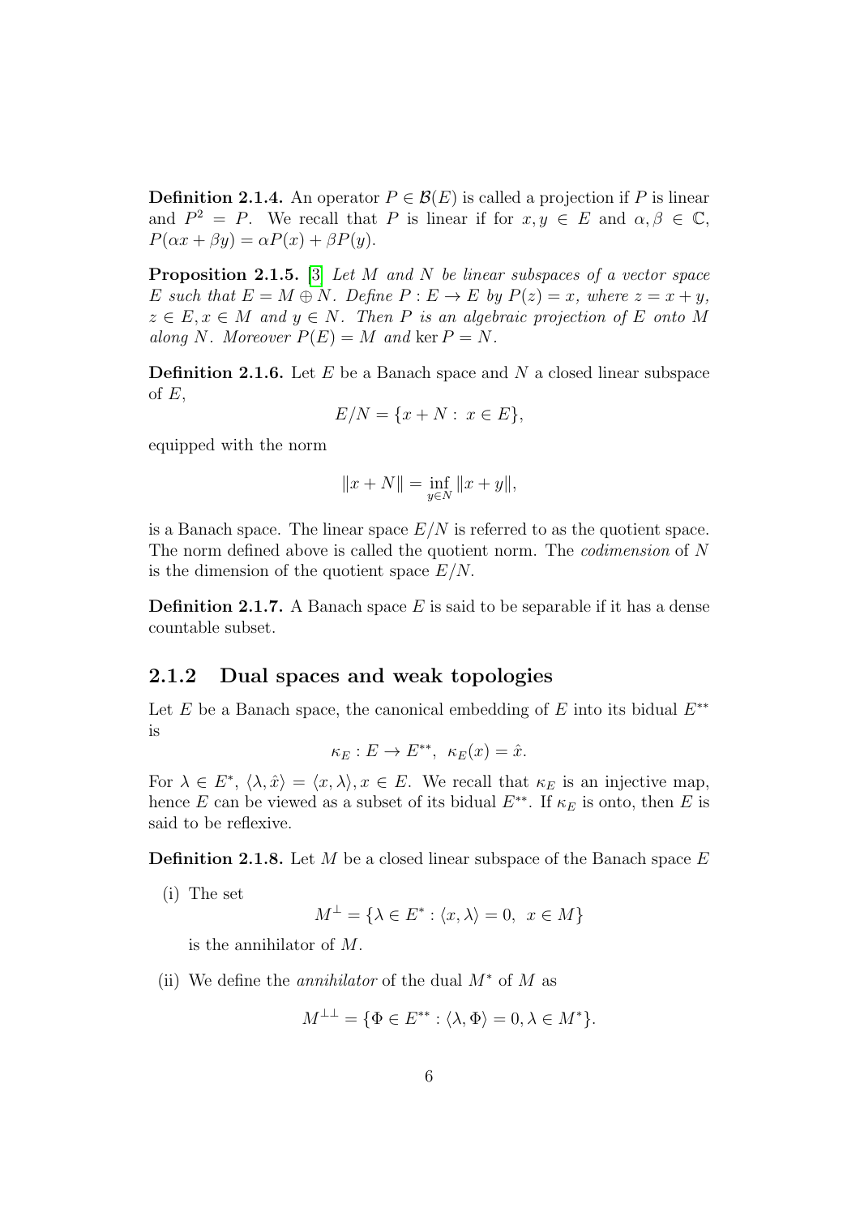**Definition 2.1.4.** An operator $P \in \mathcal{B}(E)$ is called a projection if $P$ is linear and $P^2 = P$. We recall that $P$ is linear if for $x, y \in E$ and $\alpha, \beta \in \mathbb{C}$, $P(\alpha x + \beta y) = \alpha P(x) + \beta P(y)$.

**Proposition 2.1.5.** [3] *Let $M$ and $N$ be linear subspaces of a vector space $E$ such that $E = M \oplus N$. Define $P : E \to E$ by $P(z) = x$, where $z = x + y$, $z \in E, x \in M$ and $y \in N$. Then $P$ is an algebraic projection of $E$ onto $M$ along $N$. Moreover $P(E) = M$ and $\ker P = N$.*

**Definition 2.1.6.** Let $E$ be a Banach space and $N$ a closed linear subspace of $E$,

$$E/N = \{x + N : \ x \in E\},$$

equipped with the norm

$$\|x + N\| = \inf_{y \in N} \|x + y\|,$$

is a Banach space. The linear space $E/N$ is referred to as the quotient space. The norm defined above is called the quotient norm. The *codimension* of $N$ is the dimension of the quotient space $E/N$.

**Definition 2.1.7.** A Banach space $E$ is said to be separable if it has a dense countable subset.

### 2.1.2 Dual spaces and weak topologies

Let $E$ be a Banach space, the canonical embedding of $E$ into its bidual $E^{**}$ is

$$\kappa_E : E \to E^{**}, \ \ \kappa_E(x) = \hat{x}.$$

For $\lambda \in E^*$, $\langle \lambda, \hat{x} \rangle = \langle x, \lambda \rangle, x \in E$. We recall that $\kappa_E$ is an injective map, hence $E$ can be viewed as a subset of its bidual $E^{**}$. If $\kappa_E$ is onto, then $E$ is said to be reflexive.

**Definition 2.1.8.** Let $M$ be a closed linear subspace of the Banach space $E$

(i) The set

$$M^{\perp} = \{\lambda \in E^* : \langle x, \lambda \rangle = 0, \ \ x \in M\}$$

is the annihilator of $M$.

(ii) We define the *annihilator* of the dual $M^*$ of $M$ as

$$M^{\perp\perp} = \{\Phi \in E^{**} : \langle \lambda, \Phi \rangle = 0, \lambda \in M^*\}.$$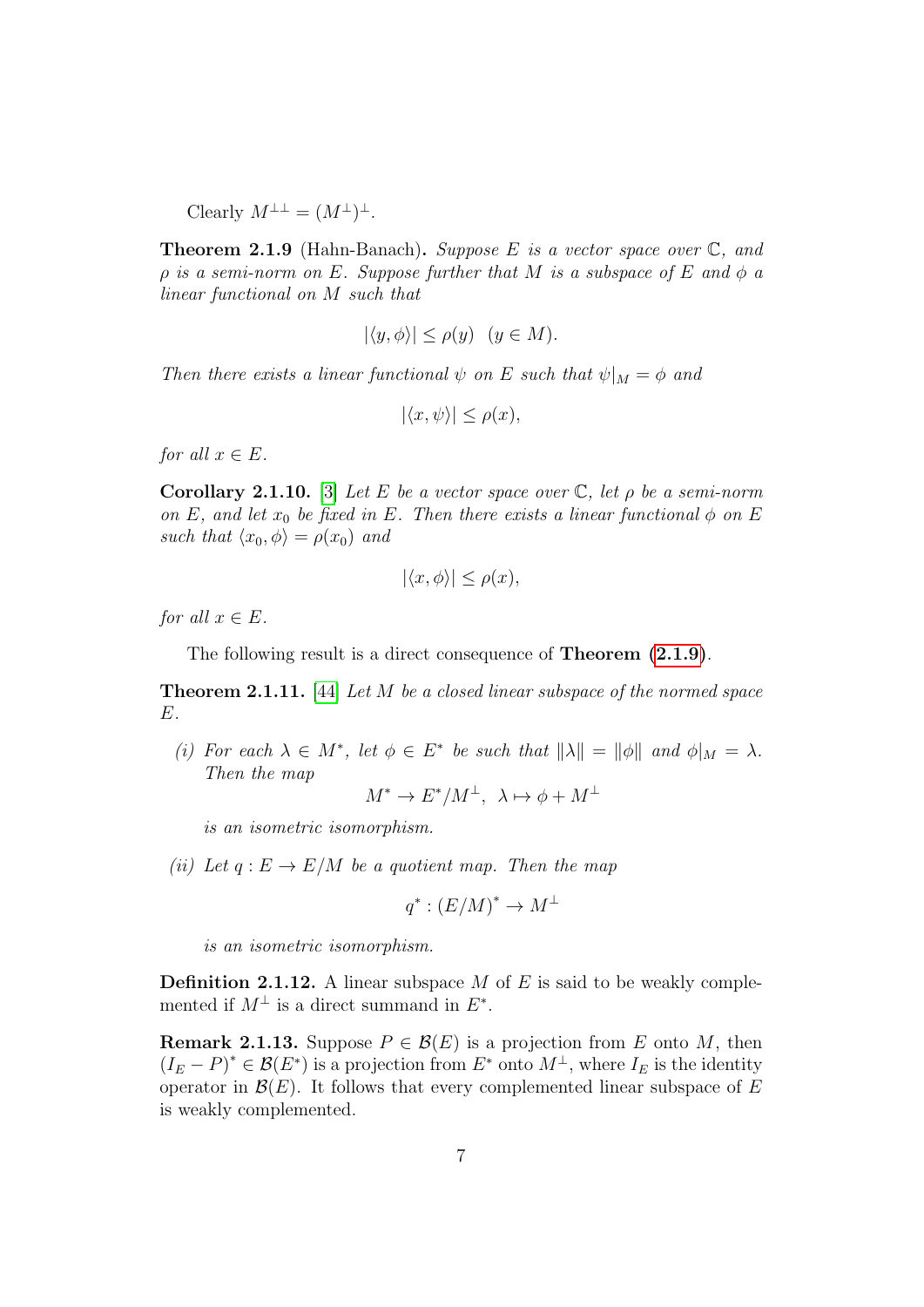Clearly $M^{\perp\perp} = (M^{\perp})^{\perp}$.

**Theorem 2.1.9** (Hahn-Banach)**.** *Suppose $E$ is a vector space over $\mathbb{C}$, and $\rho$ is a semi-norm on $E$. Suppose further that $M$ is a subspace of $E$ and $\phi$ a linear functional on $M$ such that*

$$|\langle y, \phi\rangle| \leq \rho(y) \quad (y \in M).$$

*Then there exists a linear functional $\psi$ on $E$ such that $\psi|_M = \phi$ and*

$$|\langle x, \psi\rangle| \leq \rho(x),$$

*for all $x \in E$.*

**Corollary 2.1.10.** [3] *Let $E$ be a vector space over $\mathbb{C}$, let $\rho$ be a semi-norm on $E$, and let $x_0$ be fixed in $E$. Then there exists a linear functional $\phi$ on $E$ such that $\langle x_0, \phi\rangle = \rho(x_0)$ and*

$$|\langle x, \phi\rangle| \leq \rho(x),$$

*for all $x \in E$.*

The following result is a direct consequence of **Theorem (2.1.9)**.

**Theorem 2.1.11.** [44] *Let $M$ be a closed linear subspace of the normed space $E$.*

*(i) For each $\lambda \in M^*$, let $\phi \in E^*$ be such that $\|\lambda\| = \|\phi\|$ and $\phi|_M = \lambda$. Then the map*

$$M^* \to E^*/M^{\perp}, \ \lambda \mapsto \phi + M^{\perp}$$

*is an isometric isomorphism.*

*(ii) Let $q : E \to E/M$ be a quotient map. Then the map*

$$q^* : (E/M)^* \to M^{\perp}$$

*is an isometric isomorphism.*

**Definition 2.1.12.** A linear subspace $M$ of $E$ is said to be weakly complemented if $M^{\perp}$ is a direct summand in $E^*$.

**Remark 2.1.13.** Suppose $P \in \mathcal{B}(E)$ is a projection from $E$ onto $M$, then $(I_E - P)^* \in \mathcal{B}(E^*)$ is a projection from $E^*$ onto $M^{\perp}$, where $I_E$ is the identity operator in $\mathcal{B}(E)$. It follows that every complemented linear subspace of $E$ is weakly complemented.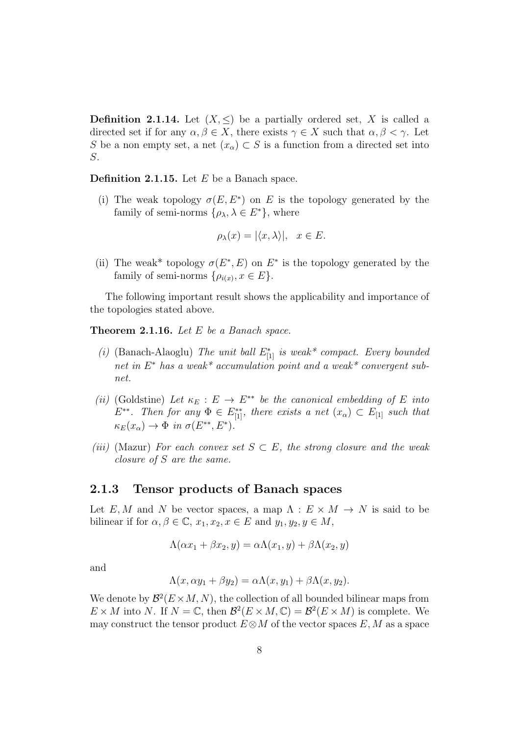**Definition 2.1.14.** Let $(X, \leq)$ be a partially ordered set, $X$ is called a directed set if for any $\alpha, \beta \in X$, there exists $\gamma \in X$ such that $\alpha, \beta < \gamma$. Let $S$ be a non empty set, a net $(x_\alpha) \subset S$ is a function from a directed set into $S$.

**Definition 2.1.15.** Let $E$ be a Banach space.

(i) The weak topology $\sigma(E, E^*)$ on $E$ is the topology generated by the family of semi-norms $\{\rho_\lambda, \lambda \in E^*\}$, where

$$\rho_\lambda(x) = |\langle x, \lambda \rangle|, \quad x \in E.$$

(ii) The weak* topology $\sigma(E^*, E)$ on $E^*$ is the topology generated by the family of semi-norms $\{\rho_{i(x)}, x \in E\}$.

The following important result shows the applicability and importance of the topologies stated above.

**Theorem 2.1.16.** *Let $E$ be a Banach space.*

*(i)* (Banach-Alaoglu) *The unit ball $E^*_{[1]}$ is weak\* compact. Every bounded net in $E^*$ has a weak\* accumulation point and a weak\* convergent subnet.*

*(ii)* (Goldstine) *Let $\kappa_E : E \to E^{**}$ be the canonical embedding of $E$ into $E^{**}$. Then for any $\Phi \in E^{**}_{[1]}$, there exists a net $(x_\alpha) \subset E_{[1]}$ such that $\kappa_E(x_\alpha) \to \Phi$ in $\sigma(E^{**}, E^*)$.*

*(iii)* (Mazur) *For each convex set $S \subset E$, the strong closure and the weak closure of $S$ are the same.*

### 2.1.3 Tensor products of Banach spaces

Let $E, M$ and $N$ be vector spaces, a map $\Lambda : E \times M \to N$ is said to be bilinear if for $\alpha, \beta \in \mathbb{C}$, $x_1, x_2, x \in E$ and $y_1, y_2, y \in M$,

$$\Lambda(\alpha x_1 + \beta x_2, y) = \alpha\Lambda(x_1, y) + \beta\Lambda(x_2, y)$$

and

$$\Lambda(x, \alpha y_1 + \beta y_2) = \alpha\Lambda(x, y_1) + \beta\Lambda(x, y_2).$$

We denote by $\mathcal{B}^2(E \times M, N)$, the collection of all bounded bilinear maps from $E \times M$ into $N$. If $N = \mathbb{C}$, then $\mathcal{B}^2(E \times M, \mathbb{C}) = \mathcal{B}^2(E \times M)$ is complete. We may construct the tensor product $E \otimes M$ of the vector spaces $E, M$ as a space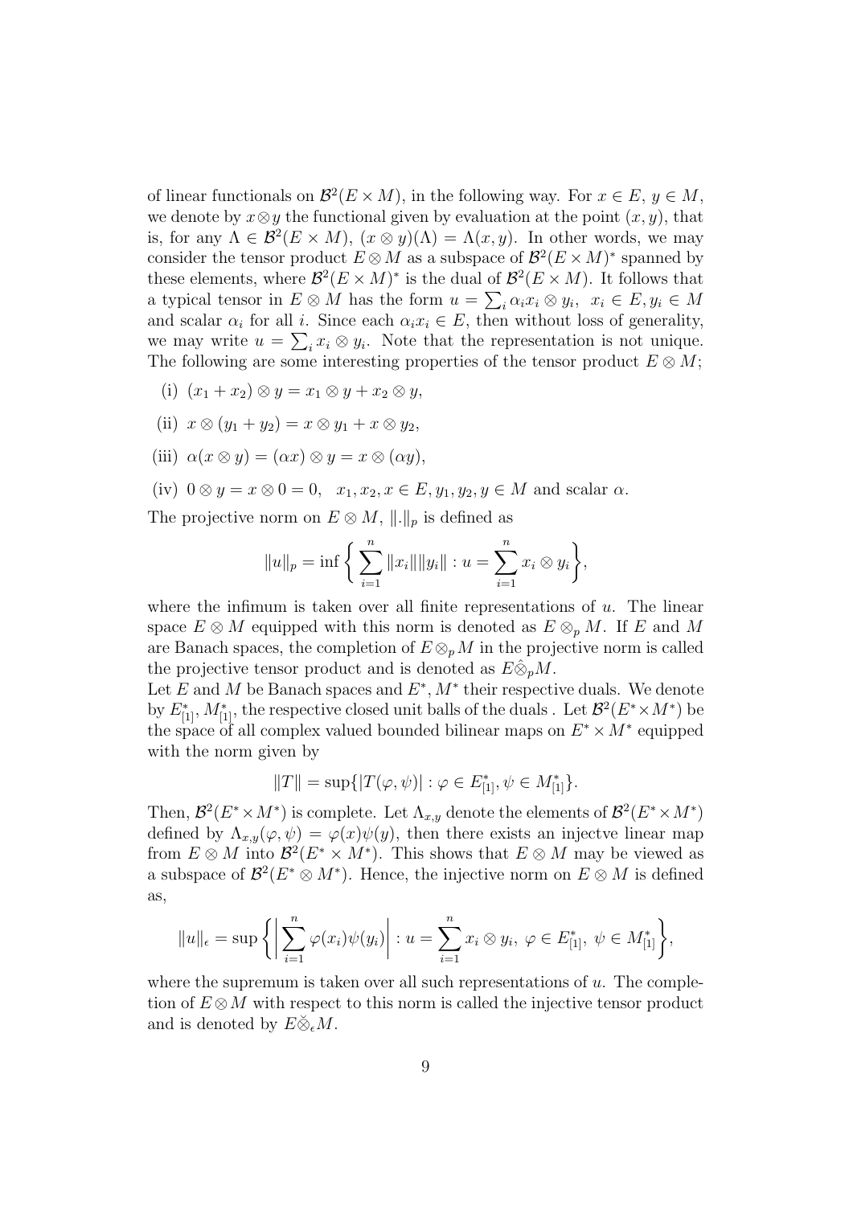of linear functionals on $\mathcal{B}^2(E \times M)$, in the following way. For $x \in E$, $y \in M$, we denote by $x \otimes y$ the functional given by evaluation at the point $(x, y)$, that is, for any $\Lambda \in \mathcal{B}^2(E \times M)$, $(x \otimes y)(\Lambda) = \Lambda(x, y)$. In other words, we may consider the tensor product $E \otimes M$ as a subspace of $\mathcal{B}^2(E \times M)^*$ spanned by these elements, where $\mathcal{B}^2(E \times M)^*$ is the dual of $\mathcal{B}^2(E \times M)$. It follows that a typical tensor in $E \otimes M$ has the form $u = \sum_i \alpha_i x_i \otimes y_i$, $x_i \in E, y_i \in M$ and scalar $\alpha_i$ for all $i$. Since each $\alpha_i x_i \in E$, then without loss of generality, we may write $u = \sum_i x_i \otimes y_i$. Note that the representation is not unique. The following are some interesting properties of the tensor product $E \otimes M$;

(i) $(x_1 + x_2) \otimes y = x_1 \otimes y + x_2 \otimes y$,

(ii) $x \otimes (y_1 + y_2) = x \otimes y_1 + x \otimes y_2$,

(iii) $\alpha(x \otimes y) = (\alpha x) \otimes y = x \otimes (\alpha y)$,

(iv) $0 \otimes y = x \otimes 0 = 0$, $x_1, x_2, x \in E, y_1, y_2, y \in M$ and scalar $\alpha$.

The projective norm on $E \otimes M$, $\|.\|_p$ is defined as

$$\|u\|_p = \inf\bigg\{ \sum_{i=1}^{n} \|x_i\|\|y_i\| : u = \sum_{i=1}^{n} x_i \otimes y_i \bigg\},$$

where the infimum is taken over all finite representations of $u$. The linear space $E \otimes M$ equipped with this norm is denoted as $E \otimes_p M$. If $E$ and $M$ are Banach spaces, the completion of $E \otimes_p M$ in the projective norm is called the projective tensor product and is denoted as $E \hat{\otimes}_p M$.

Let $E$ and $M$ be Banach spaces and $E^*, M^*$ their respective duals. We denote by $E^*_{[1]}, M^*_{[1]}$, the respective closed unit balls of the duals . Let $\mathcal{B}^2(E^* \times M^*)$ be the space of all complex valued bounded bilinear maps on $E^* \times M^*$ equipped with the norm given by

$$\|T\| = \sup\{|T(\varphi, \psi)| : \varphi \in E^*_{[1]}, \psi \in M^*_{[1]}\}.$$

Then, $\mathcal{B}^2(E^* \times M^*)$ is complete. Let $\Lambda_{x,y}$ denote the elements of $\mathcal{B}^2(E^* \times M^*)$ defined by $\Lambda_{x,y}(\varphi, \psi) = \varphi(x)\psi(y)$, then there exists an injectve linear map from $E \otimes M$ into $\mathcal{B}^2(E^* \times M^*)$. This shows that $E \otimes M$ may be viewed as a subspace of $\mathcal{B}^2(E^* \otimes M^*)$. Hence, the injective norm on $E \otimes M$ is defined as,

$$\|u\|_\epsilon = \sup\bigg\{ \bigg| \sum_{i=1}^{n} \varphi(x_i)\psi(y_i) \bigg| : u = \sum_{i=1}^{n} x_i \otimes y_i,\ \varphi \in E^*_{[1]},\ \psi \in M^*_{[1]} \bigg\},$$

where the supremum is taken over all such representations of $u$. The completion of $E \otimes M$ with respect to this norm is called the injective tensor product and is denoted by $E \check{\otimes}_\epsilon M$.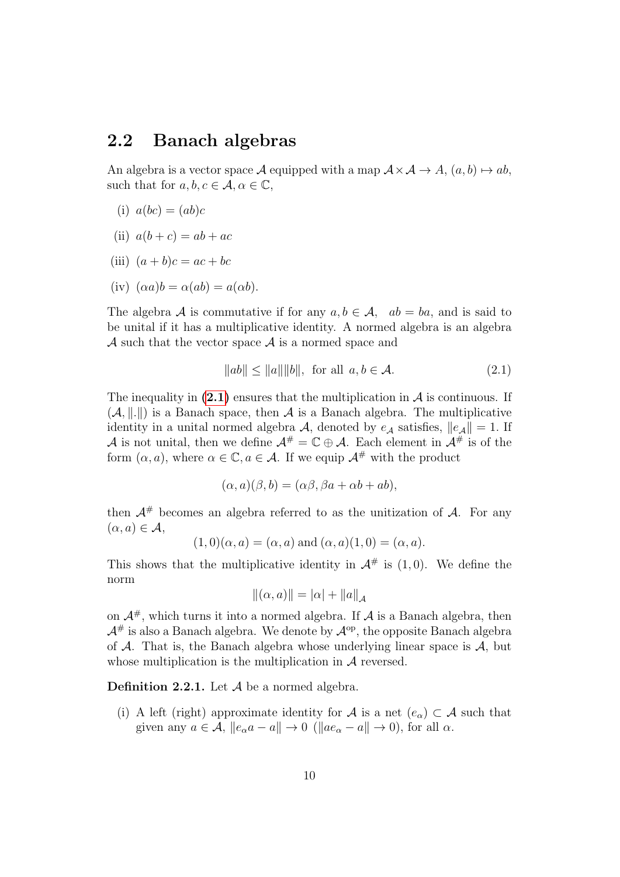## 2.2 Banach algebras

An algebra is a vector space $\mathcal{A}$ equipped with a map $\mathcal{A} \times \mathcal{A} \to A$, $(a, b) \mapsto ab$, such that for $a, b, c \in \mathcal{A}, \alpha \in \mathbb{C}$,

(i) $a(bc) = (ab)c$

(ii) $a(b + c) = ab + ac$

(iii) $(a + b)c = ac + bc$

(iv) $(\alpha a)b = \alpha(ab) = a(\alpha b)$.

The algebra $\mathcal{A}$ is commutative if for any $a, b \in \mathcal{A}$, $\; ab = ba$, and is said to be unital if it has a multiplicative identity. A normed algebra is an algebra $\mathcal{A}$ such that the vector space $\mathcal{A}$ is a normed space and

$$\|ab\| \leq \|a\|\|b\|, \text{ for all } a, b \in \mathcal{A}. \tag{2.1}$$

The inequality in (2.1) ensures that the multiplication in $\mathcal{A}$ is continuous. If $(\mathcal{A}, \|.\|)$ is a Banach space, then $\mathcal{A}$ is a Banach algebra. The multiplicative identity in a unital normed algebra $\mathcal{A}$, denoted by $e_{\mathcal{A}}$ satisfies, $\|e_{\mathcal{A}}\| = 1$. If $\mathcal{A}$ is not unital, then we define $\mathcal{A}^{\#} = \mathbb{C} \oplus \mathcal{A}$. Each element in $\mathcal{A}^{\#}$ is of the form $(\alpha, a)$, where $\alpha \in \mathbb{C}, a \in \mathcal{A}$. If we equip $\mathcal{A}^{\#}$ with the product

$$(\alpha, a)(\beta, b) = (\alpha\beta, \beta a + \alpha b + ab),$$

then $\mathcal{A}^{\#}$ becomes an algebra referred to as the unitization of $\mathcal{A}$. For any $(\alpha, a) \in \mathcal{A}$,

$$(1, 0)(\alpha, a) = (\alpha, a) \text{ and } (\alpha, a)(1, 0) = (\alpha, a).$$

This shows that the multiplicative identity in $\mathcal{A}^{\#}$ is $(1, 0)$. We define the norm

$$\|(\alpha, a)\| = |\alpha| + \|a\|_{\mathcal{A}}$$

on $\mathcal{A}^{\#}$, which turns it into a normed algebra. If $\mathcal{A}$ is a Banach algebra, then $\mathcal{A}^{\#}$ is also a Banach algebra. We denote by $\mathcal{A}^{\text{op}}$, the opposite Banach algebra of $\mathcal{A}$. That is, the Banach algebra whose underlying linear space is $\mathcal{A}$, but whose multiplication is the multiplication in $\mathcal{A}$ reversed.

**Definition 2.2.1.** Let $\mathcal{A}$ be a normed algebra.

(i) A left (right) approximate identity for $\mathcal{A}$ is a net $(e_\alpha) \subset \mathcal{A}$ such that given any $a \in \mathcal{A}$, $\|e_\alpha a - a\| \to 0$ ($\|ae_\alpha - a\| \to 0$), for all $\alpha$.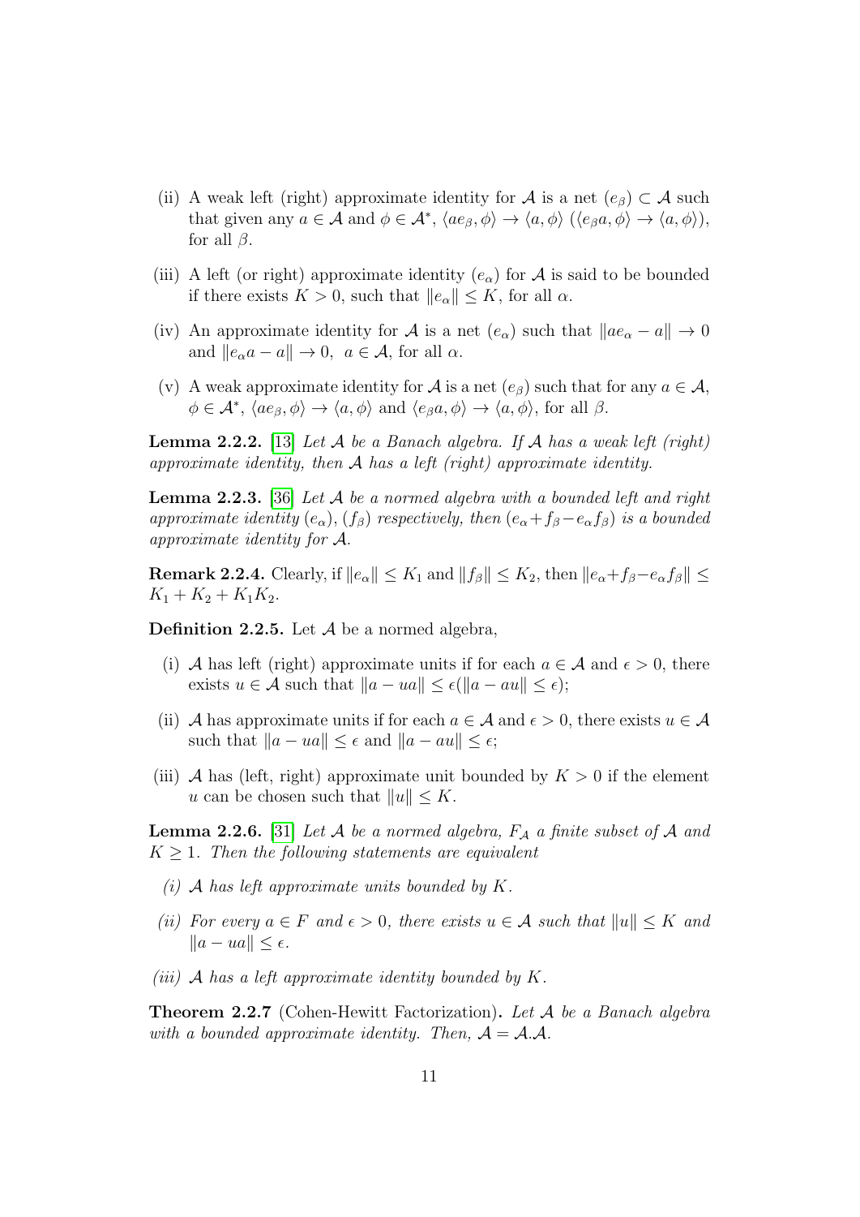(ii) A weak left (right) approximate identity for $\mathcal{A}$ is a net $(e_\beta) \subset \mathcal{A}$ such that given any $a \in \mathcal{A}$ and $\phi \in \mathcal{A}^*$, $\langle ae_\beta, \phi\rangle \to \langle a, \phi\rangle$ ($\langle e_\beta a, \phi\rangle \to \langle a, \phi\rangle$), for all $\beta$.

(iii) A left (or right) approximate identity $(e_\alpha)$ for $\mathcal{A}$ is said to be bounded if there exists $K > 0$, such that $\|e_\alpha\| \leq K$, for all $\alpha$.

(iv) An approximate identity for $\mathcal{A}$ is a net $(e_\alpha)$ such that $\|ae_\alpha - a\| \to 0$ and $\|e_\alpha a - a\| \to 0$, $a \in \mathcal{A}$, for all $\alpha$.

(v) A weak approximate identity for $\mathcal{A}$ is a net $(e_\beta)$ such that for any $a \in \mathcal{A}$, $\phi \in \mathcal{A}^*$, $\langle ae_\beta, \phi\rangle \to \langle a, \phi\rangle$ and $\langle e_\beta a, \phi\rangle \to \langle a, \phi\rangle$, for all $\beta$.

**Lemma 2.2.2.** [13] *Let $\mathcal{A}$ be a Banach algebra. If $\mathcal{A}$ has a weak left (right) approximate identity, then $\mathcal{A}$ has a left (right) approximate identity.*

**Lemma 2.2.3.** [36] *Let $\mathcal{A}$ be a normed algebra with a bounded left and right approximate identity $(e_\alpha)$, $(f_\beta)$ respectively, then $(e_\alpha + f_\beta - e_\alpha f_\beta)$ is a bounded approximate identity for $\mathcal{A}$.*

**Remark 2.2.4.** Clearly, if $\|e_\alpha\| \leq K_1$ and $\|f_\beta\| \leq K_2$, then $\|e_\alpha + f_\beta - e_\alpha f_\beta\| \leq K_1 + K_2 + K_1 K_2$.

**Definition 2.2.5.** Let $\mathcal{A}$ be a normed algebra,

(i) $\mathcal{A}$ has left (right) approximate units if for each $a \in \mathcal{A}$ and $\epsilon > 0$, there exists $u \in \mathcal{A}$ such that $\|a - ua\| \leq \epsilon$($\|a - au\| \leq \epsilon$);

(ii) $\mathcal{A}$ has approximate units if for each $a \in \mathcal{A}$ and $\epsilon > 0$, there exists $u \in \mathcal{A}$ such that $\|a - ua\| \leq \epsilon$ and $\|a - au\| \leq \epsilon$;

(iii) $\mathcal{A}$ has (left, right) approximate unit bounded by $K > 0$ if the element $u$ can be chosen such that $\|u\| \leq K$.

**Lemma 2.2.6.** [31] *Let $\mathcal{A}$ be a normed algebra, $F_{\mathcal{A}}$ a finite subset of $\mathcal{A}$ and $K \geq 1$. Then the following statements are equivalent*

*(i) $\mathcal{A}$ has left approximate units bounded by $K$.*

*(ii) For every $a \in F$ and $\epsilon > 0$, there exists $u \in \mathcal{A}$ such that $\|u\| \leq K$ and $\|a - ua\| \leq \epsilon$.*

*(iii) $\mathcal{A}$ has a left approximate identity bounded by $K$.*

**Theorem 2.2.7** (Cohen-Hewitt Factorization)**.** *Let $\mathcal{A}$ be a Banach algebra with a bounded approximate identity. Then, $\mathcal{A} = \mathcal{A}.\mathcal{A}$.*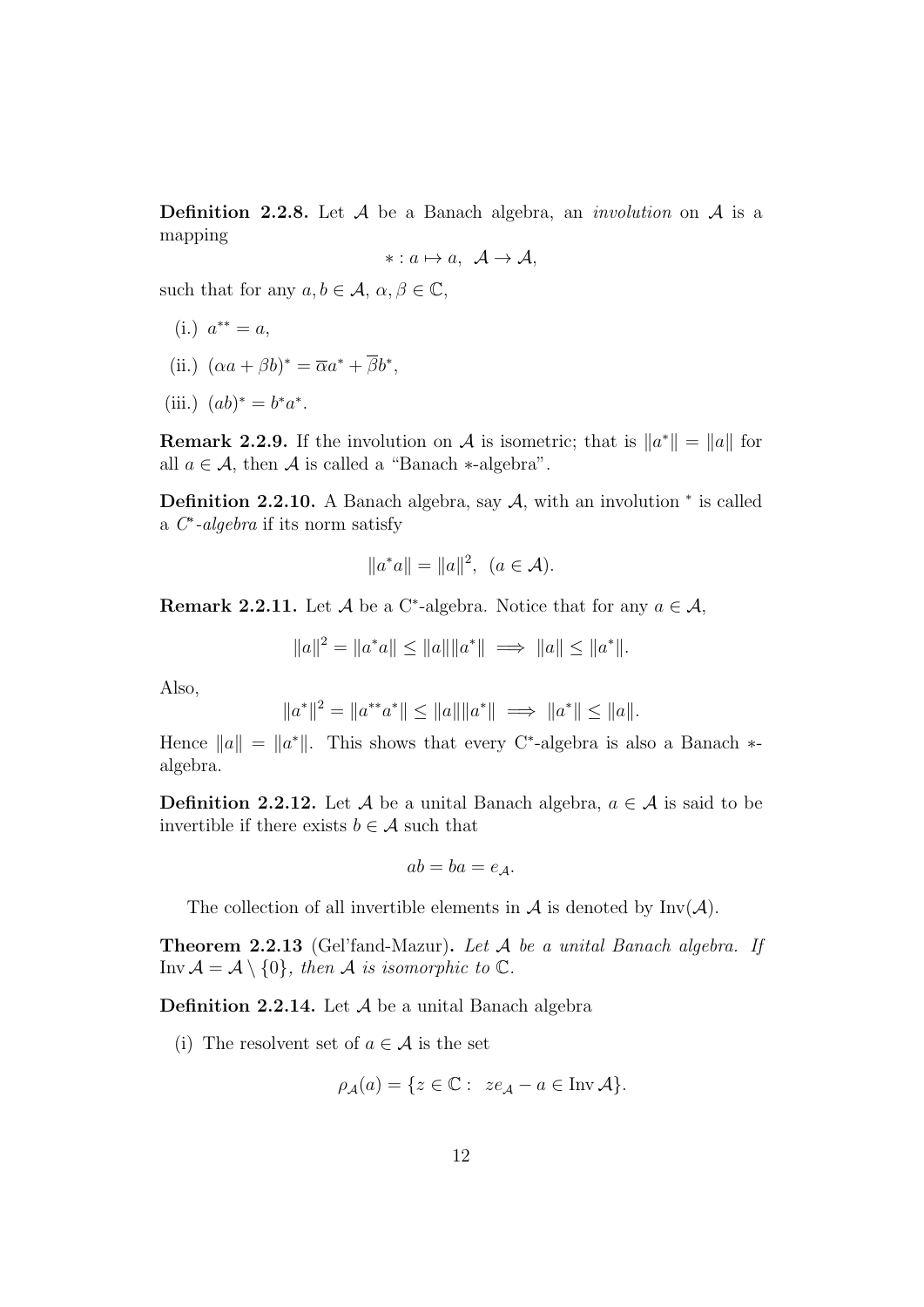**Definition 2.2.8.** Let $\mathcal{A}$ be a Banach algebra, an *involution* on $\mathcal{A}$ is a mapping

$$* : a \mapsto a, \ \ \mathcal{A} \to \mathcal{A},$$

such that for any $a, b \in \mathcal{A}$, $\alpha, \beta \in \mathbb{C}$,

(i.) $a^{**} = a$,

(ii.) $(\alpha a + \beta b)^* = \overline{\alpha} a^* + \overline{\beta} b^*$,

(iii.) $(ab)^* = b^* a^*$.

**Remark 2.2.9.** If the involution on $\mathcal{A}$ is isometric; that is $\|a^*\| = \|a\|$ for all $a \in \mathcal{A}$, then $\mathcal{A}$ is called a "Banach $*$-algebra".

**Definition 2.2.10.** A Banach algebra, say $\mathcal{A}$, with an involution $^*$ is called a *C\*-algebra* if its norm satisfy

$$\|a^* a\| = \|a\|^2, \ \ (a \in \mathcal{A}).$$

**Remark 2.2.11.** Let $\mathcal{A}$ be a C\*-algebra. Notice that for any $a \in \mathcal{A}$,

$$\|a\|^2 = \|a^* a\| \leq \|a\| \|a^*\| \implies \|a\| \leq \|a^*\|.$$

Also,

$$\|a^*\|^2 = \|a^{**} a^*\| \leq \|a\| \|a^*\| \implies \|a^*\| \leq \|a\|.$$

Hence $\|a\| = \|a^*\|$. This shows that every C\*-algebra is also a Banach $*$-algebra.

**Definition 2.2.12.** Let $\mathcal{A}$ be a unital Banach algebra, $a \in \mathcal{A}$ is said to be invertible if there exists $b \in \mathcal{A}$ such that

$$ab = ba = e_{\mathcal{A}}.$$

The collection of all invertible elements in $\mathcal{A}$ is denoted by $\mathrm{Inv}(\mathcal{A})$.

**Theorem 2.2.13** (Gel'fand-Mazur)**.** *Let $\mathcal{A}$ be a unital Banach algebra. If $\mathrm{Inv}\, \mathcal{A} = \mathcal{A} \setminus \{0\}$, then $\mathcal{A}$ is isomorphic to $\mathbb{C}$.*

**Definition 2.2.14.** Let $\mathcal{A}$ be a unital Banach algebra

(i) The resolvent set of $a \in \mathcal{A}$ is the set

$$\rho_{\mathcal{A}}(a) = \{z \in \mathbb{C} : \ z e_{\mathcal{A}} - a \in \mathrm{Inv}\, \mathcal{A}\}.$$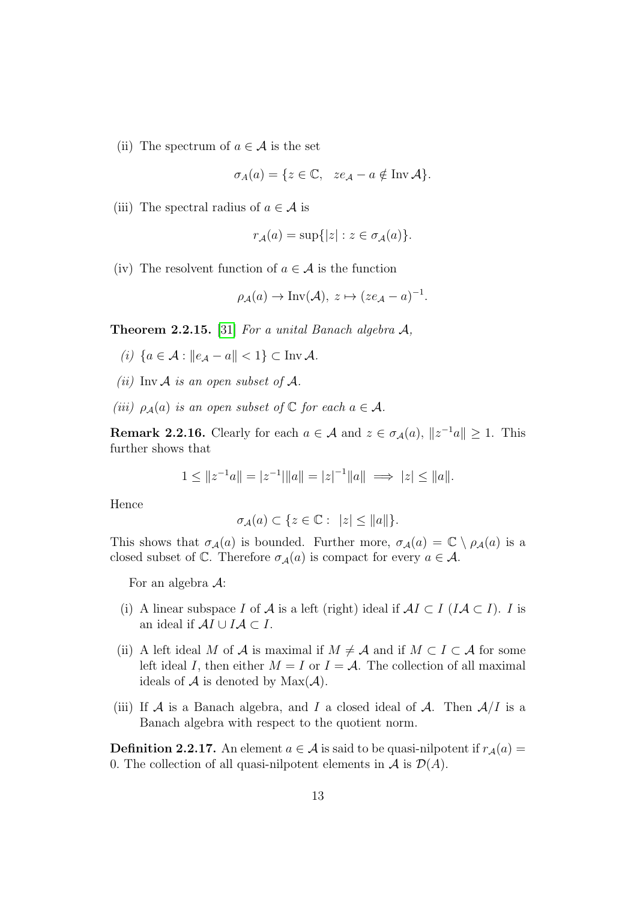(ii) The spectrum of $a \in \mathcal{A}$ is the set

$$\sigma_A(a) = \{z \in \mathbb{C}, \quad ze_{\mathcal{A}} - a \notin \operatorname{Inv} \mathcal{A}\}.$$

(iii) The spectral radius of $a \in \mathcal{A}$ is

$$r_{\mathcal{A}}(a) = \sup\{|z| : z \in \sigma_{\mathcal{A}}(a)\}.$$

(iv) The resolvent function of $a \in \mathcal{A}$ is the function

$$\rho_{\mathcal{A}}(a) \to \operatorname{Inv}(\mathcal{A}), \ z \mapsto (ze_{\mathcal{A}} - a)^{-1}.$$

**Theorem 2.2.15.** [31] *For a unital Banach algebra $\mathcal{A}$,*

*(i)* $\{a \in \mathcal{A} : \|e_{\mathcal{A}} - a\| < 1\} \subset \operatorname{Inv} \mathcal{A}$.

*(ii)* $\operatorname{Inv} \mathcal{A}$ *is an open subset of* $\mathcal{A}$.

*(iii)* $\rho_{\mathcal{A}}(a)$ *is an open subset of* $\mathbb{C}$ *for each* $a \in \mathcal{A}$.

**Remark 2.2.16.** Clearly for each $a \in \mathcal{A}$ and $z \in \sigma_{\mathcal{A}}(a)$, $\|z^{-1}a\| \geq 1$. This further shows that

$$1 \leq \|z^{-1}a\| = |z^{-1}|\|a\| = |z|^{-1}\|a\| \implies |z| \leq \|a\|.$$

Hence

$$\sigma_{\mathcal{A}}(a) \subset \{z \in \mathbb{C} : \ |z| \leq \|a\|\}.$$

This shows that $\sigma_{\mathcal{A}}(a)$ is bounded. Further more, $\sigma_{\mathcal{A}}(a) = \mathbb{C} \setminus \rho_{\mathcal{A}}(a)$ is a closed subset of $\mathbb{C}$. Therefore $\sigma_{\mathcal{A}}(a)$ is compact for every $a \in \mathcal{A}$.

For an algebra $\mathcal{A}$:

(i) A linear subspace $I$ of $\mathcal{A}$ is a left (right) ideal if $\mathcal{A}I \subset I$ ($I\mathcal{A} \subset I$). $I$ is an ideal if $\mathcal{A}I \cup I\mathcal{A} \subset I$.

(ii) A left ideal $M$ of $\mathcal{A}$ is maximal if $M \neq \mathcal{A}$ and if $M \subset I \subset \mathcal{A}$ for some left ideal $I$, then either $M = I$ or $I = \mathcal{A}$. The collection of all maximal ideals of $\mathcal{A}$ is denoted by $\operatorname{Max}(\mathcal{A})$.

(iii) If $\mathcal{A}$ is a Banach algebra, and $I$ a closed ideal of $\mathcal{A}$. Then $\mathcal{A}/I$ is a Banach algebra with respect to the quotient norm.

**Definition 2.2.17.** An element $a \in \mathcal{A}$ is said to be quasi-nilpotent if $r_{\mathcal{A}}(a) = 0$. The collection of all quasi-nilpotent elements in $\mathcal{A}$ is $\mathcal{D}(A)$.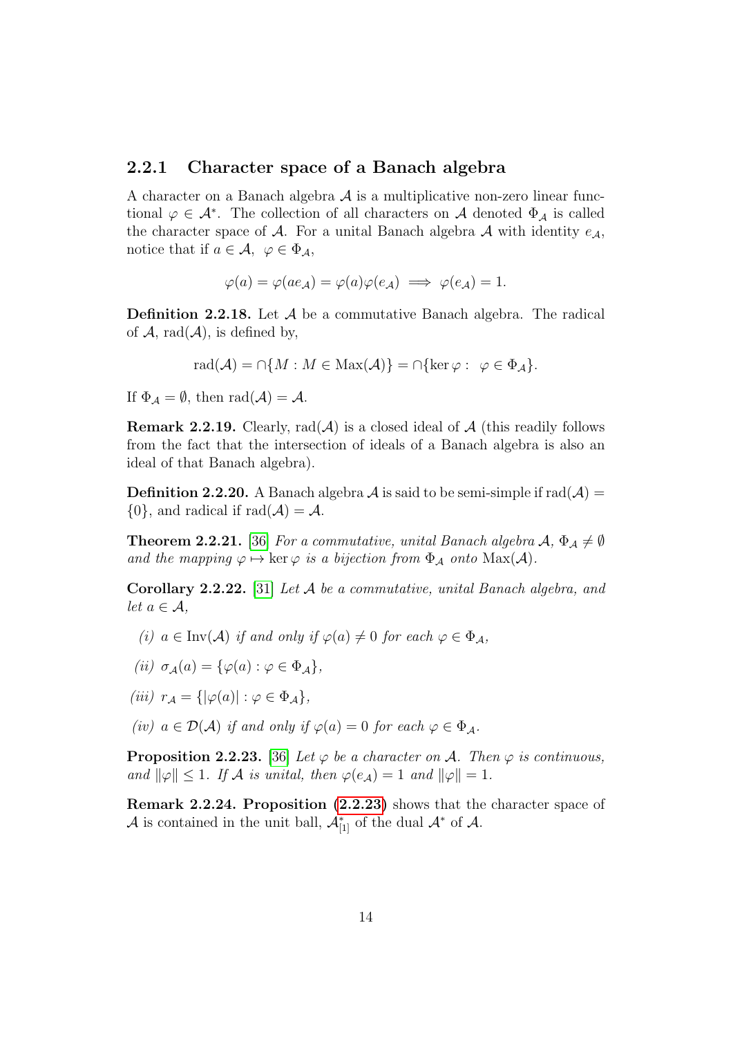### 2.2.1 Character space of a Banach algebra

A character on a Banach algebra $\mathcal{A}$ is a multiplicative non-zero linear functional $\varphi \in \mathcal{A}^*$. The collection of all characters on $\mathcal{A}$ denoted $\Phi_{\mathcal{A}}$ is called the character space of $\mathcal{A}$. For a unital Banach algebra $\mathcal{A}$ with identity $e_{\mathcal{A}}$, notice that if $a \in \mathcal{A},\ \varphi \in \Phi_{\mathcal{A}}$,

$$\varphi(a) = \varphi(ae_{\mathcal{A}}) = \varphi(a)\varphi(e_{\mathcal{A}}) \implies \varphi(e_{\mathcal{A}}) = 1.$$

**Definition 2.2.18.** Let $\mathcal{A}$ be a commutative Banach algebra. The radical of $\mathcal{A}$, $\text{rad}(\mathcal{A})$, is defined by,

$$\text{rad}(\mathcal{A}) = \cap\{M : M \in \text{Max}(\mathcal{A})\} = \cap\{\ker \varphi : \ \varphi \in \Phi_{\mathcal{A}}\}.$$

If $\Phi_{\mathcal{A}} = \emptyset$, then $\text{rad}(\mathcal{A}) = \mathcal{A}$.

**Remark 2.2.19.** Clearly, $\text{rad}(\mathcal{A})$ is a closed ideal of $\mathcal{A}$ (this readily follows from the fact that the intersection of ideals of a Banach algebra is also an ideal of that Banach algebra).

**Definition 2.2.20.** A Banach algebra $\mathcal{A}$ is said to be semi-simple if $\text{rad}(\mathcal{A}) = \{0\}$, and radical if $\text{rad}(\mathcal{A}) = \mathcal{A}$.

**Theorem 2.2.21.** [36] *For a commutative, unital Banach algebra $\mathcal{A}$, $\Phi_{\mathcal{A}} \neq \emptyset$ and the mapping $\varphi \mapsto \ker \varphi$ is a bijection from $\Phi_{\mathcal{A}}$ onto $\text{Max}(\mathcal{A})$.*

**Corollary 2.2.22.** [31] *Let $\mathcal{A}$ be a commutative, unital Banach algebra, and let $a \in \mathcal{A}$,*

*(i) $a \in \text{Inv}(\mathcal{A})$ if and only if $\varphi(a) \neq 0$ for each $\varphi \in \Phi_{\mathcal{A}}$,*

*(ii) $\sigma_{\mathcal{A}}(a) = \{\varphi(a) : \varphi \in \Phi_{\mathcal{A}}\}$,*

*(iii) $r_{\mathcal{A}} = \{|\varphi(a)| : \varphi \in \Phi_{\mathcal{A}}\}$,*

*(iv) $a \in \mathcal{D}(\mathcal{A})$ if and only if $\varphi(a) = 0$ for each $\varphi \in \Phi_{\mathcal{A}}$.*

**Proposition 2.2.23.** [36] *Let $\varphi$ be a character on $\mathcal{A}$. Then $\varphi$ is continuous, and $\|\varphi\| \leq 1$. If $\mathcal{A}$ is unital, then $\varphi(e_{\mathcal{A}}) = 1$ and $\|\varphi\| = 1$.*

**Remark 2.2.24. Proposition (2.2.23)** shows that the character space of $\mathcal{A}$ is contained in the unit ball, $\mathcal{A}^*_{[1]}$ of the dual $\mathcal{A}^*$ of $\mathcal{A}$.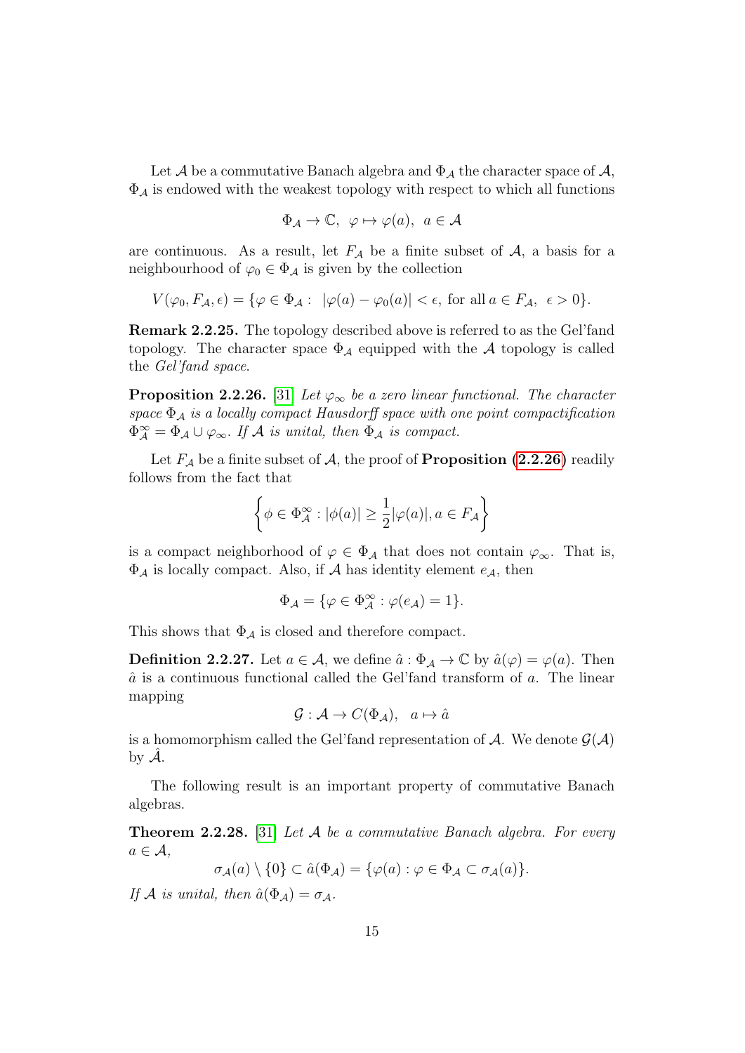Let $\mathcal{A}$ be a commutative Banach algebra and $\Phi_{\mathcal{A}}$ the character space of $\mathcal{A}$, $\Phi_{\mathcal{A}}$ is endowed with the weakest topology with respect to which all functions

$$\Phi_{\mathcal{A}} \to \mathbb{C}, \ \ \varphi \mapsto \varphi(a), \ \ a \in \mathcal{A}$$

are continuous. As a result, let $F_{\mathcal{A}}$ be a finite subset of $\mathcal{A}$, a basis for a neighbourhood of $\varphi_0 \in \Phi_{\mathcal{A}}$ is given by the collection

$$V(\varphi_0, F_{\mathcal{A}}, \epsilon) = \{\varphi \in \Phi_{\mathcal{A}} : \ |\varphi(a) - \varphi_0(a)| < \epsilon, \text{ for all } a \in F_{\mathcal{A}}, \ \ \epsilon > 0\}.$$

**Remark 2.2.25.** The topology described above is referred to as the Gel'fand topology. The character space $\Phi_{\mathcal{A}}$ equipped with the $\mathcal{A}$ topology is called the *Gel'fand space*.

**Proposition 2.2.26.** [31] *Let $\varphi_\infty$ be a zero linear functional. The character space $\Phi_{\mathcal{A}}$ is a locally compact Hausdorff space with one point compactification $\Phi_{\mathcal{A}}^\infty = \Phi_{\mathcal{A}} \cup \varphi_\infty$. If $\mathcal{A}$ is unital, then $\Phi_{\mathcal{A}}$ is compact.*

Let $F_{\mathcal{A}}$ be a finite subset of $\mathcal{A}$, the proof of **Proposition (2.2.26)** readily follows from the fact that

$$\left\{\phi \in \Phi_{\mathcal{A}}^\infty : |\phi(a)| \geq \frac{1}{2}|\varphi(a)|, a \in F_{\mathcal{A}}\right\}$$

is a compact neighborhood of $\varphi \in \Phi_{\mathcal{A}}$ that does not contain $\varphi_\infty$. That is, $\Phi_{\mathcal{A}}$ is locally compact. Also, if $\mathcal{A}$ has identity element $e_{\mathcal{A}}$, then

$$\Phi_{\mathcal{A}} = \{\varphi \in \Phi_{\mathcal{A}}^\infty : \varphi(e_{\mathcal{A}}) = 1\}.$$

This shows that $\Phi_{\mathcal{A}}$ is closed and therefore compact.

**Definition 2.2.27.** Let $a \in \mathcal{A}$, we define $\hat{a} : \Phi_{\mathcal{A}} \to \mathbb{C}$ by $\hat{a}(\varphi) = \varphi(a)$. Then $\hat{a}$ is a continuous functional called the Gel'fand transform of $a$. The linear mapping

$$\mathcal{G} : \mathcal{A} \to C(\Phi_{\mathcal{A}}), \quad a \mapsto \hat{a}$$

is a homomorphism called the Gel'fand representation of $\mathcal{A}$. We denote $\mathcal{G}(\mathcal{A})$ by $\hat{\mathcal{A}}$.

The following result is an important property of commutative Banach algebras.

**Theorem 2.2.28.** [31] *Let $\mathcal{A}$ be a commutative Banach algebra. For every $a \in \mathcal{A}$,*

$$\sigma_{\mathcal{A}}(a) \setminus \{0\} \subset \hat{a}(\Phi_{\mathcal{A}}) = \{\varphi(a) : \varphi \in \Phi_{\mathcal{A}} \subset \sigma_{\mathcal{A}}(a)\}.$$

*If $\mathcal{A}$ is unital, then $\hat{a}(\Phi_{\mathcal{A}}) = \sigma_{\mathcal{A}}$.*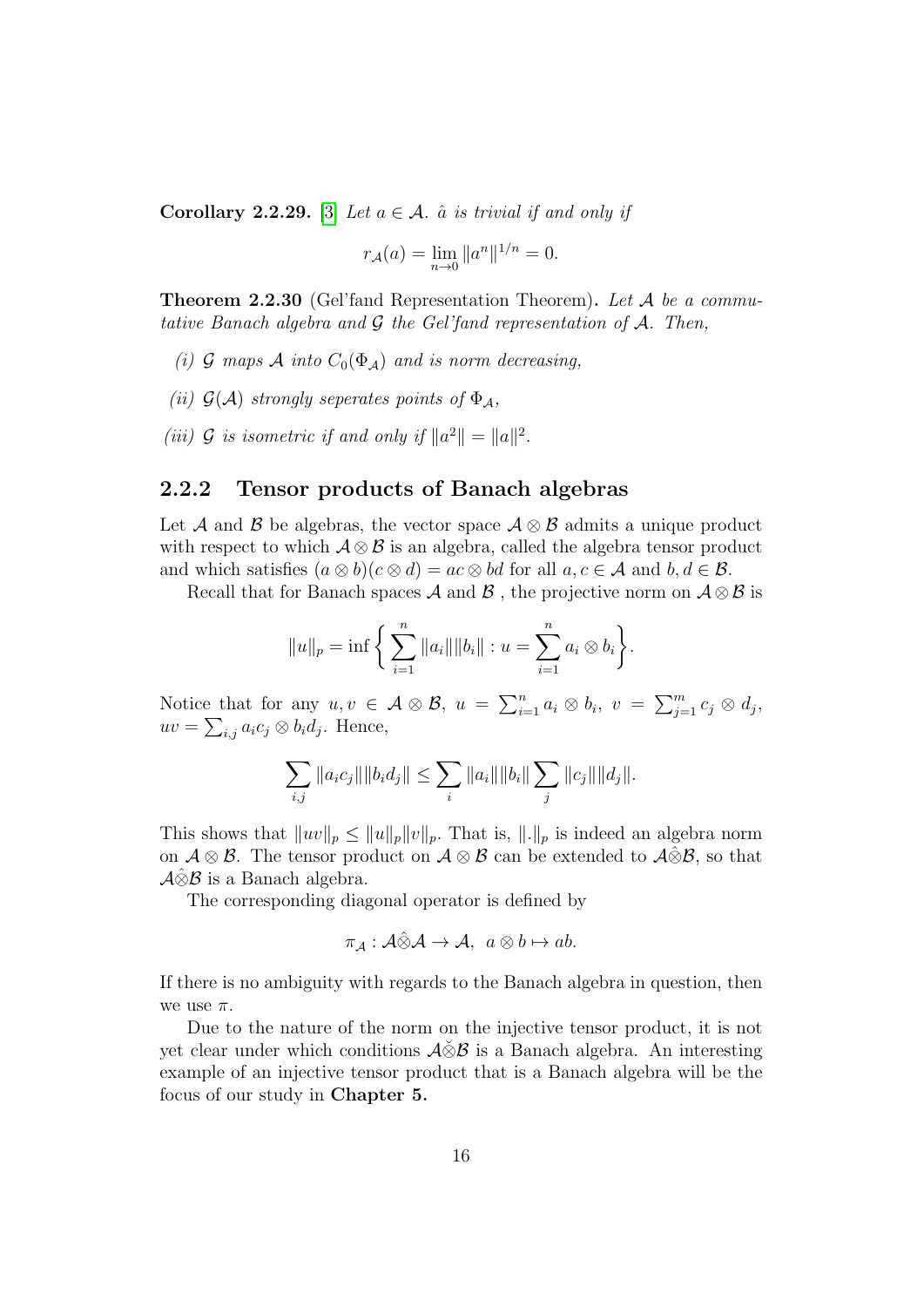**Corollary 2.2.29.** [3] *Let $a \in \mathcal{A}$. $\hat{a}$ is trivial if and only if*

$$r_{\mathcal{A}}(a) = \lim_{n \to 0} \|a^n\|^{1/n} = 0.$$

**Theorem 2.2.30** (Gel'fand Representation Theorem)**.** *Let $\mathcal{A}$ be a commutative Banach algebra and $\mathcal{G}$ the Gel'fand representation of $\mathcal{A}$. Then,*

*(i) $\mathcal{G}$ maps $\mathcal{A}$ into $C_0(\Phi_{\mathcal{A}})$ and is norm decreasing,*

*(ii) $\mathcal{G}(\mathcal{A})$ strongly seperates points of $\Phi_{\mathcal{A}}$,*

*(iii) $\mathcal{G}$ is isometric if and only if $\|a^2\| = \|a\|^2$.*

### 2.2.2 Tensor products of Banach algebras

Let $\mathcal{A}$ and $\mathcal{B}$ be algebras, the vector space $\mathcal{A} \otimes \mathcal{B}$ admits a unique product with respect to which $\mathcal{A} \otimes \mathcal{B}$ is an algebra, called the algebra tensor product and which satisfies $(a \otimes b)(c \otimes d) = ac \otimes bd$ for all $a, c \in \mathcal{A}$ and $b, d \in \mathcal{B}$.

Recall that for Banach spaces $\mathcal{A}$ and $\mathcal{B}$ , the projective norm on $\mathcal{A} \otimes \mathcal{B}$ is

$$\|u\|_p = \inf \bigg\{ \sum_{i=1}^{n} \|a_i\| \|b_i\| : u = \sum_{i=1}^{n} a_i \otimes b_i \bigg\}.$$

Notice that for any $u, v \in \mathcal{A} \otimes \mathcal{B}$, $u = \sum_{i=1}^{n} a_i \otimes b_i$, $v = \sum_{j=1}^{m} c_j \otimes d_j$, $uv = \sum_{i,j} a_i c_j \otimes b_i d_j$. Hence,

$$\sum_{i,j} \|a_i c_j\| \|b_i d_j\| \leq \sum_{i} \|a_i\| \|b_i\| \sum_{j} \|c_j\| \|d_j\|.$$

This shows that $\|uv\|_p \leq \|u\|_p \|v\|_p$. That is, $\|.\|_p$ is indeed an algebra norm on $\mathcal{A} \otimes \mathcal{B}$. The tensor product on $\mathcal{A} \otimes \mathcal{B}$ can be extended to $\mathcal{A} \hat{\otimes} \mathcal{B}$, so that $\mathcal{A} \hat{\otimes} \mathcal{B}$ is a Banach algebra.

The corresponding diagonal operator is defined by

$$\pi_{\mathcal{A}} : \mathcal{A} \hat{\otimes} \mathcal{A} \to \mathcal{A}, \;\; a \otimes b \mapsto ab.$$

If there is no ambiguity with regards to the Banach algebra in question, then we use $\pi$.

Due to the nature of the norm on the injective tensor product, it is not yet clear under which conditions $\mathcal{A} \check{\otimes} \mathcal{B}$ is a Banach algebra. An interesting example of an injective tensor product that is a Banach algebra will be the focus of our study in **Chapter 5.**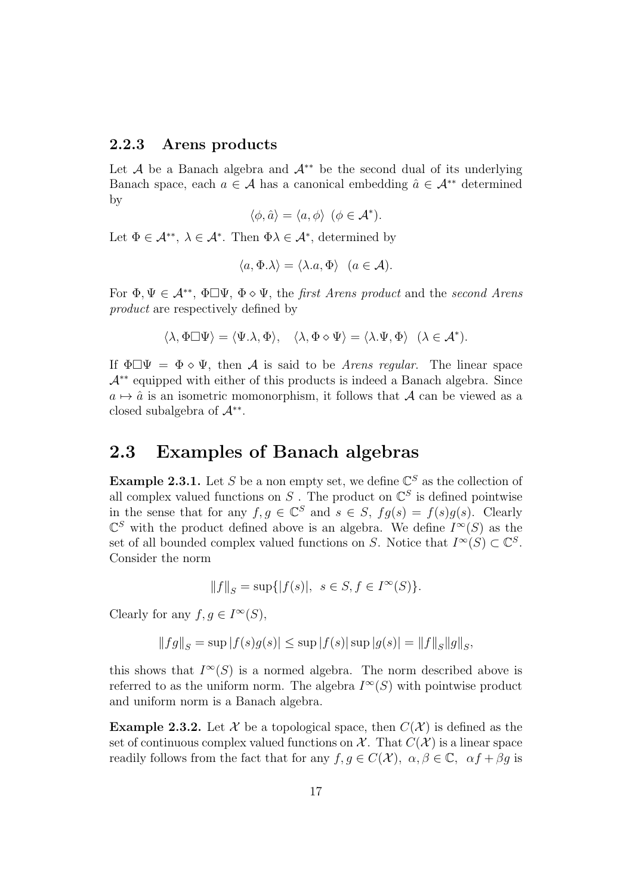### 2.2.3 Arens products

Let $\mathcal{A}$ be a Banach algebra and $\mathcal{A}^{**}$ be the second dual of its underlying Banach space, each $a \in \mathcal{A}$ has a canonical embedding $\hat{a} \in \mathcal{A}^{**}$ determined by

$$\langle \phi, \hat{a} \rangle = \langle a, \phi \rangle \ \ (\phi \in \mathcal{A}^*).$$

Let $\Phi \in \mathcal{A}^{**}$, $\lambda \in \mathcal{A}^*$. Then $\Phi\lambda \in \mathcal{A}^*$, determined by

$$\langle a, \Phi.\lambda \rangle = \langle \lambda.a, \Phi \rangle \ \ (a \in \mathcal{A}).$$

For $\Phi, \Psi \in \mathcal{A}^{**}$, $\Phi \Box \Psi$, $\Phi \diamond \Psi$, the *first Arens product* and the *second Arens product* are respectively defined by

$$\langle \lambda, \Phi \Box \Psi \rangle = \langle \Psi.\lambda, \Phi \rangle, \quad \langle \lambda, \Phi \diamond \Psi \rangle = \langle \lambda.\Psi, \Phi \rangle \ \ (\lambda \in \mathcal{A}^*).$$

If $\Phi \Box \Psi = \Phi \diamond \Psi$, then $\mathcal{A}$ is said to be *Arens regular*. The linear space $\mathcal{A}^{**}$ equipped with either of this products is indeed a Banach algebra. Since $a \mapsto \hat{a}$ is an isometric momonorphism, it follows that $\mathcal{A}$ can be viewed as a closed subalgebra of $\mathcal{A}^{**}$.

## 2.3 Examples of Banach algebras

**Example 2.3.1.** Let $S$ be a non empty set, we define $\mathbb{C}^S$ as the collection of all complex valued functions on $S$ . The product on $\mathbb{C}^S$ is defined pointwise in the sense that for any $f, g \in \mathbb{C}^S$ and $s \in S$, $fg(s) = f(s)g(s)$. Clearly $\mathbb{C}^S$ with the product defined above is an algebra. We define $I^\infty(S)$ as the set of all bounded complex valued functions on $S$. Notice that $I^\infty(S) \subset \mathbb{C}^S$. Consider the norm

$$\|f\|_S = \sup\{|f(s)|, \ \ s \in S, f \in I^\infty(S)\}.$$

Clearly for any $f, g \in I^\infty(S)$,

$$\|fg\|_S = \sup |f(s)g(s)| \leq \sup |f(s)| \sup |g(s)| = \|f\|_S \|g\|_S,$$

this shows that $I^\infty(S)$ is a normed algebra. The norm described above is referred to as the uniform norm. The algebra $I^\infty(S)$ with pointwise product and uniform norm is a Banach algebra.

**Example 2.3.2.** Let $\mathcal{X}$ be a topological space, then $C(\mathcal{X})$ is defined as the set of continuous complex valued functions on $\mathcal{X}$. That $C(\mathcal{X})$ is a linear space readily follows from the fact that for any $f, g \in C(\mathcal{X})$, $\alpha, \beta \in \mathbb{C}$, $\alpha f + \beta g$ is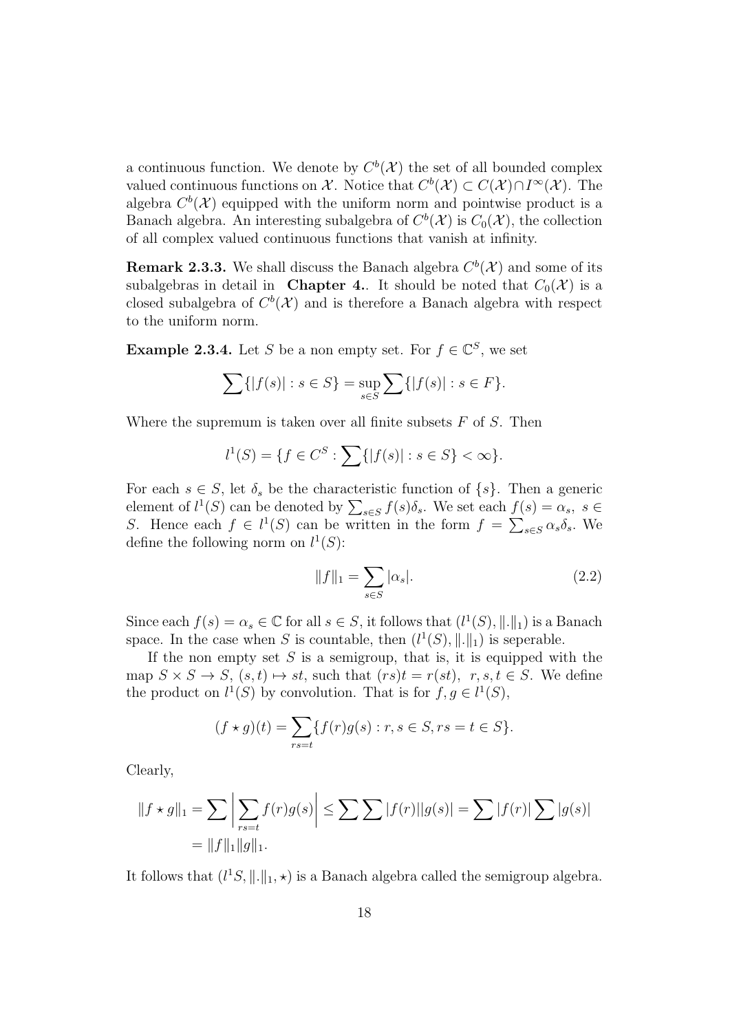a continuous function. We denote by $C^b(\mathcal{X})$ the set of all bounded complex valued continuous functions on $\mathcal{X}$. Notice that $C^b(\mathcal{X}) \subset C(\mathcal{X}) \cap I^\infty(\mathcal{X})$. The algebra $C^b(\mathcal{X})$ equipped with the uniform norm and pointwise product is a Banach algebra. An interesting subalgebra of $C^b(\mathcal{X})$ is $C_0(\mathcal{X})$, the collection of all complex valued continuous functions that vanish at infinity.

**Remark 2.3.3.** We shall discuss the Banach algebra $C^b(\mathcal{X})$ and some of its subalgebras in detail in **Chapter 4.**. It should be noted that $C_0(\mathcal{X})$ is a closed subalgebra of $C^b(\mathcal{X})$ and is therefore a Banach algebra with respect to the uniform norm.

**Example 2.3.4.** Let $S$ be a non empty set. For $f \in \mathbb{C}^S$, we set

$$\sum\{|f(s)| : s \in S\} = \sup_{s \in S} \sum\{|f(s)| : s \in F\}.$$

Where the supremum is taken over all finite subsets $F$ of $S$. Then

$$l^1(S) = \{f \in C^S : \sum\{|f(s)| : s \in S\} < \infty\}.$$

For each $s \in S$, let $\delta_s$ be the characteristic function of $\{s\}$. Then a generic element of $l^1(S)$ can be denoted by $\sum_{s \in S} f(s)\delta_s$. We set each $f(s) = \alpha_s,\ s \in S$. Hence each $f \in l^1(S)$ can be written in the form $f = \sum_{s \in S} \alpha_s \delta_s$. We define the following norm on $l^1(S)$:

$$\|f\|_1 = \sum_{s \in S} |\alpha_s|. \tag{2.2}$$

Since each $f(s) = \alpha_s \in \mathbb{C}$ for all $s \in S$, it follows that $(l^1(S), \|.\|_1)$ is a Banach space. In the case when $S$ is countable, then $(l^1(S), \|.\|_1)$ is seperable.

If the non empty set $S$ is a semigroup, that is, it is equipped with the map $S \times S \to S$, $(s,t) \mapsto st$, such that $(rs)t = r(st),\ r,s,t \in S$. We define the product on $l^1(S)$ by convolution. That is for $f, g \in l^1(S)$,

$$(f \star g)(t) = \sum_{rs=t}\{f(r)g(s) : r, s \in S, rs = t \in S\}.$$

Clearly,

$$\begin{aligned}\|f \star g\|_1 &= \sum \left| \sum_{rs=t} f(r)g(s) \right| \leq \sum \sum |f(r)||g(s)| = \sum |f(r)| \sum |g(s)| \\ &= \|f\|_1 \|g\|_1.\end{aligned}$$

It follows that $(l^1 S, \|.\|_1, \star)$ is a Banach algebra called the semigroup algebra.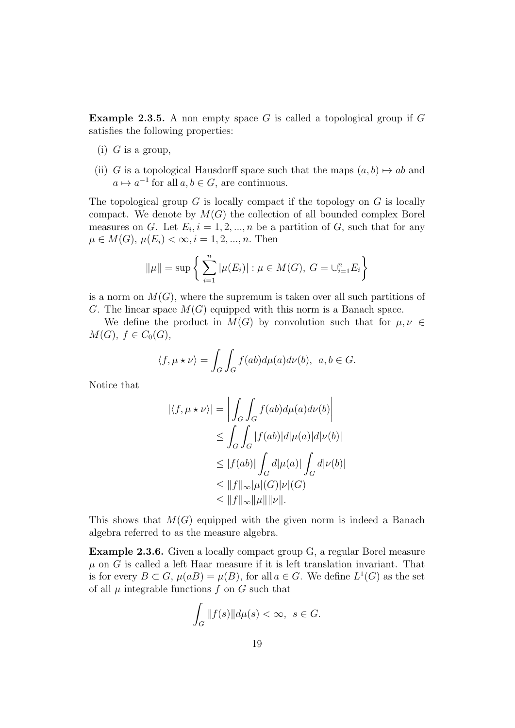**Example 2.3.5.** A non empty space $G$ is called a topological group if $G$ satisfies the following properties:

(i) $G$ is a group,

(ii) $G$ is a topological Hausdorff space such that the maps $(a, b) \mapsto ab$ and $a \mapsto a^{-1}$ for all $a, b \in G$, are continuous.

The topological group $G$ is locally compact if the topology on $G$ is locally compact. We denote by $M(G)$ the collection of all bounded complex Borel measures on $G$. Let $E_i, i = 1, 2, ..., n$ be a partition of $G$, such that for any $\mu \in M(G)$, $\mu(E_i) < \infty, i = 1, 2, ..., n$. Then

$$\|\mu\| = \sup \left\{ \sum_{i=1}^{n} |\mu(E_i)| : \mu \in M(G),\ G = \cup_{i=1}^{n} E_i \right\}$$

is a norm on $M(G)$, where the supremum is taken over all such partitions of $G$. The linear space $M(G)$ equipped with this norm is a Banach space.

We define the product in $M(G)$ by convolution such that for $\mu, \nu \in M(G),\ f \in C_0(G)$,

$$\langle f, \mu \star \nu \rangle = \int_G \int_G f(ab) d\mu(a) d\nu(b),\ \ a, b \in G.$$

Notice that

$$\begin{aligned}
|\langle f, \mu \star \nu \rangle| &= \left| \int_G \int_G f(ab) d\mu(a) d\nu(b) \right| \\
&\leq \int_G \int_G |f(ab)| d|\mu(a)| d|\nu(b)| \\
&\leq |f(ab)| \int_G d|\mu(a)| \int_G d|\nu(b)| \\
&\leq \|f\|_\infty |\mu|(G) |\nu|(G) \\
&\leq \|f\|_\infty \|\mu\| \|\nu\|.
\end{aligned}$$

This shows that $M(G)$ equipped with the given norm is indeed a Banach algebra referred to as the measure algebra.

**Example 2.3.6.** Given a locally compact group G, a regular Borel measure $\mu$ on $G$ is called a left Haar measure if it is left translation invariant. That is for every $B \subset G$, $\mu(aB) = \mu(B)$, for all $a \in G$. We define $L^1(G)$ as the set of all $\mu$ integrable functions $f$ on $G$ such that

$$\int_G \|f(s)\| d\mu(s) < \infty,\ \ s \in G.$$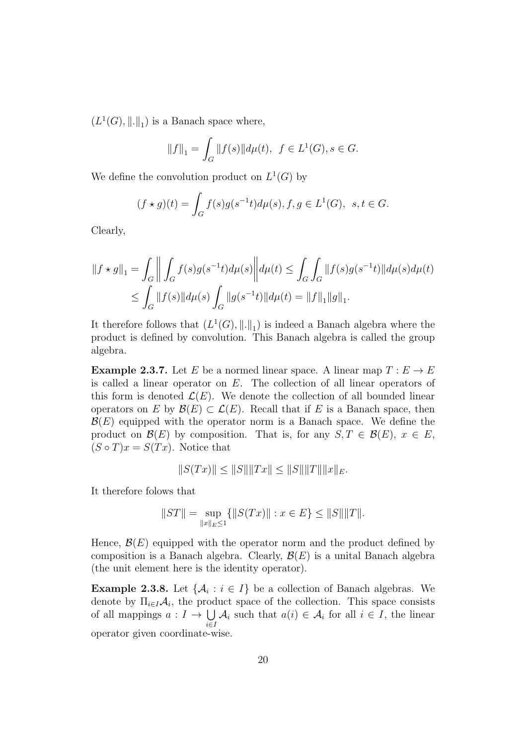$(L^1(G), \|.\|_1)$ is a Banach space where,

$$\|f\|_1 = \int_G \|f(s)\| d\mu(t), \;\; f \in L^1(G), s \in G.$$

We define the convolution product on $L^1(G)$ by

$$(f \star g)(t) = \int_G f(s)g(s^{-1}t)d\mu(s), f, g \in L^1(G), \;\; s, t \in G.$$

Clearly,

$$\|f \star g\|_1 = \int_G \left\| \int_G f(s)g(s^{-1}t)d\mu(s) \right\| d\mu(t) \leq \int_G \int_G \|f(s)g(s^{-1}t)\| d\mu(s) d\mu(t)$$
$$\leq \int_G \|f(s)\| d\mu(s) \int_G \|g(s^{-1}t)\| d\mu(t) = \|f\|_1 \|g\|_1.$$

It therefore follows that $(L^1(G), \|.\|_1)$ is indeed a Banach algebra where the product is defined by convolution. This Banach algebra is called the group algebra.

**Example 2.3.7.** Let $E$ be a normed linear space. A linear map $T : E \to E$ is called a linear operator on $E$. The collection of all linear operators of this form is denoted $\mathcal{L}(E)$. We denote the collection of all bounded linear operators on $E$ by $\mathcal{B}(E) \subset \mathcal{L}(E)$. Recall that if $E$ is a Banach space, then $\mathcal{B}(E)$ equipped with the operator norm is a Banach space. We define the product on $\mathcal{B}(E)$ by composition. That is, for any $S, T \in \mathcal{B}(E)$, $x \in E$, $(S \circ T)x = S(Tx)$. Notice that

$$\|S(Tx)\| \leq \|S\| \|Tx\| \leq \|S\| \|T\| \|x\|_E.$$

It therefore folows that

$$\|ST\| = \sup_{\|x\|_E \leq 1} \{\|S(Tx)\| : x \in E\} \leq \|S\| \|T\|.$$

Hence, $\mathcal{B}(E)$ equipped with the operator norm and the product defined by composition is a Banach algebra. Clearly, $\mathcal{B}(E)$ is a unital Banach algebra (the unit element here is the identity operator).

**Example 2.3.8.** Let $\{\mathcal{A}_i : i \in I\}$ be a collection of Banach algebras. We denote by $\Pi_{i \in I} \mathcal{A}_i$, the product space of the collection. This space consists of all mappings $a : I \to \bigcup_{i \in I} \mathcal{A}_i$ such that $a(i) \in \mathcal{A}_i$ for all $i \in I$, the linear operator given coordinate-wise.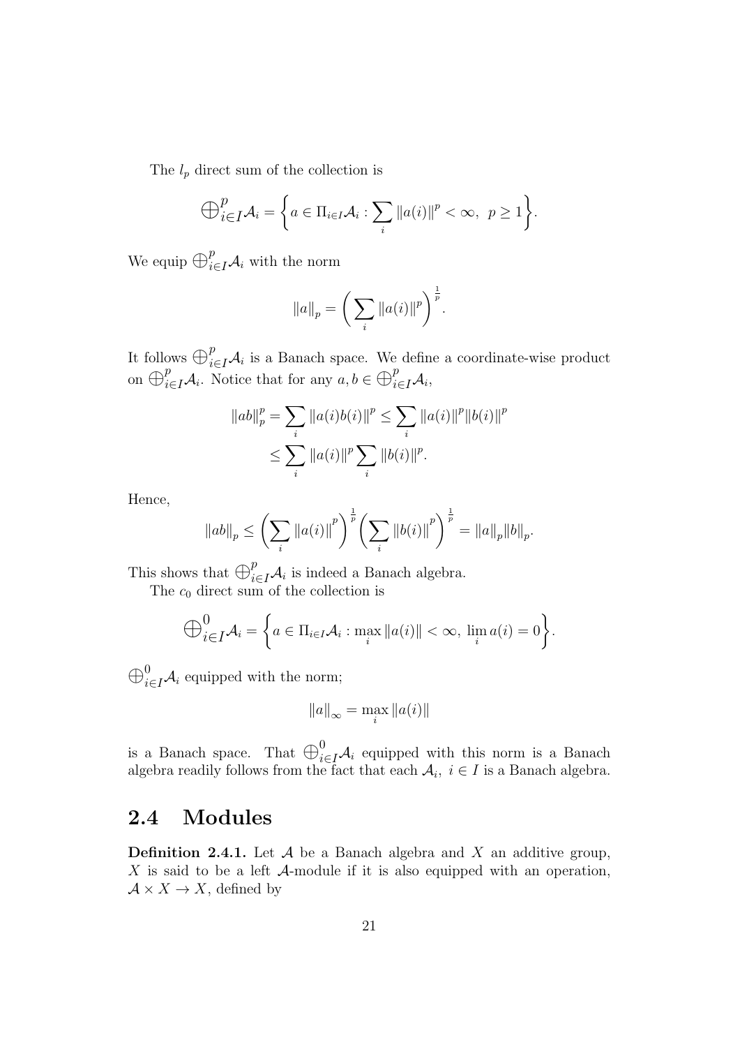The $l_p$ direct sum of the collection is

$$\bigoplus_{i\in I}^{p}\mathcal{A}_i = \left\{ a \in \Pi_{i\in I}\mathcal{A}_i : \sum_i \|a(i)\|^p < \infty,\ p \geq 1 \right\}.$$

We equip $\bigoplus_{i\in I}^{p}\mathcal{A}_i$ with the norm

$$\|a\|_p = \left( \sum_i \|a(i)\|^p \right)^{\frac{1}{p}}.$$

It follows $\bigoplus_{i\in I}^{p}\mathcal{A}_i$ is a Banach space. We define a coordinate-wise product on $\bigoplus_{i\in I}^{p}\mathcal{A}_i$. Notice that for any $a, b \in \bigoplus_{i\in I}^{p}\mathcal{A}_i$,

$$\begin{aligned} \|ab\|_p^p = \sum_i \|a(i)b(i)\|^p &\leq \sum_i \|a(i)\|^p \|b(i)\|^p \\ &\leq \sum_i \|a(i)\|^p \sum_i \|b(i)\|^p. \end{aligned}$$

Hence,

$$\|ab\|_p \leq \left( \sum_i \|a(i)\|^p \right)^{\frac{1}{p}} \left( \sum_i \|b(i)\|^p \right)^{\frac{1}{p}} = \|a\|_p \|b\|_p.$$

This shows that $\bigoplus_{i\in I}^{p}\mathcal{A}_i$ is indeed a Banach algebra.

The $c_0$ direct sum of the collection is

$$\bigoplus_{i\in I}^{0}\mathcal{A}_i = \left\{ a \in \Pi_{i\in I}\mathcal{A}_i : \max_i \|a(i)\| < \infty,\ \lim_i a(i) = 0 \right\}.$$

$\bigoplus_{i\in I}^{0}\mathcal{A}_i$ equipped with the norm;

$$\|a\|_\infty = \max_i \|a(i)\|$$

is a Banach space. That $\bigoplus_{i\in I}^{0}\mathcal{A}_i$ equipped with this norm is a Banach algebra readily follows from the fact that each $\mathcal{A}_i,\ i \in I$ is a Banach algebra.

## 2.4 Modules

**Definition 2.4.1.** Let $\mathcal{A}$ be a Banach algebra and $X$ an additive group, $X$ is said to be a left $\mathcal{A}$-module if it is also equipped with an operation, $\mathcal{A} \times X \to X$, defined by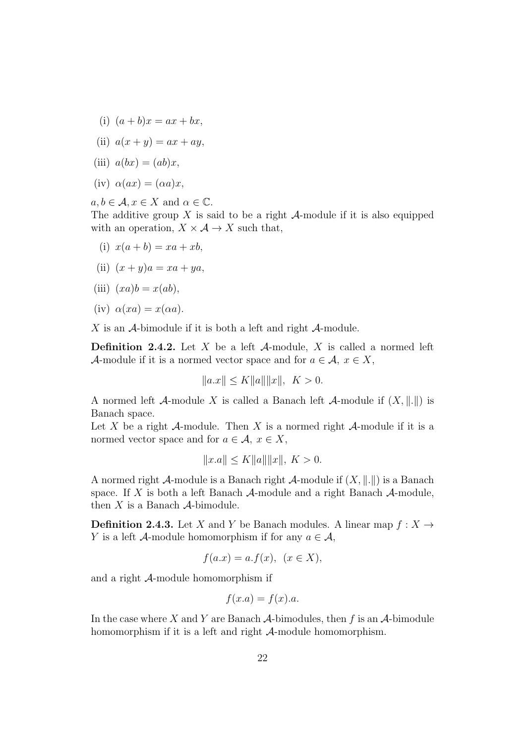(i) $(a + b)x = ax + bx$,

(ii) $a(x + y) = ax + ay$,

(iii) $a(bx) = (ab)x$,

(iv) $\alpha(ax) = (\alpha a)x$,

$a, b \in \mathcal{A}, x \in X$ and $\alpha \in \mathbb{C}$.

The additive group $X$ is said to be a right $\mathcal{A}$-module if it is also equipped with an operation, $X \times \mathcal{A} \to X$ such that,

(i) $x(a + b) = xa + xb$,

(ii) $(x + y)a = xa + ya$,

(iii) $(xa)b = x(ab)$,

(iv) $\alpha(xa) = x(\alpha a)$.

$X$ is an $\mathcal{A}$-bimodule if it is both a left and right $\mathcal{A}$-module.

**Definition 2.4.2.** Let $X$ be a left $\mathcal{A}$-module, $X$ is called a normed left $\mathcal{A}$-module if it is a normed vector space and for $a \in \mathcal{A}, \ x \in X$,

$$\|a.x\| \leq K\|a\|\|x\|, \ \ K > 0.$$

A normed left $\mathcal{A}$-module $X$ is called a Banach left $\mathcal{A}$-module if $(X, \|.\|)$ is Banach space.

Let $X$ be a right $\mathcal{A}$-module. Then $X$ is a normed right $\mathcal{A}$-module if it is a normed vector space and for $a \in \mathcal{A}, \ x \in X$,

$$\|x.a\| \leq K\|a\|\|x\|, \ K > 0.$$

A normed right $\mathcal{A}$-module is a Banach right $\mathcal{A}$-module if $(X, \|.\|)$ is a Banach space. If $X$ is both a left Banach $\mathcal{A}$-module and a right Banach $\mathcal{A}$-module, then $X$ is a Banach $\mathcal{A}$-bimodule.

**Definition 2.4.3.** Let $X$ and $Y$ be Banach modules. A linear map $f : X \to Y$ is a left $\mathcal{A}$-module homomorphism if for any $a \in \mathcal{A}$,

$$f(a.x) = a.f(x), \ \ (x \in X),$$

and a right $\mathcal{A}$-module homomorphism if

$$f(x.a) = f(x).a.$$

In the case where $X$ and $Y$ are Banach $\mathcal{A}$-bimodules, then $f$ is an $\mathcal{A}$-bimodule homomorphism if it is a left and right $\mathcal{A}$-module homomorphism.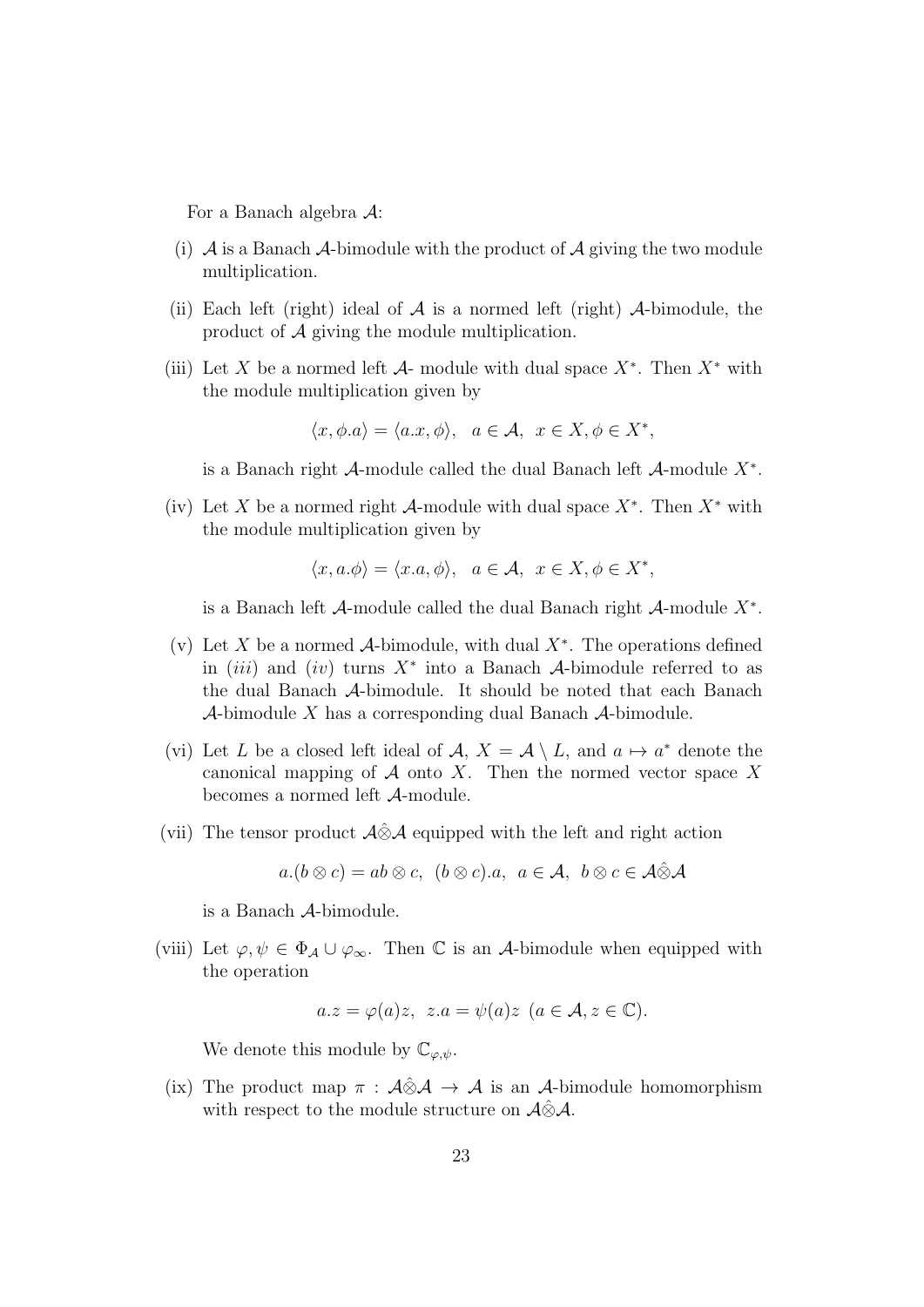For a Banach algebra $\mathcal{A}$:

(i) $\mathcal{A}$ is a Banach $\mathcal{A}$-bimodule with the product of $\mathcal{A}$ giving the two module multiplication.

(ii) Each left (right) ideal of $\mathcal{A}$ is a normed left (right) $\mathcal{A}$-bimodule, the product of $\mathcal{A}$ giving the module multiplication.

(iii) Let $X$ be a normed left $\mathcal{A}$- module with dual space $X^*$. Then $X^*$ with the module multiplication given by

$$\langle x, \phi.a\rangle = \langle a.x, \phi\rangle, \quad a \in \mathcal{A}, \; x \in X, \phi \in X^*,$$

is a Banach right $\mathcal{A}$-module called the dual Banach left $\mathcal{A}$-module $X^*$.

(iv) Let $X$ be a normed right $\mathcal{A}$-module with dual space $X^*$. Then $X^*$ with the module multiplication given by

$$\langle x, a.\phi\rangle = \langle x.a, \phi\rangle, \quad a \in \mathcal{A}, \; x \in X, \phi \in X^*,$$

is a Banach left $\mathcal{A}$-module called the dual Banach right $\mathcal{A}$-module $X^*$.

(v) Let $X$ be a normed $\mathcal{A}$-bimodule, with dual $X^*$. The operations defined in $(iii)$ and $(iv)$ turns $X^*$ into a Banach $\mathcal{A}$-bimodule referred to as the dual Banach $\mathcal{A}$-bimodule. It should be noted that each Banach $\mathcal{A}$-bimodule $X$ has a corresponding dual Banach $\mathcal{A}$-bimodule.

(vi) Let $L$ be a closed left ideal of $\mathcal{A}$, $X = \mathcal{A} \setminus L$, and $a \mapsto a^*$ denote the canonical mapping of $\mathcal{A}$ onto $X$. Then the normed vector space $X$ becomes a normed left $\mathcal{A}$-module.

(vii) The tensor product $\mathcal{A}\hat{\otimes}\mathcal{A}$ equipped with the left and right action

$$a.(b \otimes c) = ab \otimes c, \;\; (b \otimes c).a, \;\; a \in \mathcal{A}, \;\; b \otimes c \in \mathcal{A}\hat{\otimes}\mathcal{A}$$

is a Banach $\mathcal{A}$-bimodule.

(viii) Let $\varphi, \psi \in \Phi_{\mathcal{A}} \cup \varphi_\infty$. Then $\mathbb{C}$ is an $\mathcal{A}$-bimodule when equipped with the operation

$$a.z = \varphi(a)z, \;\; z.a = \psi(a)z \;\; (a \in \mathcal{A}, z \in \mathbb{C}).$$

We denote this module by $\mathbb{C}_{\varphi,\psi}$.

(ix) The product map $\pi : \mathcal{A}\hat{\otimes}\mathcal{A} \to \mathcal{A}$ is an $\mathcal{A}$-bimodule homomorphism with respect to the module structure on $\mathcal{A}\hat{\otimes}\mathcal{A}$.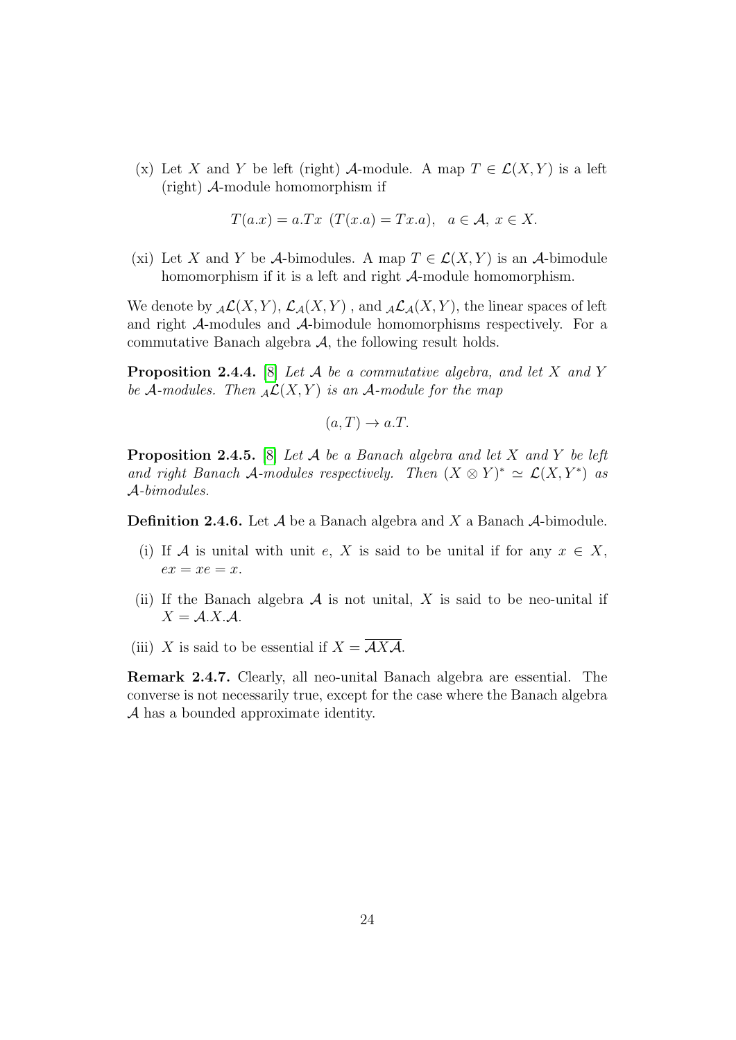(x) Let $X$ and $Y$ be left (right) $\mathcal{A}$-module. A map $T \in \mathcal{L}(X, Y)$ is a left (right) $\mathcal{A}$-module homomorphism if

$$T(a.x) = a.Tx \ \ (T(x.a) = Tx.a), \quad a \in \mathcal{A}, \ x \in X.$$

(xi) Let $X$ and $Y$ be $\mathcal{A}$-bimodules. A map $T \in \mathcal{L}(X, Y)$ is an $\mathcal{A}$-bimodule homomorphism if it is a left and right $\mathcal{A}$-module homomorphism.

We denote by ${}_{\mathcal{A}}\mathcal{L}(X, Y)$, $\mathcal{L}_{\mathcal{A}}(X, Y)$ , and ${}_{\mathcal{A}}\mathcal{L}_{\mathcal{A}}(X, Y)$, the linear spaces of left and right $\mathcal{A}$-modules and $\mathcal{A}$-bimodule homomorphisms respectively. For a commutative Banach algebra $\mathcal{A}$, the following result holds.

**Proposition 2.4.4.** [8] *Let $\mathcal{A}$ be a commutative algebra, and let $X$ and $Y$ be $\mathcal{A}$-modules. Then ${}_{\mathcal{A}}\mathcal{L}(X, Y)$ is an $\mathcal{A}$-module for the map*

$$(a, T) \to a.T.$$

**Proposition 2.4.5.** [8] *Let $\mathcal{A}$ be a Banach algebra and let $X$ and $Y$ be left and right Banach $\mathcal{A}$-modules respectively. Then $(X \otimes Y)^* \simeq \mathcal{L}(X, Y^*)$ as $\mathcal{A}$-bimodules.*

**Definition 2.4.6.** Let $\mathcal{A}$ be a Banach algebra and $X$ a Banach $\mathcal{A}$-bimodule.

(i) If $\mathcal{A}$ is unital with unit $e$, $X$ is said to be unital if for any $x \in X$, $ex = xe = x$.

(ii) If the Banach algebra $\mathcal{A}$ is not unital, $X$ is said to be neo-unital if $X = \mathcal{A}.X.\mathcal{A}$.

(iii) $X$ is said to be essential if $X = \overline{\mathcal{A}X\mathcal{A}}$.

**Remark 2.4.7.** Clearly, all neo-unital Banach algebra are essential. The converse is not necessarily true, except for the case where the Banach algebra $\mathcal{A}$ has a bounded approximate identity.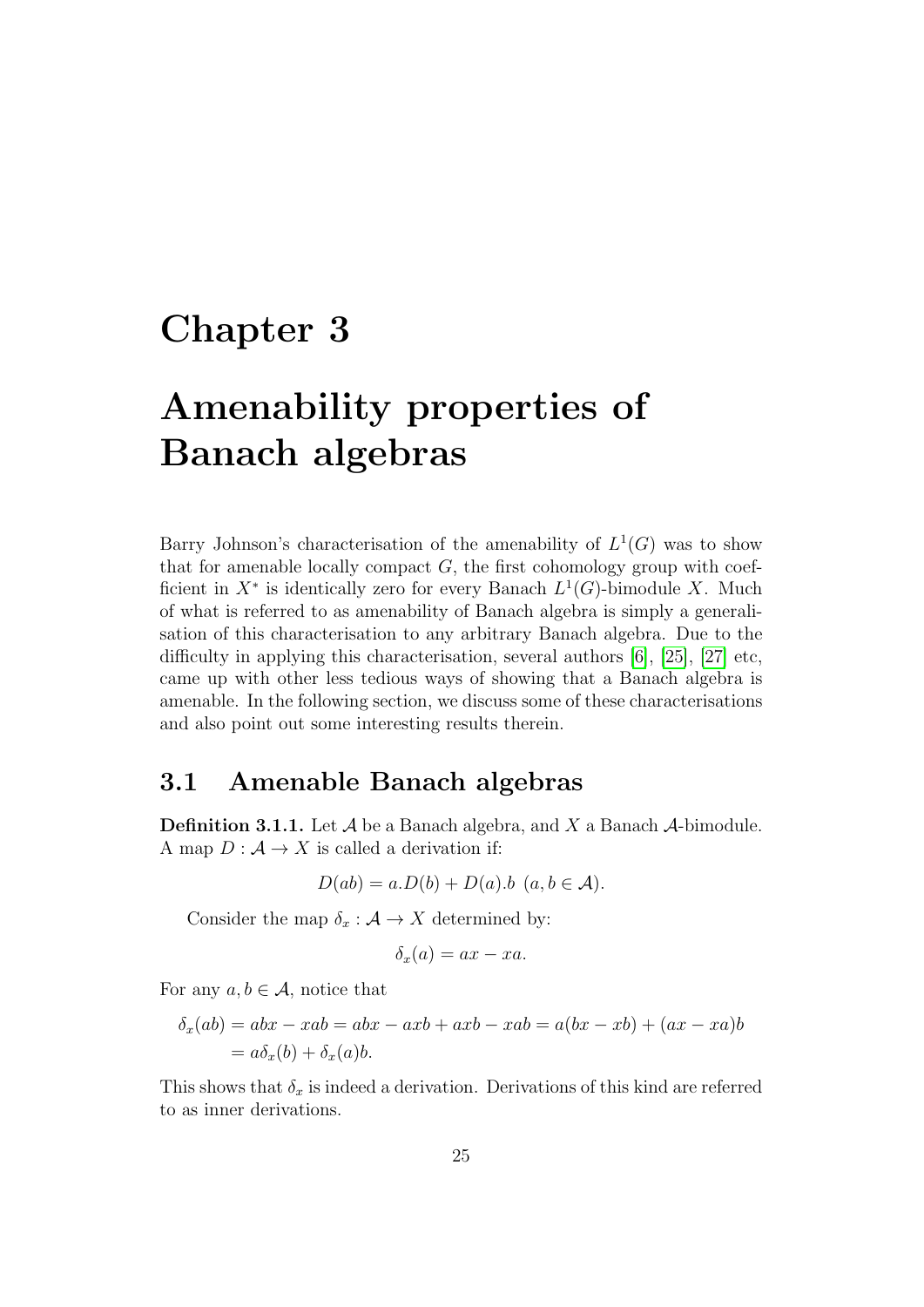# Chapter 3

# Amenability properties of Banach algebras

Barry Johnson's characterisation of the amenability of $L^1(G)$ was to show that for amenable locally compact $G$, the first cohomology group with coefficient in $X^*$ is identically zero for every Banach $L^1(G)$-bimodule $X$. Much of what is referred to as amenability of Banach algebra is simply a generalisation of this characterisation to any arbitrary Banach algebra. Due to the difficulty in applying this characterisation, several authors [6], [25], [27] etc, came up with other less tedious ways of showing that a Banach algebra is amenable. In the following section, we discuss some of these characterisations and also point out some interesting results therein.

## 3.1 Amenable Banach algebras

**Definition 3.1.1.** Let $\mathcal{A}$ be a Banach algebra, and $X$ a Banach $\mathcal{A}$-bimodule. A map $D : \mathcal{A} \to X$ is called a derivation if:

$$D(ab) = a.D(b) + D(a).b \ \ (a, b \in \mathcal{A}).$$

Consider the map $\delta_x : \mathcal{A} \to X$ determined by:

$$\delta_x(a) = ax - xa.$$

For any $a, b \in \mathcal{A}$, notice that

$$\begin{aligned}\delta_x(ab) &= abx - xab = abx - axb + axb - xab = a(bx - xb) + (ax - xa)b \\ &= a\delta_x(b) + \delta_x(a)b.\end{aligned}$$

This shows that $\delta_x$ is indeed a derivation. Derivations of this kind are referred to as inner derivations.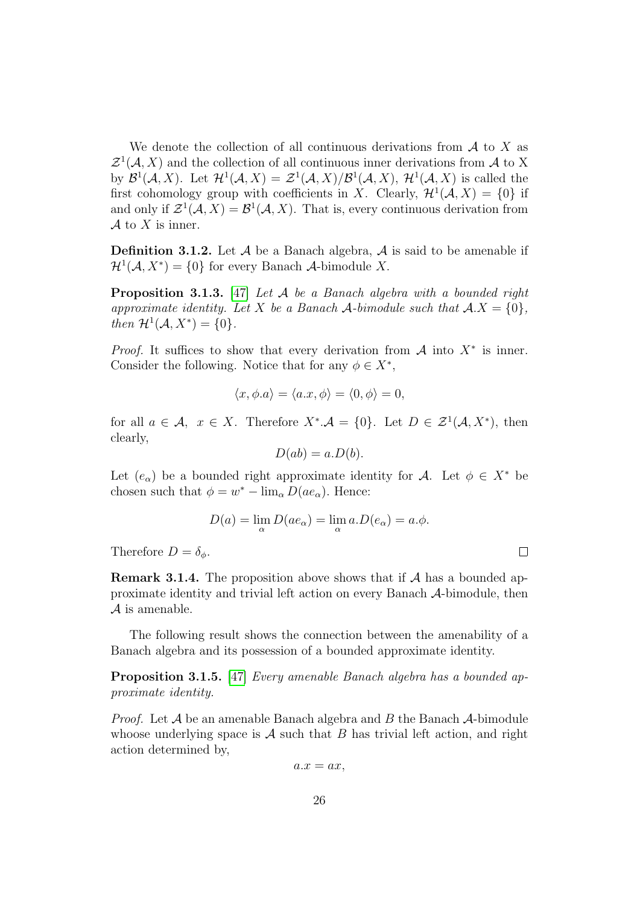We denote the collection of all continuous derivations from $\mathcal{A}$ to $X$ as $\mathcal{Z}^1(\mathcal{A}, X)$ and the collection of all continuous inner derivations from $\mathcal{A}$ to X by $\mathcal{B}^1(\mathcal{A}, X)$. Let $\mathcal{H}^1(\mathcal{A}, X) = \mathcal{Z}^1(\mathcal{A}, X)/\mathcal{B}^1(\mathcal{A}, X)$, $\mathcal{H}^1(\mathcal{A}, X)$ is called the first cohomology group with coefficients in $X$. Clearly, $\mathcal{H}^1(\mathcal{A}, X) = \{0\}$ if and only if $\mathcal{Z}^1(\mathcal{A}, X) = \mathcal{B}^1(\mathcal{A}, X)$. That is, every continuous derivation from $\mathcal{A}$ to $X$ is inner.

**Definition 3.1.2.** Let $\mathcal{A}$ be a Banach algebra, $\mathcal{A}$ is said to be amenable if $\mathcal{H}^1(\mathcal{A}, X^*) = \{0\}$ for every Banach $\mathcal{A}$-bimodule $X$.

**Proposition 3.1.3.** [47] *Let $\mathcal{A}$ be a Banach algebra with a bounded right approximate identity. Let $X$ be a Banach $\mathcal{A}$-bimodule such that $\mathcal{A}.X = \{0\}$, then $\mathcal{H}^1(\mathcal{A}, X^*) = \{0\}$.*

*Proof.* It suffices to show that every derivation from $\mathcal{A}$ into $X^*$ is inner. Consider the following. Notice that for any $\phi \in X^*$,

$$\langle x, \phi.a \rangle = \langle a.x, \phi \rangle = \langle 0, \phi \rangle = 0,$$

for all $a \in \mathcal{A},\ x \in X$. Therefore $X^*.\mathcal{A} = \{0\}$. Let $D \in \mathcal{Z}^1(\mathcal{A}, X^*)$, then clearly,

$$D(ab) = a.D(b).$$

Let $(e_\alpha)$ be a bounded right approximate identity for $\mathcal{A}$. Let $\phi \in X^*$ be chosen such that $\phi = w^* - \lim_\alpha D(ae_\alpha)$. Hence:

$$D(a) = \lim_\alpha D(ae_\alpha) = \lim_\alpha a.D(e_\alpha) = a.\phi.$$

Therefore $D = \delta_\phi$. □

**Remark 3.1.4.** The proposition above shows that if $\mathcal{A}$ has a bounded approximate identity and trivial left action on every Banach $\mathcal{A}$-bimodule, then $\mathcal{A}$ is amenable.

The following result shows the connection between the amenability of a Banach algebra and its possession of a bounded approximate identity.

**Proposition 3.1.5.** [47] *Every amenable Banach algebra has a bounded approximate identity.*

*Proof.* Let $\mathcal{A}$ be an amenable Banach algebra and $B$ the Banach $\mathcal{A}$-bimodule whoose underlying space is $\mathcal{A}$ such that $B$ has trivial left action, and right action determined by,

$$a.x = ax,$$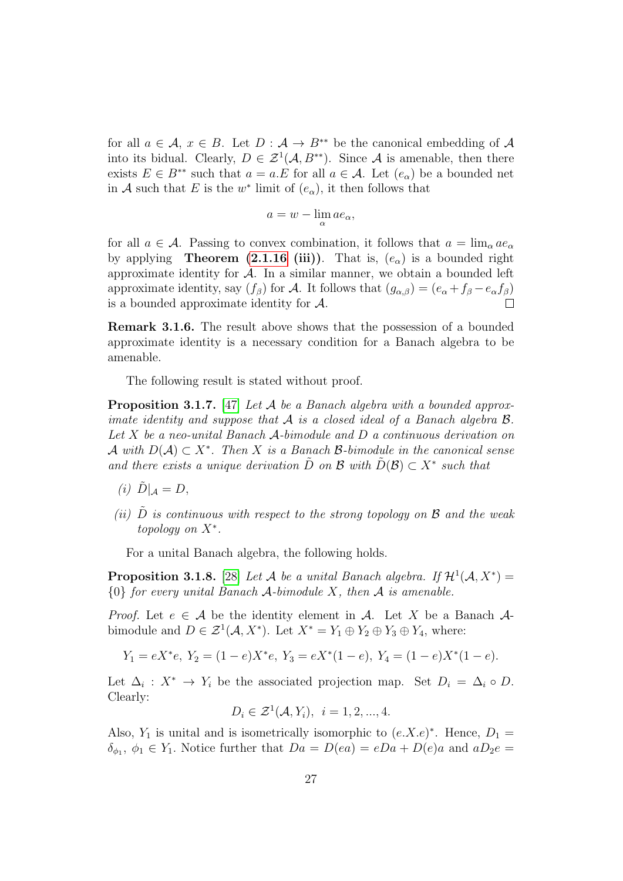for all $a \in \mathcal{A}$, $x \in B$. Let $D : \mathcal{A} \to B^{**}$ be the canonical embedding of $\mathcal{A}$ into its bidual. Clearly, $D \in \mathcal{Z}^1(\mathcal{A}, B^{**})$. Since $\mathcal{A}$ is amenable, then there exists $E \in B^{**}$ such that $a = a.E$ for all $a \in \mathcal{A}$. Let $(e_\alpha)$ be a bounded net in $\mathcal{A}$ such that $E$ is the $w^*$ limit of $(e_\alpha)$, it then follows that

$$a = w - \lim_\alpha ae_\alpha,$$

for all $a \in \mathcal{A}$. Passing to convex combination, it follows that $a = \lim_\alpha ae_\alpha$ by applying **Theorem (2.1.16 (iii))**. That is, $(e_\alpha)$ is a bounded right approximate identity for $\mathcal{A}$. In a similar manner, we obtain a bounded left approximate identity, say $(f_\beta)$ for $\mathcal{A}$. It follows that $(g_{\alpha,\beta}) = (e_\alpha + f_\beta - e_\alpha f_\beta)$ is a bounded approximate identity for $\mathcal{A}$. $\square$

**Remark 3.1.6.** The result above shows that the possession of a bounded approximate identity is a necessary condition for a Banach algebra to be amenable.

The following result is stated without proof.

**Proposition 3.1.7.** [47] *Let $\mathcal{A}$ be a Banach algebra with a bounded approximate identity and suppose that $\mathcal{A}$ is a closed ideal of a Banach algebra $\mathcal{B}$. Let $X$ be a neo-unital Banach $\mathcal{A}$-bimodule and $D$ a continuous derivation on $\mathcal{A}$ with $D(\mathcal{A}) \subset X^*$. Then $X$ is a Banach $\mathcal{B}$-bimodule in the canonical sense and there exists a unique derivation $\tilde{D}$ on $\mathcal{B}$ with $\tilde{D}(\mathcal{B}) \subset X^*$ such that*

*(i)* $\tilde{D}|_{\mathcal{A}} = D$,

*(ii)* *$\tilde{D}$ is continuous with respect to the strong topology on $\mathcal{B}$ and the weak topology on $X^*$.*

For a unital Banach algebra, the following holds.

**Proposition 3.1.8.** [28] *Let $\mathcal{A}$ be a unital Banach algebra. If $\mathcal{H}^1(\mathcal{A}, X^*) = \{0\}$ for every unital Banach $\mathcal{A}$-bimodule $X$, then $\mathcal{A}$ is amenable.*

*Proof.* Let $e \in \mathcal{A}$ be the identity element in $\mathcal{A}$. Let $X$ be a Banach $\mathcal{A}$-bimodule and $D \in \mathcal{Z}^1(\mathcal{A}, X^*)$. Let $X^* = Y_1 \oplus Y_2 \oplus Y_3 \oplus Y_4$, where:

$$Y_1 = eX^*e,\ Y_2 = (1-e)X^*e,\ Y_3 = eX^*(1-e),\ Y_4 = (1-e)X^*(1-e).$$

Let $\Delta_i : X^* \to Y_i$ be the associated projection map. Set $D_i = \Delta_i \circ D$. Clearly:

$$D_i \in \mathcal{Z}^1(\mathcal{A}, Y_i),\ \ i = 1, 2, ..., 4.$$

Also, $Y_1$ is unital and is isometrically isomorphic to $(e.X.e)^*$. Hence, $D_1 = \delta_{\phi_1}$, $\phi_1 \in Y_1$. Notice further that $Da = D(ea) = eDa + D(e)a$ and $aD_2e =$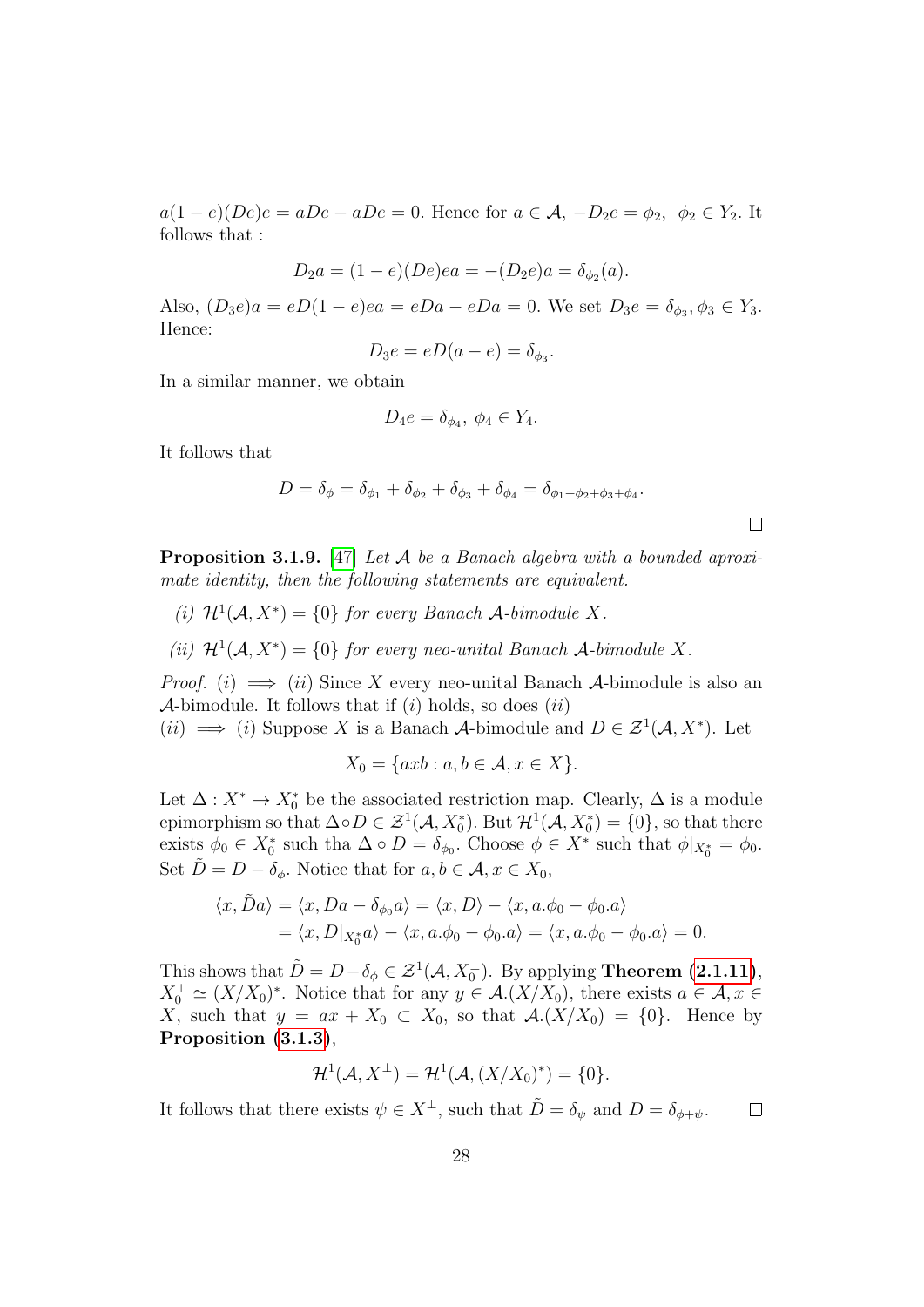$a(1-e)(De)e = aDe - aDe = 0$. Hence for $a \in \mathcal{A}$, $-D_2 e = \phi_2$, $\phi_2 \in Y_2$. It follows that :

$$D_2 a = (1-e)(De)ea = -(D_2 e)a = \delta_{\phi_2}(a).$$

Also, $(D_3 e)a = eD(1-e)ea = eDa - eDa = 0$. We set $D_3 e = \delta_{\phi_3}, \phi_3 \in Y_3$. Hence:

$$D_3 e = eD(a-e) = \delta_{\phi_3}.$$

In a similar manner, we obtain

$$D_4 e = \delta_{\phi_4},\ \phi_4 \in Y_4.$$

It follows that

$$D = \delta_\phi = \delta_{\phi_1} + \delta_{\phi_2} + \delta_{\phi_3} + \delta_{\phi_4} = \delta_{\phi_1+\phi_2+\phi_3+\phi_4}.$$

□

**Proposition 3.1.9.** [47] *Let $\mathcal{A}$ be a Banach algebra with a bounded aproximate identity, then the following statements are equivalent.*

*(i) $\mathcal{H}^1(\mathcal{A}, X^*) = \{0\}$ for every Banach $\mathcal{A}$-bimodule $X$.*

*(ii) $\mathcal{H}^1(\mathcal{A}, X^*) = \{0\}$ for every neo-unital Banach $\mathcal{A}$-bimodule $X$.*

*Proof.* $(i) \implies (ii)$ Since $X$ every neo-unital Banach $\mathcal{A}$-bimodule is also an $\mathcal{A}$-bimodule. It follows that if $(i)$ holds, so does $(ii)$

$(ii) \implies (i)$ Suppose $X$ is a Banach $\mathcal{A}$-bimodule and $D \in \mathcal{Z}^1(\mathcal{A}, X^*)$. Let

$$X_0 = \{axb : a, b \in \mathcal{A}, x \in X\}.$$

Let $\Delta : X^* \to X_0^*$ be the associated restriction map. Clearly, $\Delta$ is a module epimorphism so that $\Delta \circ D \in \mathcal{Z}^1(\mathcal{A}, X_0^*)$. But $\mathcal{H}^1(\mathcal{A}, X_0^*) = \{0\}$, so that there exists $\phi_0 \in X_0^*$ such tha $\Delta \circ D = \delta_{\phi_0}$. Choose $\phi \in X^*$ such that $\phi|_{X_0^*} = \phi_0$. Set $\tilde{D} = D - \delta_\phi$. Notice that for $a, b \in \mathcal{A}, x \in X_0$,

$$\begin{aligned}
\langle x, \tilde{D}a \rangle &= \langle x, Da - \delta_{\phi_0} a \rangle = \langle x, D \rangle - \langle x, a.\phi_0 - \phi_0.a \rangle \\
&= \langle x, D|_{X_0^*} a \rangle - \langle x, a.\phi_0 - \phi_0.a \rangle = \langle x, a.\phi_0 - \phi_0.a \rangle = 0.
\end{aligned}$$

This shows that $\tilde{D} = D - \delta_\phi \in \mathcal{Z}^1(\mathcal{A}, X_0^\perp)$. By applying **Theorem (2.1.11)**, $X_0^\perp \simeq (X/X_0)^*$. Notice that for any $y \in \mathcal{A}.(X/X_0)$, there exists $a \in \mathcal{A}, x \in X$, such that $y = ax + X_0 \subset X_0$, so that $\mathcal{A}.(X/X_0) = \{0\}$. Hence by **Proposition (3.1.3)**,

$$\mathcal{H}^1(\mathcal{A}, X^\perp) = \mathcal{H}^1(\mathcal{A}, (X/X_0)^*) = \{0\}.$$

It follows that there exists $\psi \in X^\perp$, such that $\tilde{D} = \delta_\psi$ and $D = \delta_{\phi+\psi}$. □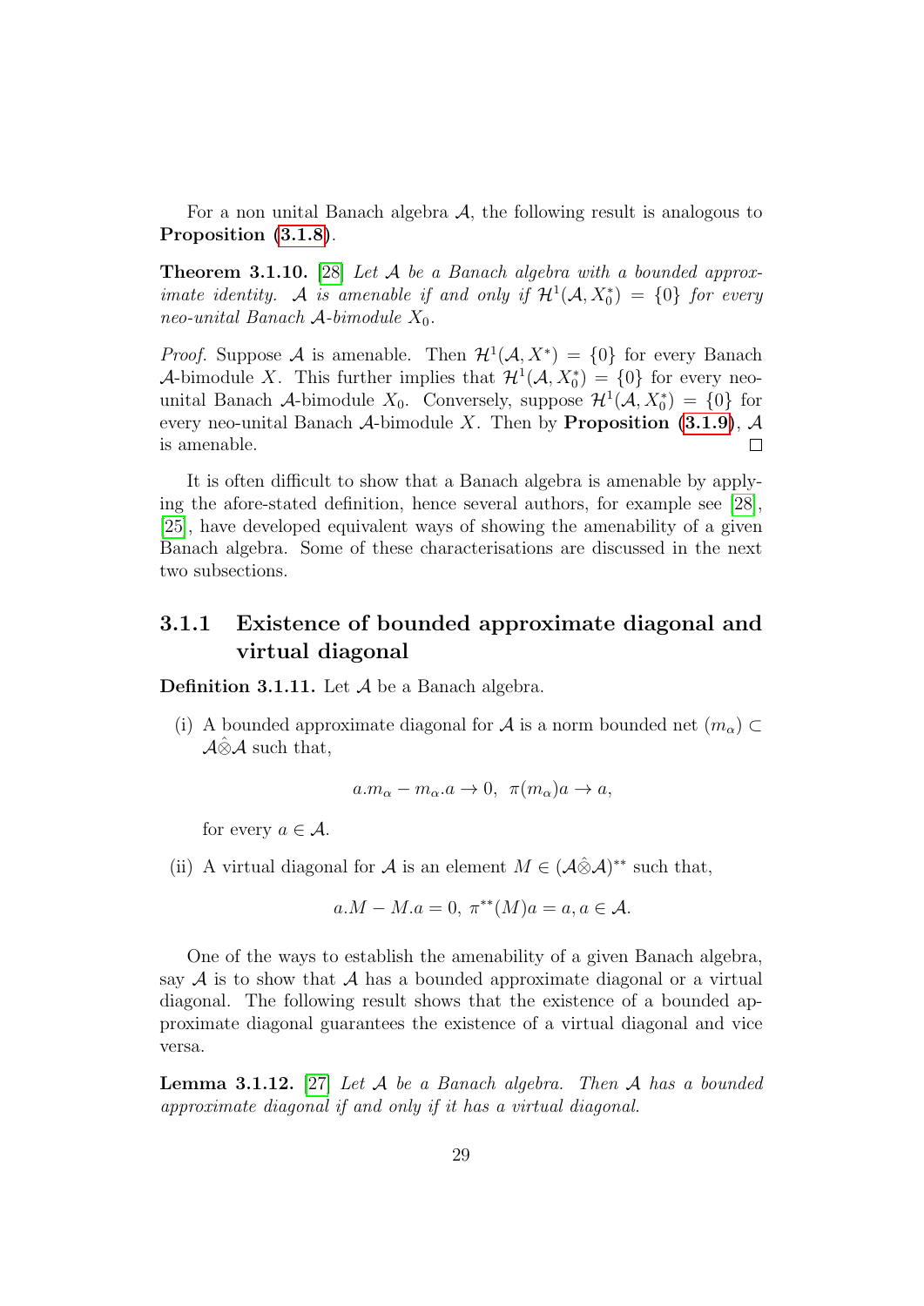For a non unital Banach algebra $\mathcal{A}$, the following result is analogous to **Proposition (3.1.8)**.

**Theorem 3.1.10.** [28] *Let $\mathcal{A}$ be a Banach algebra with a bounded approximate identity. $\mathcal{A}$ is amenable if and only if $\mathcal{H}^1(\mathcal{A}, X_0^*) = \{0\}$ for every neo-unital Banach $\mathcal{A}$-bimodule $X_0$.*

*Proof.* Suppose $\mathcal{A}$ is amenable. Then $\mathcal{H}^1(\mathcal{A}, X^*) = \{0\}$ for every Banach $\mathcal{A}$-bimodule $X$. This further implies that $\mathcal{H}^1(\mathcal{A}, X_0^*) = \{0\}$ for every neo-unital Banach $\mathcal{A}$-bimodule $X_0$. Conversely, suppose $\mathcal{H}^1(\mathcal{A}, X_0^*) = \{0\}$ for every neo-unital Banach $\mathcal{A}$-bimodule $X$. Then by **Proposition (3.1.9)**, $\mathcal{A}$ is amenable. □

It is often difficult to show that a Banach algebra is amenable by applying the afore-stated definition, hence several authors, for example see [28], [25], have developed equivalent ways of showing the amenability of a given Banach algebra. Some of these characterisations are discussed in the next two subsections.

### 3.1.1 Existence of bounded approximate diagonal and virtual diagonal

**Definition 3.1.11.** Let $\mathcal{A}$ be a Banach algebra.

(i) A bounded approximate diagonal for $\mathcal{A}$ is a norm bounded net $(m_\alpha) \subset \mathcal{A}\hat{\otimes}\mathcal{A}$ such that,

$$a.m_\alpha - m_\alpha.a \to 0, \;\; \pi(m_\alpha)a \to a,$$

for every $a \in \mathcal{A}$.

(ii) A virtual diagonal for $\mathcal{A}$ is an element $M \in (\mathcal{A}\hat{\otimes}\mathcal{A})^{**}$ such that,

$$a.M - M.a = 0, \; \pi^{**}(M)a = a, a \in \mathcal{A}.$$

One of the ways to establish the amenability of a given Banach algebra, say $\mathcal{A}$ is to show that $\mathcal{A}$ has a bounded approximate diagonal or a virtual diagonal. The following result shows that the existence of a bounded approximate diagonal guarantees the existence of a virtual diagonal and vice versa.

**Lemma 3.1.12.** [27] *Let $\mathcal{A}$ be a Banach algebra. Then $\mathcal{A}$ has a bounded approximate diagonal if and only if it has a virtual diagonal.*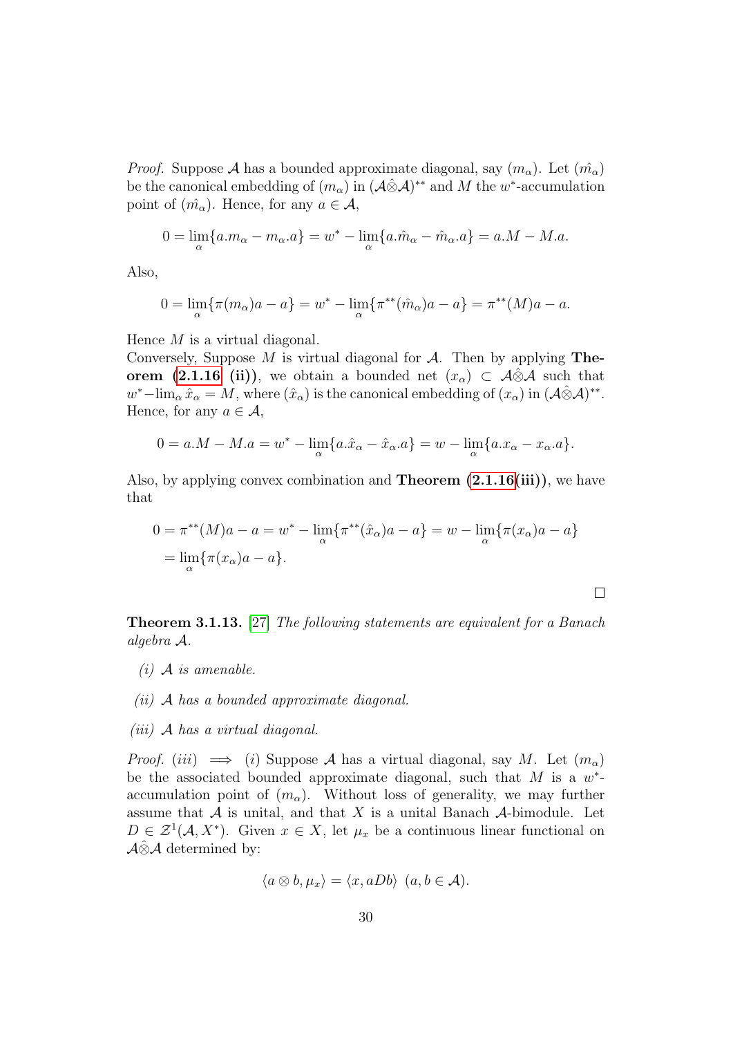*Proof.* Suppose $\mathcal{A}$ has a bounded approximate diagonal, say $(m_\alpha)$. Let $(\hat{m_\alpha})$ be the canonical embedding of $(m_\alpha)$ in $(\mathcal{A}\hat{\otimes}\mathcal{A})^{**}$ and $M$ the $w^*$-accumulation point of $(\hat{m_\alpha})$. Hence, for any $a \in \mathcal{A}$,

$$0 = \lim_\alpha \{a.m_\alpha - m_\alpha.a\} = w^* - \lim_\alpha \{a.\hat{m}_\alpha - \hat{m}_\alpha.a\} = a.M - M.a.$$

Also,

$$0 = \lim_\alpha \{\pi(m_\alpha)a - a\} = w^* - \lim_\alpha \{\pi^{**}(\hat{m}_\alpha)a - a\} = \pi^{**}(M)a - a.$$

Hence $M$ is a virtual diagonal.
Conversely, Suppose $M$ is virtual diagonal for $\mathcal{A}$. Then by applying **Theorem (2.1.16 (ii))**, we obtain a bounded net $(x_\alpha) \subset \mathcal{A}\hat{\otimes}\mathcal{A}$ such that $w^* - \lim_\alpha \hat{x}_\alpha = M$, where $(\hat{x}_\alpha)$ is the canonical embedding of $(x_\alpha)$ in $(\mathcal{A}\hat{\otimes}\mathcal{A})^{**}$. Hence, for any $a \in \mathcal{A}$,

$$0 = a.M - M.a = w^* - \lim_\alpha \{a.\hat{x}_\alpha - \hat{x}_\alpha.a\} = w - \lim_\alpha \{a.x_\alpha - x_\alpha.a\}.$$

Also, by applying convex combination and **Theorem (2.1.16(iii))**, we have that

$$\begin{aligned} 0 = \pi^{**}(M)a - a &= w^* - \lim_\alpha \{\pi^{**}(\hat{x}_\alpha)a - a\} = w - \lim_\alpha \{\pi(x_\alpha)a - a\} \\ &= \lim_\alpha \{\pi(x_\alpha)a - a\}. \end{aligned}$$

□

**Theorem 3.1.13.** [27] *The following statements are equivalent for a Banach algebra $\mathcal{A}$.*

*(i) $\mathcal{A}$ is amenable.*

*(ii) $\mathcal{A}$ has a bounded approximate diagonal.*

*(iii) $\mathcal{A}$ has a virtual diagonal.*

*Proof.* $(iii) \implies (i)$ Suppose $\mathcal{A}$ has a virtual diagonal, say $M$. Let $(m_\alpha)$ be the associated bounded approximate diagonal, such that $M$ is a $w^*$-accumulation point of $(m_\alpha)$. Without loss of generality, we may further assume that $\mathcal{A}$ is unital, and that $X$ is a unital Banach $\mathcal{A}$-bimodule. Let $D \in \mathcal{Z}^1(\mathcal{A}, X^*)$. Given $x \in X$, let $\mu_x$ be a continuous linear functional on $\mathcal{A}\hat{\otimes}\mathcal{A}$ determined by:

$$\langle a \otimes b, \mu_x \rangle = \langle x, aDb \rangle \ \ (a, b \in \mathcal{A}).$$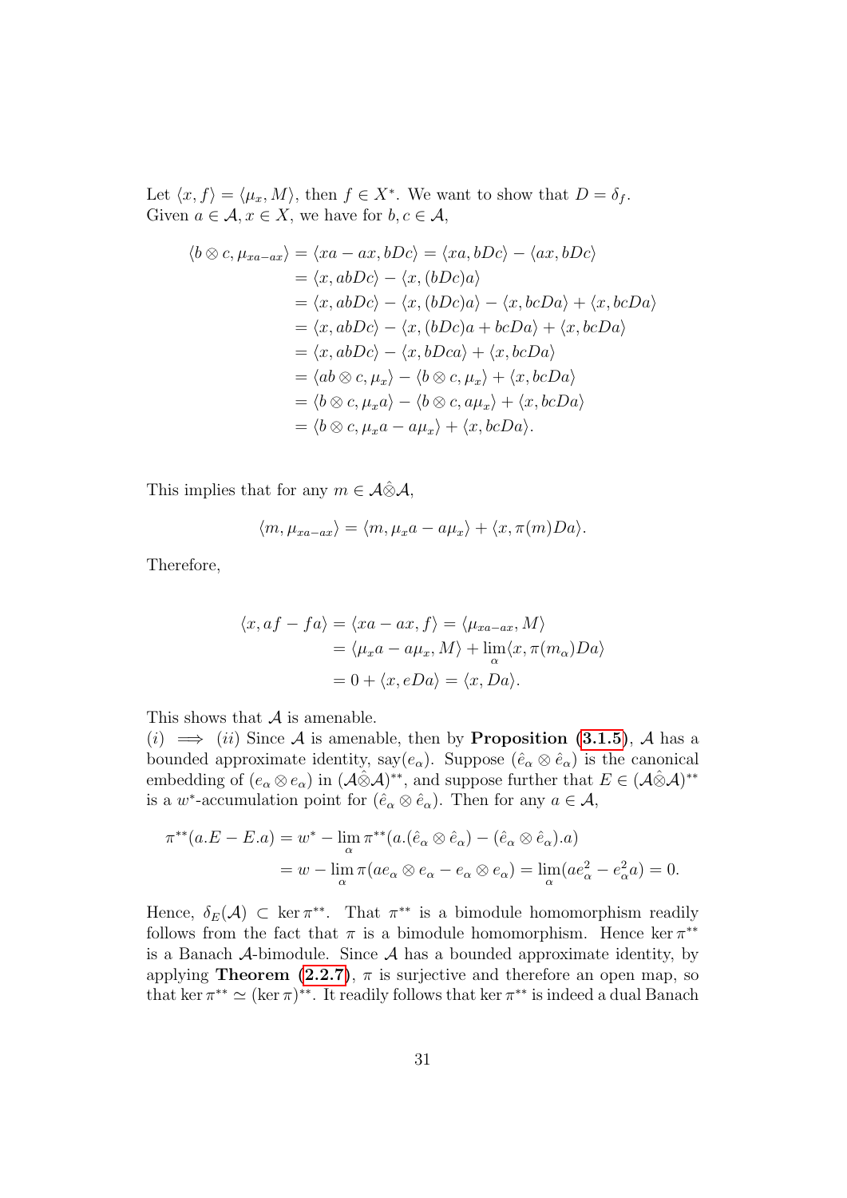Let $\langle x, f\rangle = \langle \mu_x, M\rangle$, then $f \in X^*$. We want to show that $D = \delta_f$. Given $a \in \mathcal{A}, x \in X$, we have for $b, c \in \mathcal{A}$,

$$
\begin{aligned}
\langle b \otimes c, \mu_{xa-ax}\rangle &= \langle xa - ax, bDc\rangle = \langle xa, bDc\rangle - \langle ax, bDc\rangle \\
&= \langle x, abDc\rangle - \langle x, (bDc)a\rangle \\
&= \langle x, abDc\rangle - \langle x, (bDc)a\rangle - \langle x, bcDa\rangle + \langle x, bcDa\rangle \\
&= \langle x, abDc\rangle - \langle x, (bDc)a + bcDa\rangle + \langle x, bcDa\rangle \\
&= \langle x, abDc\rangle - \langle x, bDca\rangle + \langle x, bcDa\rangle \\
&= \langle ab \otimes c, \mu_x\rangle - \langle b \otimes c, \mu_x\rangle + \langle x, bcDa\rangle \\
&= \langle b \otimes c, \mu_x a\rangle - \langle b \otimes c, a\mu_x\rangle + \langle x, bcDa\rangle \\
&= \langle b \otimes c, \mu_x a - a\mu_x\rangle + \langle x, bcDa\rangle.
\end{aligned}
$$

This implies that for any $m \in \mathcal{A}\hat{\otimes}\mathcal{A}$,

$$
\langle m, \mu_{xa-ax}\rangle = \langle m, \mu_x a - a\mu_x\rangle + \langle x, \pi(m)Da\rangle.
$$

Therefore,

$$
\begin{aligned}
\langle x, af - fa\rangle &= \langle xa - ax, f\rangle = \langle \mu_{xa-ax}, M\rangle \\
&= \langle \mu_x a - a\mu_x, M\rangle + \lim_{\alpha}\langle x, \pi(m_\alpha)Da\rangle \\
&= 0 + \langle x, eDa\rangle = \langle x, Da\rangle.
\end{aligned}
$$

This shows that $\mathcal{A}$ is amenable.

$(i) \implies (ii)$ Since $\mathcal{A}$ is amenable, then by **Proposition (3.1.5)**, $\mathcal{A}$ has a bounded approximate identity, say$(e_\alpha)$. Suppose $(\hat{e}_\alpha \otimes \hat{e}_\alpha)$ is the canonical embedding of $(e_\alpha \otimes e_\alpha)$ in $(\mathcal{A}\hat{\otimes}\mathcal{A})^{**}$, and suppose further that $E \in (\mathcal{A}\hat{\otimes}\mathcal{A})^{**}$ is a $w^*$-accumulation point for $(\hat{e}_\alpha \otimes \hat{e}_\alpha)$. Then for any $a \in \mathcal{A}$,

$$
\begin{aligned}
\pi^{**}(a.E - E.a) &= w^* - \lim_{\alpha} \pi^{**}(a.(\hat{e}_\alpha \otimes \hat{e}_\alpha) - (\hat{e}_\alpha \otimes \hat{e}_\alpha).a) \\
&= w - \lim_{\alpha} \pi(ae_\alpha \otimes e_\alpha - e_\alpha \otimes e_\alpha) = \lim_{\alpha}(ae_\alpha^2 - e_\alpha^2 a) = 0.
\end{aligned}
$$

Hence, $\delta_E(\mathcal{A}) \subset \ker \pi^{**}$. That $\pi^{**}$ is a bimodule homomorphism readily follows from the fact that $\pi$ is a bimodule homomorphism. Hence $\ker \pi^{**}$ is a Banach $\mathcal{A}$-bimodule. Since $\mathcal{A}$ has a bounded approximate identity, by applying **Theorem (2.2.7)**, $\pi$ is surjective and therefore an open map, so that $\ker \pi^{**} \simeq (\ker \pi)^{**}$. It readily follows that $\ker \pi^{**}$ is indeed a dual Banach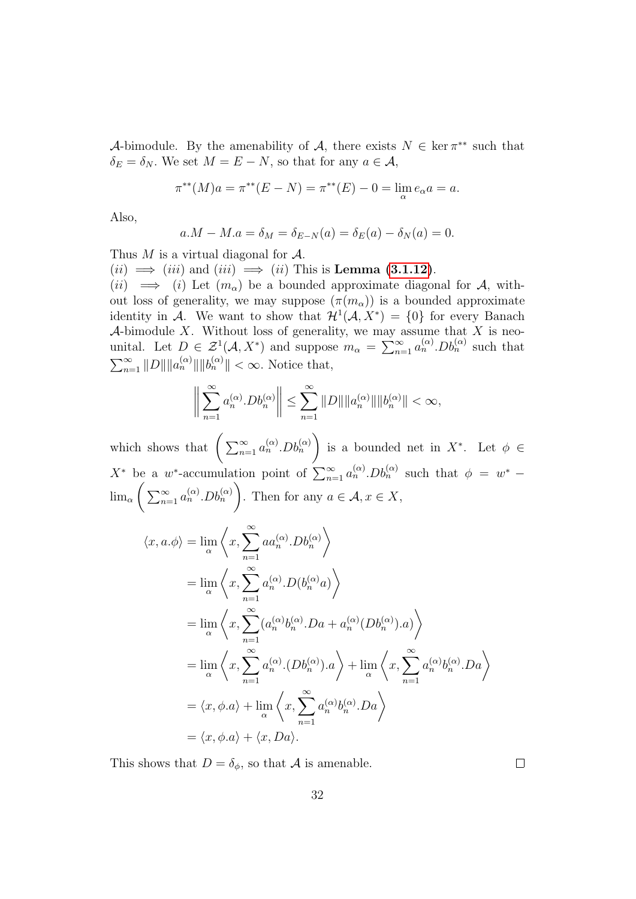$\mathcal{A}$-bimodule. By the amenability of $\mathcal{A}$, there exists $N \in \ker \pi^{**}$ such that $\delta_E = \delta_N$. We set $M = E - N$, so that for any $a \in \mathcal{A}$,

$$\pi^{**}(M)a = \pi^{**}(E - N) = \pi^{**}(E) - 0 = \lim_{\alpha} e_\alpha a = a.$$

Also,

$$a.M - M.a = \delta_M = \delta_{E-N}(a) = \delta_E(a) - \delta_N(a) = 0.$$

Thus $M$ is a virtual diagonal for $\mathcal{A}$.

$(ii) \implies (iii)$ and $(iii) \implies (ii)$ This is **Lemma (3.1.12)**.

$(ii) \implies (i)$ Let $(m_\alpha)$ be a bounded approximate diagonal for $\mathcal{A}$, without loss of generality, we may suppose $(\pi(m_\alpha))$ is a bounded approximate identity in $\mathcal{A}$. We want to show that $\mathcal{H}^1(\mathcal{A}, X^*) = \{0\}$ for every Banach $\mathcal{A}$-bimodule $X$. Without loss of generality, we may assume that $X$ is neo-unital. Let $D \in \mathcal{Z}^1(\mathcal{A}, X^*)$ and suppose $m_\alpha = \sum_{n=1}^{\infty} a_n^{(\alpha)}.Db_n^{(\alpha)}$ such that $\sum_{n=1}^{\infty} \|D\|\|a_n^{(\alpha)}\|\|b_n^{(\alpha)}\| < \infty$. Notice that,

$$\left\| \sum_{n=1}^{\infty} a_n^{(\alpha)}.Db_n^{(\alpha)} \right\| \leq \sum_{n=1}^{\infty} \|D\|\|a_n^{(\alpha)}\|\|b_n^{(\alpha)}\| < \infty,$$

which shows that $\left( \sum_{n=1}^{\infty} a_n^{(\alpha)}.Db_n^{(\alpha)} \right)$ is a bounded net in $X^*$. Let $\phi \in X^*$ be a $w^*$-accumulation point of $\sum_{n=1}^{\infty} a_n^{(\alpha)}.Db_n^{(\alpha)}$ such that $\phi = w^* - \lim_\alpha \left( \sum_{n=1}^{\infty} a_n^{(\alpha)}.Db_n^{(\alpha)} \right)$. Then for any $a \in \mathcal{A}, x \in X$,

$$\begin{aligned}
\langle x, a.\phi \rangle &= \lim_\alpha \left\langle x, \sum_{n=1}^{\infty} a a_n^{(\alpha)}.Db_n^{(\alpha)} \right\rangle \\
&= \lim_\alpha \left\langle x, \sum_{n=1}^{\infty} a_n^{(\alpha)}.D(b_n^{(\alpha)} a) \right\rangle \\
&= \lim_\alpha \left\langle x, \sum_{n=1}^{\infty} (a_n^{(\alpha)} b_n^{(\alpha)}.Da + a_n^{(\alpha)}(Db_n^{(\alpha)}).a) \right\rangle \\
&= \lim_\alpha \left\langle x, \sum_{n=1}^{\infty} a_n^{(\alpha)}.(Db_n^{(\alpha)}).a \right\rangle + \lim_\alpha \left\langle x, \sum_{n=1}^{\infty} a_n^{(\alpha)} b_n^{(\alpha)}.Da \right\rangle \\
&= \langle x, \phi.a \rangle + \lim_\alpha \left\langle x, \sum_{n=1}^{\infty} a_n^{(\alpha)} b_n^{(\alpha)}.Da \right\rangle \\
&= \langle x, \phi.a \rangle + \langle x, Da \rangle.
\end{aligned}$$

This shows that $D = \delta_\phi$, so that $\mathcal{A}$ is amenable. $\square$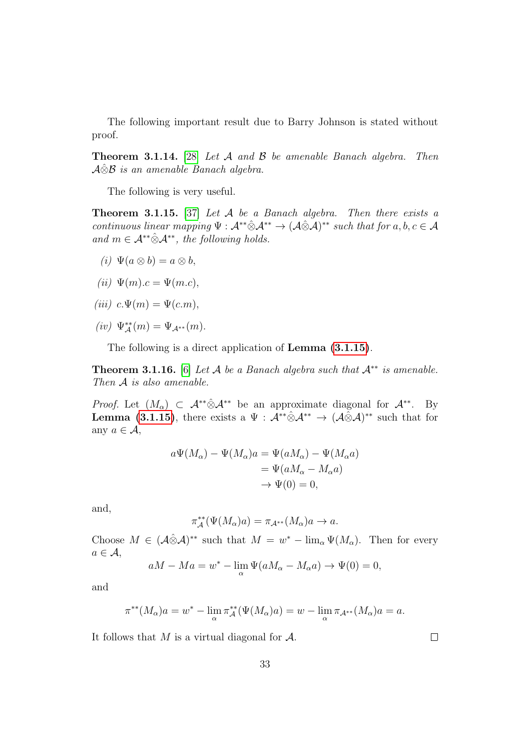The following important result due to Barry Johnson is stated without proof.

**Theorem 3.1.14.** [28] *Let $\mathcal{A}$ and $\mathcal{B}$ be amenable Banach algebra. Then $\mathcal{A}\hat{\otimes}\mathcal{B}$ is an amenable Banach algebra.*

The following is very useful.

**Theorem 3.1.15.** [37] *Let $\mathcal{A}$ be a Banach algebra. Then there exists a continuous linear mapping $\Psi : \mathcal{A}^{**}\hat{\otimes}\mathcal{A}^{**} \to (\mathcal{A}\hat{\otimes}\mathcal{A})^{**}$ such that for $a, b, c \in \mathcal{A}$ and $m \in \mathcal{A}^{**}\hat{\otimes}\mathcal{A}^{**}$, the following holds.*

*(i)* $\Psi(a \otimes b) = a \otimes b$,

*(ii)* $\Psi(m).c = \Psi(m.c)$,

*(iii)* $c.\Psi(m) = \Psi(c.m)$,

*(iv)* $\Psi_{\mathcal{A}}^{**}(m) = \Psi_{\mathcal{A}^{**}}(m)$.

The following is a direct application of **Lemma (3.1.15)**.

**Theorem 3.1.16.** [6] *Let $\mathcal{A}$ be a Banach algebra such that $\mathcal{A}^{**}$ is amenable. Then $\mathcal{A}$ is also amenable.*

*Proof.* Let $(M_\alpha) \subset \mathcal{A}^{**}\hat{\otimes}\mathcal{A}^{**}$ be an approximate diagonal for $\mathcal{A}^{**}$. By **Lemma (3.1.15)**, there exists a $\Psi : \mathcal{A}^{**}\hat{\otimes}\mathcal{A}^{**} \to (\mathcal{A}\hat{\otimes}\mathcal{A})^{**}$ such that for any $a \in \mathcal{A}$,

$$\begin{aligned} a\Psi(M_\alpha) - \Psi(M_\alpha)a &= \Psi(aM_\alpha) - \Psi(M_\alpha a) \\ &= \Psi(aM_\alpha - M_\alpha a) \\ &\to \Psi(0) = 0, \end{aligned}$$

and,

$$\pi_{\mathcal{A}}^{**}(\Psi(M_\alpha)a) = \pi_{\mathcal{A}^{**}}(M_\alpha)a \to a.$$

Choose $M \in (\mathcal{A}\hat{\otimes}\mathcal{A})^{**}$ such that $M = w^* - \lim_\alpha \Psi(M_\alpha)$. Then for every $a \in \mathcal{A}$,

$$aM - Ma = w^* - \lim_\alpha \Psi(aM_\alpha - M_\alpha a) \to \Psi(0) = 0,$$

and

$$\pi^{**}(M_\alpha)a = w^* - \lim_\alpha \pi_{\mathcal{A}}^{**}(\Psi(M_\alpha)a) = w - \lim_\alpha \pi_{\mathcal{A}^{**}}(M_\alpha)a = a.$$

It follows that $M$ is a virtual diagonal for $\mathcal{A}$. $\square$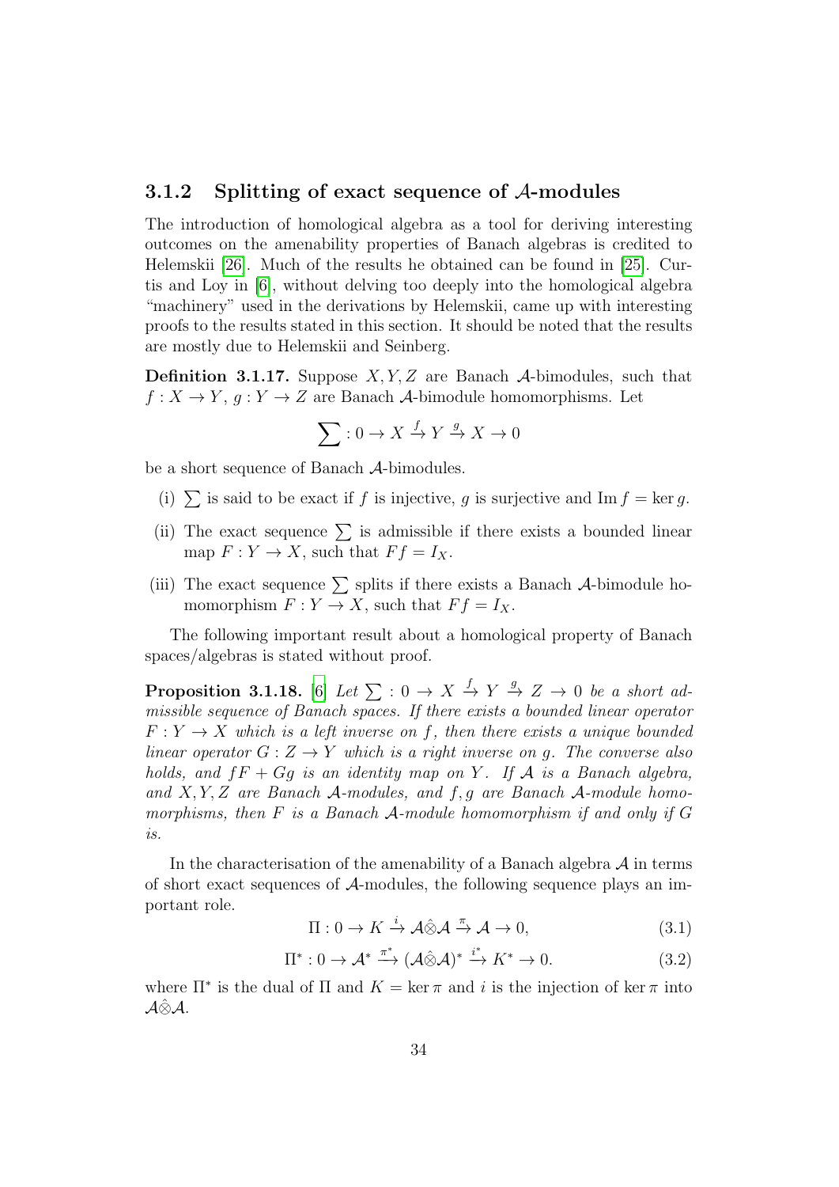### 3.1.2 Splitting of exact sequence of $\mathcal{A}$-modules

The introduction of homological algebra as a tool for deriving interesting outcomes on the amenability properties of Banach algebras is credited to Helemskii [26]. Much of the results he obtained can be found in [25]. Curtis and Loy in [6], without delving too deeply into the homological algebra "machinery" used in the derivations by Helemskii, came up with interesting proofs to the results stated in this section. It should be noted that the results are mostly due to Helemskii and Seinberg.

**Definition 3.1.17.** Suppose $X, Y, Z$ are Banach $\mathcal{A}$-bimodules, such that $f : X \to Y$, $g : Y \to Z$ are Banach $\mathcal{A}$-bimodule homomorphisms. Let

$$\sum : 0 \to X \xrightarrow{f} Y \xrightarrow{g} X \to 0$$

be a short sequence of Banach $\mathcal{A}$-bimodules.

(i) $\sum$ is said to be exact if $f$ is injective, $g$ is surjective and $\operatorname{Im} f = \ker g$.

(ii) The exact sequence $\sum$ is admissible if there exists a bounded linear map $F : Y \to X$, such that $Ff = I_X$.

(iii) The exact sequence $\sum$ splits if there exists a Banach $\mathcal{A}$-bimodule homomorphism $F : Y \to X$, such that $Ff = I_X$.

The following important result about a homological property of Banach spaces/algebras is stated without proof.

**Proposition 3.1.18.** [6] *Let $\sum : 0 \to X \xrightarrow{f} Y \xrightarrow{g} Z \to 0$ be a short admissible sequence of Banach spaces. If there exists a bounded linear operator $F : Y \to X$ which is a left inverse on $f$, then there exists a unique bounded linear operator $G : Z \to Y$ which is a right inverse on $g$. The converse also holds, and $fF + Gg$ is an identity map on $Y$. If $\mathcal{A}$ is a Banach algebra, and $X, Y, Z$ are Banach $\mathcal{A}$-modules, and $f, g$ are Banach $\mathcal{A}$-module homomorphisms, then $F$ is a Banach $\mathcal{A}$-module homomorphism if and only if $G$ is.*

In the characterisation of the amenability of a Banach algebra $\mathcal{A}$ in terms of short exact sequences of $\mathcal{A}$-modules, the following sequence plays an important role.

$$\Pi : 0 \to K \xrightarrow{i} \mathcal{A}\hat{\otimes}\mathcal{A} \xrightarrow{\pi} \mathcal{A} \to 0, \tag{3.1}$$

$$\Pi^* : 0 \to \mathcal{A}^* \xrightarrow{\pi^*} (\mathcal{A}\hat{\otimes}\mathcal{A})^* \xrightarrow{i^*} K^* \to 0. \tag{3.2}$$

where $\Pi^*$ is the dual of $\Pi$ and $K = \ker \pi$ and $i$ is the injection of $\ker \pi$ into $\mathcal{A}\hat{\otimes}\mathcal{A}$.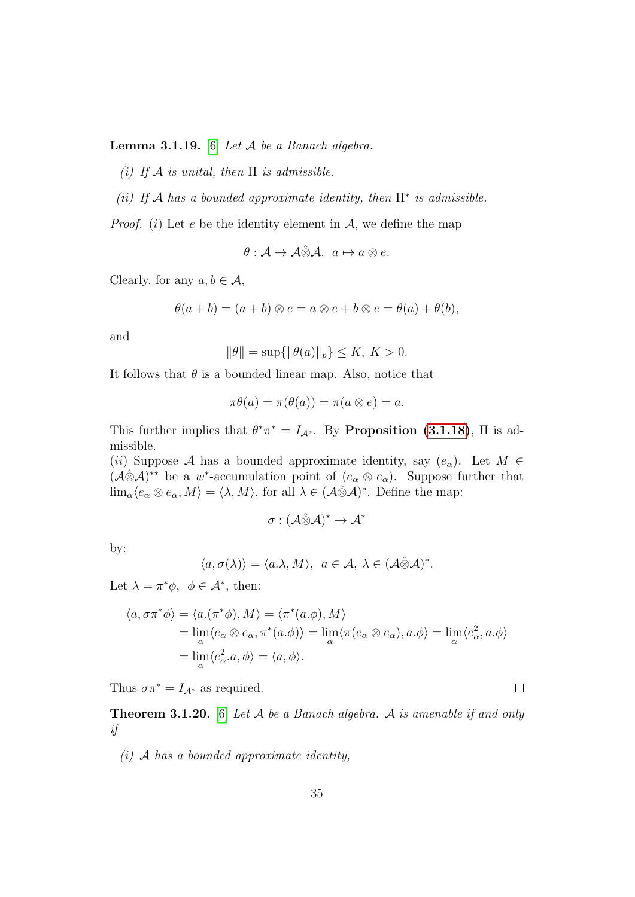**Lemma 3.1.19.** [6] *Let $\mathcal{A}$ be a Banach algebra.*

*(i) If $\mathcal{A}$ is unital, then $\Pi$ is admissible.*

*(ii) If $\mathcal{A}$ has a bounded approximate identity, then $\Pi^*$ is admissible.*

*Proof.* $(i)$ Let $e$ be the identity element in $\mathcal{A}$, we define the map

$$\theta : \mathcal{A} \to \mathcal{A}\hat{\otimes}\mathcal{A}, \ \ a \mapsto a \otimes e.$$

Clearly, for any $a, b \in \mathcal{A}$,

$$\theta(a + b) = (a + b) \otimes e = a \otimes e + b \otimes e = \theta(a) + \theta(b),$$

and

$$\|\theta\| = \sup\{\|\theta(a)\|_p\} \leq K, \ K > 0.$$

It follows that $\theta$ is a bounded linear map. Also, notice that

$$\pi\theta(a) = \pi(\theta(a)) = \pi(a \otimes e) = a.$$

This further implies that $\theta^*\pi^* = I_{\mathcal{A}^*}$. By **Proposition (3.1.18)**, $\Pi$ is admissible.

$(ii)$ Suppose $\mathcal{A}$ has a bounded approximate identity, say $(e_\alpha)$. Let $M \in (\mathcal{A}\hat{\otimes}\mathcal{A})^{**}$ be a $w^*$-accumulation point of $(e_\alpha \otimes e_\alpha)$. Suppose further that $\lim_\alpha \langle e_\alpha \otimes e_\alpha, M\rangle = \langle \lambda, M\rangle$, for all $\lambda \in (\mathcal{A}\hat{\otimes}\mathcal{A})^*$. Define the map:

$$\sigma : (\mathcal{A}\hat{\otimes}\mathcal{A})^* \to \mathcal{A}^*$$

by:

$$\langle a, \sigma(\lambda)\rangle = \langle a.\lambda, M\rangle, \ \ a \in \mathcal{A}, \ \lambda \in (\mathcal{A}\hat{\otimes}\mathcal{A})^*.$$

Let $\lambda = \pi^*\phi, \ \ \phi \in \mathcal{A}^*$, then:

$$\begin{aligned}
\langle a, \sigma\pi^*\phi\rangle &= \langle a.(\pi^*\phi), M\rangle = \langle \pi^*(a.\phi), M\rangle \\
&= \lim_\alpha \langle e_\alpha \otimes e_\alpha, \pi^*(a.\phi)\rangle = \lim_\alpha \langle \pi(e_\alpha \otimes e_\alpha), a.\phi\rangle = \lim_\alpha \langle e_\alpha^2, a.\phi\rangle \\
&= \lim_\alpha \langle e_\alpha^2.a, \phi\rangle = \langle a, \phi\rangle.
\end{aligned}$$

Thus $\sigma\pi^* = I_{\mathcal{A}^*}$ as required. ☐

**Theorem 3.1.20.** [6] *Let $\mathcal{A}$ be a Banach algebra. $\mathcal{A}$ is amenable if and only if*

*(i) $\mathcal{A}$ has a bounded approximate identity,*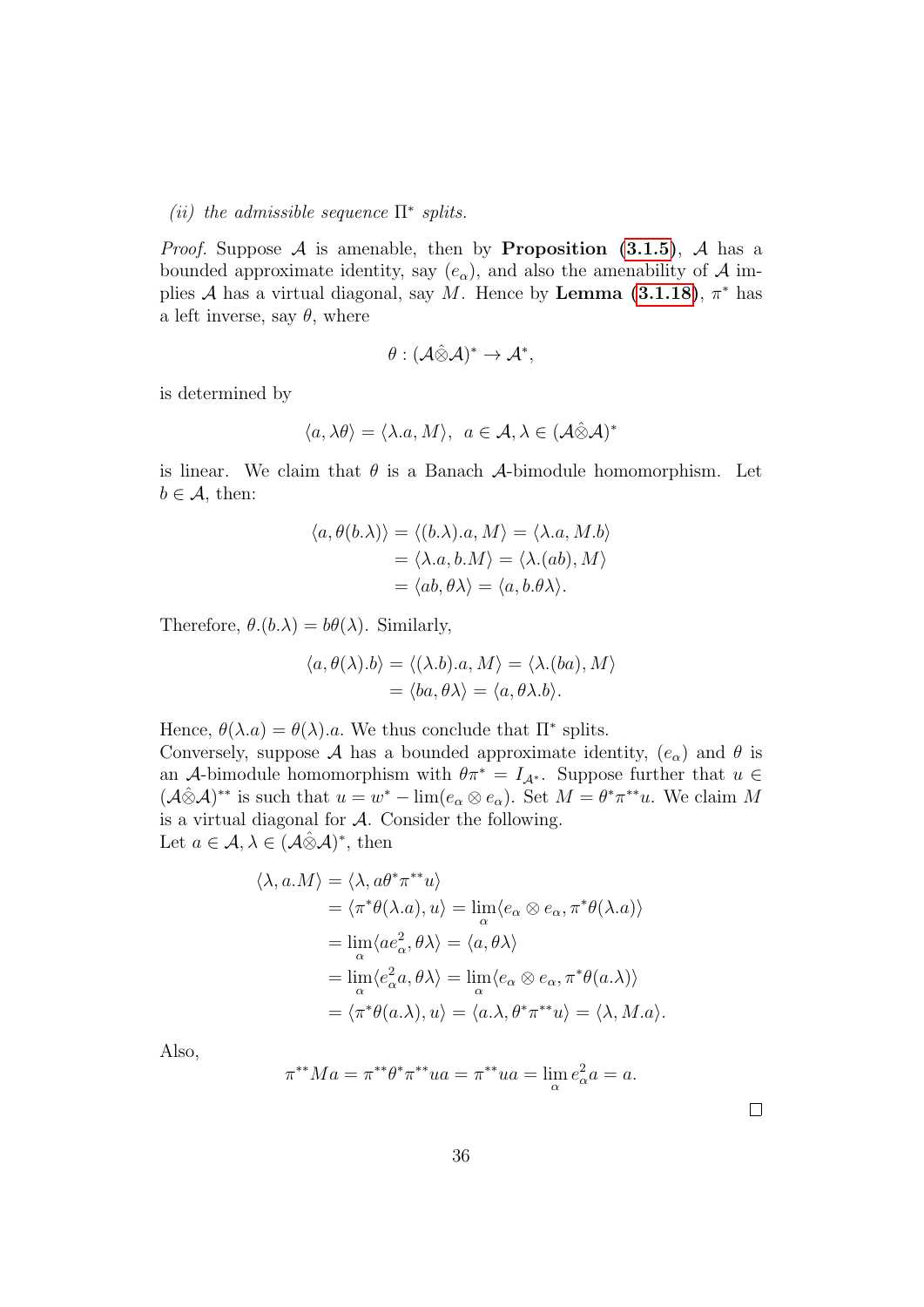*(ii) the admissible sequence $\Pi^*$ splits.*

*Proof.* Suppose $\mathcal{A}$ is amenable, then by **Proposition (3.1.5)**, $\mathcal{A}$ has a bounded approximate identity, say $(e_\alpha)$, and also the amenability of $\mathcal{A}$ implies $\mathcal{A}$ has a virtual diagonal, say $M$. Hence by **Lemma (3.1.18)**, $\pi^*$ has a left inverse, say $\theta$, where

$$\theta : (\mathcal{A}\hat{\otimes}\mathcal{A})^* \to \mathcal{A}^*,$$

is determined by

$$\langle a, \lambda\theta\rangle = \langle \lambda.a, M\rangle, \;\; a \in \mathcal{A}, \lambda \in (\mathcal{A}\hat{\otimes}\mathcal{A})^*$$

is linear. We claim that $\theta$ is a Banach $\mathcal{A}$-bimodule homomorphism. Let $b \in \mathcal{A}$, then:

$$\begin{aligned}\langle a, \theta(b.\lambda)\rangle &= \langle (b.\lambda).a, M\rangle = \langle \lambda.a, M.b\rangle \\ &= \langle \lambda.a, b.M\rangle = \langle \lambda.(ab), M\rangle \\ &= \langle ab, \theta\lambda\rangle = \langle a, b.\theta\lambda\rangle.\end{aligned}$$

Therefore, $\theta.(b.\lambda) = b\theta(\lambda)$. Similarly,

$$\begin{aligned}\langle a, \theta(\lambda).b\rangle &= \langle (\lambda.b).a, M\rangle = \langle \lambda.(ba), M\rangle \\ &= \langle ba, \theta\lambda\rangle = \langle a, \theta\lambda.b\rangle.\end{aligned}$$

Hence, $\theta(\lambda.a) = \theta(\lambda).a$. We thus conclude that $\Pi^*$ splits.
Conversely, suppose $\mathcal{A}$ has a bounded approximate identity, $(e_\alpha)$ and $\theta$ is an $\mathcal{A}$-bimodule homomorphism with $\theta\pi^* = I_{\mathcal{A}^*}$. Suppose further that $u \in (\mathcal{A}\hat{\otimes}\mathcal{A})^{**}$ is such that $u = w^* - \lim(e_\alpha \otimes e_\alpha)$. Set $M = \theta^*\pi^{**}u$. We claim $M$ is a virtual diagonal for $\mathcal{A}$. Consider the following.
Let $a \in \mathcal{A}, \lambda \in (\mathcal{A}\hat{\otimes}\mathcal{A})^*$, then

$$\begin{aligned}\langle \lambda, a.M\rangle &= \langle \lambda, a\theta^*\pi^{**}u\rangle \\ &= \langle \pi^*\theta(\lambda.a), u\rangle = \lim_\alpha \langle e_\alpha \otimes e_\alpha, \pi^*\theta(\lambda.a)\rangle \\ &= \lim_\alpha \langle ae_\alpha^2, \theta\lambda\rangle = \langle a, \theta\lambda\rangle \\ &= \lim_\alpha \langle e_\alpha^2 a, \theta\lambda\rangle = \lim_\alpha \langle e_\alpha \otimes e_\alpha, \pi^*\theta(a.\lambda)\rangle \\ &= \langle \pi^*\theta(a.\lambda), u\rangle = \langle a.\lambda, \theta^*\pi^{**}u\rangle = \langle \lambda, M.a\rangle.\end{aligned}$$

Also,

$$\pi^{**}Ma = \pi^{**}\theta^*\pi^{**}ua = \pi^{**}ua = \lim_\alpha e_\alpha^2 a = a.$$

□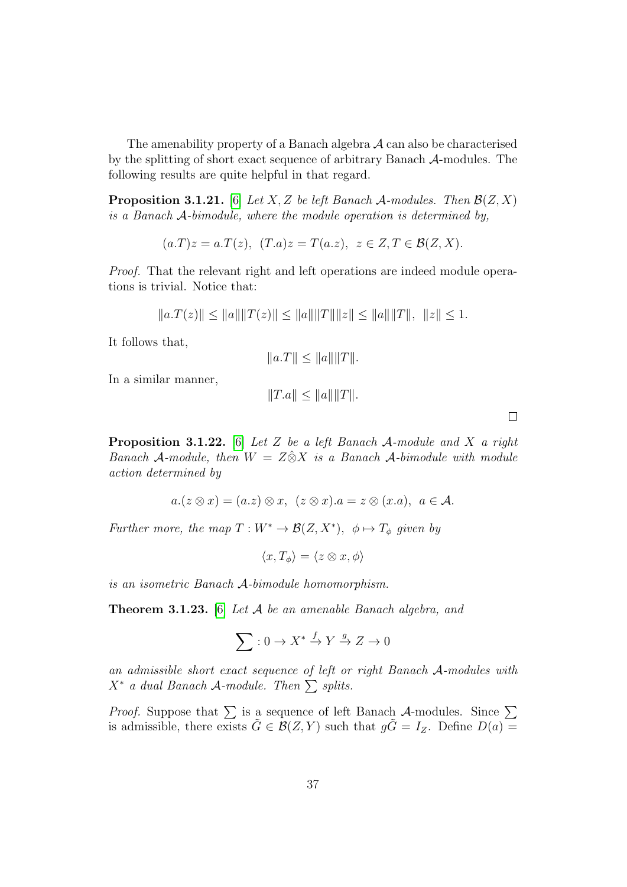The amenability property of a Banach algebra $\mathcal{A}$ can also be characterised by the splitting of short exact sequence of arbitrary Banach $\mathcal{A}$-modules. The following results are quite helpful in that regard.

**Proposition 3.1.21.** [6] *Let $X, Z$ be left Banach $\mathcal{A}$-modules. Then $\mathcal{B}(Z, X)$ is a Banach $\mathcal{A}$-bimodule, where the module operation is determined by,*

$$(a.T)z = a.T(z), \;\; (T.a)z = T(a.z), \;\; z \in Z, T \in \mathcal{B}(Z, X).$$

*Proof.* That the relevant right and left operations are indeed module operations is trivial. Notice that:

$$\|a.T(z)\| \leq \|a\|\|T(z)\| \leq \|a\|\|T\|\|z\| \leq \|a\|\|T\|, \;\; \|z\| \leq 1.$$

It follows that,

$$\|a.T\| \leq \|a\|\|T\|.$$

In a similar manner,

$$\|T.a\| \leq \|a\|\|T\|.$$

□

**Proposition 3.1.22.** [6] *Let $Z$ be a left Banach $\mathcal{A}$-module and $X$ a right Banach $\mathcal{A}$-module, then $W = Z \hat{\otimes} X$ is a Banach $\mathcal{A}$-bimodule with module action determined by*

$$a.(z \otimes x) = (a.z) \otimes x, \;\; (z \otimes x).a = z \otimes (x.a), \;\; a \in \mathcal{A}.$$

*Further more, the map $T : W^* \to \mathcal{B}(Z, X^*), \;\; \phi \mapsto T_\phi$ given by*

$$\langle x, T_\phi \rangle = \langle z \otimes x, \phi \rangle$$

*is an isometric Banach $\mathcal{A}$-bimodule homomorphism.*

**Theorem 3.1.23.** [6] *Let $\mathcal{A}$ be an amenable Banach algebra, and*

$$\sum : 0 \to X^* \xrightarrow{f} Y \xrightarrow{g} Z \to 0$$

*an admissible short exact sequence of left or right Banach $\mathcal{A}$-modules with $X^*$ a dual Banach $\mathcal{A}$-module. Then $\sum$ splits.*

*Proof.* Suppose that $\sum$ is a sequence of left Banach $\mathcal{A}$-modules. Since $\sum$ is admissible, there exists $\tilde{G} \in \mathcal{B}(Z, Y)$ such that $g\tilde{G} = I_Z$. Define $D(a) =$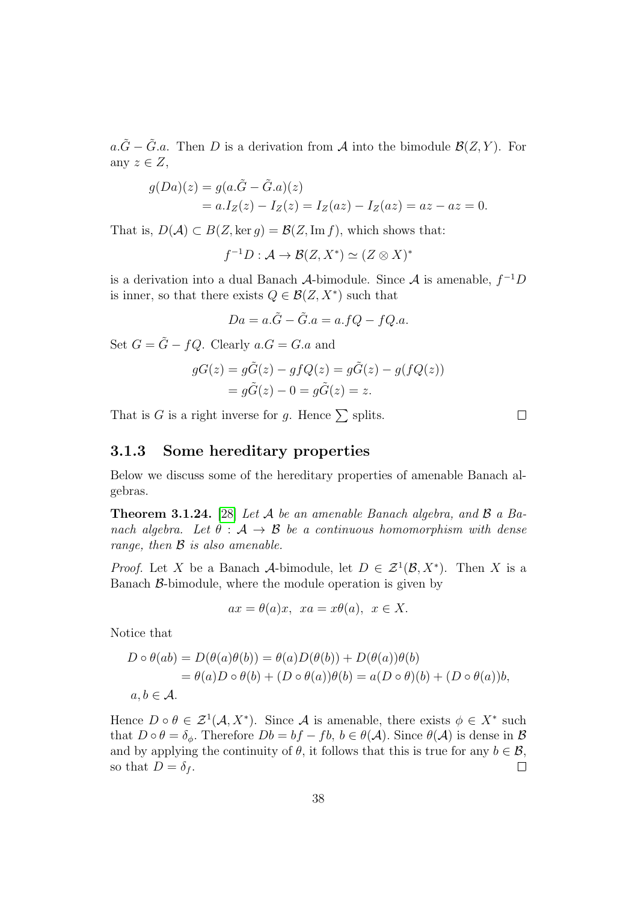$a.\tilde{G} - \tilde{G}.a$. Then $D$ is a derivation from $\mathcal{A}$ into the bimodule $\mathcal{B}(Z, Y)$. For any $z \in Z$,

$$
\begin{aligned}
g(Da)(z) &= g(a.\tilde{G} - \tilde{G}.a)(z) \\
&= a.I_Z(z) - I_Z(z) = I_Z(az) - I_Z(az) = az - az = 0.
\end{aligned}
$$

That is, $D(\mathcal{A}) \subset B(Z, \ker g) = \mathcal{B}(Z, \operatorname{Im} f)$, which shows that:

$$
f^{-1}D : \mathcal{A} \to \mathcal{B}(Z, X^*) \simeq (Z \otimes X)^*
$$

is a derivation into a dual Banach $\mathcal{A}$-bimodule. Since $\mathcal{A}$ is amenable, $f^{-1}D$ is inner, so that there exists $Q \in \mathcal{B}(Z, X^*)$ such that

$$
Da = a.\tilde{G} - \tilde{G}.a = a.fQ - fQ.a.
$$

Set $G = \tilde{G} - fQ$. Clearly $a.G = G.a$ and

$$
\begin{aligned}
gG(z) &= g\tilde{G}(z) - gfQ(z) = g\tilde{G}(z) - g(fQ(z)) \\
&= g\tilde{G}(z) - 0 = g\tilde{G}(z) = z.
\end{aligned}
$$

That is $G$ is a right inverse for $g$. Hence $\sum$ splits. □

### 3.1.3 Some hereditary properties

Below we discuss some of the hereditary properties of amenable Banach algebras.

**Theorem 3.1.24.** [28] *Let $\mathcal{A}$ be an amenable Banach algebra, and $\mathcal{B}$ a Banach algebra. Let $\theta : \mathcal{A} \to \mathcal{B}$ be a continuous homomorphism with dense range, then $\mathcal{B}$ is also amenable.*

*Proof.* Let $X$ be a Banach $\mathcal{A}$-bimodule, let $D \in \mathcal{Z}^1(\mathcal{B}, X^*)$. Then $X$ is a Banach $\mathcal{B}$-bimodule, where the module operation is given by

$$
ax = \theta(a)x, \;\; xa = x\theta(a), \;\; x \in X.
$$

Notice that

$$
\begin{aligned}
D \circ \theta(ab) &= D(\theta(a)\theta(b)) = \theta(a)D(\theta(b)) + D(\theta(a))\theta(b) \\
&= \theta(a)D \circ \theta(b) + (D \circ \theta(a))\theta(b) = a(D \circ \theta)(b) + (D \circ \theta(a))b, \\
&\quad a, b \in \mathcal{A}.
\end{aligned}
$$

Hence $D \circ \theta \in \mathcal{Z}^1(\mathcal{A}, X^*)$. Since $\mathcal{A}$ is amenable, there exists $\phi \in X^*$ such that $D \circ \theta = \delta_\phi$. Therefore $Db = bf - fb$, $b \in \theta(\mathcal{A})$. Since $\theta(\mathcal{A})$ is dense in $\mathcal{B}$ and by applying the continuity of $\theta$, it follows that this is true for any $b \in \mathcal{B}$, so that $D = \delta_f$. □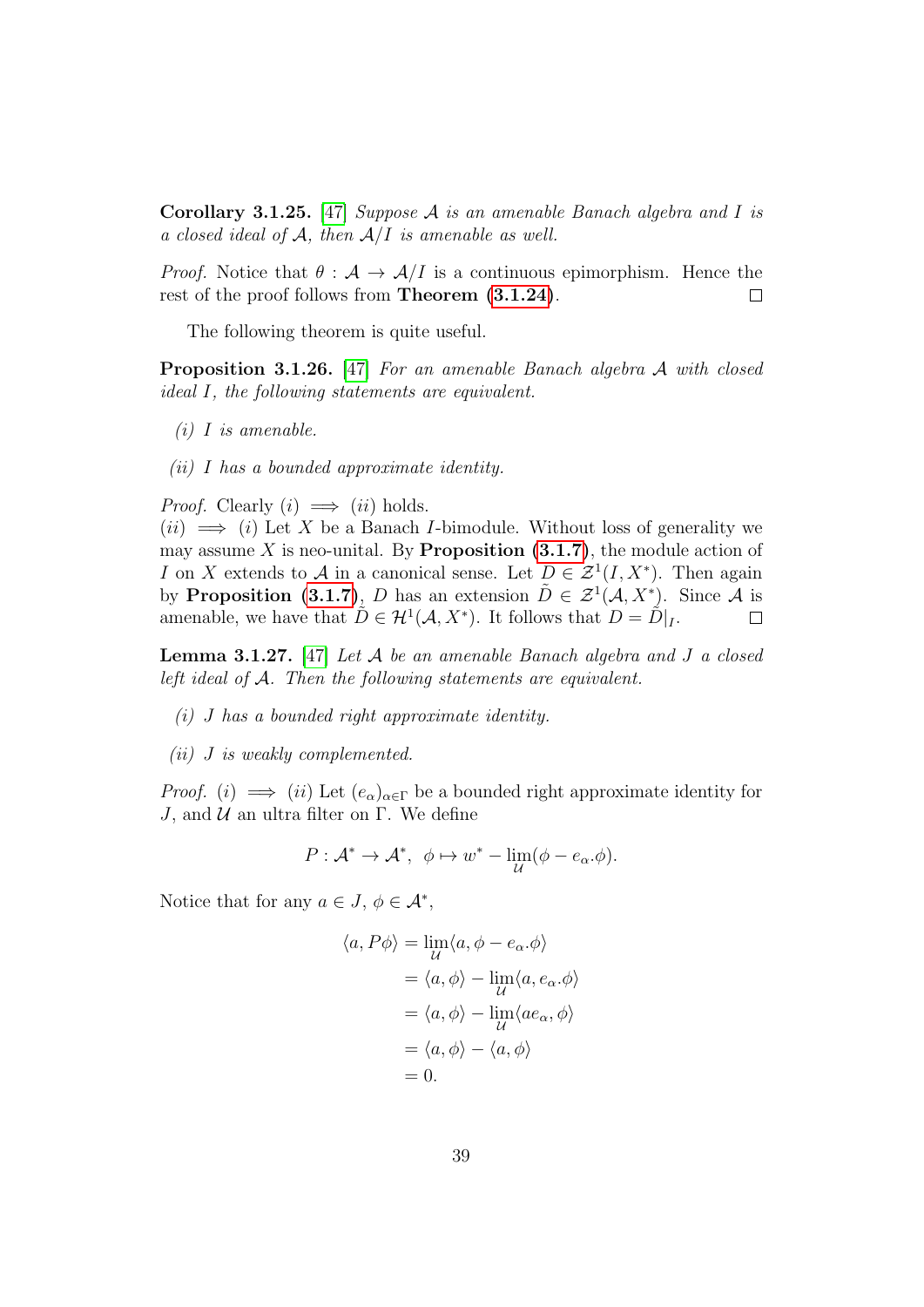**Corollary 3.1.25.** [47] *Suppose $\mathcal{A}$ is an amenable Banach algebra and $I$ is a closed ideal of $\mathcal{A}$, then $\mathcal{A}/I$ is amenable as well.*

*Proof.* Notice that $\theta : \mathcal{A} \to \mathcal{A}/I$ is a continuous epimorphism. Hence the rest of the proof follows from **Theorem (3.1.24)**. $\square$

The following theorem is quite useful.

**Proposition 3.1.26.** [47] *For an amenable Banach algebra $\mathcal{A}$ with closed ideal $I$, the following statements are equivalent.*

*(i) $I$ is amenable.*

*(ii) $I$ has a bounded approximate identity.*

*Proof.* Clearly $(i) \implies (ii)$ holds.
$(ii) \implies (i)$ Let $X$ be a Banach $I$-bimodule. Without loss of generality we may assume $X$ is neo-unital. By **Proposition (3.1.7)**, the module action of $I$ on $X$ extends to $\mathcal{A}$ in a canonical sense. Let $D \in \mathcal{Z}^1(I, X^*)$. Then again by **Proposition (3.1.7)**, $D$ has an extension $\tilde{D} \in \mathcal{Z}^1(\mathcal{A}, X^*)$. Since $\mathcal{A}$ is amenable, we have that $\tilde{D} \in \mathcal{H}^1(\mathcal{A}, X^*)$. It follows that $D = \tilde{D}|_I$. $\square$

**Lemma 3.1.27.** [47] *Let $\mathcal{A}$ be an amenable Banach algebra and $J$ a closed left ideal of $\mathcal{A}$. Then the following statements are equivalent.*

*(i) $J$ has a bounded right approximate identity.*

*(ii) $J$ is weakly complemented.*

*Proof.* $(i) \implies (ii)$ Let $(e_\alpha)_{\alpha\in\Gamma}$ be a bounded right approximate identity for $J$, and $\mathcal{U}$ an ultra filter on $\Gamma$. We define

$$P : \mathcal{A}^* \to \mathcal{A}^*, \ \ \phi \mapsto w^* - \lim_{\mathcal{U}}(\phi - e_\alpha.\phi).$$

Notice that for any $a \in J$, $\phi \in \mathcal{A}^*$,

$$\begin{aligned}
\langle a, P\phi\rangle &= \lim_{\mathcal{U}}\langle a, \phi - e_\alpha.\phi\rangle \\
&= \langle a, \phi\rangle - \lim_{\mathcal{U}}\langle a, e_\alpha.\phi\rangle \\
&= \langle a, \phi\rangle - \lim_{\mathcal{U}}\langle ae_\alpha, \phi\rangle \\
&= \langle a, \phi\rangle - \langle a, \phi\rangle \\
&= 0.
\end{aligned}$$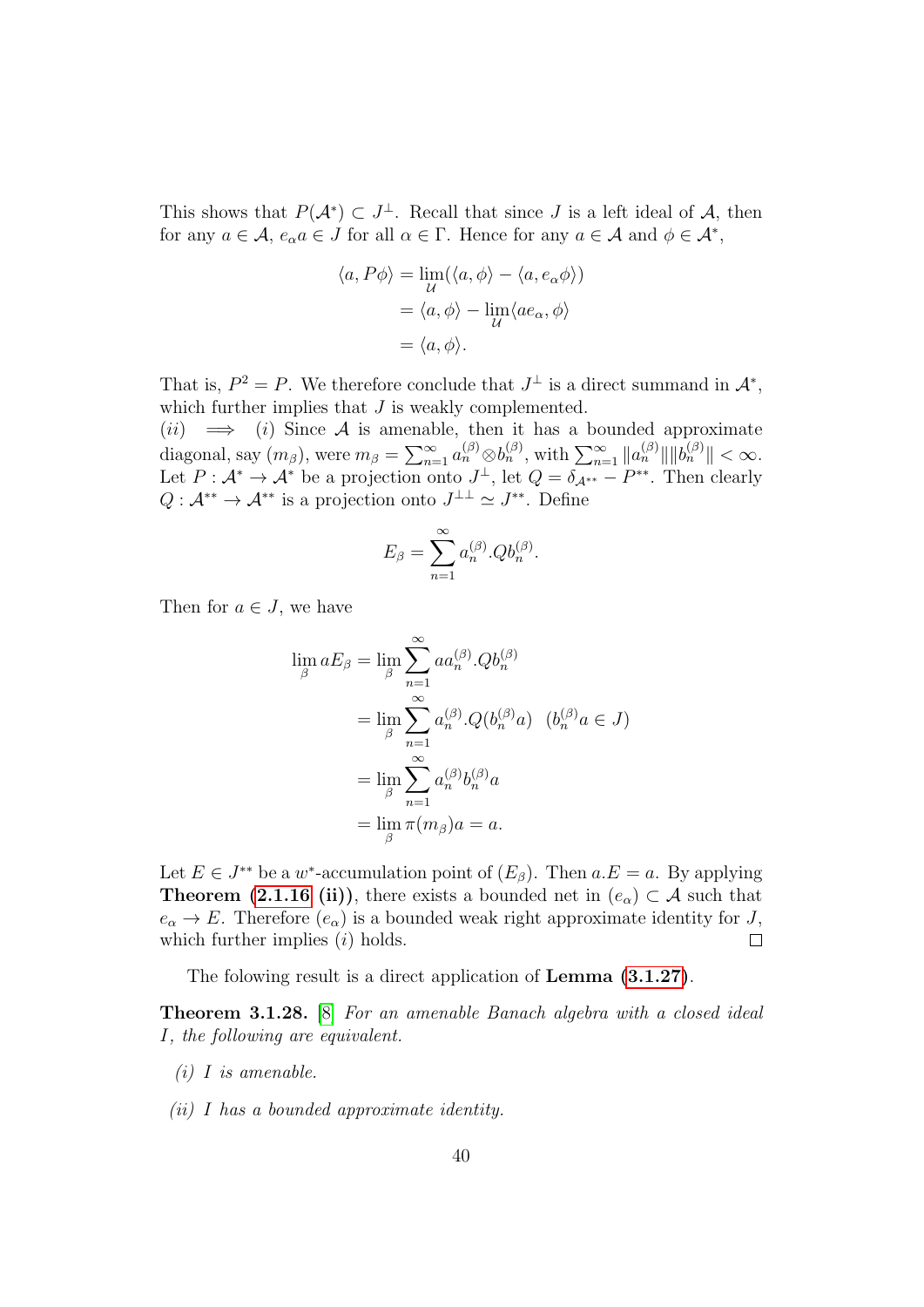This shows that $P(\mathcal{A}^*) \subset J^\perp$. Recall that since $J$ is a left ideal of $\mathcal{A}$, then for any $a \in \mathcal{A}$, $e_\alpha a \in J$ for all $\alpha \in \Gamma$. Hence for any $a \in \mathcal{A}$ and $\phi \in \mathcal{A}^*$,

$$
\begin{aligned}
\langle a, P\phi\rangle &= \lim_{\mathcal{U}}(\langle a, \phi\rangle - \langle a, e_\alpha \phi\rangle) \\
&= \langle a, \phi\rangle - \lim_{\mathcal{U}}\langle a e_\alpha, \phi\rangle \\
&= \langle a, \phi\rangle.
\end{aligned}
$$

That is, $P^2 = P$. We therefore conclude that $J^\perp$ is a direct summand in $\mathcal{A}^*$, which further implies that $J$ is weakly complemented.

$(ii) \implies (i)$ Since $\mathcal{A}$ is amenable, then it has a bounded approximate diagonal, say $(m_\beta)$, were $m_\beta = \sum_{n=1}^\infty a_n^{(\beta)} \otimes b_n^{(\beta)}$, with $\sum_{n=1}^\infty \|a_n^{(\beta)}\|\|b_n^{(\beta)}\| < \infty$. Let $P : \mathcal{A}^* \to \mathcal{A}^*$ be a projection onto $J^\perp$, let $Q = \delta_{\mathcal{A}^{**}} - P^{**}$. Then clearly $Q : \mathcal{A}^{**} \to \mathcal{A}^{**}$ is a projection onto $J^{\perp\perp} \simeq J^{**}$. Define

$$
E_\beta = \sum_{n=1}^\infty a_n^{(\beta)}.Qb_n^{(\beta)}.
$$

Then for $a \in J$, we have

$$
\begin{aligned}
\lim_\beta aE_\beta &= \lim_\beta \sum_{n=1}^\infty aa_n^{(\beta)}.Qb_n^{(\beta)} \\
&= \lim_\beta \sum_{n=1}^\infty a_n^{(\beta)}.Q(b_n^{(\beta)}a) \quad (b_n^{(\beta)}a \in J) \\
&= \lim_\beta \sum_{n=1}^\infty a_n^{(\beta)} b_n^{(\beta)} a \\
&= \lim_\beta \pi(m_\beta)a = a.
\end{aligned}
$$

Let $E \in J^{**}$ be a $w^*$-accumulation point of $(E_\beta)$. Then $a.E = a$. By applying **Theorem (2.1.16 (ii))**, there exists a bounded net in $(e_\alpha) \subset \mathcal{A}$ such that $e_\alpha \to E$. Therefore $(e_\alpha)$ is a bounded weak right approximate identity for $J$, which further implies $(i)$ holds. ∎

The folowing result is a direct application of **Lemma (3.1.27)**.

**Theorem 3.1.28.** [8] *For an amenable Banach algebra with a closed ideal $I$, the following are equivalent.*

*(i) $I$ is amenable.*

*(ii) $I$ has a bounded approximate identity.*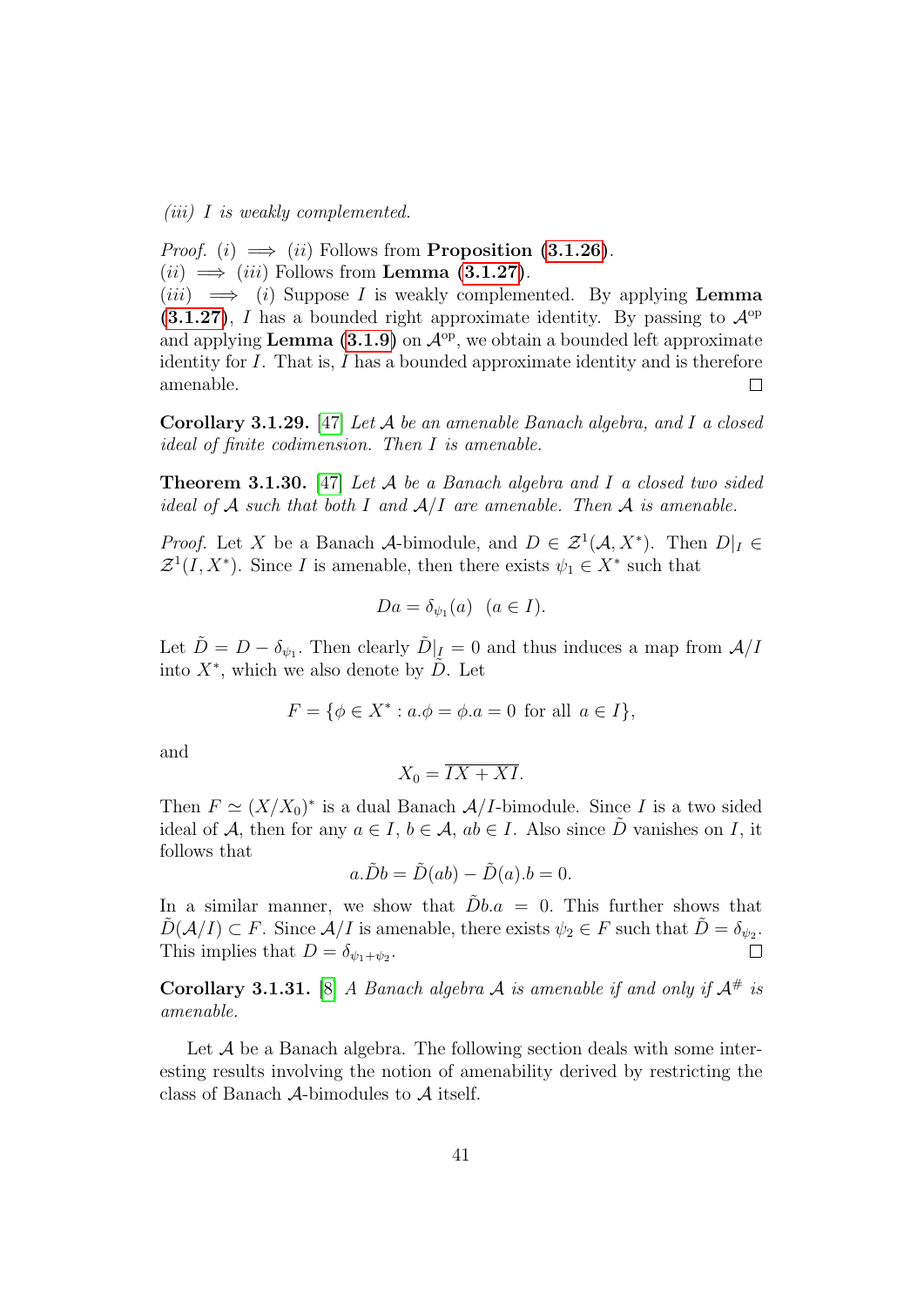*(iii) $I$ is weakly complemented.*

*Proof.* $(i) \implies (ii)$ Follows from **Proposition (3.1.26)**.
$(ii) \implies (iii)$ Follows from **Lemma (3.1.27)**.
$(iii) \implies (i)$ Suppose $I$ is weakly complemented. By applying **Lemma (3.1.27)**, $I$ has a bounded right approximate identity. By passing to $\mathcal{A}^{\text{op}}$ and applying **Lemma (3.1.9)** on $\mathcal{A}^{\text{op}}$, we obtain a bounded left approximate identity for $I$. That is, $I$ has a bounded approximate identity and is therefore amenable. □

**Corollary 3.1.29.** [47] *Let $\mathcal{A}$ be an amenable Banach algebra, and $I$ a closed ideal of finite codimension. Then $I$ is amenable.*

**Theorem 3.1.30.** [47] *Let $\mathcal{A}$ be a Banach algebra and $I$ a closed two sided ideal of $\mathcal{A}$ such that both $I$ and $\mathcal{A}/I$ are amenable. Then $\mathcal{A}$ is amenable.*

*Proof.* Let $X$ be a Banach $\mathcal{A}$-bimodule, and $D \in \mathcal{Z}^1(\mathcal{A}, X^*)$. Then $D|_I \in \mathcal{Z}^1(I, X^*)$. Since $I$ is amenable, then there exists $\psi_1 \in X^*$ such that

$$Da = \delta_{\psi_1}(a) \quad (a \in I).$$

Let $\tilde{D} = D - \delta_{\psi_1}$. Then clearly $\tilde{D}|_I = 0$ and thus induces a map from $\mathcal{A}/I$ into $X^*$, which we also denote by $\tilde{D}$. Let

$$F = \{\phi \in X^* : a.\phi = \phi.a = 0 \text{ for all } a \in I\},$$

and

$$X_0 = \overline{IX + XI}.$$

Then $F \simeq (X/X_0)^*$ is a dual Banach $\mathcal{A}/I$-bimodule. Since $I$ is a two sided ideal of $\mathcal{A}$, then for any $a \in I$, $b \in \mathcal{A}$, $ab \in I$. Also since $\tilde{D}$ vanishes on $I$, it follows that

$$a.\tilde{D}b = \tilde{D}(ab) - \tilde{D}(a).b = 0.$$

In a similar manner, we show that $\tilde{D}b.a = 0$. This further shows that $\tilde{D}(\mathcal{A}/I) \subset F$. Since $\mathcal{A}/I$ is amenable, there exists $\psi_2 \in F$ such that $\tilde{D} = \delta_{\psi_2}$. This implies that $D = \delta_{\psi_1 + \psi_2}$. □

**Corollary 3.1.31.** [8] *A Banach algebra $\mathcal{A}$ is amenable if and only if $\mathcal{A}^{\#}$ is amenable.*

Let $\mathcal{A}$ be a Banach algebra. The following section deals with some interesting results involving the notion of amenability derived by restricting the class of Banach $\mathcal{A}$-bimodules to $\mathcal{A}$ itself.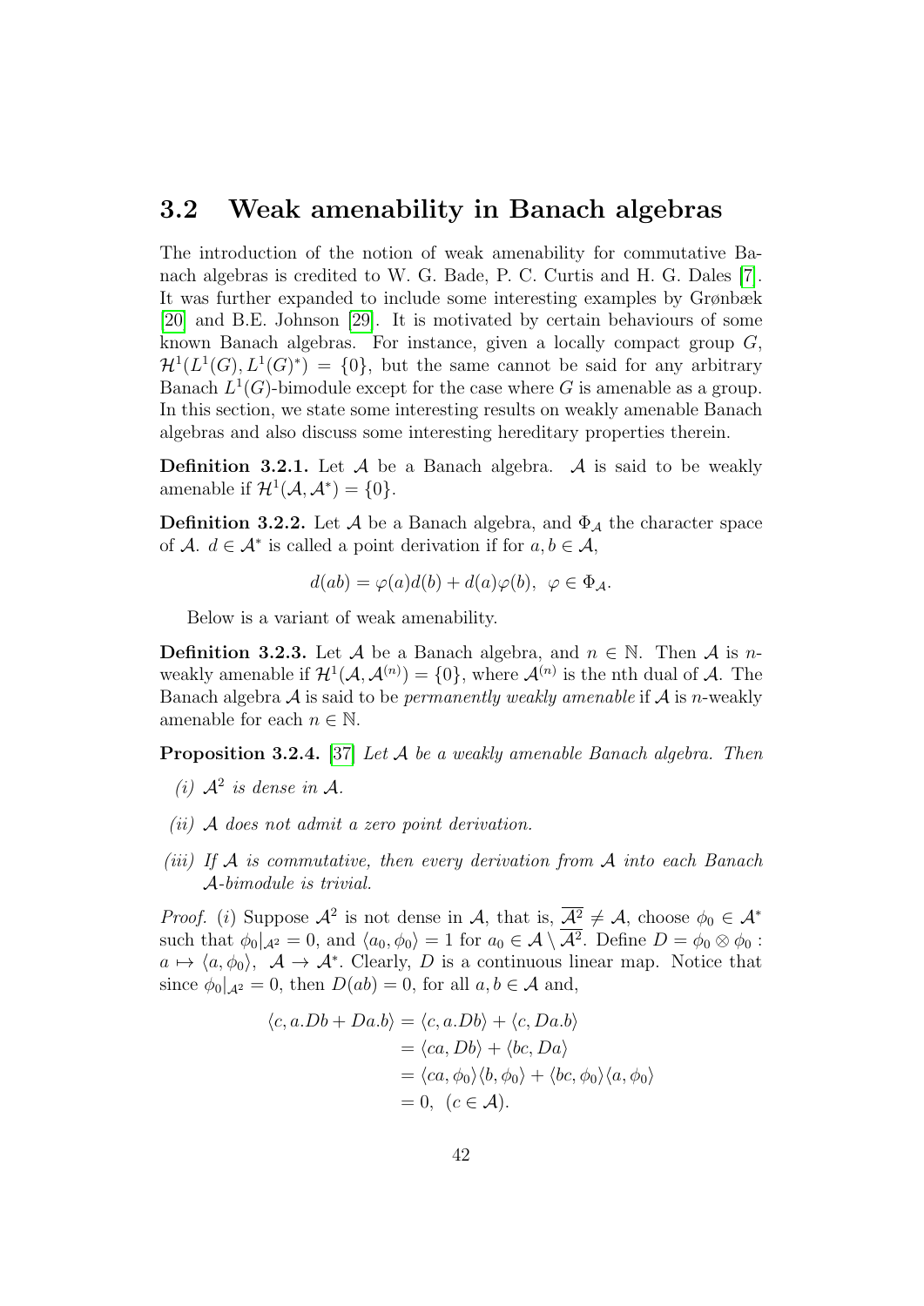## 3.2 Weak amenability in Banach algebras

The introduction of the notion of weak amenability for commutative Banach algebras is credited to W. G. Bade, P. C. Curtis and H. G. Dales [7]. It was further expanded to include some interesting examples by Grønbæk [20] and B.E. Johnson [29]. It is motivated by certain behaviours of some known Banach algebras. For instance, given a locally compact group $G$, $\mathcal{H}^1(L^1(G), L^1(G)^*) = \{0\}$, but the same cannot be said for any arbitrary Banach $L^1(G)$-bimodule except for the case where $G$ is amenable as a group. In this section, we state some interesting results on weakly amenable Banach algebras and also discuss some interesting hereditary properties therein.

**Definition 3.2.1.** Let $\mathcal{A}$ be a Banach algebra. $\mathcal{A}$ is said to be weakly amenable if $\mathcal{H}^1(\mathcal{A}, \mathcal{A}^*) = \{0\}$.

**Definition 3.2.2.** Let $\mathcal{A}$ be a Banach algebra, and $\Phi_{\mathcal{A}}$ the character space of $\mathcal{A}$. $d \in \mathcal{A}^*$ is called a point derivation if for $a, b \in \mathcal{A}$,

$$d(ab) = \varphi(a)d(b) + d(a)\varphi(b), \;\; \varphi \in \Phi_{\mathcal{A}}.$$

Below is a variant of weak amenability.

**Definition 3.2.3.** Let $\mathcal{A}$ be a Banach algebra, and $n \in \mathbb{N}$. Then $\mathcal{A}$ is $n$-weakly amenable if $\mathcal{H}^1(\mathcal{A}, \mathcal{A}^{(n)}) = \{0\}$, where $\mathcal{A}^{(n)}$ is the nth dual of $\mathcal{A}$. The Banach algebra $\mathcal{A}$ is said to be *permanently weakly amenable* if $\mathcal{A}$ is $n$-weakly amenable for each $n \in \mathbb{N}$.

**Proposition 3.2.4.** [37] *Let $\mathcal{A}$ be a weakly amenable Banach algebra. Then*

*(i) $\mathcal{A}^2$ is dense in $\mathcal{A}$.*

*(ii) $\mathcal{A}$ does not admit a zero point derivation.*

*(iii) If $\mathcal{A}$ is commutative, then every derivation from $\mathcal{A}$ into each Banach $\mathcal{A}$-bimodule is trivial.*

*Proof.* $(i)$ Suppose $\mathcal{A}^2$ is not dense in $\mathcal{A}$, that is, $\overline{\mathcal{A}^2} \neq \mathcal{A}$, choose $\phi_0 \in \mathcal{A}^*$ such that $\phi_0|_{\mathcal{A}^2} = 0$, and $\langle a_0, \phi_0 \rangle = 1$ for $a_0 \in \mathcal{A} \setminus \overline{\mathcal{A}^2}$. Define $D = \phi_0 \otimes \phi_0 : a \mapsto \langle a, \phi_0 \rangle, \;\; \mathcal{A} \to \mathcal{A}^*$. Clearly, $D$ is a continuous linear map. Notice that since $\phi_0|_{\mathcal{A}^2} = 0$, then $D(ab) = 0$, for all $a, b \in \mathcal{A}$ and,

$$\begin{aligned}
\langle c, a.Db + Da.b \rangle &= \langle c, a.Db \rangle + \langle c, Da.b \rangle \\
&= \langle ca, Db \rangle + \langle bc, Da \rangle \\
&= \langle ca, \phi_0 \rangle \langle b, \phi_0 \rangle + \langle bc, \phi_0 \rangle \langle a, \phi_0 \rangle \\
&= 0, \;\; (c \in \mathcal{A}).
\end{aligned}$$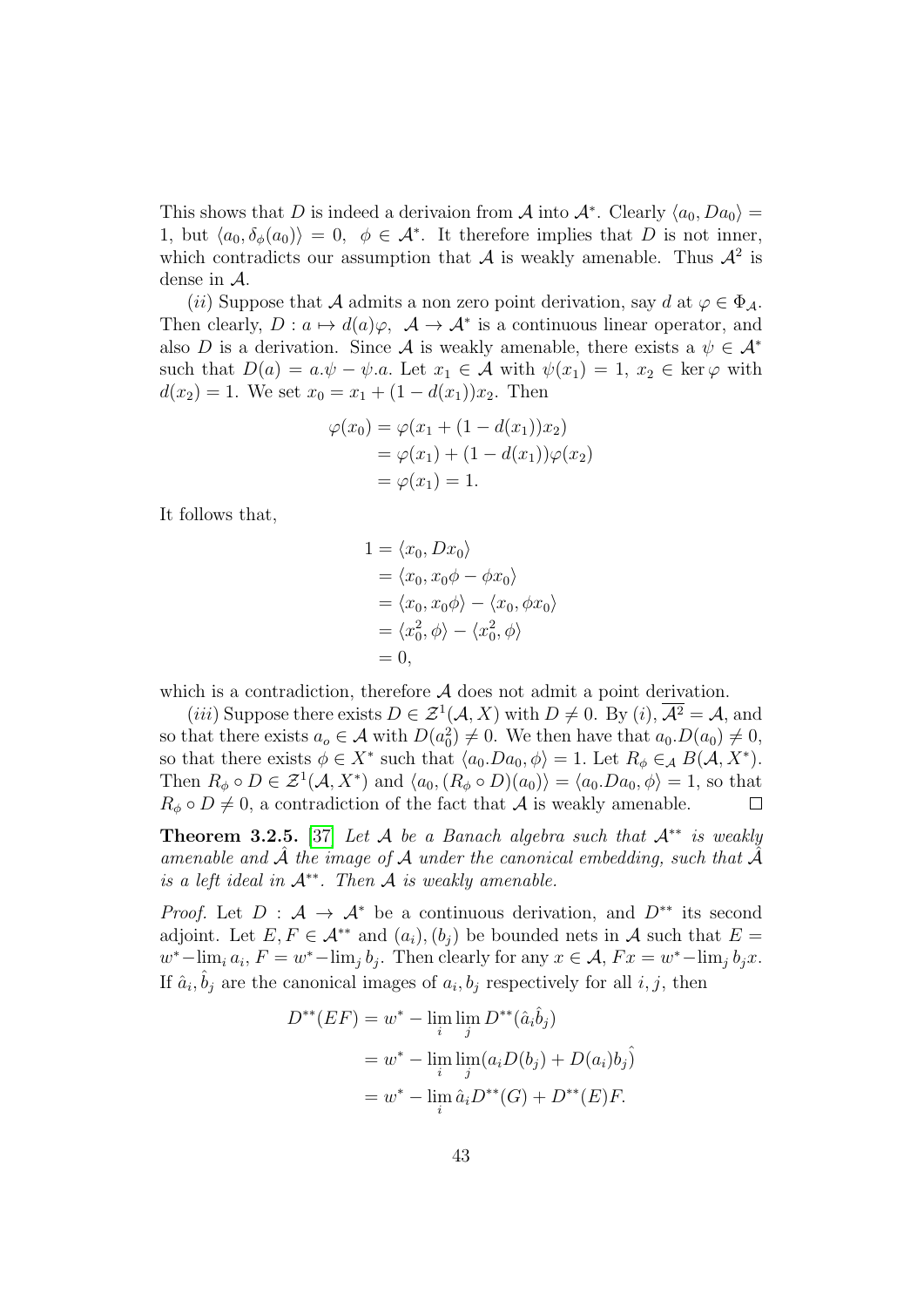This shows that $D$ is indeed a derivaion from $\mathcal{A}$ into $\mathcal{A}^*$. Clearly $\langle a_0, Da_0\rangle = 1$, but $\langle a_0, \delta_\phi(a_0)\rangle = 0, \;\; \phi \in \mathcal{A}^*$. It therefore implies that $D$ is not inner, which contradicts our assumption that $\mathcal{A}$ is weakly amenable. Thus $\mathcal{A}^2$ is dense in $\mathcal{A}$.

(*ii*) Suppose that $\mathcal{A}$ admits a non zero point derivation, say $d$ at $\varphi \in \Phi_{\mathcal{A}}$. Then clearly, $D : a \mapsto d(a)\varphi, \;\; \mathcal{A} \to \mathcal{A}^*$ is a continuous linear operator, and also $D$ is a derivation. Since $\mathcal{A}$ is weakly amenable, there exists a $\psi \in \mathcal{A}^*$ such that $D(a) = a.\psi - \psi.a$. Let $x_1 \in \mathcal{A}$ with $\psi(x_1) = 1$, $x_2 \in \ker\varphi$ with $d(x_2) = 1$. We set $x_0 = x_1 + (1 - d(x_1))x_2$. Then

$$\begin{aligned}
\varphi(x_0) &= \varphi(x_1 + (1 - d(x_1))x_2) \\
&= \varphi(x_1) + (1 - d(x_1))\varphi(x_2) \\
&= \varphi(x_1) = 1.
\end{aligned}$$

It follows that,

$$\begin{aligned}
1 &= \langle x_0, Dx_0\rangle \\
&= \langle x_0, x_0\phi - \phi x_0\rangle \\
&= \langle x_0, x_0\phi\rangle - \langle x_0, \phi x_0\rangle \\
&= \langle x_0^2, \phi\rangle - \langle x_0^2, \phi\rangle \\
&= 0,
\end{aligned}$$

which is a contradiction, therefore $\mathcal{A}$ does not admit a point derivation.

(*iii*) Suppose there exists $D \in \mathcal{Z}^1(\mathcal{A}, X)$ with $D \neq 0$. By (*i*), $\overline{\mathcal{A}^2} = \mathcal{A}$, and so that there exists $a_o \in \mathcal{A}$ with $D(a_0^2) \neq 0$. We then have that $a_0.D(a_0) \neq 0$, so that there exists $\phi \in X^*$ such that $\langle a_0.Da_0, \phi\rangle = 1$. Let $R_\phi \in_{\mathcal{A}} B(\mathcal{A}, X^*)$. Then $R_\phi \circ D \in \mathcal{Z}^1(\mathcal{A}, X^*)$ and $\langle a_0, (R_\phi \circ D)(a_0)\rangle = \langle a_0.Da_0, \phi\rangle = 1$, so that $R_\phi \circ D \neq 0$, a contradiction of the fact that $\mathcal{A}$ is weakly amenable. □

**Theorem 3.2.5.** [37] *Let $\mathcal{A}$ be a Banach algebra such that $\mathcal{A}^{**}$ is weakly amenable and $\hat{\mathcal{A}}$ the image of $\mathcal{A}$ under the canonical embedding, such that $\hat{\mathcal{A}}$ is a left ideal in $\mathcal{A}^{**}$. Then $\mathcal{A}$ is weakly amenable.*

*Proof.* Let $D : \mathcal{A} \to \mathcal{A}^*$ be a continuous derivation, and $D^{**}$ its second adjoint. Let $E, F \in \mathcal{A}^{**}$ and $(a_i), (b_j)$ be bounded nets in $\mathcal{A}$ such that $E = w^*{-}\lim_i a_i$, $F = w^*{-}\lim_j b_j$. Then clearly for any $x \in \mathcal{A}$, $Fx = w^*{-}\lim_j b_j x$. If $\hat{a}_i, \hat{b}_j$ are the canonical images of $a_i, b_j$ respectively for all $i, j$, then

$$\begin{aligned}
D^{**}(EF) &= w^* - \lim_i \lim_j D^{**}(\hat{a}_i \hat{b}_j) \\
&= w^* - \lim_i \lim_j (a_i D(b_j) + D(a_i)b_j\hat{)} \\
&= w^* - \lim_i \hat{a}_i D^{**}(G) + D^{**}(E)F.
\end{aligned}$$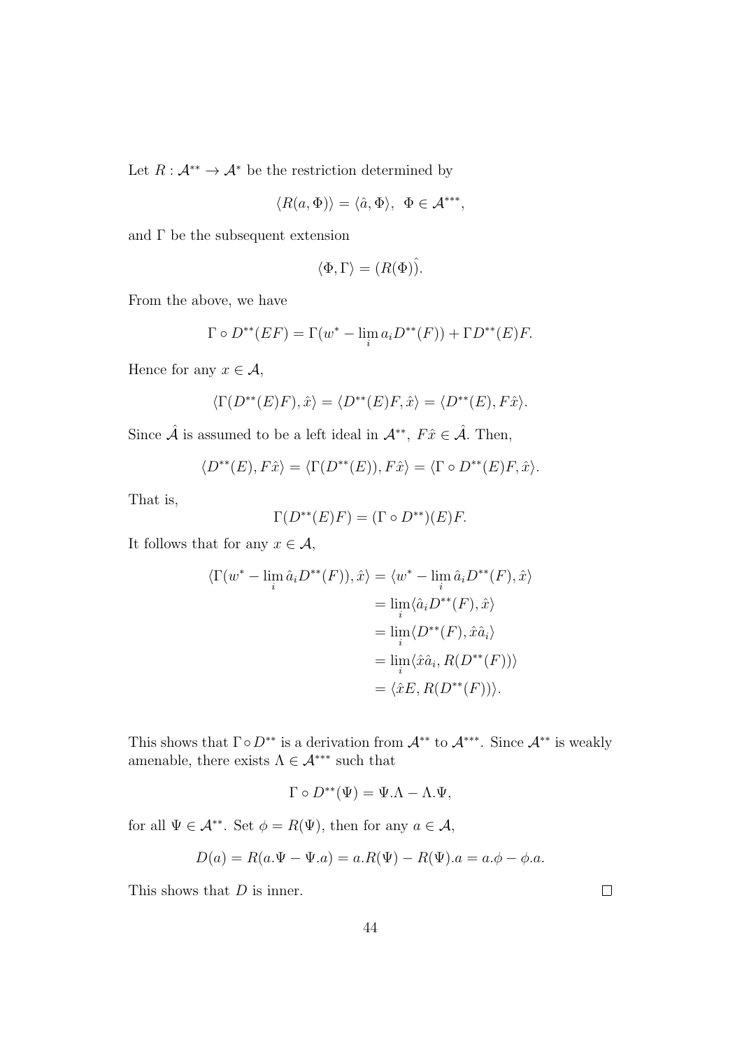Let $R : \mathcal{A}^{**} \to \mathcal{A}^{*}$ be the restriction determined by

$$\langle R(a, \Phi) \rangle = \langle \hat{a}, \Phi \rangle, \ \ \Phi \in \mathcal{A}^{***},$$

and $\Gamma$ be the subsequent extension

$$\langle \Phi, \Gamma \rangle = (R(\Phi))\hat{}.$$

From the above, we have

$$\Gamma \circ D^{**}(EF) = \Gamma(w^* - \lim_i a_i D^{**}(F)) + \Gamma D^{**}(E)F.$$

Hence for any $x \in \mathcal{A}$,

$$\langle \Gamma(D^{**}(E)F), \hat{x} \rangle = \langle D^{**}(E)F, \hat{x} \rangle = \langle D^{**}(E), F\hat{x} \rangle.$$

Since $\hat{\mathcal{A}}$ is assumed to be a left ideal in $\mathcal{A}^{**}$, $F\hat{x} \in \hat{\mathcal{A}}$. Then,

$$\langle D^{**}(E), F\hat{x} \rangle = \langle \Gamma(D^{**}(E)), F\hat{x} \rangle = \langle \Gamma \circ D^{**}(E)F, \hat{x} \rangle.$$

That is,

$$\Gamma(D^{**}(E)F) = (\Gamma \circ D^{**})(E)F.$$

It follows that for any $x \in \mathcal{A}$,

$$\begin{aligned}
\langle \Gamma(w^* - \lim_i \hat{a}_i D^{**}(F)), \hat{x} \rangle &= \langle w^* - \lim_i \hat{a}_i D^{**}(F), \hat{x} \rangle \\
&= \lim_i \langle \hat{a}_i D^{**}(F), \hat{x} \rangle \\
&= \lim_i \langle D^{**}(F), \hat{x}\hat{a}_i \rangle \\
&= \lim_i \langle \hat{x}\hat{a}_i, R(D^{**}(F)) \rangle \\
&= \langle \hat{x}E, R(D^{**}(F)) \rangle.
\end{aligned}$$

This shows that $\Gamma \circ D^{**}$ is a derivation from $\mathcal{A}^{**}$ to $\mathcal{A}^{***}$. Since $\mathcal{A}^{**}$ is weakly amenable, there exists $\Lambda \in \mathcal{A}^{***}$ such that

$$\Gamma \circ D^{**}(\Psi) = \Psi.\Lambda - \Lambda.\Psi,$$

for all $\Psi \in \mathcal{A}^{**}$. Set $\phi = R(\Psi)$, then for any $a \in \mathcal{A}$,

$$D(a) = R(a.\Psi - \Psi.a) = a.R(\Psi) - R(\Psi).a = a.\phi - \phi.a.$$

This shows that $D$ is inner. $\square$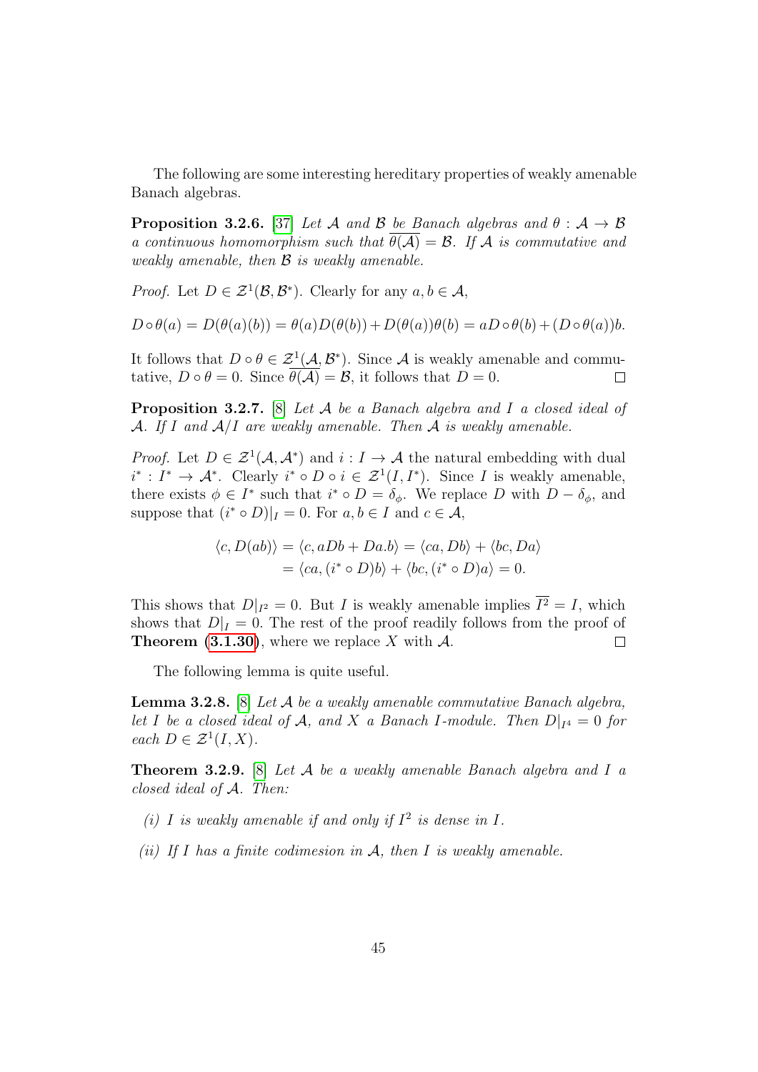The following are some interesting hereditary properties of weakly amenable Banach algebras.

**Proposition 3.2.6.** [37] *Let $\mathcal{A}$ and $\mathcal{B}$ be Banach algebras and $\theta : \mathcal{A} \to \mathcal{B}$ a continuous homomorphism such that $\overline{\theta(\mathcal{A})} = \mathcal{B}$. If $\mathcal{A}$ is commutative and weakly amenable, then $\mathcal{B}$ is weakly amenable.*

*Proof.* Let $D \in \mathcal{Z}^1(\mathcal{B}, \mathcal{B}^*)$. Clearly for any $a, b \in \mathcal{A}$,

$$D \circ \theta(a) = D(\theta(a)(b)) = \theta(a)D(\theta(b)) + D(\theta(a))\theta(b) = aD \circ \theta(b) + (D \circ \theta(a))b.$$

It follows that $D \circ \theta \in \mathcal{Z}^1(\mathcal{A}, \mathcal{B}^*)$. Since $\mathcal{A}$ is weakly amenable and commutative, $D \circ \theta = 0$. Since $\overline{\theta(\mathcal{A})} = \mathcal{B}$, it follows that $D = 0$. $\square$

**Proposition 3.2.7.** [8] *Let $\mathcal{A}$ be a Banach algebra and $I$ a closed ideal of $\mathcal{A}$. If $I$ and $\mathcal{A}/I$ are weakly amenable. Then $\mathcal{A}$ is weakly amenable.*

*Proof.* Let $D \in \mathcal{Z}^1(\mathcal{A}, \mathcal{A}^*)$ and $i : I \to \mathcal{A}$ the natural embedding with dual $i^* : I^* \to \mathcal{A}^*$. Clearly $i^* \circ D \circ i \in \mathcal{Z}^1(I, I^*)$. Since $I$ is weakly amenable, there exists $\phi \in I^*$ such that $i^* \circ D = \delta_\phi$. We replace $D$ with $D - \delta_\phi$, and suppose that $(i^* \circ D)|_I = 0$. For $a, b \in I$ and $c \in \mathcal{A}$,

$$\begin{aligned}\langle c, D(ab)\rangle &= \langle c, aDb + Da.b\rangle = \langle ca, Db\rangle + \langle bc, Da\rangle \\ &= \langle ca, (i^* \circ D)b\rangle + \langle bc, (i^* \circ D)a\rangle = 0.\end{aligned}$$

This shows that $D|_{I^2} = 0$. But $I$ is weakly amenable implies $\overline{I^2} = I$, which shows that $D|_I = 0$. The rest of the proof readily follows from the proof of **Theorem (3.1.30)**, where we replace $X$ with $\mathcal{A}$. $\square$

The following lemma is quite useful.

**Lemma 3.2.8.** [8] *Let $\mathcal{A}$ be a weakly amenable commutative Banach algebra, let $I$ be a closed ideal of $\mathcal{A}$, and $X$ a Banach $I$-module. Then $D|_{I^4} = 0$ for each $D \in \mathcal{Z}^1(I, X)$.*

**Theorem 3.2.9.** [8] *Let $\mathcal{A}$ be a weakly amenable Banach algebra and $I$ a closed ideal of $\mathcal{A}$. Then:*

*(i) $I$ is weakly amenable if and only if $I^2$ is dense in $I$.*

*(ii) If $I$ has a finite codimesion in $\mathcal{A}$, then $I$ is weakly amenable.*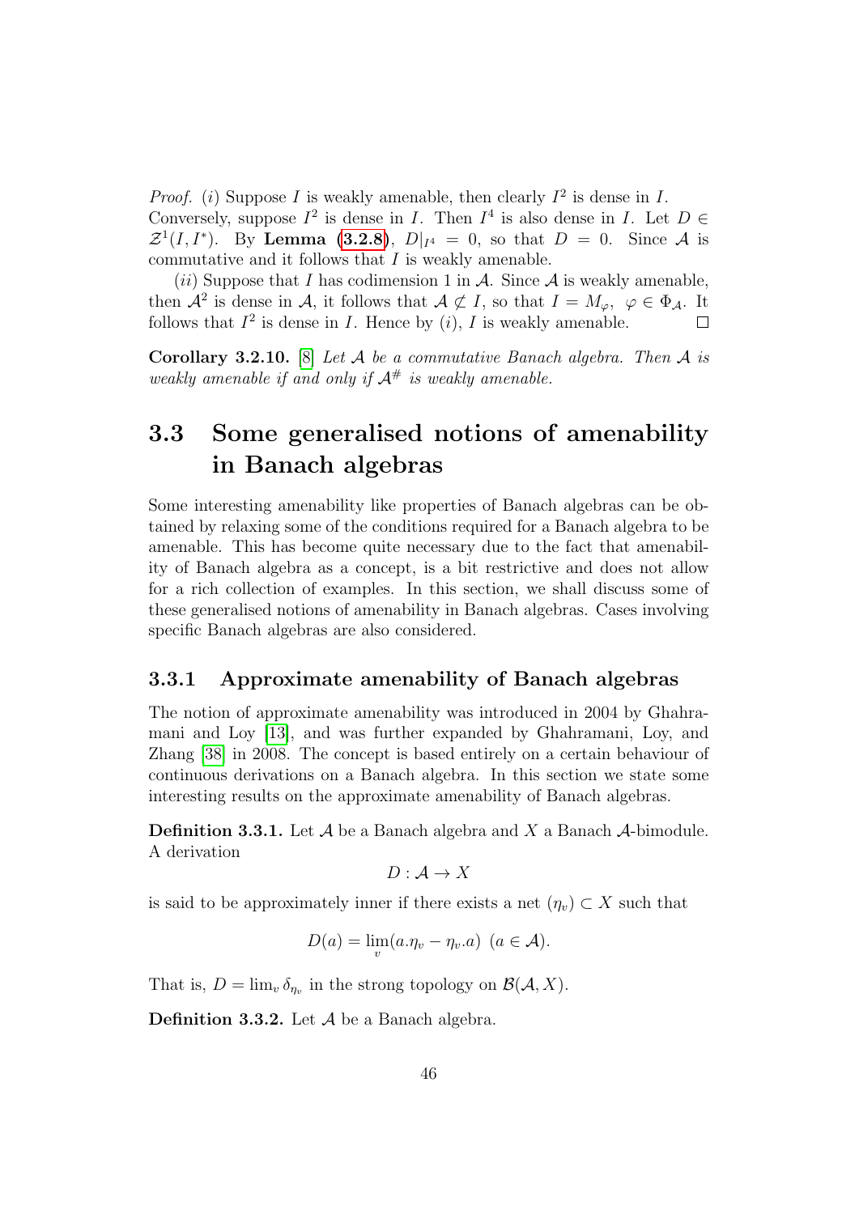*Proof.* ($i$) Suppose $I$ is weakly amenable, then clearly $I^2$ is dense in $I$. Conversely, suppose $I^2$ is dense in $I$. Then $I^4$ is also dense in $I$. Let $D \in \mathcal{Z}^1(I, I^*)$. By **Lemma (3.2.8)**, $D|_{I^4} = 0$, so that $D = 0$. Since $\mathcal{A}$ is commutative and it follows that $I$ is weakly amenable.

($ii$) Suppose that $I$ has codimension 1 in $\mathcal{A}$. Since $\mathcal{A}$ is weakly amenable, then $\mathcal{A}^2$ is dense in $\mathcal{A}$, it follows that $\mathcal{A} \not\subset I$, so that $I = M_\varphi,\ \varphi \in \Phi_\mathcal{A}$. It follows that $I^2$ is dense in $I$. Hence by ($i$), $I$ is weakly amenable. ∎

**Corollary 3.2.10.** [8] *Let $\mathcal{A}$ be a commutative Banach algebra. Then $\mathcal{A}$ is weakly amenable if and only if $\mathcal{A}^\#$ is weakly amenable.*

## 3.3 Some generalised notions of amenability in Banach algebras

Some interesting amenability like properties of Banach algebras can be obtained by relaxing some of the conditions required for a Banach algebra to be amenable. This has become quite necessary due to the fact that amenability of Banach algebra as a concept, is a bit restrictive and does not allow for a rich collection of examples. In this section, we shall discuss some of these generalised notions of amenability in Banach algebras. Cases involving specific Banach algebras are also considered.

### 3.3.1 Approximate amenability of Banach algebras

The notion of approximate amenability was introduced in 2004 by Ghahramani and Loy [13], and was further expanded by Ghahramani, Loy, and Zhang [38] in 2008. The concept is based entirely on a certain behaviour of continuous derivations on a Banach algebra. In this section we state some interesting results on the approximate amenability of Banach algebras.

**Definition 3.3.1.** Let $\mathcal{A}$ be a Banach algebra and $X$ a Banach $\mathcal{A}$-bimodule. A derivation

$$D : \mathcal{A} \to X$$

is said to be approximately inner if there exists a net $(\eta_v) \subset X$ such that

$$D(a) = \lim_v (a.\eta_v - \eta_v.a) \ \ (a \in \mathcal{A}).$$

That is, $D = \lim_v \delta_{\eta_v}$ in the strong topology on $\mathcal{B}(\mathcal{A}, X)$.

**Definition 3.3.2.** Let $\mathcal{A}$ be a Banach algebra.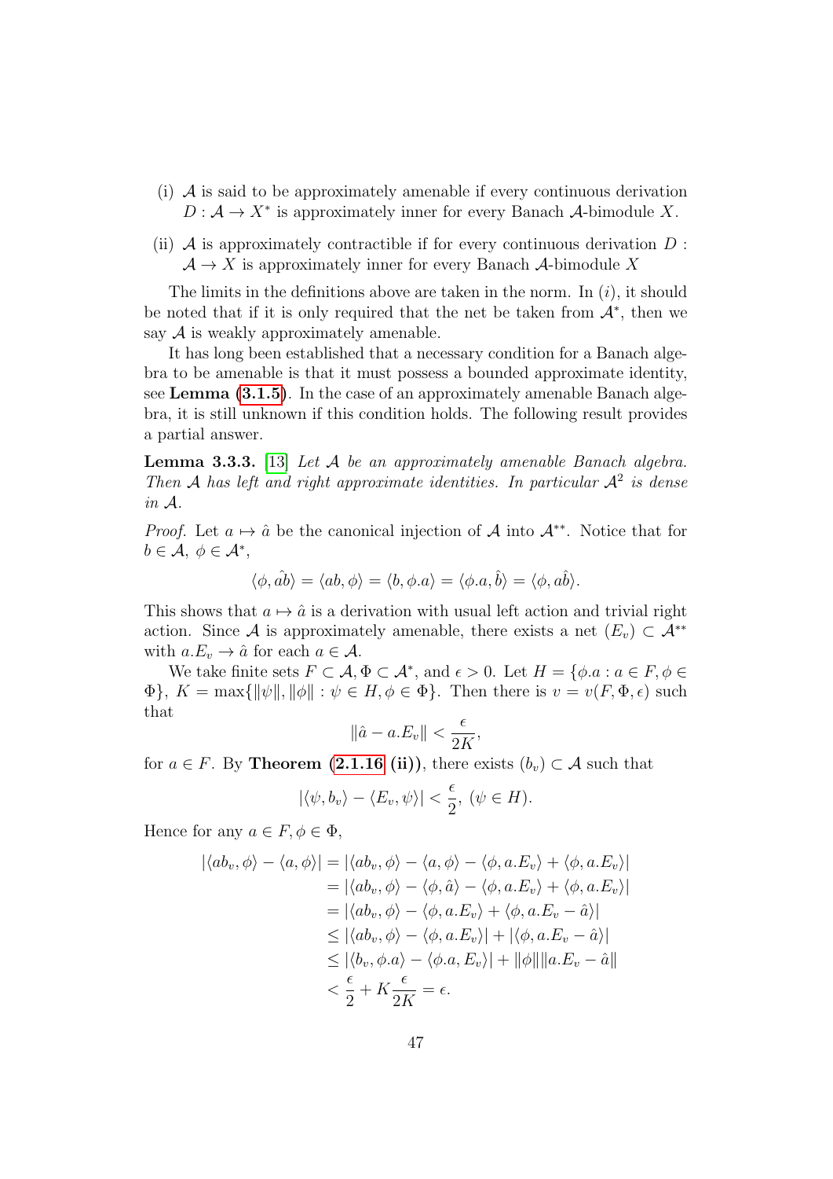(i) $\mathcal{A}$ is said to be approximately amenable if every continuous derivation $D : \mathcal{A} \to X^*$ is approximately inner for every Banach $\mathcal{A}$-bimodule $X$.

(ii) $\mathcal{A}$ is approximately contractible if for every continuous derivation $D : \mathcal{A} \to X$ is approximately inner for every Banach $\mathcal{A}$-bimodule $X$

The limits in the definitions above are taken in the norm. In $(i)$, it should be noted that if it is only required that the net be taken from $\mathcal{A}^*$, then we say $\mathcal{A}$ is weakly approximately amenable.

It has long been established that a necessary condition for a Banach algebra to be amenable is that it must possess a bounded approximate identity, see **Lemma (3.1.5)**. In the case of an approximately amenable Banach algebra, it is still unknown if this condition holds. The following result provides a partial answer.

**Lemma 3.3.3.** [13] *Let $\mathcal{A}$ be an approximately amenable Banach algebra. Then $\mathcal{A}$ has left and right approximate identities. In particular $\mathcal{A}^2$ is dense in $\mathcal{A}$.*

*Proof.* Let $a \mapsto \hat{a}$ be the canonical injection of $\mathcal{A}$ into $\mathcal{A}^{**}$. Notice that for $b \in \mathcal{A}$, $\phi \in \mathcal{A}^*$,

$$\langle \phi, \hat{ab} \rangle = \langle ab, \phi \rangle = \langle b, \phi.a \rangle = \langle \phi.a, \hat{b} \rangle = \langle \phi, a\hat{b} \rangle.$$

This shows that $a \mapsto \hat{a}$ is a derivation with usual left action and trivial right action. Since $\mathcal{A}$ is approximately amenable, there exists a net $(E_v) \subset \mathcal{A}^{**}$ with $a.E_v \to \hat{a}$ for each $a \in \mathcal{A}$.

We take finite sets $F \subset \mathcal{A}, \Phi \subset \mathcal{A}^*$, and $\epsilon > 0$. Let $H = \{\phi.a : a \in F, \phi \in \Phi\}$, $K = \max\{\|\psi\|, \|\phi\| : \psi \in H, \phi \in \Phi\}$. Then there is $v = v(F, \Phi, \epsilon)$ such that

$$\|\hat{a} - a.E_v\| < \frac{\epsilon}{2K},$$

for $a \in F$. By **Theorem (2.1.16 (ii))**, there exists $(b_v) \subset \mathcal{A}$ such that

$$|\langle \psi, b_v \rangle - \langle E_v, \psi \rangle| < \frac{\epsilon}{2}, \ (\psi \in H).$$

Hence for any $a \in F, \phi \in \Phi$,

$$\begin{aligned}
|\langle ab_v, \phi \rangle - \langle a, \phi \rangle| &= |\langle ab_v, \phi \rangle - \langle a, \phi \rangle - \langle \phi, a.E_v \rangle + \langle \phi, a.E_v \rangle| \\
&= |\langle ab_v, \phi \rangle - \langle \phi, \hat{a} \rangle - \langle \phi, a.E_v \rangle + \langle \phi, a.E_v \rangle| \\
&= |\langle ab_v, \phi \rangle - \langle \phi, a.E_v \rangle + \langle \phi, a.E_v - \hat{a} \rangle| \\
&\leq |\langle ab_v, \phi \rangle - \langle \phi, a.E_v \rangle| + |\langle \phi, a.E_v - \hat{a} \rangle| \\
&\leq |\langle b_v, \phi.a \rangle - \langle \phi.a, E_v \rangle| + \|\phi\| \|a.E_v - \hat{a}\| \\
&< \frac{\epsilon}{2} + K\frac{\epsilon}{2K} = \epsilon.
\end{aligned}$$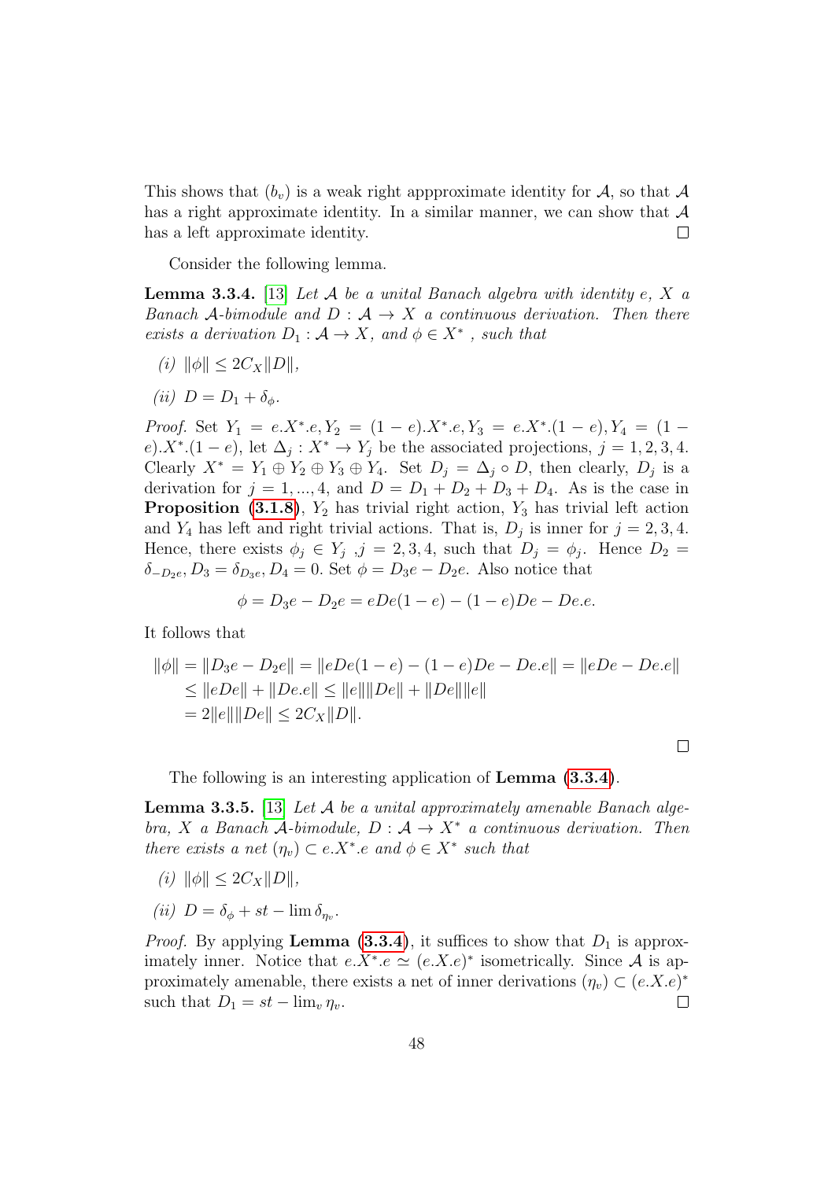This shows that $(b_v)$ is a weak right appproximate identity for $\mathcal{A}$, so that $\mathcal{A}$ has a right approximate identity. In a similar manner, we can show that $\mathcal{A}$ has a left approximate identity. ☐

Consider the following lemma.

**Lemma 3.3.4.** [13] *Let $\mathcal{A}$ be a unital Banach algebra with identity $e$, $X$ a Banach $\mathcal{A}$-bimodule and $D : \mathcal{A} \to X$ a continuous derivation. Then there exists a derivation $D_1 : \mathcal{A} \to X$, and $\phi \in X^*$ , such that*

*(i)* $\|\phi\| \leq 2C_X\|D\|$,

*(ii)* $D = D_1 + \delta_\phi$.

*Proof.* Set $Y_1 = e.X^*.e, Y_2 = (1-e).X^*.e, Y_3 = e.X^*.(1-e), Y_4 = (1-e).X^*.(1-e)$, let $\Delta_j : X^* \to Y_j$ be the associated projections, $j = 1, 2, 3, 4$. Clearly $X^* = Y_1 \oplus Y_2 \oplus Y_3 \oplus Y_4$. Set $D_j = \Delta_j \circ D$, then clearly, $D_j$ is a derivation for $j = 1, ..., 4$, and $D = D_1 + D_2 + D_3 + D_4$. As is the case in **Proposition (3.1.8)**, $Y_2$ has trivial right action, $Y_3$ has trivial left action and $Y_4$ has left and right trivial actions. That is, $D_j$ is inner for $j = 2, 3, 4$. Hence, there exists $\phi_j \in Y_j$ ,$j = 2, 3, 4$, such that $D_j = \phi_j$. Hence $D_2 = \delta_{-D_2e}, D_3 = \delta_{D_3e}, D_4 = 0$. Set $\phi = D_3e - D_2e$. Also notice that

$$\phi = D_3e - D_2e = eDe(1-e) - (1-e)De - De.e.$$

It follows that

$$\begin{aligned}
\|\phi\| &= \|D_3e - D_2e\| = \|eDe(1-e) - (1-e)De - De.e\| = \|eDe - De.e\| \\
&\leq \|eDe\| + \|De.e\| \leq \|e\|\|De\| + \|De\|\|e\| \\
&= 2\|e\|\|De\| \leq 2C_X\|D\|.
\end{aligned}$$

☐

The following is an interesting application of **Lemma (3.3.4)**.

**Lemma 3.3.5.** [13] *Let $\mathcal{A}$ be a unital approximately amenable Banach algebra, $X$ a Banach $\mathcal{A}$-bimodule, $D : \mathcal{A} \to X^*$ a continuous derivation. Then there exists a net $(\eta_v) \subset e.X^*.e$ and $\phi \in X^*$ such that*

*(i)* $\|\phi\| \leq 2C_X\|D\|$,

*(ii)* $D = \delta_\phi + st - \lim \delta_{\eta_v}$.

*Proof.* By applying **Lemma (3.3.4)**, it suffices to show that $D_1$ is approximately inner. Notice that $e.X^*.e \simeq (e.X.e)^*$ isometrically. Since $\mathcal{A}$ is approximately amenable, there exists a net of inner derivations $(\eta_v) \subset (e.X.e)^*$ such that $D_1 = st - \lim_v \eta_v$. ☐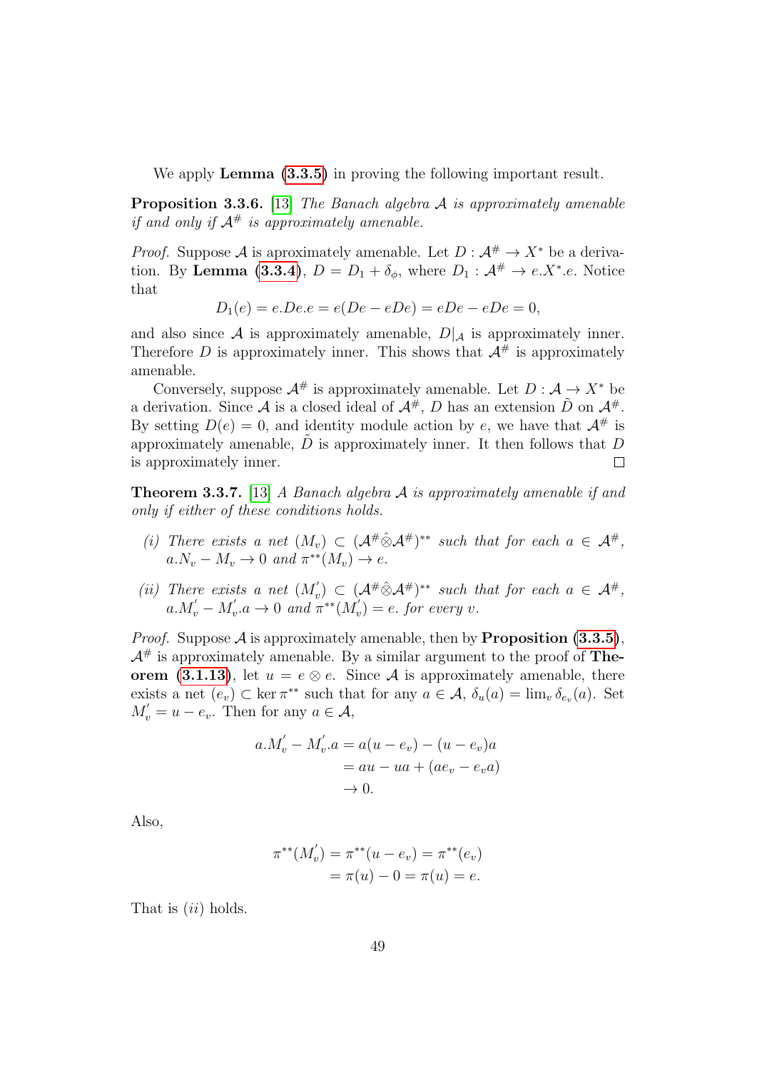We apply **Lemma (3.3.5)** in proving the following important result.

**Proposition 3.3.6.** [13] *The Banach algebra $\mathcal{A}$ is approximately amenable if and only if $\mathcal{A}^{\#}$ is approximately amenable.*

*Proof.* Suppose $\mathcal{A}$ is aproximately amenable. Let $D : \mathcal{A}^{\#} \to X^*$ be a derivation. By **Lemma (3.3.4)**, $D = D_1 + \delta_\phi$, where $D_1 : \mathcal{A}^{\#} \to e.X^*.e$. Notice that

$$D_1(e) = e.De.e = e(De - eDe) = eDe - eDe = 0,$$

and also since $\mathcal{A}$ is approximately amenable, $D|_{\mathcal{A}}$ is approximately inner. Therefore $D$ is approximately inner. This shows that $\mathcal{A}^{\#}$ is approximately amenable.

Conversely, suppose $\mathcal{A}^{\#}$ is approximately amenable. Let $D : \mathcal{A} \to X^*$ be a derivation. Since $\mathcal{A}$ is a closed ideal of $\mathcal{A}^{\#}$, $D$ has an extension $\tilde{D}$ on $\mathcal{A}^{\#}$. By setting $D(e) = 0$, and identity module action by $e$, we have that $\mathcal{A}^{\#}$ is approximately amenable, $\tilde{D}$ is approximately inner. It then follows that $D$ is approximately inner. □

**Theorem 3.3.7.** [13] *A Banach algebra $\mathcal{A}$ is approximately amenable if and only if either of these conditions holds.*

*(i) There exists a net $(M_v) \subset (\mathcal{A}^{\#}\hat{\otimes}\mathcal{A}^{\#})^{**}$ such that for each $a \in \mathcal{A}^{\#}$, $a.N_v - M_v \to 0$ and $\pi^{**}(M_v) \to e$.*

*(ii) There exists a net $(M_v^{'}) \subset (\mathcal{A}^{\#}\hat{\otimes}\mathcal{A}^{\#})^{**}$ such that for each $a \in \mathcal{A}^{\#}$, $a.M_v^{'} - M_v^{'}.a \to 0$ and $\pi^{**}(M_v^{'}) = e$. for every $v$.*

*Proof.* Suppose $\mathcal{A}$ is approximately amenable, then by **Proposition (3.3.5)**, $\mathcal{A}^{\#}$ is approximately amenable. By a similar argument to the proof of **Theorem (3.1.13)**, let $u = e \otimes e$. Since $\mathcal{A}$ is approximately amenable, there exists a net $(e_v) \subset \ker \pi^{**}$ such that for any $a \in \mathcal{A}$, $\delta_u(a) = \lim_v \delta_{e_v}(a)$. Set $M_v^{'} = u - e_v$. Then for any $a \in \mathcal{A}$,

$$\begin{aligned} a.M_v^{'} - M_v^{'}.a &= a(u - e_v) - (u - e_v)a \\ &= au - ua + (ae_v - e_v a) \\ &\to 0. \end{aligned}$$

Also,

$$\begin{aligned} \pi^{**}(M_v^{'}) &= \pi^{**}(u - e_v) = \pi^{**}(e_v) \\ &= \pi(u) - 0 = \pi(u) = e. \end{aligned}$$

That is $(ii)$ holds.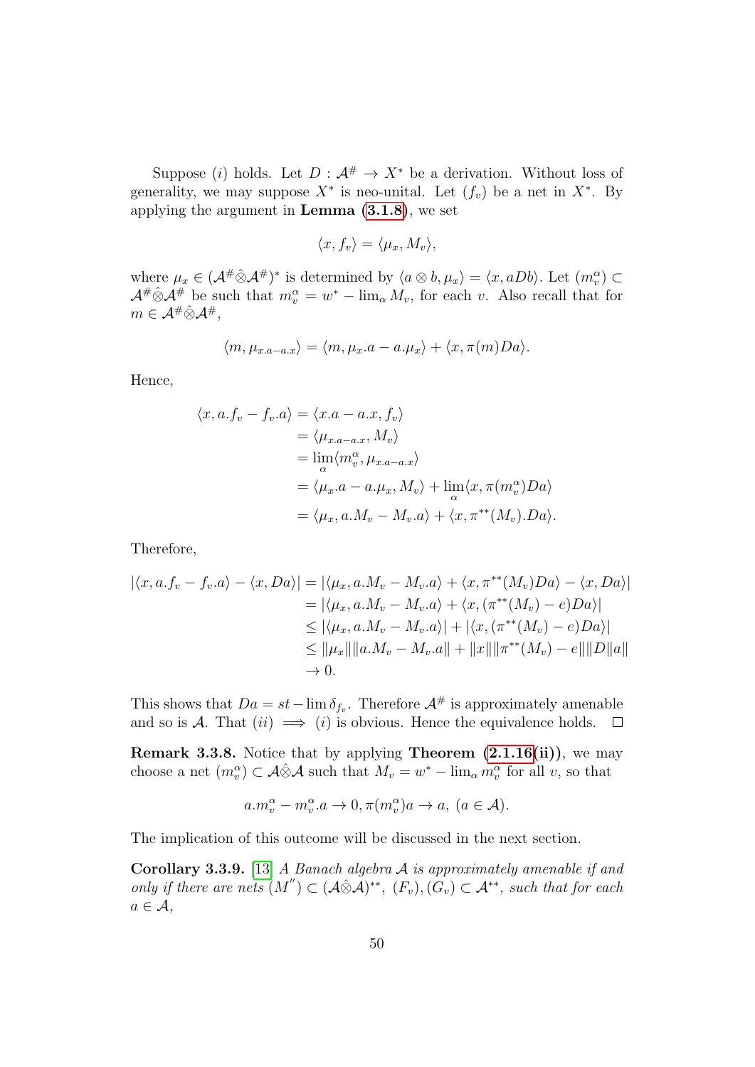Suppose $(i)$ holds. Let $D : \mathcal{A}^{\#} \to X^*$ be a derivation. Without loss of generality, we may suppose $X^*$ is neo-unital. Let $(f_v)$ be a net in $X^*$. By applying the argument in **Lemma (3.1.8)**, we set

$$\langle x, f_v \rangle = \langle \mu_x, M_v \rangle,$$

where $\mu_x \in (\mathcal{A}^{\#}\hat{\otimes}\mathcal{A}^{\#})^*$ is determined by $\langle a \otimes b, \mu_x \rangle = \langle x, aDb \rangle$. Let $(m_v^\alpha) \subset \mathcal{A}^{\#}\hat{\otimes}\mathcal{A}^{\#}$ be such that $m_v^\alpha = w^* - \lim_\alpha M_v$, for each $v$. Also recall that for $m \in \mathcal{A}^{\#}\hat{\otimes}\mathcal{A}^{\#}$,

$$\langle m, \mu_{x.a-a.x} \rangle = \langle m, \mu_x.a - a.\mu_x \rangle + \langle x, \pi(m)Da \rangle.$$

Hence,

$$\begin{aligned}
\langle x, a.f_v - f_v.a \rangle &= \langle x.a - a.x, f_v \rangle \\
&= \langle \mu_{x.a-a.x}, M_v \rangle \\
&= \lim_\alpha \langle m_v^\alpha, \mu_{x.a-a.x} \rangle \\
&= \langle \mu_x.a - a.\mu_x, M_v \rangle + \lim_\alpha \langle x, \pi(m_v^\alpha)Da \rangle \\
&= \langle \mu_x, a.M_v - M_v.a \rangle + \langle x, \pi^{**}(M_v).Da \rangle.
\end{aligned}$$

Therefore,

$$\begin{aligned}
|\langle x, a.f_v - f_v.a \rangle - \langle x, Da \rangle| &= |\langle \mu_x, a.M_v - M_v.a \rangle + \langle x, \pi^{**}(M_v)Da \rangle - \langle x, Da \rangle| \\
&= |\langle \mu_x, a.M_v - M_v.a \rangle + \langle x, (\pi^{**}(M_v) - e)Da \rangle| \\
&\leq |\langle \mu_x, a.M_v - M_v.a \rangle| + |\langle x, (\pi^{**}(M_v) - e)Da \rangle| \\
&\leq \|\mu_x\| \|a.M_v - M_v.a\| + \|x\| \|\pi^{**}(M_v) - e\| \|D\| \|a\| \\
&\to 0.
\end{aligned}$$

This shows that $Da = st - \lim \delta_{f_v}$. Therefore $\mathcal{A}^{\#}$ is approximately amenable and so is $\mathcal{A}$. That $(ii) \implies (i)$ is obvious. Hence the equivalence holds. $\square$

**Remark 3.3.8.** Notice that by applying **Theorem (2.1.16(ii))**, we may choose a net $(m_v^\alpha) \subset \mathcal{A}\hat{\otimes}\mathcal{A}$ such that $M_v = w^* - \lim_\alpha m_v^\alpha$ for all $v$, so that

$$a.m_v^\alpha - m_v^\alpha.a \to 0, \pi(m_v^\alpha)a \to a, \ (a \in \mathcal{A}).$$

The implication of this outcome will be discussed in the next section.

**Corollary 3.3.9.** [13] *A Banach algebra $\mathcal{A}$ is approximately amenable if and only if there are nets $(M'') \subset (\mathcal{A}\hat{\otimes}\mathcal{A})^{**}$, $(F_v), (G_v) \subset \mathcal{A}^{**}$, such that for each $a \in \mathcal{A}$,*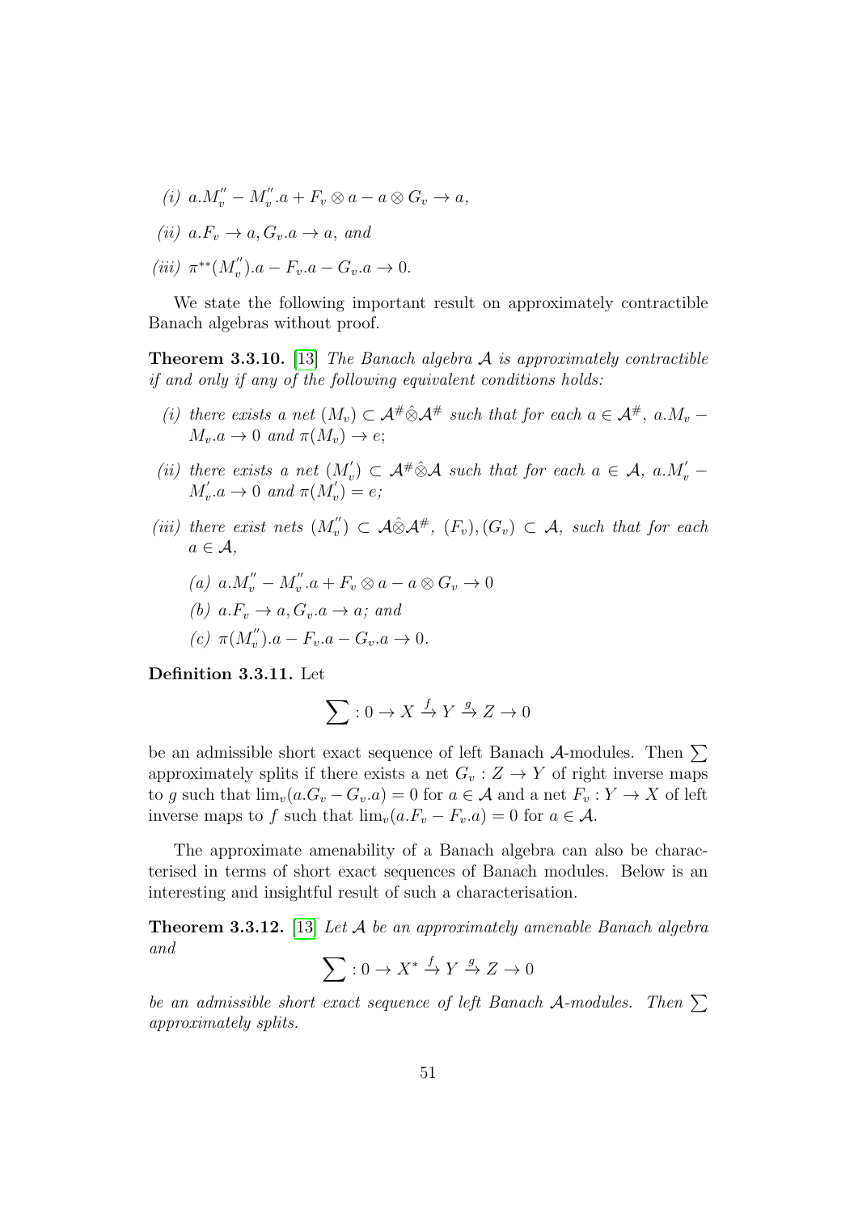(i) $a.M_v^{''} - M_v^{''}.a + F_v \otimes a - a \otimes G_v \to a$,

(ii) $a.F_v \to a, G_v.a \to a$, and

(iii) $\pi^{**}(M_v^{''}).a - F_v.a - G_v.a \to 0$.

We state the following important result on approximately contractible Banach algebras without proof.

**Theorem 3.3.10.** [13] *The Banach algebra $\mathcal{A}$ is approximately contractible if and only if any of the following equivalent conditions holds:*

*(i) there exists a net $(M_v) \subset \mathcal{A}^{\#}\hat{\otimes}\mathcal{A}^{\#}$ such that for each $a \in \mathcal{A}^{\#}$, $a.M_v - M_v.a \to 0$ and $\pi(M_v) \to e$;*

*(ii) there exists a net $(M_v^{'}) \subset \mathcal{A}^{\#}\hat{\otimes}\mathcal{A}$ such that for each $a \in \mathcal{A}$, $a.M_v^{'} - M_v^{'}.a \to 0$ and $\pi(M_v^{'}) = e$;*

*(iii) there exist nets $(M_v^{''}) \subset \mathcal{A}\hat{\otimes}\mathcal{A}^{\#}$, $(F_v), (G_v) \subset \mathcal{A}$, such that for each $a \in \mathcal{A}$,*

*(a) $a.M_v^{''} - M_v^{''}.a + F_v \otimes a - a \otimes G_v \to 0$*

*(b) $a.F_v \to a, G_v.a \to a$; and*

*(c) $\pi(M_v^{''}).a - F_v.a - G_v.a \to 0$.*

**Definition 3.3.11.** Let

$$\sum : 0 \to X \xrightarrow{f} Y \xrightarrow{g} Z \to 0$$

be an admissible short exact sequence of left Banach $\mathcal{A}$-modules. Then $\sum$ approximately splits if there exists a net $G_v : Z \to Y$ of right inverse maps to $g$ such that $\lim_v(a.G_v - G_v.a) = 0$ for $a \in \mathcal{A}$ and a net $F_v : Y \to X$ of left inverse maps to $f$ such that $\lim_v(a.F_v - F_v.a) = 0$ for $a \in \mathcal{A}$.

The approximate amenability of a Banach algebra can also be characterised in terms of short exact sequences of Banach modules. Below is an interesting and insightful result of such a characterisation.

**Theorem 3.3.12.** [13] *Let $\mathcal{A}$ be an approximately amenable Banach algebra and*

$$\sum : 0 \to X^* \xrightarrow{f} Y \xrightarrow{g} Z \to 0$$

*be an admissible short exact sequence of left Banach $\mathcal{A}$-modules. Then $\sum$ approximately splits.*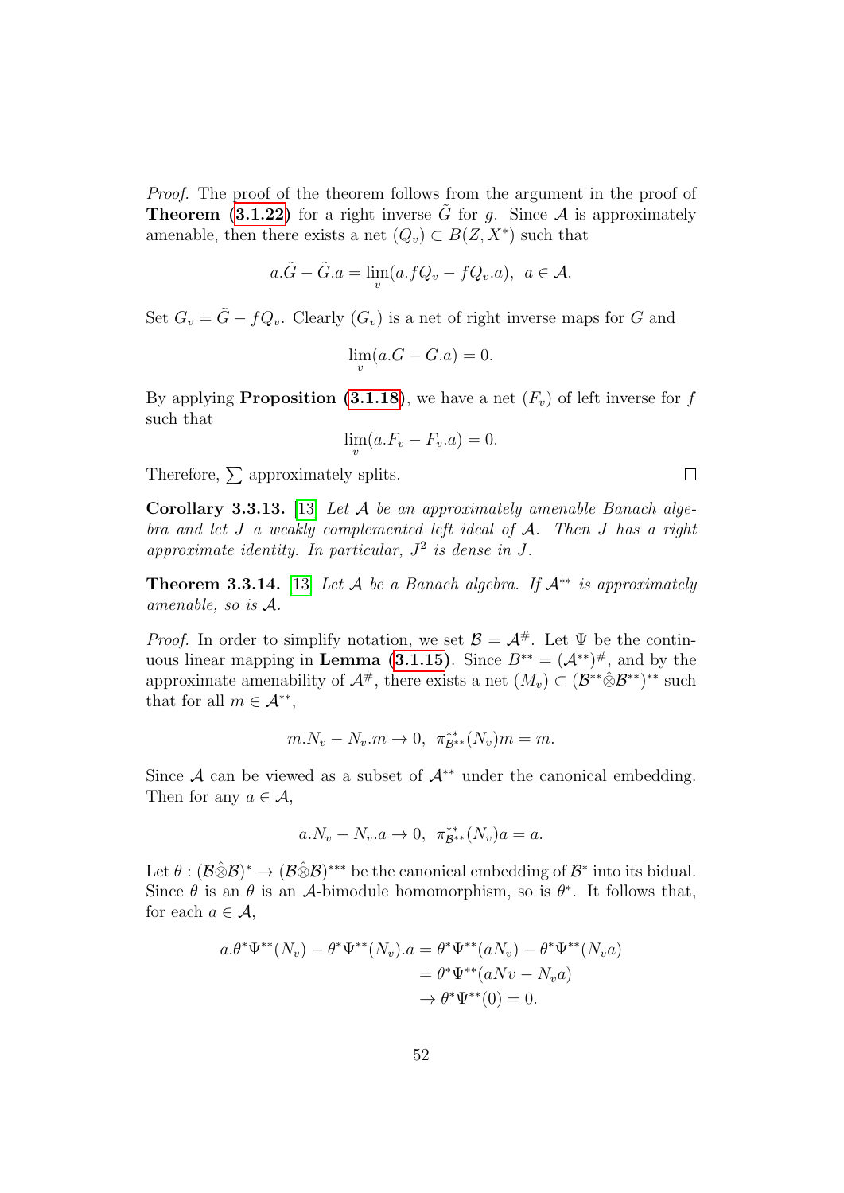*Proof.* The proof of the theorem follows from the argument in the proof of **Theorem (3.1.22)** for a right inverse $\tilde{G}$ for $g$. Since $\mathcal{A}$ is approximately amenable, then there exists a net $(Q_v) \subset B(Z, X^*)$ such that

$$a.\tilde{G} - \tilde{G}.a = \lim_v (a.fQ_v - fQ_v.a), \;\; a \in \mathcal{A}.$$

Set $G_v = \tilde{G} - fQ_v$. Clearly $(G_v)$ is a net of right inverse maps for $G$ and

$$\lim_v (a.G - G.a) = 0.$$

By applying **Proposition (3.1.18)**, we have a net $(F_v)$ of left inverse for $f$ such that

$$\lim_v (a.F_v - F_v.a) = 0.$$

Therefore, $\sum$ approximately splits. $\square$

**Corollary 3.3.13.** [13] *Let $\mathcal{A}$ be an approximately amenable Banach algebra and let $J$ a weakly complemented left ideal of $\mathcal{A}$. Then $J$ has a right approximate identity. In particular, $J^2$ is dense in $J$.*

**Theorem 3.3.14.** [13] *Let $\mathcal{A}$ be a Banach algebra. If $\mathcal{A}^{**}$ is approximately amenable, so is $\mathcal{A}$.*

*Proof.* In order to simplify notation, we set $\mathcal{B} = \mathcal{A}^{\#}$. Let $\Psi$ be the continuous linear mapping in **Lemma (3.1.15)**. Since $B^{**} = (\mathcal{A}^{**})^{\#}$, and by the approximate amenability of $\mathcal{A}^{\#}$, there exists a net $(M_v) \subset (\mathcal{B}^{**}\hat{\otimes}\mathcal{B}^{**})^{**}$ such that for all $m \in \mathcal{A}^{**}$,

$$m.N_v - N_v.m \to 0, \;\; \pi^{**}_{\mathcal{B}^{**}}(N_v)m = m.$$

Since $\mathcal{A}$ can be viewed as a subset of $\mathcal{A}^{**}$ under the canonical embedding. Then for any $a \in \mathcal{A}$,

$$a.N_v - N_v.a \to 0, \;\; \pi^{**}_{\mathcal{B}^{**}}(N_v)a = a.$$

Let $\theta : (\mathcal{B}\hat{\otimes}\mathcal{B})^* \to (\mathcal{B}\hat{\otimes}\mathcal{B})^{***}$ be the canonical embedding of $\mathcal{B}^*$ into its bidual. Since $\theta$ is an $\theta$ is an $\mathcal{A}$-bimodule homomorphism, so is $\theta^*$. It follows that, for each $a \in \mathcal{A}$,

$$\begin{aligned}
a.\theta^*\Psi^{**}(N_v) - \theta^*\Psi^{**}(N_v).a &= \theta^*\Psi^{**}(aN_v) - \theta^*\Psi^{**}(N_v a) \\
&= \theta^*\Psi^{**}(aNv - N_v a) \\
&\to \theta^*\Psi^{**}(0) = 0.
\end{aligned}$$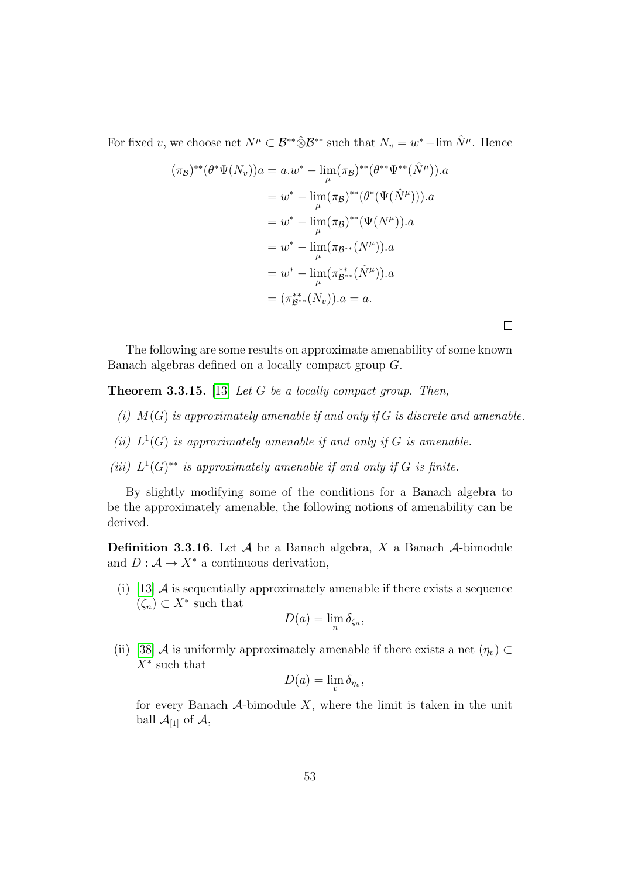For fixed $v$, we choose net $N^\mu \subset \mathcal{B}^{**}\hat{\otimes}\mathcal{B}^{**}$ such that $N_v = w^*-\lim \hat{N}^\mu$. Hence

$$
\begin{aligned}
(\pi_{\mathcal{B}})^{**}(\theta^*\Psi(N_v))a &= a.w^* - \lim_\mu (\pi_{\mathcal{B}})^{**}(\theta^{**}\Psi^{**}(\hat{N}^\mu)).a \\
&= w^* - \lim_\mu (\pi_{\mathcal{B}})^{**}(\theta^*(\Psi(\hat{N}^\mu))).a \\
&= w^* - \lim_\mu (\pi_{\mathcal{B}})^{**}(\Psi(N^\mu)).a \\
&= w^* - \lim_\mu (\pi_{\mathcal{B}^{**}}(N^\mu)).a \\
&= w^* - \lim_\mu (\pi_{\mathcal{B}^{**}}^{**}(\hat{N}^\mu)).a \\
&= (\pi_{\mathcal{B}^{**}}^{**}(N_v)).a = a.
\end{aligned}
$$

□

The following are some results on approximate amenability of some known Banach algebras defined on a locally compact group $G$.

**Theorem 3.3.15.** [13] *Let $G$ be a locally compact group. Then,*

*(i) $M(G)$ is approximately amenable if and only if $G$ is discrete and amenable.*

*(ii) $L^1(G)$ is approximately amenable if and only if $G$ is amenable.*

*(iii) $L^1(G)^{**}$ is approximately amenable if and only if $G$ is finite.*

By slightly modifying some of the conditions for a Banach algebra to be the approximately amenable, the following notions of amenability can be derived.

**Definition 3.3.16.** Let $\mathcal{A}$ be a Banach algebra, $X$ a Banach $\mathcal{A}$-bimodule and $D : \mathcal{A} \to X^*$ a continuous derivation,

(i) [13] $\mathcal{A}$ is sequentially approximately amenable if there exists a sequence $(\zeta_n) \subset X^*$ such that
$$D(a) = \lim_n \delta_{\zeta_n},$$

(ii) [38] $\mathcal{A}$ is uniformly approximately amenable if there exists a net $(\eta_v) \subset X^*$ such that
$$D(a) = \lim_v \delta_{\eta_v},$$
for every Banach $\mathcal{A}$-bimodule $X$, where the limit is taken in the unit ball $\mathcal{A}_{[1]}$ of $\mathcal{A}$,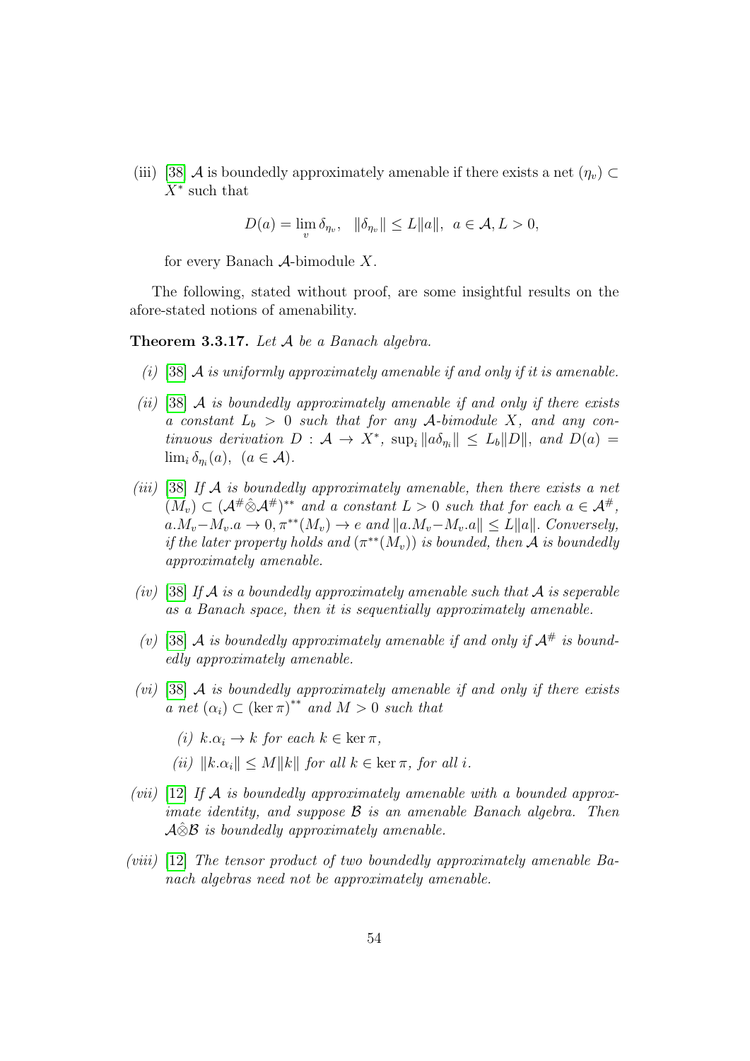(iii) [38] $\mathcal{A}$ is boundedly approximately amenable if there exists a net $(\eta_v) \subset X^*$ such that

$$D(a) = \lim_v \delta_{\eta_v}, \quad \|\delta_{\eta_v}\| \leq L\|a\|, \;\; a \in \mathcal{A}, L > 0,$$

for every Banach $\mathcal{A}$-bimodule $X$.

The following, stated without proof, are some insightful results on the afore-stated notions of amenability.

**Theorem 3.3.17.** *Let $\mathcal{A}$ be a Banach algebra.*

*(i)* [38] *$\mathcal{A}$ is uniformly approximately amenable if and only if it is amenable.*

*(ii)* [38] *$\mathcal{A}$ is boundedly approximately amenable if and only if there exists a constant $L_b > 0$ such that for any $\mathcal{A}$-bimodule $X$, and any continuous derivation $D : \mathcal{A} \to X^*$, $\sup_i \|a\delta_{\eta_i}\| \leq L_b\|D\|$, and $D(a) = \lim_i \delta_{\eta_i}(a)$, $(a \in \mathcal{A})$.*

*(iii)* [38] *If $\mathcal{A}$ is boundedly approximately amenable, then there exists a net $(M_v) \subset (\mathcal{A}^\# \hat{\otimes} \mathcal{A}^\#)^{**}$ and a constant $L > 0$ such that for each $a \in \mathcal{A}^\#$, $a.M_v - M_v.a \to 0, \pi^{**}(M_v) \to e$ and $\|a.M_v - M_v.a\| \leq L\|a\|$. Conversely, if the later property holds and $(\pi^{**}(M_v))$ is bounded, then $\mathcal{A}$ is boundedly approximately amenable.*

*(iv)* [38] *If $\mathcal{A}$ is a boundedly approximately amenable such that $\mathcal{A}$ is seperable as a Banach space, then it is sequentially approximately amenable.*

*(v)* [38] *$\mathcal{A}$ is boundedly approximately amenable if and only if $\mathcal{A}^\#$ is boundedly approximately amenable.*

*(vi)* [38] *$\mathcal{A}$ is boundedly approximately amenable if and only if there exists a net $(\alpha_i) \subset (\ker \pi)^{**}$ and $M > 0$ such that*

   *(i) $k.\alpha_i \to k$ for each $k \in \ker \pi$,*

   *(ii) $\|k.\alpha_i\| \leq M\|k\|$ for all $k \in \ker \pi$, for all $i$.*

*(vii)* [12] *If $\mathcal{A}$ is boundedly approximately amenable with a bounded approximate identity, and suppose $\mathcal{B}$ is an amenable Banach algebra. Then $\mathcal{A}\hat{\otimes}\mathcal{B}$ is boundedly approximately amenable.*

*(viii)* [12] *The tensor product of two boundedly approximately amenable Banach algebras need not be approximately amenable.*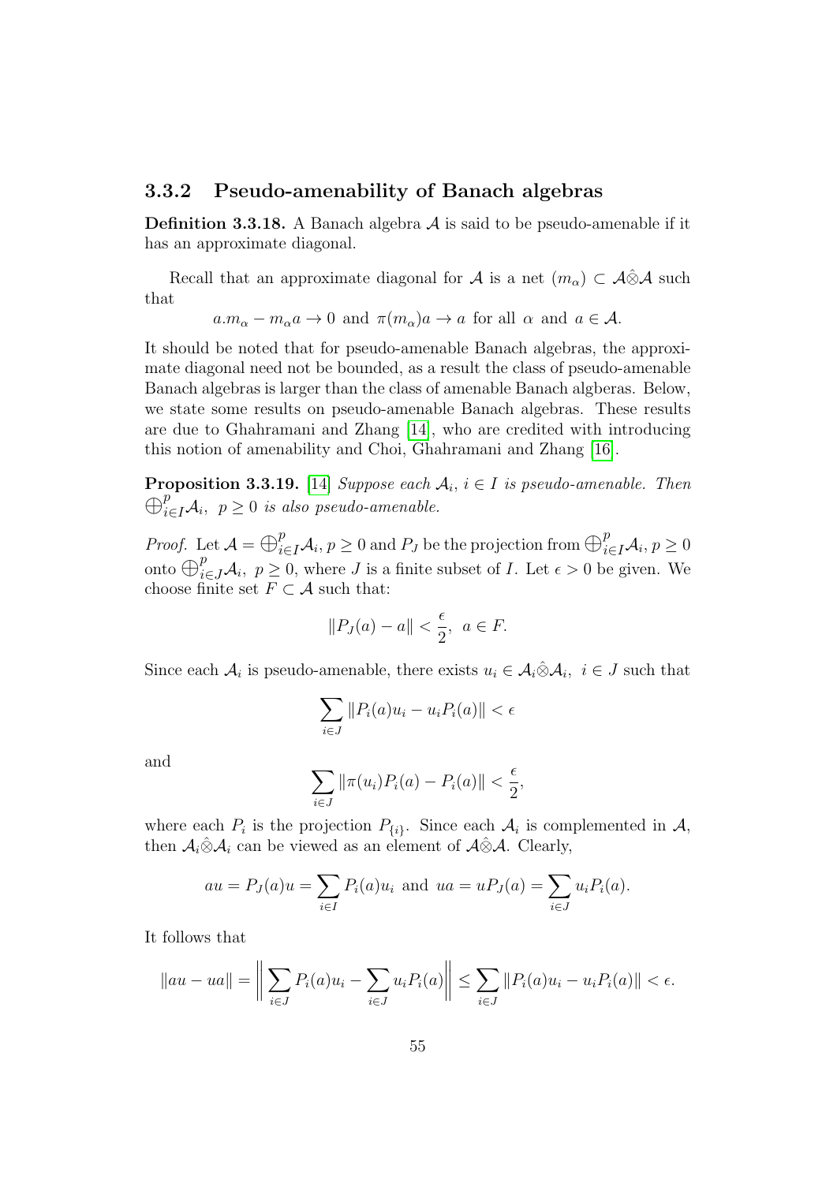### 3.3.2 Pseudo-amenability of Banach algebras

**Definition 3.3.18.** A Banach algebra $\mathcal{A}$ is said to be pseudo-amenable if it has an approximate diagonal.

Recall that an approximate diagonal for $\mathcal{A}$ is a net $(m_\alpha) \subset \mathcal{A}\hat{\otimes}\mathcal{A}$ such that

$$a.m_\alpha - m_\alpha a \to 0 \text{ and } \pi(m_\alpha)a \to a \text{ for all } \alpha \text{ and } a \in \mathcal{A}.$$

It should be noted that for pseudo-amenable Banach algebras, the approximate diagonal need not be bounded, as a result the class of pseudo-amenable Banach algebras is larger than the class of amenable Banach algberas. Below, we state some results on pseudo-amenable Banach algebras. These results are due to Ghahramani and Zhang [14], who are credited with introducing this notion of amenability and Choi, Ghahramani and Zhang [16].

**Proposition 3.3.19.** [14] *Suppose each $\mathcal{A}_i$, $i \in I$ is pseudo-amenable. Then $\bigoplus_{i\in I}^p \mathcal{A}_i$, $p \geq 0$ is also pseudo-amenable.*

*Proof.* Let $\mathcal{A} = \bigoplus_{i\in I}^p \mathcal{A}_i$, $p \geq 0$ and $P_J$ be the projection from $\bigoplus_{i\in I}^p \mathcal{A}_i$, $p \geq 0$ onto $\bigoplus_{i\in J}^p \mathcal{A}_i$, $p \geq 0$, where $J$ is a finite subset of $I$. Let $\epsilon > 0$ be given. We choose finite set $F \subset \mathcal{A}$ such that:

$$\|P_J(a) - a\| < \frac{\epsilon}{2}, \ a \in F.$$

Since each $\mathcal{A}_i$ is pseudo-amenable, there exists $u_i \in \mathcal{A}_i\hat{\otimes}\mathcal{A}_i$, $i \in J$ such that

$$\sum_{i\in J} \|P_i(a)u_i - u_i P_i(a)\| < \epsilon$$

and

$$\sum_{i\in J} \|\pi(u_i)P_i(a) - P_i(a)\| < \frac{\epsilon}{2},$$

where each $P_i$ is the projection $P_{\{i\}}$. Since each $\mathcal{A}_i$ is complemented in $\mathcal{A}$, then $\mathcal{A}_i\hat{\otimes}\mathcal{A}_i$ can be viewed as an element of $\mathcal{A}\hat{\otimes}\mathcal{A}$. Clearly,

$$au = P_J(a)u = \sum_{i\in I} P_i(a)u_i \text{ and } ua = uP_J(a) = \sum_{i\in J} u_i P_i(a).$$

It follows that

$$\|au - ua\| = \left\| \sum_{i\in J} P_i(a)u_i - \sum_{i\in J} u_i P_i(a) \right\| \leq \sum_{i\in J} \|P_i(a)u_i - u_i P_i(a)\| < \epsilon.$$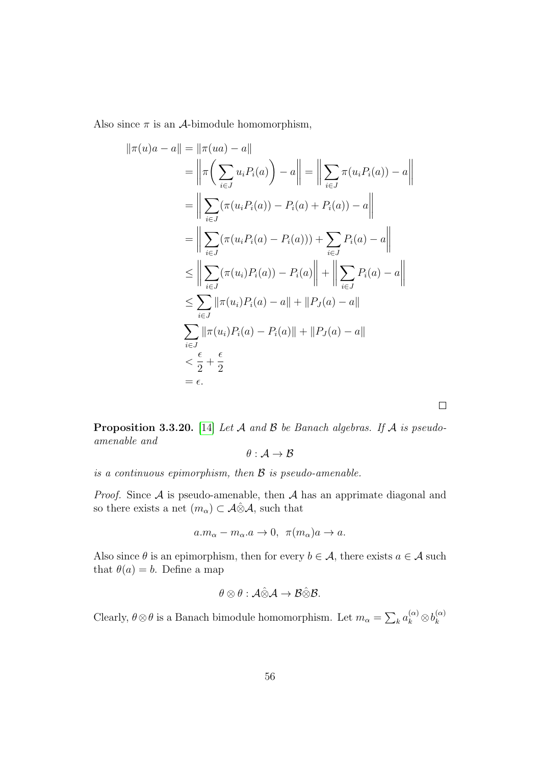Also since $\pi$ is an $\mathcal{A}$-bimodule homomorphism,

$$
\begin{aligned}
\|\pi(u)a - a\| &= \|\pi(ua) - a\| \\
&= \left\| \pi\Big( \sum_{i \in J} u_i P_i(a) \Big) - a \right\| = \left\| \sum_{i \in J} \pi(u_i P_i(a)) - a \right\| \\
&= \left\| \sum_{i \in J} (\pi(u_i P_i(a)) - P_i(a) + P_i(a)) - a \right\| \\
&= \left\| \sum_{i \in J} (\pi(u_i P_i(a) - P_i(a))) + \sum_{i \in J} P_i(a) - a \right\| \\
&\leq \left\| \sum_{i \in J} (\pi(u_i) P_i(a)) - P_i(a) \right\| + \left\| \sum_{i \in J} P_i(a) - a \right\| \\
&\leq \sum_{i \in J} \|\pi(u_i) P_i(a) - a\| + \|P_J(a) - a\| \\
&\sum_{i \in J} \|\pi(u_i) P_i(a) - P_i(a)\| + \|P_J(a) - a\| \\
&< \frac{\epsilon}{2} + \frac{\epsilon}{2} \\
&= \epsilon.
\end{aligned}
$$

□

**Proposition 3.3.20.** [14] *Let $\mathcal{A}$ and $\mathcal{B}$ be Banach algebras. If $\mathcal{A}$ is pseudo-amenable and*

$$\theta : \mathcal{A} \to \mathcal{B}$$

*is a continuous epimorphism, then $\mathcal{B}$ is pseudo-amenable.*

*Proof.* Since $\mathcal{A}$ is pseudo-amenable, then $\mathcal{A}$ has an apprimate diagonal and so there exists a net $(m_\alpha) \subset \mathcal{A} \hat{\otimes} \mathcal{A}$, such that

$$a.m_\alpha - m_\alpha.a \to 0, \ \ \pi(m_\alpha)a \to a.$$

Also since $\theta$ is an epimorphism, then for every $b \in \mathcal{A}$, there exists $a \in \mathcal{A}$ such that $\theta(a) = b$. Define a map

$$\theta \otimes \theta : \mathcal{A} \hat{\otimes} \mathcal{A} \to \mathcal{B} \hat{\otimes} \mathcal{B}.$$

Clearly, $\theta \otimes \theta$ is a Banach bimodule homomorphism. Let $m_\alpha = \sum_k a_k^{(\alpha)} \otimes b_k^{(\alpha)}$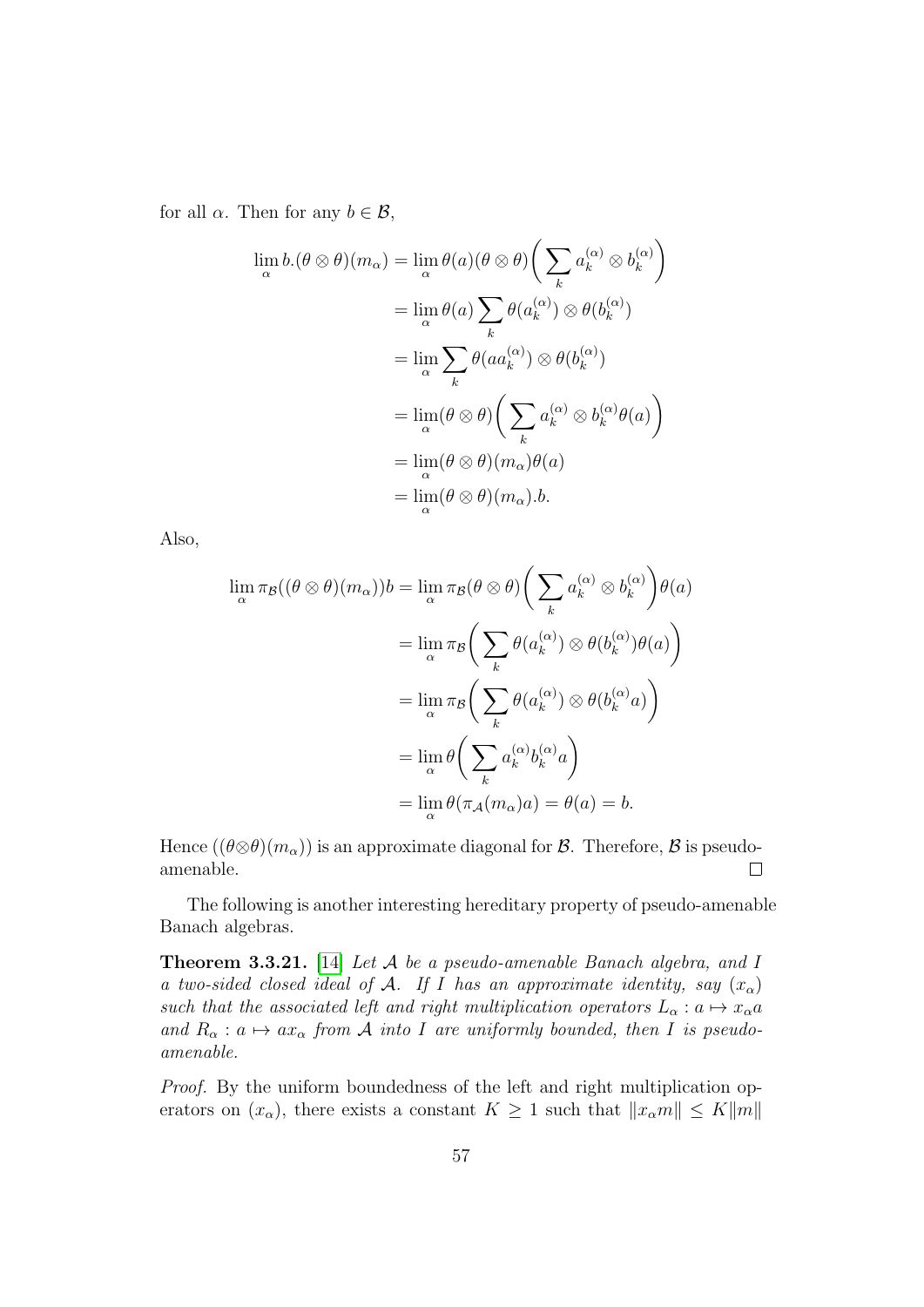for all $\alpha$. Then for any $b \in \mathcal{B}$,

$$
\begin{aligned}
\lim_{\alpha} b.(\theta \otimes \theta)(m_\alpha) &= \lim_{\alpha} \theta(a)(\theta \otimes \theta)\bigg( \sum_k a_k^{(\alpha)} \otimes b_k^{(\alpha)} \bigg) \\
&= \lim_{\alpha} \theta(a) \sum_k \theta(a_k^{(\alpha)}) \otimes \theta(b_k^{(\alpha)}) \\
&= \lim_{\alpha} \sum_k \theta(a a_k^{(\alpha)}) \otimes \theta(b_k^{(\alpha)}) \\
&= \lim_{\alpha} (\theta \otimes \theta)\bigg( \sum_k a_k^{(\alpha)} \otimes b_k^{(\alpha)} \theta(a) \bigg) \\
&= \lim_{\alpha} (\theta \otimes \theta)(m_\alpha)\theta(a) \\
&= \lim_{\alpha} (\theta \otimes \theta)(m_\alpha).b.
\end{aligned}
$$

Also,

$$
\begin{aligned}
\lim_{\alpha} \pi_{\mathcal{B}}((\theta \otimes \theta)(m_\alpha))b &= \lim_{\alpha} \pi_{\mathcal{B}}(\theta \otimes \theta)\bigg( \sum_k a_k^{(\alpha)} \otimes b_k^{(\alpha)} \bigg)\theta(a) \\
&= \lim_{\alpha} \pi_{\mathcal{B}}\bigg( \sum_k \theta(a_k^{(\alpha)}) \otimes \theta(b_k^{(\alpha)})\theta(a) \bigg) \\
&= \lim_{\alpha} \pi_{\mathcal{B}}\bigg( \sum_k \theta(a_k^{(\alpha)}) \otimes \theta(b_k^{(\alpha)} a) \bigg) \\
&= \lim_{\alpha} \theta\bigg( \sum_k a_k^{(\alpha)} b_k^{(\alpha)} a \bigg) \\
&= \lim_{\alpha} \theta(\pi_{\mathcal{A}}(m_\alpha)a) = \theta(a) = b.
\end{aligned}
$$

Hence $((\theta\otimes\theta)(m_\alpha))$ is an approximate diagonal for $\mathcal{B}$. Therefore, $\mathcal{B}$ is pseudo-amenable. $\square$

The following is another interesting hereditary property of pseudo-amenable Banach algebras.

**Theorem 3.3.21.** [14] *Let $\mathcal{A}$ be a pseudo-amenable Banach algebra, and $I$ a two-sided closed ideal of $\mathcal{A}$. If $I$ has an approximate identity, say $(x_\alpha)$ such that the associated left and right multiplication operators $L_\alpha : a \mapsto x_\alpha a$ and $R_\alpha : a \mapsto a x_\alpha$ from $\mathcal{A}$ into $I$ are uniformly bounded, then $I$ is pseudo-amenable.*

*Proof.* By the uniform boundedness of the left and right multiplication operators on $(x_\alpha)$, there exists a constant $K \geq 1$ such that $\|x_\alpha m\| \leq K\|m\|$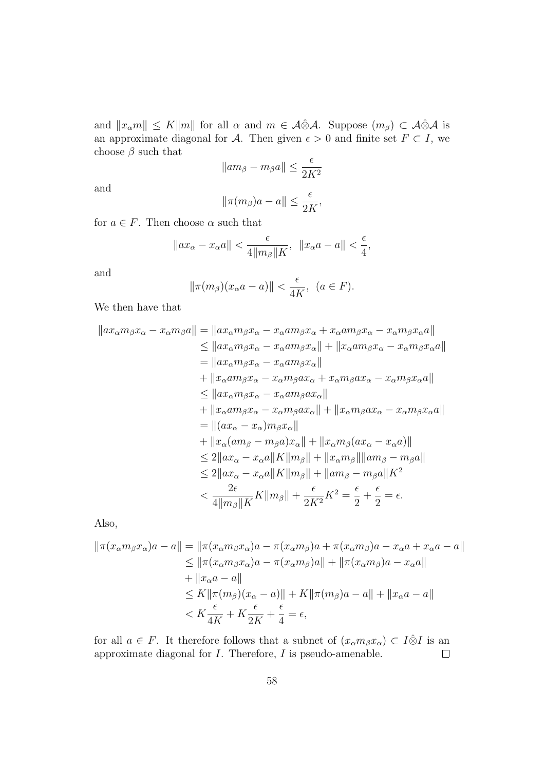and $\|x_\alpha m\| \leq K\|m\|$ for all $\alpha$ and $m \in \mathcal{A}\hat{\otimes}\mathcal{A}$. Suppose $(m_\beta) \subset \mathcal{A}\hat{\otimes}\mathcal{A}$ is an approximate diagonal for $\mathcal{A}$. Then given $\epsilon > 0$ and finite set $F \subset I$, we choose $\beta$ such that

$$\|am_\beta - m_\beta a\| \leq \frac{\epsilon}{2K^2}$$

and

$$\|\pi(m_\beta)a - a\| \leq \frac{\epsilon}{2K},$$

for $a \in F$. Then choose $\alpha$ such that

$$\|ax_\alpha - x_\alpha a\| < \frac{\epsilon}{4\|m_\beta\|K}, \;\; \|x_\alpha a - a\| < \frac{\epsilon}{4},$$

and

$$\|\pi(m_\beta)(x_\alpha a - a)\| < \frac{\epsilon}{4K}, \;\; (a \in F).$$

We then have that

$$\begin{aligned}
\|ax_\alpha m_\beta x_\alpha - x_\alpha m_\beta a\| &= \|ax_\alpha m_\beta x_\alpha - x_\alpha a m_\beta x_\alpha + x_\alpha a m_\beta x_\alpha - x_\alpha m_\beta x_\alpha a\| \\
&\leq \|ax_\alpha m_\beta x_\alpha - x_\alpha a m_\beta x_\alpha\| + \|x_\alpha a m_\beta x_\alpha - x_\alpha m_\beta x_\alpha a\| \\
&= \|ax_\alpha m_\beta x_\alpha - x_\alpha a m_\beta x_\alpha\| \\
&\quad + \|x_\alpha a m_\beta x_\alpha - x_\alpha m_\beta a x_\alpha + x_\alpha m_\beta a x_\alpha - x_\alpha m_\beta x_\alpha a\| \\
&\leq \|ax_\alpha m_\beta x_\alpha - x_\alpha a m_\beta a x_\alpha\| \\
&\quad + \|x_\alpha a m_\beta x_\alpha - x_\alpha m_\beta a x_\alpha\| + \|x_\alpha m_\beta a x_\alpha - x_\alpha m_\beta x_\alpha a\| \\
&= \|(ax_\alpha - x_\alpha) m_\beta x_\alpha\| \\
&\quad + \|x_\alpha(am_\beta - m_\beta a)x_\alpha\| + \|x_\alpha m_\beta(ax_\alpha - x_\alpha a)\| \\
&\leq 2\|ax_\alpha - x_\alpha a\|K\|m_\beta\| + \|x_\alpha m_\beta\|\|am_\beta - m_\beta a\| \\
&\leq 2\|ax_\alpha - x_\alpha a\|K\|m_\beta\| + \|am_\beta - m_\beta a\|K^2 \\
&< \frac{2\epsilon}{4\|m_\beta\|K}K\|m_\beta\| + \frac{\epsilon}{2K^2}K^2 = \frac{\epsilon}{2} + \frac{\epsilon}{2} = \epsilon.
\end{aligned}$$

Also,

$$\begin{aligned}
\|\pi(x_\alpha m_\beta x_\alpha)a - a\| &= \|\pi(x_\alpha m_\beta x_\alpha)a - \pi(x_\alpha m_\beta)a + \pi(x_\alpha m_\beta)a - x_\alpha a + x_\alpha a - a\| \\
&\leq \|\pi(x_\alpha m_\beta x_\alpha)a - \pi(x_\alpha m_\beta)a\| + \|\pi(x_\alpha m_\beta)a - x_\alpha a\| \\
&\quad + \|x_\alpha a - a\| \\
&\leq K\|\pi(m_\beta)(x_\alpha - a)\| + K\|\pi(m_\beta)a - a\| + \|x_\alpha a - a\| \\
&< K\frac{\epsilon}{4K} + K\frac{\epsilon}{2K} + \frac{\epsilon}{4} = \epsilon,
\end{aligned}$$

for all $a \in F$. It therefore follows that a subnet of $(x_\alpha m_\beta x_\alpha) \subset I\hat{\otimes}I$ is an approximate diagonal for $I$. Therefore, $I$ is pseudo-amenable. $\square$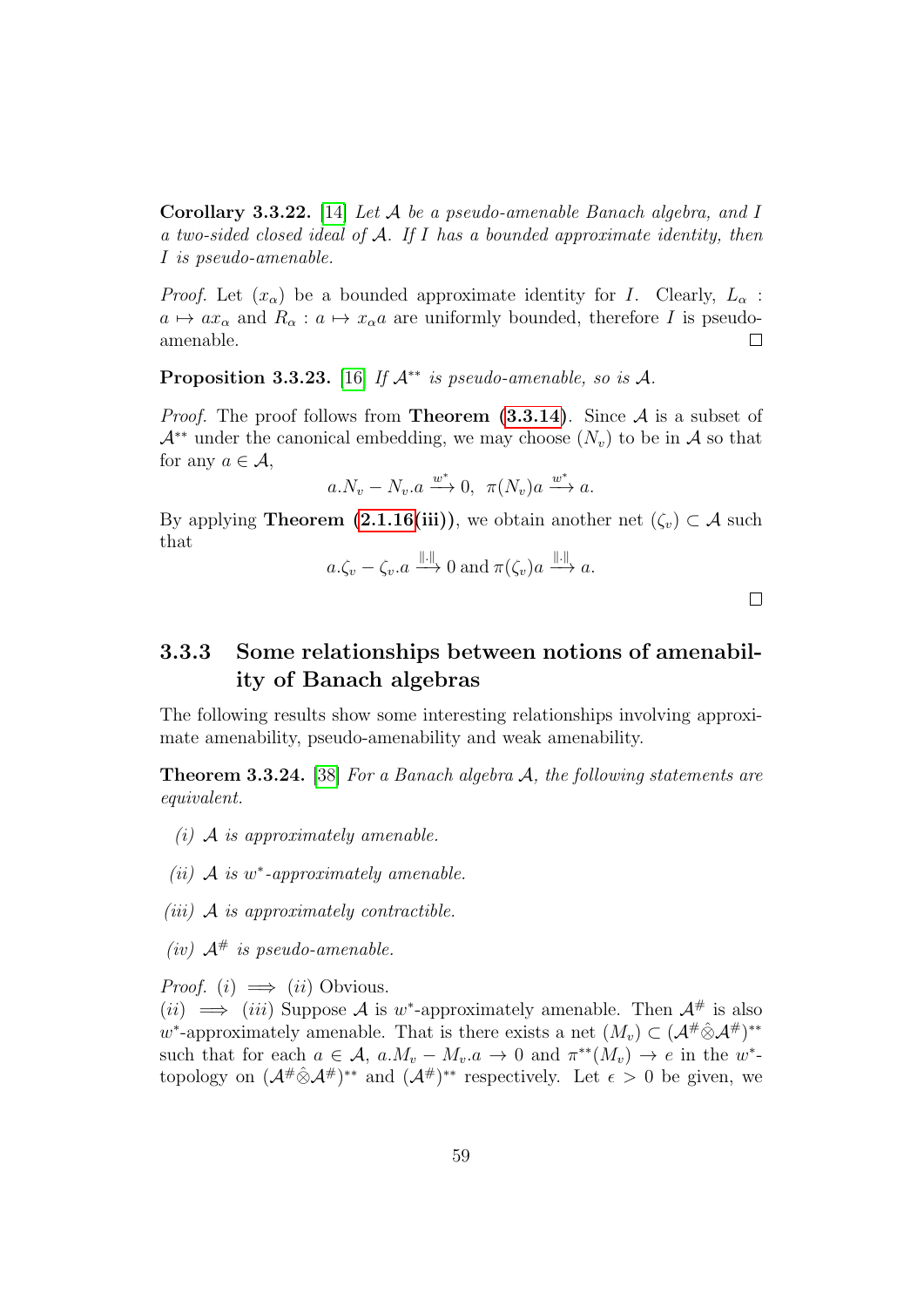**Corollary 3.3.22.** [14] *Let $\mathcal{A}$ be a pseudo-amenable Banach algebra, and $I$ a two-sided closed ideal of $\mathcal{A}$. If $I$ has a bounded approximate identity, then $I$ is pseudo-amenable.*

*Proof.* Let $(x_\alpha)$ be a bounded approximate identity for $I$. Clearly, $L_\alpha : a \mapsto ax_\alpha$ and $R_\alpha : a \mapsto x_\alpha a$ are uniformly bounded, therefore $I$ is pseudo-amenable. □

**Proposition 3.3.23.** [16] *If $\mathcal{A}^{**}$ is pseudo-amenable, so is $\mathcal{A}$.*

*Proof.* The proof follows from **Theorem (3.3.14)**. Since $\mathcal{A}$ is a subset of $\mathcal{A}^{**}$ under the canonical embedding, we may choose $(N_v)$ to be in $\mathcal{A}$ so that for any $a \in \mathcal{A}$,

$$a.N_v - N_v.a \xrightarrow{w^*} 0, \;\; \pi(N_v)a \xrightarrow{w^*} a.$$

By applying **Theorem (2.1.16(iii))**, we obtain another net $(\zeta_v) \subset \mathcal{A}$ such that

$$a.\zeta_v - \zeta_v.a \xrightarrow{\|.\|} 0 \text{ and } \pi(\zeta_v)a \xrightarrow{\|.\|} a.$$

□

### 3.3.3 Some relationships between notions of amenability of Banach algebras

The following results show some interesting relationships involving approximate amenability, pseudo-amenability and weak amenability.

**Theorem 3.3.24.** [38] *For a Banach algebra $\mathcal{A}$, the following statements are equivalent.*

*(i) $\mathcal{A}$ is approximately amenable.*

*(ii) $\mathcal{A}$ is $w^*$-approximately amenable.*

*(iii) $\mathcal{A}$ is approximately contractible.*

*(iv) $\mathcal{A}^\#$ is pseudo-amenable.*

*Proof.* $(i) \implies (ii)$ Obvious.
$(ii) \implies (iii)$ Suppose $\mathcal{A}$ is $w^*$-approximately amenable. Then $\mathcal{A}^\#$ is also $w^*$-approximately amenable. That is there exists a net $(M_v) \subset (\mathcal{A}^\#\hat{\otimes}\mathcal{A}^\#)^{**}$ such that for each $a \in \mathcal{A}$, $a.M_v - M_v.a \to 0$ and $\pi^{**}(M_v) \to e$ in the $w^*$-topology on $(\mathcal{A}^\#\hat{\otimes}\mathcal{A}^\#)^{**}$ and $(\mathcal{A}^\#)^{**}$ respectively. Let $\epsilon > 0$ be given, we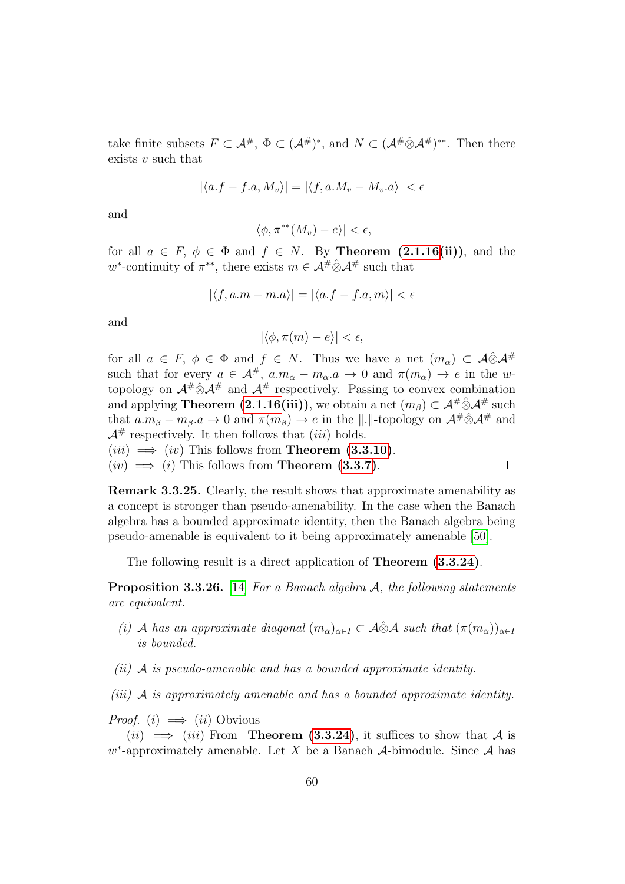take finite subsets $F \subset \mathcal{A}^{\#}$, $\Phi \subset (\mathcal{A}^{\#})^*$, and $N \subset (\mathcal{A}^{\#}\hat{\otimes}\mathcal{A}^{\#})^{**}$. Then there exists $v$ such that

$$|\langle a.f - f.a, M_v\rangle| = |\langle f, a.M_v - M_v.a\rangle| < \epsilon$$

and

$$|\langle \phi, \pi^{**}(M_v) - e\rangle| < \epsilon,$$

for all $a \in F$, $\phi \in \Phi$ and $f \in N$. By **Theorem (2.1.16(ii))**, and the $w^*$-continuity of $\pi^{**}$, there exists $m \in \mathcal{A}^{\#}\hat{\otimes}\mathcal{A}^{\#}$ such that

$$|\langle f, a.m - m.a\rangle| = |\langle a.f - f.a, m\rangle| < \epsilon$$

and

$$|\langle \phi, \pi(m) - e\rangle| < \epsilon,$$

for all $a \in F$, $\phi \in \Phi$ and $f \in N$. Thus we have a net $(m_\alpha) \subset \mathcal{A}\hat{\otimes}\mathcal{A}^{\#}$ such that for every $a \in \mathcal{A}^{\#}$, $a.m_\alpha - m_\alpha.a \to 0$ and $\pi(m_\alpha) \to e$ in the $w$-topology on $\mathcal{A}^{\#}\hat{\otimes}\mathcal{A}^{\#}$ and $\mathcal{A}^{\#}$ respectively. Passing to convex combination and applying **Theorem (2.1.16(iii))**, we obtain a net $(m_\beta) \subset \mathcal{A}^{\#}\hat{\otimes}\mathcal{A}^{\#}$ such that $a.m_\beta - m_\beta.a \to 0$ and $\pi(m_\beta) \to e$ in the $\|.\|$-topology on $\mathcal{A}^{\#}\hat{\otimes}\mathcal{A}^{\#}$ and $\mathcal{A}^{\#}$ respectively. It then follows that $(iii)$ holds.
$(iii) \implies (iv)$ This follows from **Theorem (3.3.10)**.
$(iv) \implies (i)$ This follows from **Theorem (3.3.7)**. □

**Remark 3.3.25.** Clearly, the result shows that approximate amenability as a concept is stronger than pseudo-amenability. In the case when the Banach algebra has a bounded approximate identity, then the Banach algebra being pseudo-amenable is equivalent to it being approximately amenable [50].

The following result is a direct application of **Theorem (3.3.24)**.

**Proposition 3.3.26.** [14] *For a Banach algebra $\mathcal{A}$, the following statements are equivalent.*

*(i) $\mathcal{A}$ has an approximate diagonal $(m_\alpha)_{\alpha\in I} \subset \mathcal{A}\hat{\otimes}\mathcal{A}$ such that $(\pi(m_\alpha))_{\alpha\in I}$ is bounded.*

*(ii) $\mathcal{A}$ is pseudo-amenable and has a bounded approximate identity.*

*(iii) $\mathcal{A}$ is approximately amenable and has a bounded approximate identity.*

*Proof.* $(i) \implies (ii)$ Obvious

$(ii) \implies (iii)$ From **Theorem (3.3.24)**, it suffices to show that $\mathcal{A}$ is $w^*$-approximately amenable. Let $X$ be a Banach $\mathcal{A}$-bimodule. Since $\mathcal{A}$ has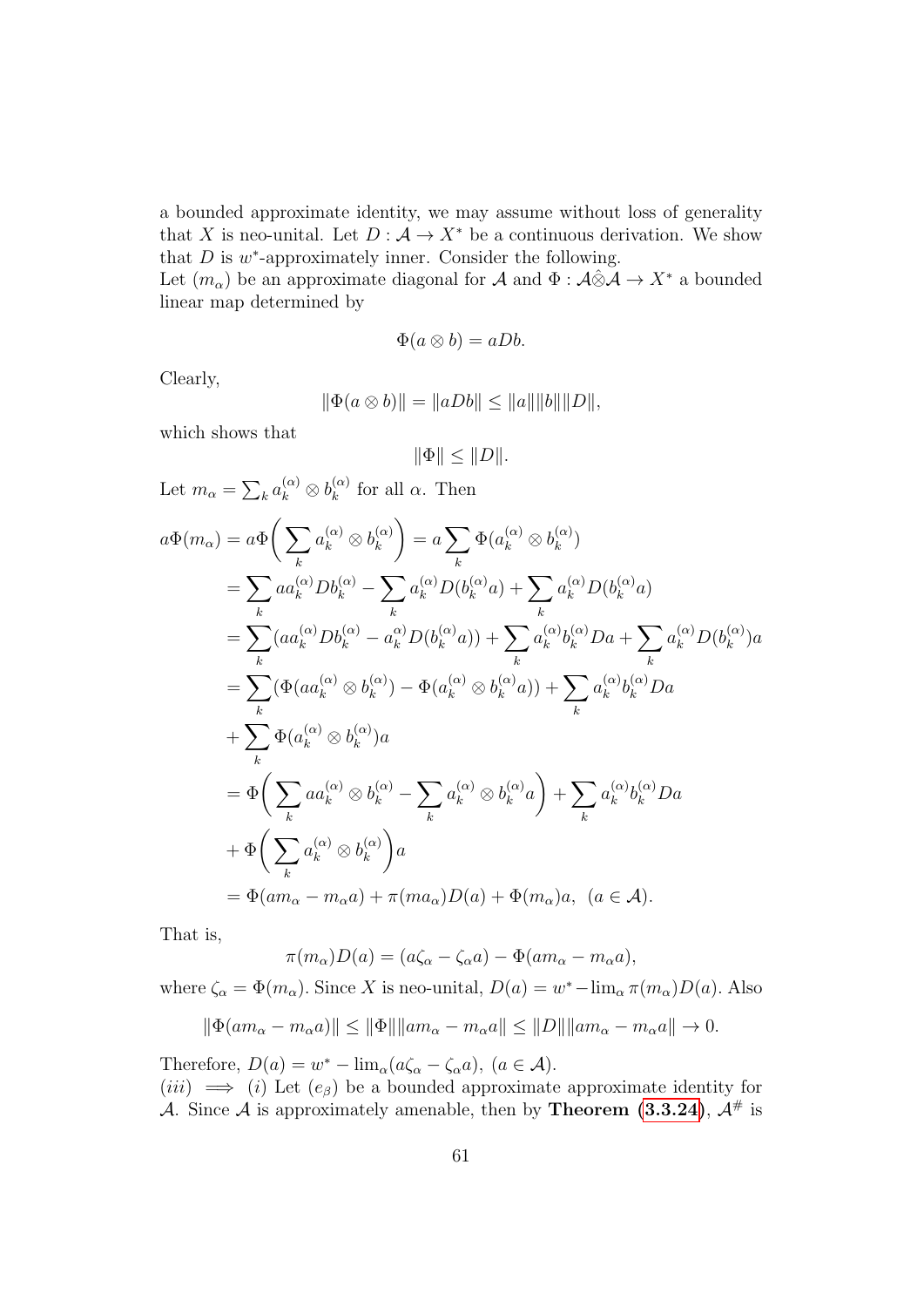a bounded approximate identity, we may assume without loss of generality that $X$ is neo-unital. Let $D : \mathcal{A} \to X^*$ be a continuous derivation. We show that $D$ is $w^*$-approximately inner. Consider the following.
Let $(m_\alpha)$ be an approximate diagonal for $\mathcal{A}$ and $\Phi : \mathcal{A}\hat{\otimes}\mathcal{A} \to X^*$ a bounded linear map determined by

$$\Phi(a \otimes b) = aDb.$$

Clearly,

$$\|\Phi(a \otimes b)\| = \|aDb\| \leq \|a\|\|b\|\|D\|,$$

which shows that

$$\|\Phi\| \leq \|D\|.$$

Let $m_\alpha = \sum_k a_k^{(\alpha)} \otimes b_k^{(\alpha)}$ for all $\alpha$. Then

$$\begin{aligned}
a\Phi(m_\alpha) &= a\Phi\bigg(\sum_k a_k^{(\alpha)} \otimes b_k^{(\alpha)}\bigg) = a\sum_k \Phi(a_k^{(\alpha)} \otimes b_k^{(\alpha)}) \\
&= \sum_k aa_k^{(\alpha)}Db_k^{(\alpha)} - \sum_k a_k^{(\alpha)}D(b_k^{(\alpha)}a) + \sum_k a_k^{(\alpha)}D(b_k^{(\alpha)}a) \\
&= \sum_k (aa_k^{(\alpha)}Db_k^{(\alpha)} - a_k^{\alpha)}D(b_k^{(\alpha)}a)) + \sum_k a_k^{(\alpha)}b_k^{(\alpha)}Da + \sum_k a_k^{(\alpha)}D(b_k^{(\alpha)})a \\
&= \sum_k (\Phi(aa_k^{(\alpha)} \otimes b_k^{(\alpha)}) - \Phi(a_k^{(\alpha)} \otimes b_k^{(\alpha)}a)) + \sum_k a_k^{(\alpha)}b_k^{(\alpha)}Da \\
&+ \sum_k \Phi(a_k^{(\alpha)} \otimes b_k^{(\alpha)})a \\
&= \Phi\bigg(\sum_k aa_k^{(\alpha)} \otimes b_k^{(\alpha)} - \sum_k a_k^{(\alpha)} \otimes b_k^{(\alpha)}a\bigg) + \sum_k a_k^{(\alpha)}b_k^{(\alpha)}Da \\
&+ \Phi\bigg(\sum_k a_k^{(\alpha)} \otimes b_k^{(\alpha)}\bigg)a \\
&= \Phi(am_\alpha - m_\alpha a) + \pi(ma_\alpha)D(a) + \Phi(m_\alpha)a, \ \ (a \in \mathcal{A}).
\end{aligned}$$

That is,

$$\pi(m_\alpha)D(a) = (a\zeta_\alpha - \zeta_\alpha a) - \Phi(am_\alpha - m_\alpha a),$$

where $\zeta_\alpha = \Phi(m_\alpha)$. Since $X$ is neo-unital, $D(a) = w^* - \lim_\alpha \pi(m_\alpha)D(a)$. Also

$$\|\Phi(am_\alpha - m_\alpha a)\| \leq \|\Phi\|\|am_\alpha - m_\alpha a\| \leq \|D\|\|am_\alpha - m_\alpha a\| \to 0.$$

Therefore, $D(a) = w^* - \lim_\alpha(a\zeta_\alpha - \zeta_\alpha a)$, $(a \in \mathcal{A})$.
$(iii) \implies (i)$ Let $(e_\beta)$ be a bounded approximate approximate identity for $\mathcal{A}$. Since $\mathcal{A}$ is approximately amenable, then by **Theorem (3.3.24)**, $\mathcal{A}^\#$ is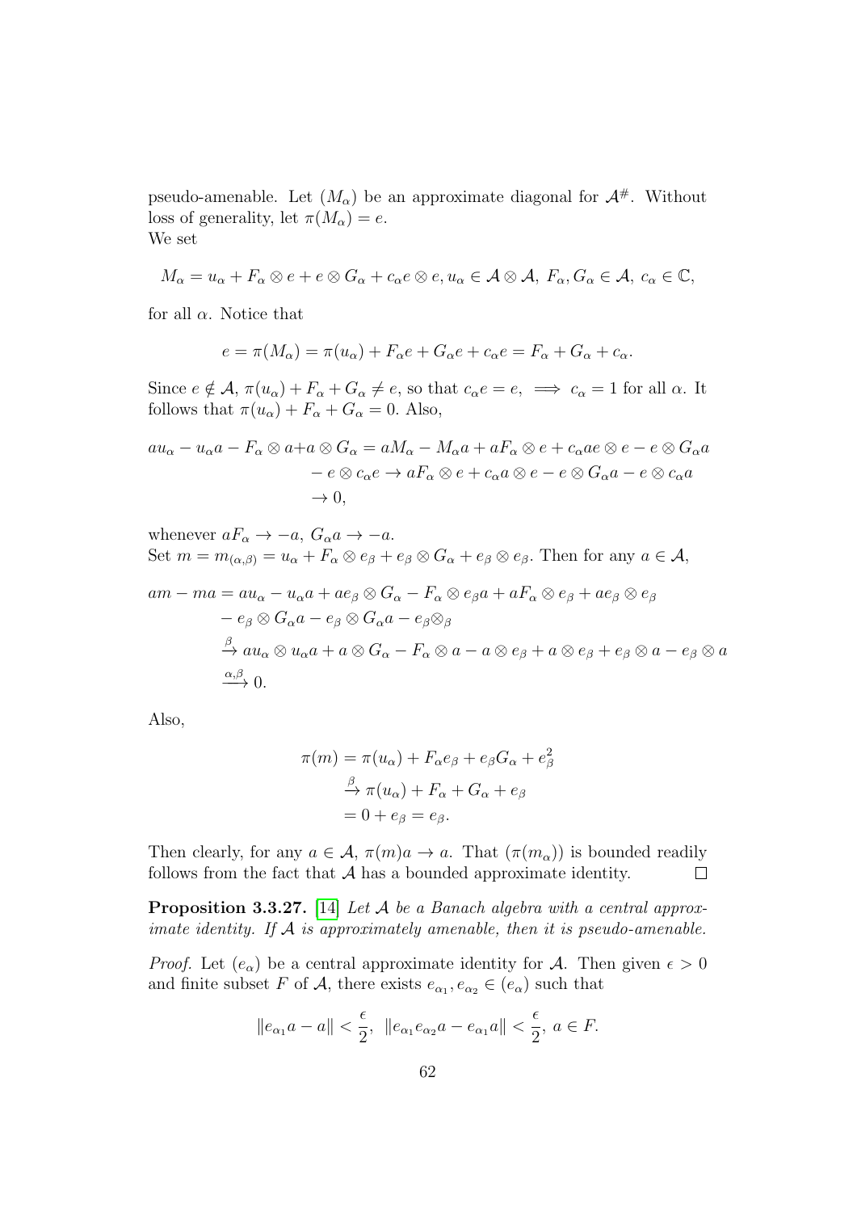pseudo-amenable. Let $(M_\alpha)$ be an approximate diagonal for $\mathcal{A}^\#$. Without loss of generality, let $\pi(M_\alpha) = e$.
We set

$$M_\alpha = u_\alpha + F_\alpha \otimes e + e \otimes G_\alpha + c_\alpha e \otimes e, u_\alpha \in \mathcal{A} \otimes \mathcal{A},\ F_\alpha, G_\alpha \in \mathcal{A},\ c_\alpha \in \mathbb{C},$$

for all $\alpha$. Notice that

$$e = \pi(M_\alpha) = \pi(u_\alpha) + F_\alpha e + G_\alpha e + c_\alpha e = F_\alpha + G_\alpha + c_\alpha.$$

Since $e \notin \mathcal{A}$, $\pi(u_\alpha) + F_\alpha + G_\alpha \neq e$, so that $c_\alpha e = e$, $\implies c_\alpha = 1$ for all $\alpha$. It follows that $\pi(u_\alpha) + F_\alpha + G_\alpha = 0$. Also,

$$\begin{aligned} au_\alpha - u_\alpha a - F_\alpha \otimes a + a \otimes G_\alpha &= aM_\alpha - M_\alpha a + aF_\alpha \otimes e + c_\alpha ae \otimes e - e \otimes G_\alpha a \\ &\quad - e \otimes c_\alpha e \to aF_\alpha \otimes e + c_\alpha a \otimes e - e \otimes G_\alpha a - e \otimes c_\alpha a \\ &\quad \to 0, \end{aligned}$$

whenever $aF_\alpha \to -a$, $G_\alpha a \to -a$.
Set $m = m_{(\alpha,\beta)} = u_\alpha + F_\alpha \otimes e_\beta + e_\beta \otimes G_\alpha + e_\beta \otimes e_\beta$. Then for any $a \in \mathcal{A}$,

$$\begin{aligned} am - ma &= au_\alpha - u_\alpha a + ae_\beta \otimes G_\alpha - F_\alpha \otimes e_\beta a + aF_\alpha \otimes e_\beta + ae_\beta \otimes e_\beta \\ &\quad - e_\beta \otimes G_\alpha a - e_\beta \otimes G_\alpha a - e_\beta \otimes_\beta \\ &\xrightarrow{\beta} au_\alpha \otimes u_\alpha a + a \otimes G_\alpha - F_\alpha \otimes a - a \otimes e_\beta + a \otimes e_\beta + e_\beta \otimes a - e_\beta \otimes a \\ &\xrightarrow{\alpha,\beta} 0. \end{aligned}$$

Also,

$$\begin{aligned} \pi(m) &= \pi(u_\alpha) + F_\alpha e_\beta + e_\beta G_\alpha + e_\beta^2 \\ &\xrightarrow{\beta} \pi(u_\alpha) + F_\alpha + G_\alpha + e_\beta \\ &= 0 + e_\beta = e_\beta. \end{aligned}$$

Then clearly, for any $a \in \mathcal{A}$, $\pi(m)a \to a$. That $(\pi(m_\alpha))$ is bounded readily follows from the fact that $\mathcal{A}$ has a bounded approximate identity. □

**Proposition 3.3.27.** [14] *Let $\mathcal{A}$ be a Banach algebra with a central approximate identity. If $\mathcal{A}$ is approximately amenable, then it is pseudo-amenable.*

*Proof.* Let $(e_\alpha)$ be a central approximate identity for $\mathcal{A}$. Then given $\epsilon > 0$ and finite subset $F$ of $\mathcal{A}$, there exists $e_{\alpha_1}, e_{\alpha_2} \in (e_\alpha)$ such that

$$\|e_{\alpha_1} a - a\| < \frac{\epsilon}{2},\ \|e_{\alpha_1} e_{\alpha_2} a - e_{\alpha_1} a\| < \frac{\epsilon}{2},\ a \in F.$$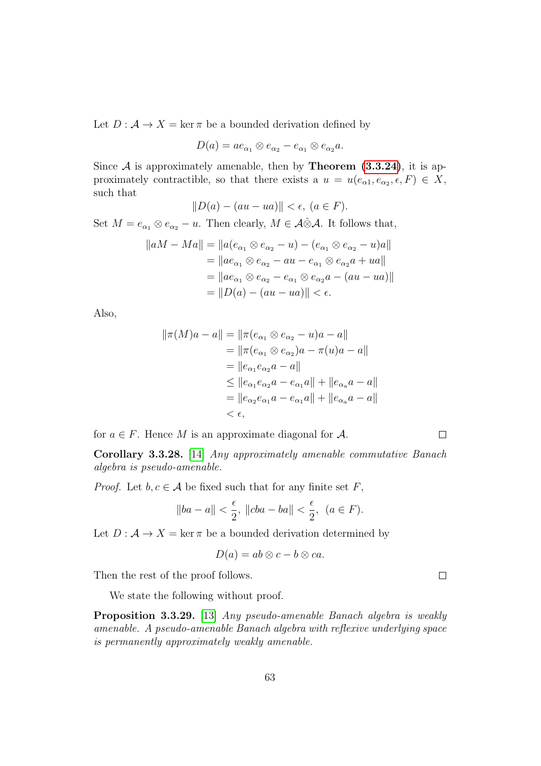Let $D : \mathcal{A} \to X = \ker \pi$ be a bounded derivation defined by

$$D(a) = ae_{\alpha_1} \otimes e_{\alpha_2} - e_{\alpha_1} \otimes e_{\alpha_2} a.$$

Since $\mathcal{A}$ is approximately amenable, then by **Theorem (3.3.24)**, it is approximately contractible, so that there exists a $u = u(e_{\alpha 1}, e_{\alpha_2}, \epsilon, F) \in X$, such that

$$\|D(a) - (au - ua)\| < \epsilon, \ (a \in F).$$

Set $M = e_{\alpha_1} \otimes e_{\alpha_2} - u$. Then clearly, $M \in \mathcal{A}\hat{\otimes}\mathcal{A}$. It follows that,

$$\begin{aligned}
\|aM - Ma\| &= \|a(e_{\alpha_1} \otimes e_{\alpha_2} - u) - (e_{\alpha_1} \otimes e_{\alpha_2} - u)a\| \\
&= \|ae_{\alpha_1} \otimes e_{\alpha_2} - au - e_{\alpha_1} \otimes e_{\alpha_2} a + ua\| \\
&= \|ae_{\alpha_1} \otimes e_{\alpha_2} - e_{\alpha_1} \otimes e_{\alpha_2} a - (au - ua)\| \\
&= \|D(a) - (au - ua)\| < \epsilon.
\end{aligned}$$

Also,

$$\begin{aligned}
\|\pi(M)a - a\| &= \|\pi(e_{\alpha_1} \otimes e_{\alpha_2} - u)a - a\| \\
&= \|\pi(e_{\alpha_1} \otimes e_{\alpha_2})a - \pi(u)a - a\| \\
&= \|e_{\alpha_1} e_{\alpha_2} a - a\| \\
&\leq \|e_{\alpha_1} e_{\alpha_2} a - e_{\alpha_1} a\| + \|e_{\alpha_a} a - a\| \\
&= \|e_{\alpha_2} e_{\alpha_1} a - e_{\alpha_1} a\| + \|e_{\alpha_a} a - a\| \\
&< \epsilon,
\end{aligned}$$

for $a \in F$. Hence $M$ is an approximate diagonal for $\mathcal{A}$. $\square$

**Corollary 3.3.28.** [14] *Any approximately amenable commutative Banach algebra is pseudo-amenable.*

*Proof.* Let $b, c \in \mathcal{A}$ be fixed such that for any finite set $F$,

$$\|ba - a\| < \frac{\epsilon}{2}, \ \|cba - ba\| < \frac{\epsilon}{2}, \ \ (a \in F).$$

Let $D : \mathcal{A} \to X = \ker \pi$ be a bounded derivation determined by

$$D(a) = ab \otimes c - b \otimes ca.$$

Then the rest of the proof follows. $\square$

We state the following without proof.

**Proposition 3.3.29.** [13] *Any pseudo-amenable Banach algebra is weakly amenable. A pseudo-amenable Banach algebra with reflexive underlying space is permanently approximately weakly amenable.*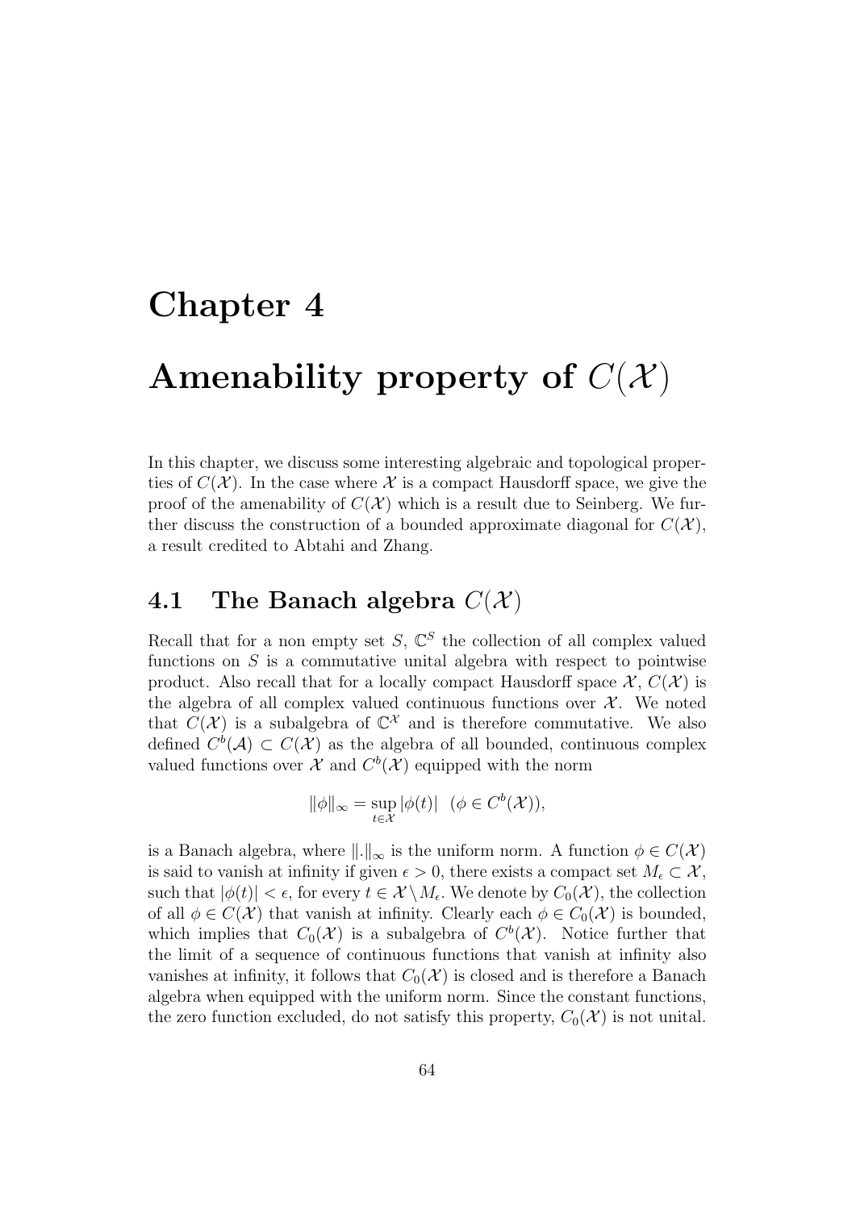# Chapter 4

# Amenability property of $C(\mathcal{X})$

In this chapter, we discuss some interesting algebraic and topological properties of $C(\mathcal{X})$. In the case where $\mathcal{X}$ is a compact Hausdorff space, we give the proof of the amenability of $C(\mathcal{X})$ which is a result due to Seinberg. We further discuss the construction of a bounded approximate diagonal for $C(\mathcal{X})$, a result credited to Abtahi and Zhang.

## 4.1 The Banach algebra $C(\mathcal{X})$

Recall that for a non empty set $S$, $\mathbb{C}^S$ the collection of all complex valued functions on $S$ is a commutative unital algebra with respect to pointwise product. Also recall that for a locally compact Hausdorff space $\mathcal{X}$, $C(\mathcal{X})$ is the algebra of all complex valued continuous functions over $\mathcal{X}$. We noted that $C(\mathcal{X})$ is a subalgebra of $\mathbb{C}^{\mathcal{X}}$ and is therefore commutative. We also defined $C^b(\mathcal{A}) \subset C(\mathcal{X})$ as the algebra of all bounded, continuous complex valued functions over $\mathcal{X}$ and $C^b(\mathcal{X})$ equipped with the norm

$$\|\phi\|_\infty = \sup_{t \in \mathcal{X}} |\phi(t)| \quad (\phi \in C^b(\mathcal{X})),$$

is a Banach algebra, where $\|.\|_\infty$ is the uniform norm. A function $\phi \in C(\mathcal{X})$ is said to vanish at infinity if given $\epsilon > 0$, there exists a compact set $M_\epsilon \subset \mathcal{X}$, such that $|\phi(t)| < \epsilon$, for every $t \in \mathcal{X} \setminus M_\epsilon$. We denote by $C_0(\mathcal{X})$, the collection of all $\phi \in C(\mathcal{X})$ that vanish at infinity. Clearly each $\phi \in C_0(\mathcal{X})$ is bounded, which implies that $C_0(\mathcal{X})$ is a subalgebra of $C^b(\mathcal{X})$. Notice further that the limit of a sequence of continuous functions that vanish at infinity also vanishes at infinity, it follows that $C_0(\mathcal{X})$ is closed and is therefore a Banach algebra when equipped with the uniform norm. Since the constant functions, the zero function excluded, do not satisfy this property, $C_0(\mathcal{X})$ is not unital.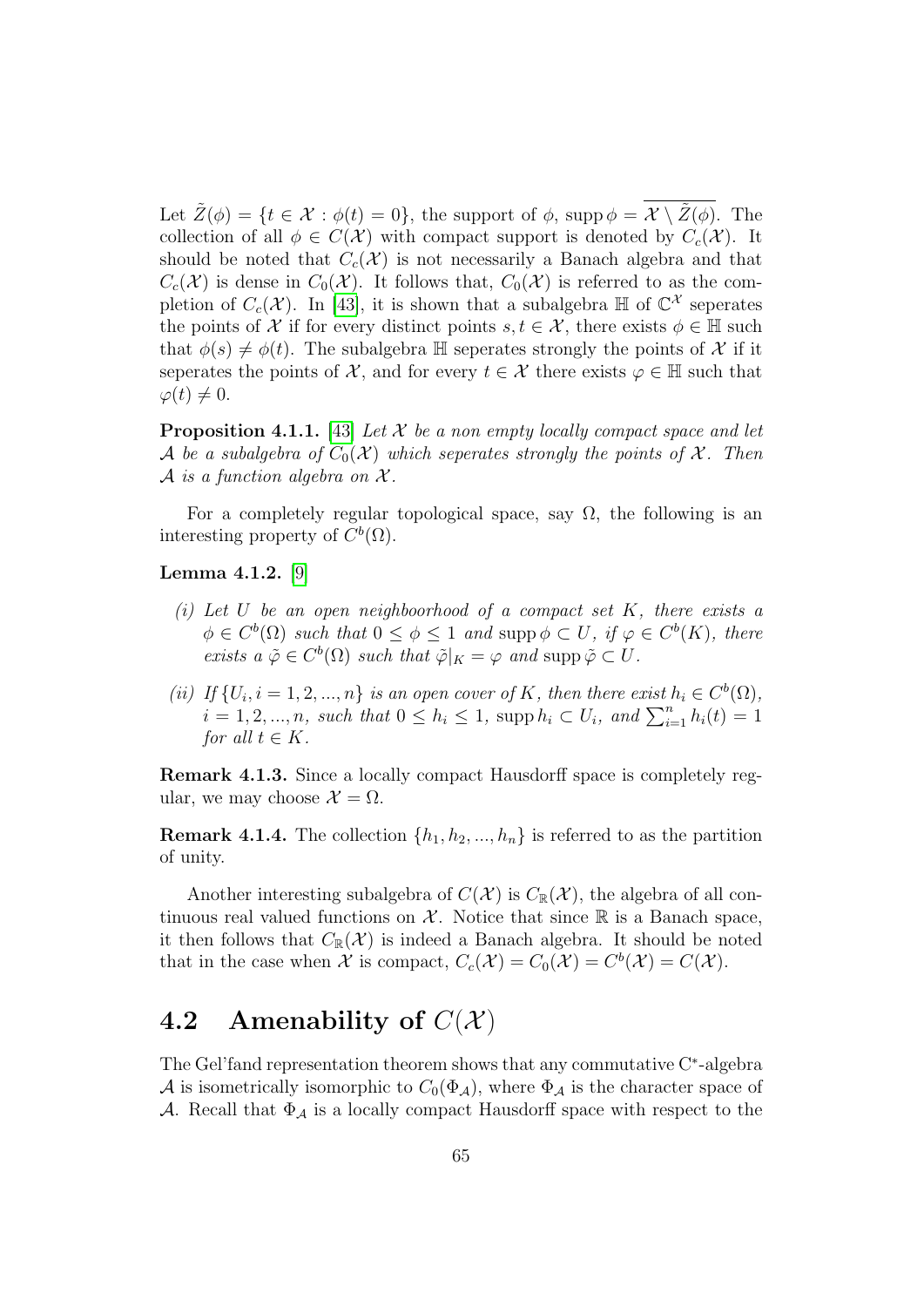Let $\tilde{Z}(\phi) = \{t \in \mathcal{X} : \phi(t) = 0\}$, the support of $\phi$, $\operatorname{supp} \phi = \overline{\mathcal{X} \setminus \tilde{Z}(\phi)}$. The collection of all $\phi \in C(\mathcal{X})$ with compact support is denoted by $C_c(\mathcal{X})$. It should be noted that $C_c(\mathcal{X})$ is not necessarily a Banach algebra and that $C_c(\mathcal{X})$ is dense in $C_0(\mathcal{X})$. It follows that, $C_0(\mathcal{X})$ is referred to as the completion of $C_c(\mathcal{X})$. In [43], it is shown that a subalgebra $\mathbb{H}$ of $\mathbb{C}^{\mathcal{X}}$ seperates the points of $\mathcal{X}$ if for every distinct points $s, t \in \mathcal{X}$, there exists $\phi \in \mathbb{H}$ such that $\phi(s) \neq \phi(t)$. The subalgebra $\mathbb{H}$ seperates strongly the points of $\mathcal{X}$ if it seperates the points of $\mathcal{X}$, and for every $t \in \mathcal{X}$ there exists $\varphi \in \mathbb{H}$ such that $\varphi(t) \neq 0$.

**Proposition 4.1.1.** [43] *Let $\mathcal{X}$ be a non empty locally compact space and let $\mathcal{A}$ be a subalgebra of $C_0(\mathcal{X})$ which seperates strongly the points of $\mathcal{X}$. Then $\mathcal{A}$ is a function algebra on $\mathcal{X}$.*

For a completely regular topological space, say $\Omega$, the following is an interesting property of $C^b(\Omega)$.

**Lemma 4.1.2.** [9]

*(i) Let $U$ be an open neighboorhood of a compact set $K$, there exists a $\phi \in C^b(\Omega)$ such that $0 \leq \phi \leq 1$ and $\operatorname{supp} \phi \subset U$, if $\varphi \in C^b(K)$, there exists a $\tilde{\varphi} \in C^b(\Omega)$ such that $\tilde{\varphi}|_K = \varphi$ and $\operatorname{supp} \tilde{\varphi} \subset U$.*

*(ii) If $\{U_i, i = 1, 2, ..., n\}$ is an open cover of $K$, then there exist $h_i \in C^b(\Omega)$, $i = 1, 2, ..., n$, such that $0 \leq h_i \leq 1$, $\operatorname{supp} h_i \subset U_i$, and $\sum_{i=1}^{n} h_i(t) = 1$ for all $t \in K$.*

**Remark 4.1.3.** Since a locally compact Hausdorff space is completely regular, we may choose $\mathcal{X} = \Omega$.

**Remark 4.1.4.** The collection $\{h_1, h_2, ..., h_n\}$ is referred to as the partition of unity.

Another interesting subalgebra of $C(\mathcal{X})$ is $C_{\mathbb{R}}(\mathcal{X})$, the algebra of all continuous real valued functions on $\mathcal{X}$. Notice that since $\mathbb{R}$ is a Banach space, it then follows that $C_{\mathbb{R}}(\mathcal{X})$ is indeed a Banach algebra. It should be noted that in the case when $\mathcal{X}$ is compact, $C_c(\mathcal{X}) = C_0(\mathcal{X}) = C^b(\mathcal{X}) = C(\mathcal{X})$.

## 4.2 Amenability of $C(\mathcal{X})$

The Gel'fand representation theorem shows that any commutative C*-algebra $\mathcal{A}$ is isometrically isomorphic to $C_0(\Phi_{\mathcal{A}})$, where $\Phi_{\mathcal{A}}$ is the character space of $\mathcal{A}$. Recall that $\Phi_{\mathcal{A}}$ is a locally compact Hausdorff space with respect to the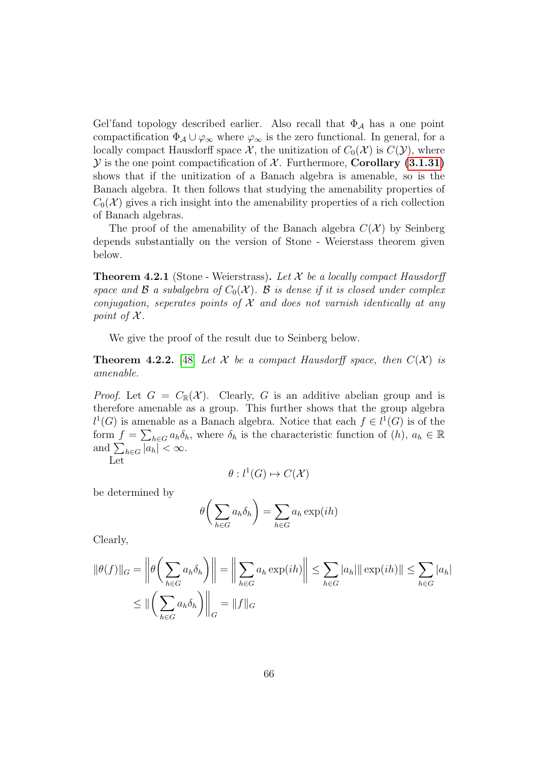Gel'fand topology described earlier. Also recall that $\Phi_{\mathcal{A}}$ has a one point compactification $\Phi_{\mathcal{A}} \cup \varphi_{\infty}$ where $\varphi_{\infty}$ is the zero functional. In general, for a locally compact Hausdorff space $\mathcal{X}$, the unitization of $C_0(\mathcal{X})$ is $C(\mathcal{Y})$, where $\mathcal{Y}$ is the one point compactification of $\mathcal{X}$. Furthermore, **Corollary (3.1.31)** shows that if the unitization of a Banach algebra is amenable, so is the Banach algebra. It then follows that studying the amenability properties of $C_0(\mathcal{X})$ gives a rich insight into the amenability properties of a rich collection of Banach algebras.

The proof of the amenability of the Banach algebra $C(\mathcal{X})$ by Seinberg depends substantially on the version of Stone - Weierstass theorem given below.

**Theorem 4.2.1** (Stone - Weierstrass)**.** *Let $\mathcal{X}$ be a locally compact Hausdorff space and $\mathcal{B}$ a subalgebra of $C_0(\mathcal{X})$. $\mathcal{B}$ is dense if it is closed under complex conjugation, seperates points of $\mathcal{X}$ and does not varnish identically at any point of $\mathcal{X}$.*

We give the proof of the result due to Seinberg below.

**Theorem 4.2.2.** [48] *Let $\mathcal{X}$ be a compact Hausdorff space, then $C(\mathcal{X})$ is amenable.*

*Proof.* Let $G = C_{\mathbb{R}}(\mathcal{X})$. Clearly, $G$ is an additive abelian group and is therefore amenable as a group. This further shows that the group algebra $l^1(G)$ is amenable as a Banach algebra. Notice that each $f \in l^1(G)$ is of the form $f = \sum_{h \in G} a_h \delta_h$, where $\delta_h$ is the characteristic function of $(h)$, $a_h \in \mathbb{R}$ and $\sum_{h \in G} |a_h| < \infty$.

Let

$$\theta : l^1(G) \mapsto C(\mathcal{X})$$

be determined by

$$\theta\bigg(\sum_{h \in G} a_h \delta_h\bigg) = \sum_{h \in G} a_h \exp(ih)$$

Clearly,

$$\begin{aligned}
\|\theta(f)\|_G = \bigg\|\theta\bigg(\sum_{h \in G} a_h \delta_h\bigg)\bigg\| = \bigg\|\sum_{h \in G} a_h \exp(ih)\bigg\| \leq \sum_{h \in G} |a_h| \|\exp(ih)\| \leq \sum_{h \in G} |a_h| \\
\leq \|\bigg(\sum_{h \in G} a_h \delta_h\bigg)\bigg\|_G = \|f\|_G
\end{aligned}$$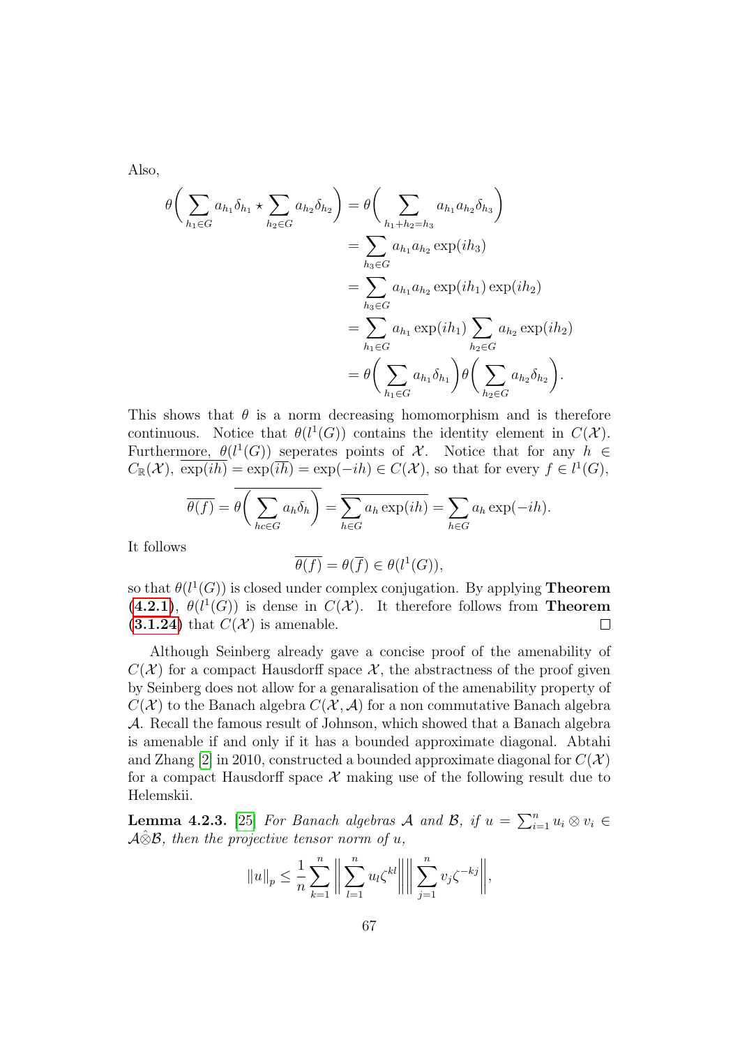Also,

$$
\begin{aligned}
\theta\bigg(\sum_{h_1\in G} a_{h_1}\delta_{h_1} \star \sum_{h_2\in G} a_{h_2}\delta_{h_2}\bigg) &= \theta\bigg(\sum_{h_1+h_2=h_3} a_{h_1}a_{h_2}\delta_{h_3}\bigg) \\
&= \sum_{h_3\in G} a_{h_1}a_{h_2}\exp(ih_3) \\
&= \sum_{h_3\in G} a_{h_1}a_{h_2}\exp(ih_1)\exp(ih_2) \\
&= \sum_{h_1\in G} a_{h_1}\exp(ih_1)\sum_{h_2\in G} a_{h_2}\exp(ih_2) \\
&= \theta\bigg(\sum_{h_1\in G} a_{h_1}\delta_{h_1}\bigg)\theta\bigg(\sum_{h_2\in G} a_{h_2}\delta_{h_2}\bigg).
\end{aligned}
$$

This shows that $\theta$ is a norm decreasing homomorphism and is therefore continuous. Notice that $\theta(l^1(G))$ contains the identity element in $C(\mathcal{X})$. Furthermore, $\theta(l^1(G))$ seperates points of $\mathcal{X}$. Notice that for any $h \in C_{\mathbb{R}}(\mathcal{X})$, $\overline{\exp(ih)} = \exp(\overline{ih}) = \exp(-ih) \in C(\mathcal{X})$, so that for every $f \in l^1(G)$,

$$
\overline{\theta(f)} = \overline{\theta\bigg(\sum_{hc\in G} a_h\delta_h\bigg)} = \overline{\sum_{h\in G} a_h\exp(ih)} = \sum_{h\in G} a_h\exp(-ih).
$$

It follows

$$
\overline{\theta(f)} = \theta(\overline{f}) \in \theta(l^1(G)),
$$

so that $\theta(l^1(G))$ is closed under complex conjugation. By applying **Theorem (4.2.1)**, $\theta(l^1(G))$ is dense in $C(\mathcal{X})$. It therefore follows from **Theorem (3.1.24)** that $C(\mathcal{X})$ is amenable. $\square$

Although Seinberg already gave a concise proof of the amenability of $C(\mathcal{X})$ for a compact Hausdorff space $\mathcal{X}$, the abstractness of the proof given by Seinberg does not allow for a genaralisation of the amenability property of $C(\mathcal{X})$ to the Banach algebra $C(\mathcal{X},\mathcal{A})$ for a non commutative Banach algebra $\mathcal{A}$. Recall the famous result of Johnson, which showed that a Banach algebra is amenable if and only if it has a bounded approximate diagonal. Abtahi and Zhang [2] in 2010, constructed a bounded approximate diagonal for $C(\mathcal{X})$ for a compact Hausdorff space $\mathcal{X}$ making use of the following result due to Helemskii.

**Lemma 4.2.3.** [25] *For Banach algebras $\mathcal{A}$ and $\mathcal{B}$, if $u = \sum_{i=1}^n u_i \otimes v_i \in \mathcal{A}\hat{\otimes}\mathcal{B}$, then the projective tensor norm of $u$,*

$$
\|u\|_p \leq \frac{1}{n}\sum_{k=1}^n \bigg\|\sum_{l=1}^n u_l\zeta^{kl}\bigg\|\bigg\|\sum_{j=1}^n v_j\zeta^{-kj}\bigg\|,
$$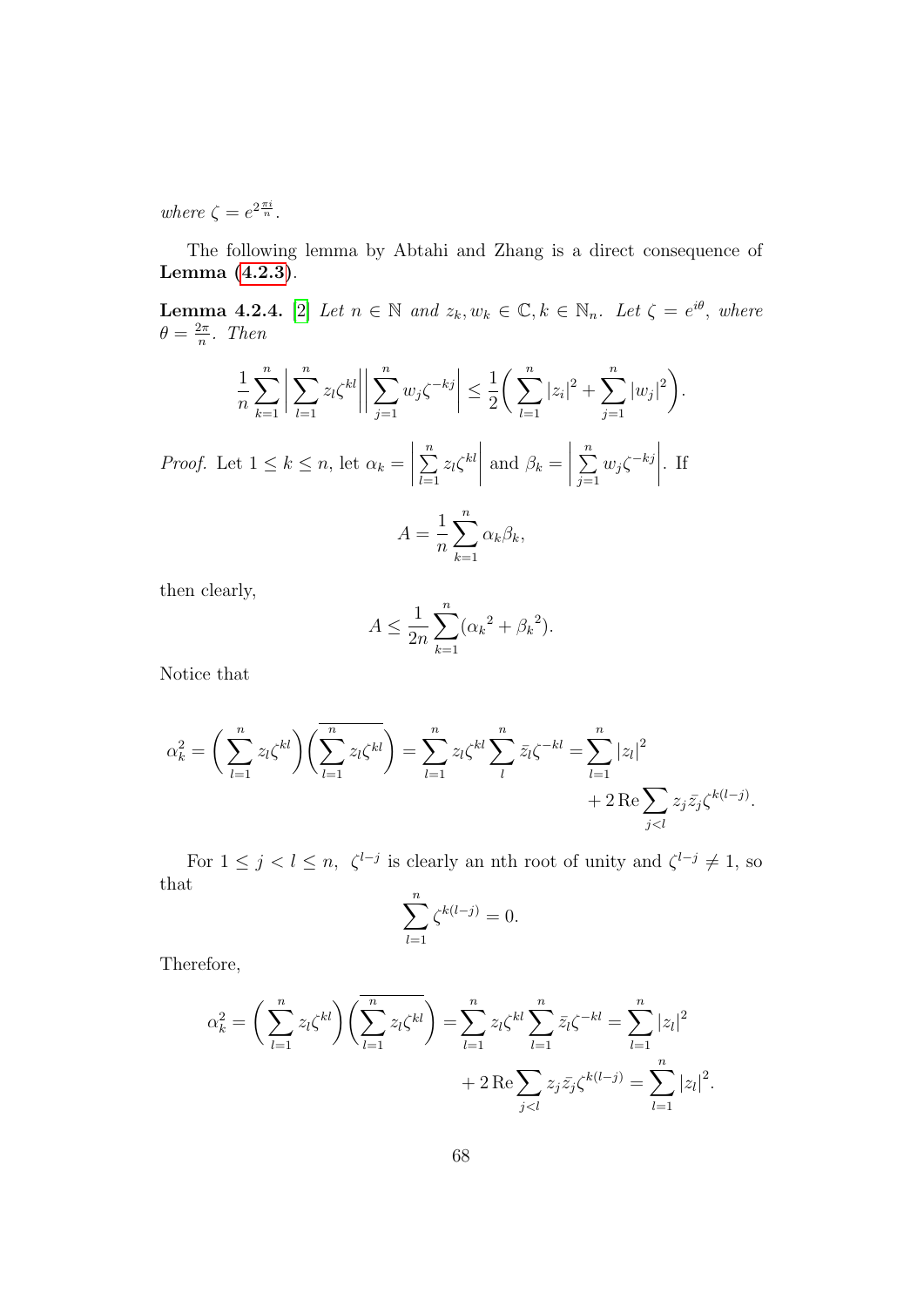*where* $\zeta = e^{2\frac{\pi i}{n}}$.

The following lemma by Abtahi and Zhang is a direct consequence of **Lemma (4.2.3)**.

**Lemma 4.2.4.** [2] *Let* $n \in \mathbb{N}$ *and* $z_k, w_k \in \mathbb{C}, k \in \mathbb{N}_n$. *Let* $\zeta = e^{i\theta}$, *where* $\theta = \frac{2\pi}{n}$. *Then*

$$\frac{1}{n}\sum_{k=1}^{n}\left|\sum_{l=1}^{n} z_l\zeta^{kl}\right|\left|\sum_{j=1}^{n} w_j\zeta^{-kj}\right| \leq \frac{1}{2}\left(\sum_{l=1}^{n}|z_i|^2 + \sum_{j=1}^{n}|w_j|^2\right).$$

*Proof.* Let $1 \leq k \leq n$, let $\alpha_k = \left|\sum\limits_{l=1}^{n} z_l\zeta^{kl}\right|$ and $\beta_k = \left|\sum\limits_{j=1}^{n} w_j\zeta^{-kj}\right|$. If

$$A = \frac{1}{n}\sum_{k=1}^{n}\alpha_k\beta_k,$$

then clearly,

$$A \leq \frac{1}{2n}\sum_{k=1}^{n}({\alpha_k}^2 + {\beta_k}^2).$$

Notice that

$$\alpha_k^2 = \left(\sum_{l=1}^{n} z_l\zeta^{kl}\right)\left(\overline{\sum_{l=1}^{n} z_l\zeta^{kl}}\right) = \sum_{l=1}^{n} z_l\zeta^{kl}\sum_{l}\bar{z}_l\zeta^{-kl} = \sum_{l=1}^{n}|z_l|^2 + 2\,\mathrm{Re}\sum_{j<l} z_j\bar{z}_j\zeta^{k(l-j)}.$$

For $1 \leq j < l \leq n$, $\zeta^{l-j}$ is clearly an nth root of unity and $\zeta^{l-j} \neq 1$, so that

$$\sum_{l=1}^{n}\zeta^{k(l-j)} = 0.$$

Therefore,

$$\alpha_k^2 = \left(\sum_{l=1}^{n} z_l\zeta^{kl}\right)\left(\overline{\sum_{l=1}^{n} z_l\zeta^{kl}}\right) = \sum_{l=1}^{n} z_l\zeta^{kl}\sum_{l=1}^{n}\bar{z}_l\zeta^{-kl} = \sum_{l=1}^{n}|z_l|^2 + 2\,\mathrm{Re}\sum_{j<l} z_j\bar{z}_j\zeta^{k(l-j)} = \sum_{l=1}^{n}|z_l|^2.$$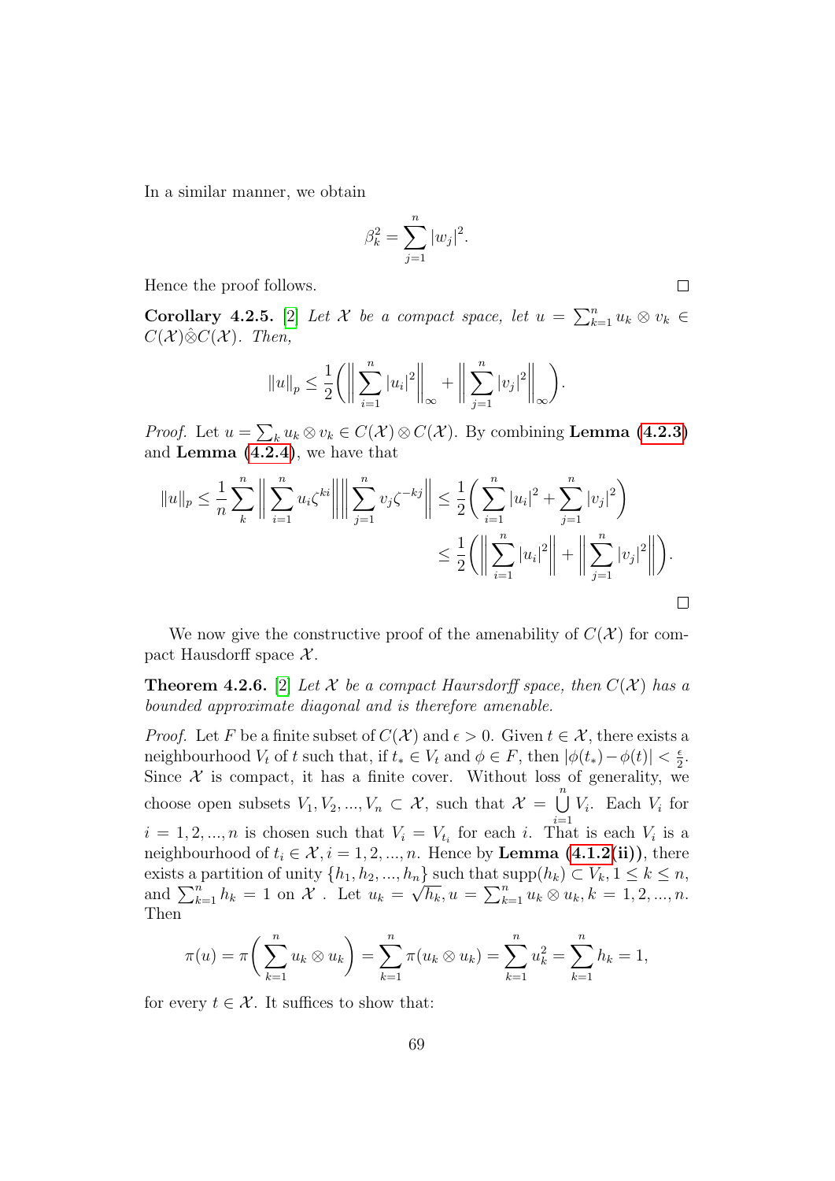In a similar manner, we obtain

$$\beta_k^2 = \sum_{j=1}^{n} |w_j|^2.$$

Hence the proof follows. $\square$

**Corollary 4.2.5.** [2] *Let $\mathcal{X}$ be a compact space, let $u = \sum_{k=1}^{n} u_k \otimes v_k \in C(\mathcal{X}) \hat{\otimes} C(\mathcal{X})$. Then,*

$$\|u\|_p \leq \frac{1}{2}\bigg( \bigg\| \sum_{i=1}^{n} |u_i|^2 \bigg\|_\infty + \bigg\| \sum_{j=1}^{n} |v_j|^2 \bigg\|_\infty \bigg).$$

*Proof.* Let $u = \sum_k u_k \otimes v_k \in C(\mathcal{X}) \otimes C(\mathcal{X})$. By combining **Lemma (4.2.3)** and **Lemma (4.2.4)**, we have that

$$\|u\|_p \leq \frac{1}{n} \sum_{k}^{n} \bigg\| \sum_{i=1}^{n} u_i \zeta^{ki} \bigg\| \bigg\| \sum_{j=1}^{n} v_j \zeta^{-kj} \bigg\| \leq \frac{1}{2}\bigg( \sum_{i=1}^{n} |u_i|^2 + \sum_{j=1}^{n} |v_j|^2 \bigg)$$
$$\leq \frac{1}{2}\bigg( \bigg\| \sum_{i=1}^{n} |u_i|^2 \bigg\| + \bigg\| \sum_{j=1}^{n} |v_j|^2 \bigg\| \bigg).$$

$\square$

We now give the constructive proof of the amenability of $C(\mathcal{X})$ for compact Hausdorff space $\mathcal{X}$.

**Theorem 4.2.6.** [2] *Let $\mathcal{X}$ be a compact Haursdorff space, then $C(\mathcal{X})$ has a bounded approximate diagonal and is therefore amenable.*

*Proof.* Let $F$ be a finite subset of $C(\mathcal{X})$ and $\epsilon > 0$. Given $t \in \mathcal{X}$, there exists a neighbourhood $V_t$ of $t$ such that, if $t_* \in V_t$ and $\phi \in F$, then $|\phi(t_*) - \phi(t)| < \frac{\epsilon}{2}$. Since $\mathcal{X}$ is compact, it has a finite cover. Without loss of generality, we choose open subsets $V_1, V_2, ..., V_n \subset \mathcal{X}$, such that $\mathcal{X} = \bigcup_{i=1}^{n} V_i$. Each $V_i$ for $i = 1, 2, ..., n$ is chosen such that $V_i = V_{t_i}$ for each $i$. That is each $V_i$ is a neighbourhood of $t_i \in \mathcal{X}, i = 1, 2, ..., n$. Hence by **Lemma (4.1.2(ii))**, there exists a partition of unity $\{h_1, h_2, ..., h_n\}$ such that $\text{supp}(h_k) \subset V_k, 1 \leq k \leq n$, and $\sum_{k=1}^{n} h_k = 1$ on $\mathcal{X}$ . Let $u_k = \sqrt{h_k}, u = \sum_{k=1}^{n} u_k \otimes u_k, k = 1, 2, ..., n$. Then

$$\pi(u) = \pi\bigg( \sum_{k=1}^{n} u_k \otimes u_k \bigg) = \sum_{k=1}^{n} \pi(u_k \otimes u_k) = \sum_{k=1}^{n} u_k^2 = \sum_{k=1}^{n} h_k = 1,$$

for every $t \in \mathcal{X}$. It suffices to show that: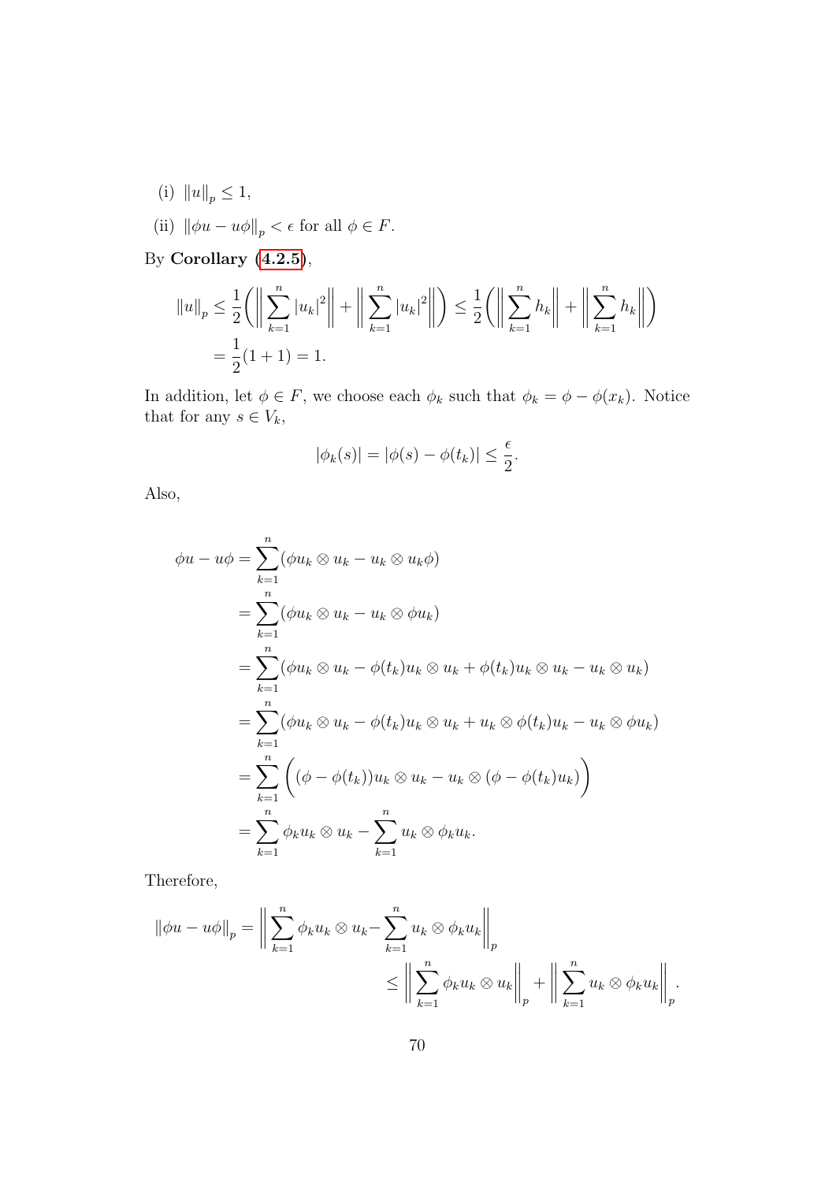(i) $\|u\|_p \leq 1$,

(ii) $\|\phi u - u\phi\|_p < \epsilon$ for all $\phi \in F$.

By **Corollary (4.2.5)**,

$$\begin{aligned}
\|u\|_p &\leq \frac{1}{2}\bigg( \bigg\| \sum_{k=1}^{n} |u_k|^2 \bigg\| + \bigg\| \sum_{k=1}^{n} |u_k|^2 \bigg\| \bigg) \leq \frac{1}{2}\bigg( \bigg\| \sum_{k=1}^{n} h_k \bigg\| + \bigg\| \sum_{k=1}^{n} h_k \bigg\| \bigg) \\
&= \frac{1}{2}(1+1) = 1.
\end{aligned}$$

In addition, let $\phi \in F$, we choose each $\phi_k$ such that $\phi_k = \phi - \phi(x_k)$. Notice that for any $s \in V_k$,

$$|\phi_k(s)| = |\phi(s) - \phi(t_k)| \leq \frac{\epsilon}{2}.$$

Also,

$$\begin{aligned}
\phi u - u\phi &= \sum_{k=1}^{n} (\phi u_k \otimes u_k - u_k \otimes u_k \phi) \\
&= \sum_{k=1}^{n} (\phi u_k \otimes u_k - u_k \otimes \phi u_k) \\
&= \sum_{k=1}^{n} (\phi u_k \otimes u_k - \phi(t_k) u_k \otimes u_k + \phi(t_k) u_k \otimes u_k - u_k \otimes u_k) \\
&= \sum_{k=1}^{n} (\phi u_k \otimes u_k - \phi(t_k) u_k \otimes u_k + u_k \otimes \phi(t_k) u_k - u_k \otimes \phi u_k) \\
&= \sum_{k=1}^{n} \Big( (\phi - \phi(t_k)) u_k \otimes u_k - u_k \otimes (\phi - \phi(t_k) u_k) \Big) \\
&= \sum_{k=1}^{n} \phi_k u_k \otimes u_k - \sum_{k=1}^{n} u_k \otimes \phi_k u_k.
\end{aligned}$$

Therefore,

$$\begin{aligned}
\|\phi u - u\phi\|_p &= \bigg\| \sum_{k=1}^{n} \phi_k u_k \otimes u_k - \sum_{k=1}^{n} u_k \otimes \phi_k u_k \bigg\|_p \\
&\leq \bigg\| \sum_{k=1}^{n} \phi_k u_k \otimes u_k \bigg\|_p + \bigg\| \sum_{k=1}^{n} u_k \otimes \phi_k u_k \bigg\|_p.
\end{aligned}$$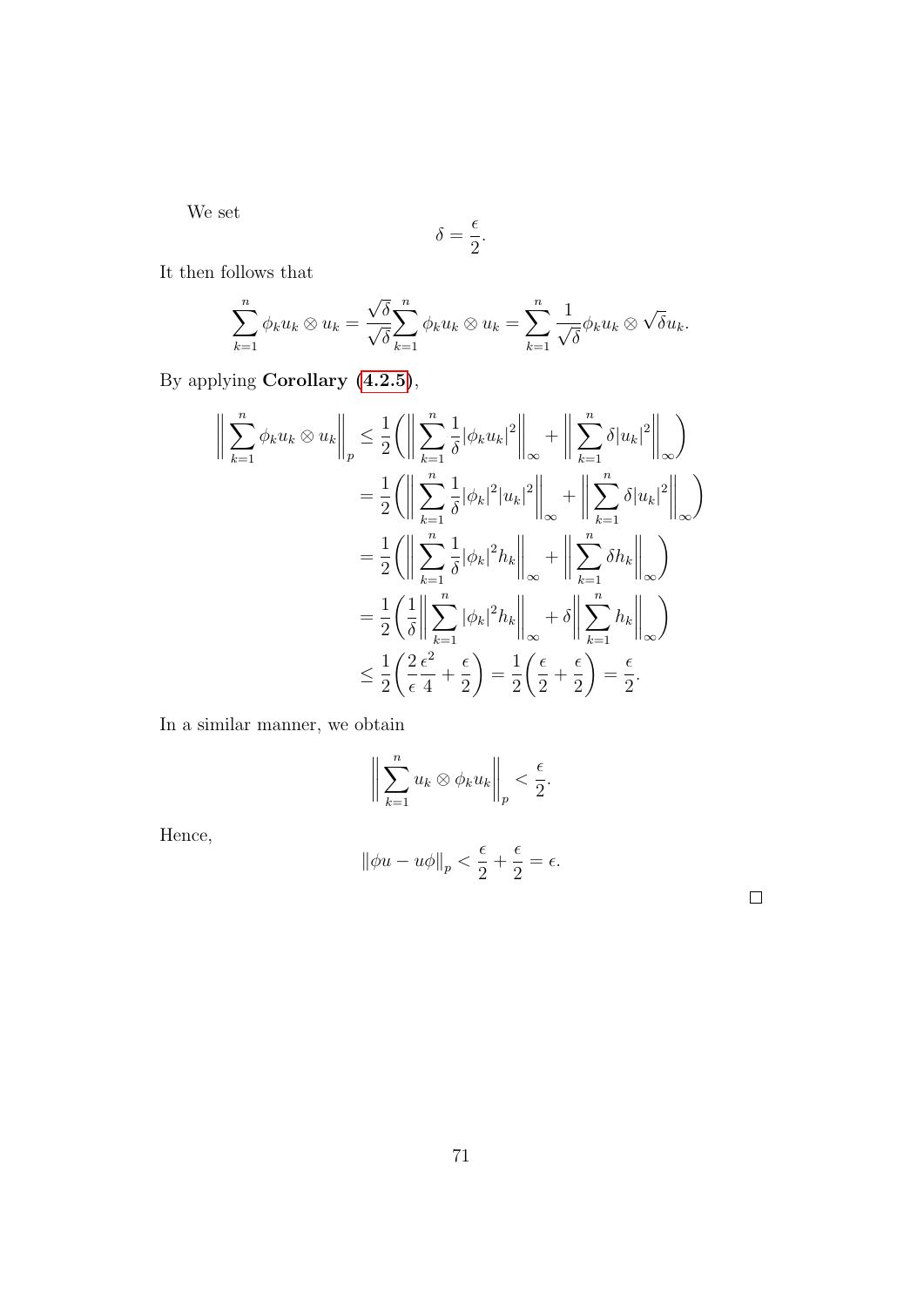We set

$$\delta = \frac{\epsilon}{2}.$$

It then follows that

$$\sum_{k=1}^{n} \phi_k u_k \otimes u_k = \frac{\sqrt{\delta}}{\sqrt{\delta}} \sum_{k=1}^{n} \phi_k u_k \otimes u_k = \sum_{k=1}^{n} \frac{1}{\sqrt{\delta}} \phi_k u_k \otimes \sqrt{\delta} u_k.$$

By applying **Corollary (4.2.5)**,

$$\begin{aligned}
\left\| \sum_{k=1}^{n} \phi_k u_k \otimes u_k \right\|_p &\leq \frac{1}{2} \left( \left\| \sum_{k=1}^{n} \frac{1}{\delta} |\phi_k u_k|^2 \right\|_\infty + \left\| \sum_{k=1}^{n} \delta |u_k|^2 \right\|_\infty \right) \\
&= \frac{1}{2} \left( \left\| \sum_{k=1}^{n} \frac{1}{\delta} |\phi_k|^2 |u_k|^2 \right\|_\infty + \left\| \sum_{k=1}^{n} \delta |u_k|^2 \right\|_\infty \right) \\
&= \frac{1}{2} \left( \left\| \sum_{k=1}^{n} \frac{1}{\delta} |\phi_k|^2 h_k \right\|_\infty + \left\| \sum_{k=1}^{n} \delta h_k \right\|_\infty \right) \\
&= \frac{1}{2} \left( \frac{1}{\delta} \left\| \sum_{k=1}^{n} |\phi_k|^2 h_k \right\|_\infty + \delta \left\| \sum_{k=1}^{n} h_k \right\|_\infty \right) \\
&\leq \frac{1}{2} \left( \frac{2}{\epsilon} \frac{\epsilon^2}{4} + \frac{\epsilon}{2} \right) = \frac{1}{2} \left( \frac{\epsilon}{2} + \frac{\epsilon}{2} \right) = \frac{\epsilon}{2}.
\end{aligned}$$

In a similar manner, we obtain

$$\left\| \sum_{k=1}^{n} u_k \otimes \phi_k u_k \right\|_p < \frac{\epsilon}{2}.$$

Hence,

$$\|\phi u - u \phi\|_p < \frac{\epsilon}{2} + \frac{\epsilon}{2} = \epsilon.$$

□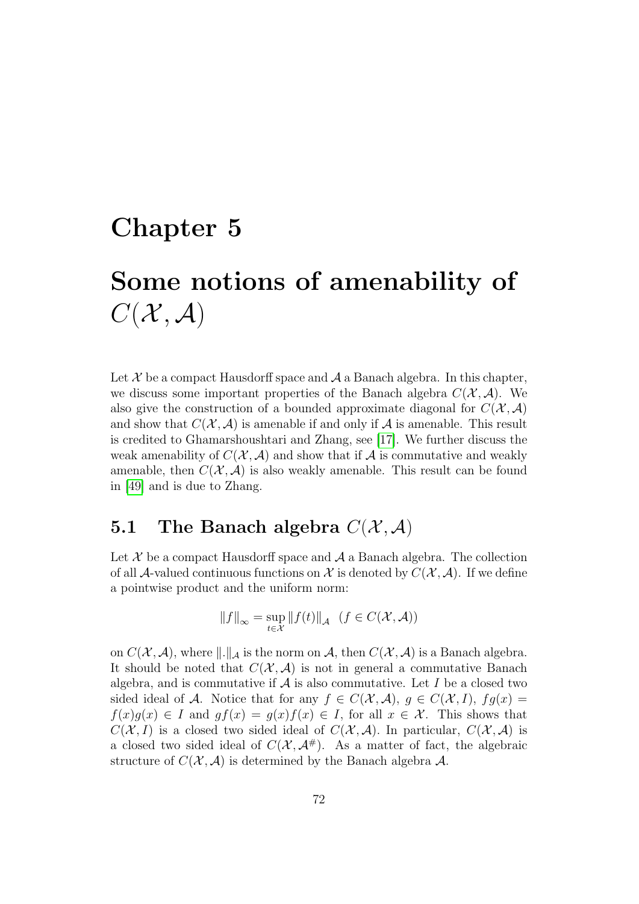# Chapter 5

# Some notions of amenability of $C(\mathcal{X}, \mathcal{A})$

Let $\mathcal{X}$ be a compact Hausdorff space and $\mathcal{A}$ a Banach algebra. In this chapter, we discuss some important properties of the Banach algebra $C(\mathcal{X}, \mathcal{A})$. We also give the construction of a bounded approximate diagonal for $C(\mathcal{X}, \mathcal{A})$ and show that $C(\mathcal{X}, \mathcal{A})$ is amenable if and only if $\mathcal{A}$ is amenable. This result is credited to Ghamarshoushtari and Zhang, see [17]. We further discuss the weak amenability of $C(\mathcal{X}, \mathcal{A})$ and show that if $\mathcal{A}$ is commutative and weakly amenable, then $C(\mathcal{X}, \mathcal{A})$ is also weakly amenable. This result can be found in [49] and is due to Zhang.

## 5.1 The Banach algebra $C(\mathcal{X}, \mathcal{A})$

Let $\mathcal{X}$ be a compact Hausdorff space and $\mathcal{A}$ a Banach algebra. The collection of all $\mathcal{A}$-valued continuous functions on $\mathcal{X}$ is denoted by $C(\mathcal{X}, \mathcal{A})$. If we define a pointwise product and the uniform norm:

$$\|f\|_\infty = \sup_{t \in \mathcal{X}} \|f(t)\|_{\mathcal{A}} \quad (f \in C(\mathcal{X}, \mathcal{A}))$$

on $C(\mathcal{X}, \mathcal{A})$, where $\|.\|_{\mathcal{A}}$ is the norm on $\mathcal{A}$, then $C(\mathcal{X}, \mathcal{A})$ is a Banach algebra. It should be noted that $C(\mathcal{X}, \mathcal{A})$ is not in general a commutative Banach algebra, and is commutative if $\mathcal{A}$ is also commutative. Let $I$ be a closed two sided ideal of $\mathcal{A}$. Notice that for any $f \in C(\mathcal{X}, \mathcal{A})$, $g \in C(\mathcal{X}, I)$, $fg(x) = f(x)g(x) \in I$ and $gf(x) = g(x)f(x) \in I$, for all $x \in \mathcal{X}$. This shows that $C(\mathcal{X}, I)$ is a closed two sided ideal of $C(\mathcal{X}, \mathcal{A})$. In particular, $C(\mathcal{X}, \mathcal{A})$ is a closed two sided ideal of $C(\mathcal{X}, \mathcal{A}^{\#})$. As a matter of fact, the algebraic structure of $C(\mathcal{X}, \mathcal{A})$ is determined by the Banach algebra $\mathcal{A}$.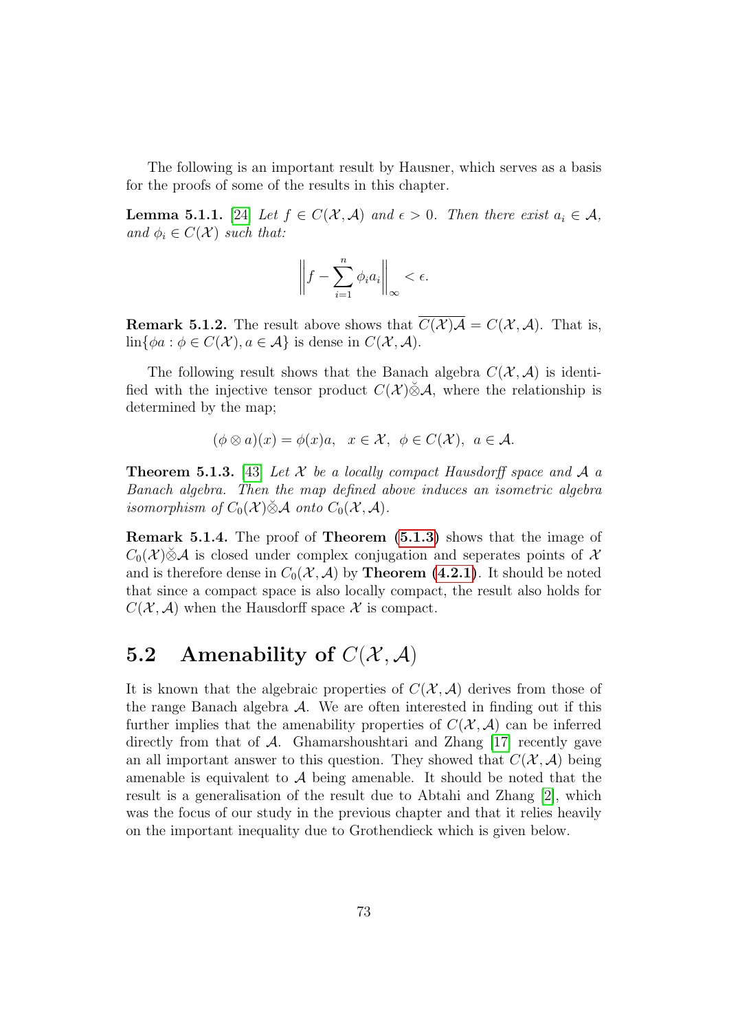The following is an important result by Hausner, which serves as a basis for the proofs of some of the results in this chapter.

**Lemma 5.1.1.** [24] *Let $f \in C(\mathcal{X}, \mathcal{A})$ and $\epsilon > 0$. Then there exist $a_i \in \mathcal{A}$, and $\phi_i \in C(\mathcal{X})$ such that:*

$$\left\| f - \sum_{i=1}^{n} \phi_i a_i \right\|_{\infty} < \epsilon.$$

**Remark 5.1.2.** The result above shows that $\overline{C(\mathcal{X})\mathcal{A}} = C(\mathcal{X}, \mathcal{A})$. That is, $\text{lin}\{\phi a : \phi \in C(\mathcal{X}), a \in \mathcal{A}\}$ is dense in $C(\mathcal{X}, \mathcal{A})$.

The following result shows that the Banach algebra $C(\mathcal{X}, \mathcal{A})$ is identified with the injective tensor product $C(\mathcal{X})\check{\otimes}\mathcal{A}$, where the relationship is determined by the map;

$$(\phi \otimes a)(x) = \phi(x)a, \quad x \in \mathcal{X}, \;\; \phi \in C(\mathcal{X}), \;\; a \in \mathcal{A}.$$

**Theorem 5.1.3.** [43] *Let $\mathcal{X}$ be a locally compact Hausdorff space and $\mathcal{A}$ a Banach algebra. Then the map defined above induces an isometric algebra isomorphism of $C_0(\mathcal{X})\check{\otimes}\mathcal{A}$ onto $C_0(\mathcal{X}, \mathcal{A})$.*

**Remark 5.1.4.** The proof of **Theorem** (**5.1.3**) shows that the image of $C_0(\mathcal{X})\check{\otimes}\mathcal{A}$ is closed under complex conjugation and seperates points of $\mathcal{X}$ and is therefore dense in $C_0(\mathcal{X}, \mathcal{A})$ by **Theorem** (**4.2.1**). It should be noted that since a compact space is also locally compact, the result also holds for $C(\mathcal{X}, \mathcal{A})$ when the Hausdorff space $\mathcal{X}$ is compact.

## 5.2 Amenability of $C(\mathcal{X}, \mathcal{A})$

It is known that the algebraic properties of $C(\mathcal{X}, \mathcal{A})$ derives from those of the range Banach algebra $\mathcal{A}$. We are often interested in finding out if this further implies that the amenability properties of $C(\mathcal{X}, \mathcal{A})$ can be inferred directly from that of $\mathcal{A}$. Ghamarshoushtari and Zhang [17] recently gave an all important answer to this question. They showed that $C(\mathcal{X}, \mathcal{A})$ being amenable is equivalent to $\mathcal{A}$ being amenable. It should be noted that the result is a generalisation of the result due to Abtahi and Zhang [2], which was the focus of our study in the previous chapter and that it relies heavily on the important inequality due to Grothendieck which is given below.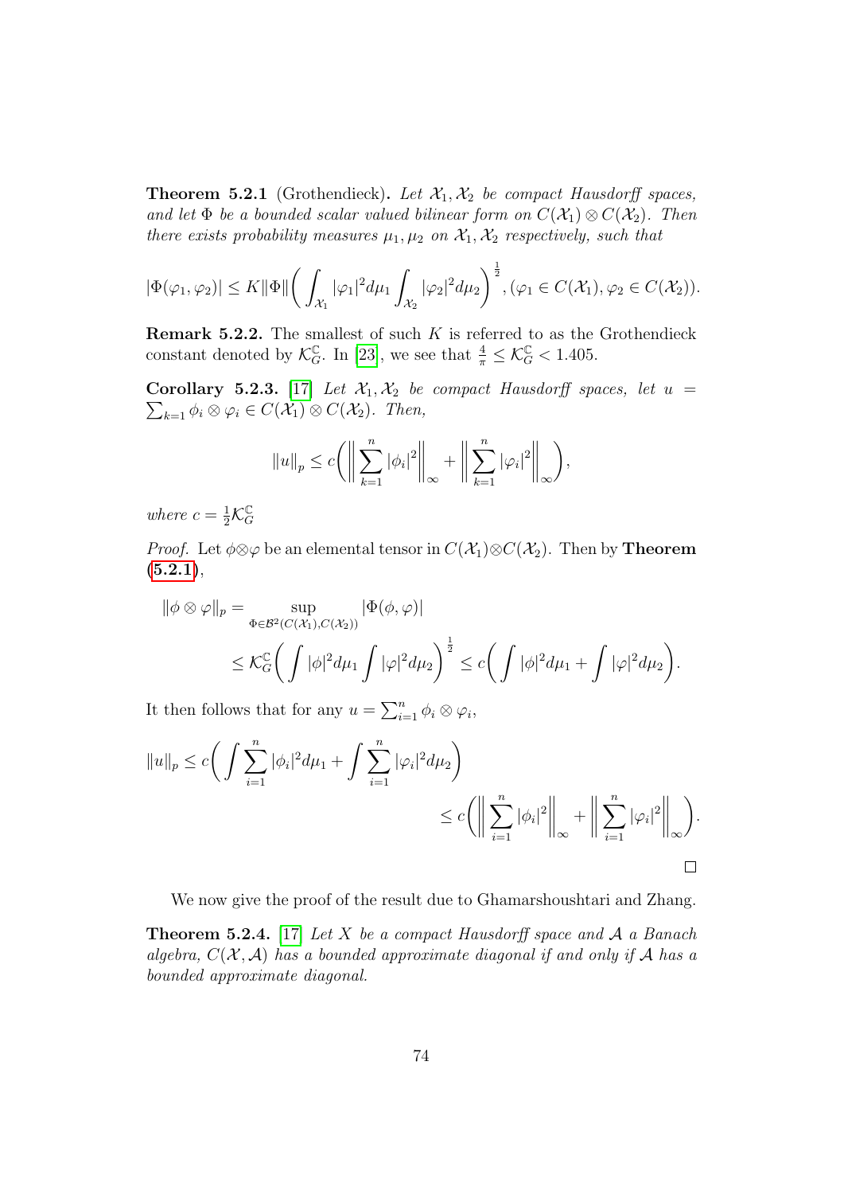**Theorem 5.2.1** (Grothendieck)**.** *Let $\mathcal{X}_1, \mathcal{X}_2$ be compact Hausdorff spaces, and let $\Phi$ be a bounded scalar valued bilinear form on $C(\mathcal{X}_1) \otimes C(\mathcal{X}_2)$. Then there exists probability measures $\mu_1, \mu_2$ on $\mathcal{X}_1, \mathcal{X}_2$ respectively, such that*

$$|\Phi(\varphi_1, \varphi_2)| \leq K\|\Phi\|\bigg(\int_{\mathcal{X}_1} |\varphi_1|^2 d\mu_1 \int_{\mathcal{X}_2} |\varphi_2|^2 d\mu_2\bigg)^{\frac{1}{2}}, (\varphi_1 \in C(\mathcal{X}_1), \varphi_2 \in C(\mathcal{X}_2)).$$

**Remark 5.2.2.** The smallest of such $K$ is referred to as the Grothendieck constant denoted by $\mathcal{K}_G^{\mathbb{C}}$. In [23], we see that $\frac{4}{\pi} \leq \mathcal{K}_G^{\mathbb{C}} < 1.405$.

**Corollary 5.2.3.** [17] *Let $\mathcal{X}_1, \mathcal{X}_2$ be compact Hausdorff spaces, let $u = \sum_{k=1} \phi_i \otimes \varphi_i \in C(\mathcal{X}_1) \otimes C(\mathcal{X}_2)$. Then,*

$$\|u\|_p \leq c\bigg(\bigg\|\sum_{k=1}^{n} |\phi_i|^2\bigg\|_\infty + \bigg\|\sum_{k=1}^{n} |\varphi_i|^2\bigg\|_\infty\bigg),$$

*where $c = \frac{1}{2}\mathcal{K}_G^{\mathbb{C}}$*

*Proof.* Let $\phi \otimes \varphi$ be an elemental tensor in $C(\mathcal{X}_1) \otimes C(\mathcal{X}_2)$. Then by **Theorem (5.2.1)**,

$$\begin{aligned}
\|\phi \otimes \varphi\|_p &= \sup_{\Phi \in \mathcal{B}^2(C(\mathcal{X}_1), C(\mathcal{X}_2))} |\Phi(\phi, \varphi)| \\
&\leq \mathcal{K}_G^{\mathbb{C}}\bigg(\int |\phi|^2 d\mu_1 \int |\varphi|^2 d\mu_2\bigg)^{\frac{1}{2}} \leq c\bigg(\int |\phi|^2 d\mu_1 + \int |\varphi|^2 d\mu_2\bigg).
\end{aligned}$$

It then follows that for any $u = \sum_{i=1}^{n} \phi_i \otimes \varphi_i$,

$$\begin{aligned}
\|u\|_p &\leq c\bigg(\int \sum_{i=1}^{n} |\phi_i|^2 d\mu_1 + \int \sum_{i=1}^{n} |\varphi_i|^2 d\mu_2\bigg) \\
&\leq c\bigg(\bigg\|\sum_{i=1}^{n} |\phi_i|^2\bigg\|_\infty + \bigg\|\sum_{i=1}^{n} |\varphi_i|^2\bigg\|_\infty\bigg).
\end{aligned}$$

□

We now give the proof of the result due to Ghamarshoushtari and Zhang.

**Theorem 5.2.4.** [17] *Let $X$ be a compact Hausdorff space and $\mathcal{A}$ a Banach algebra, $C(\mathcal{X}, \mathcal{A})$ has a bounded approximate diagonal if and only if $\mathcal{A}$ has a bounded approximate diagonal.*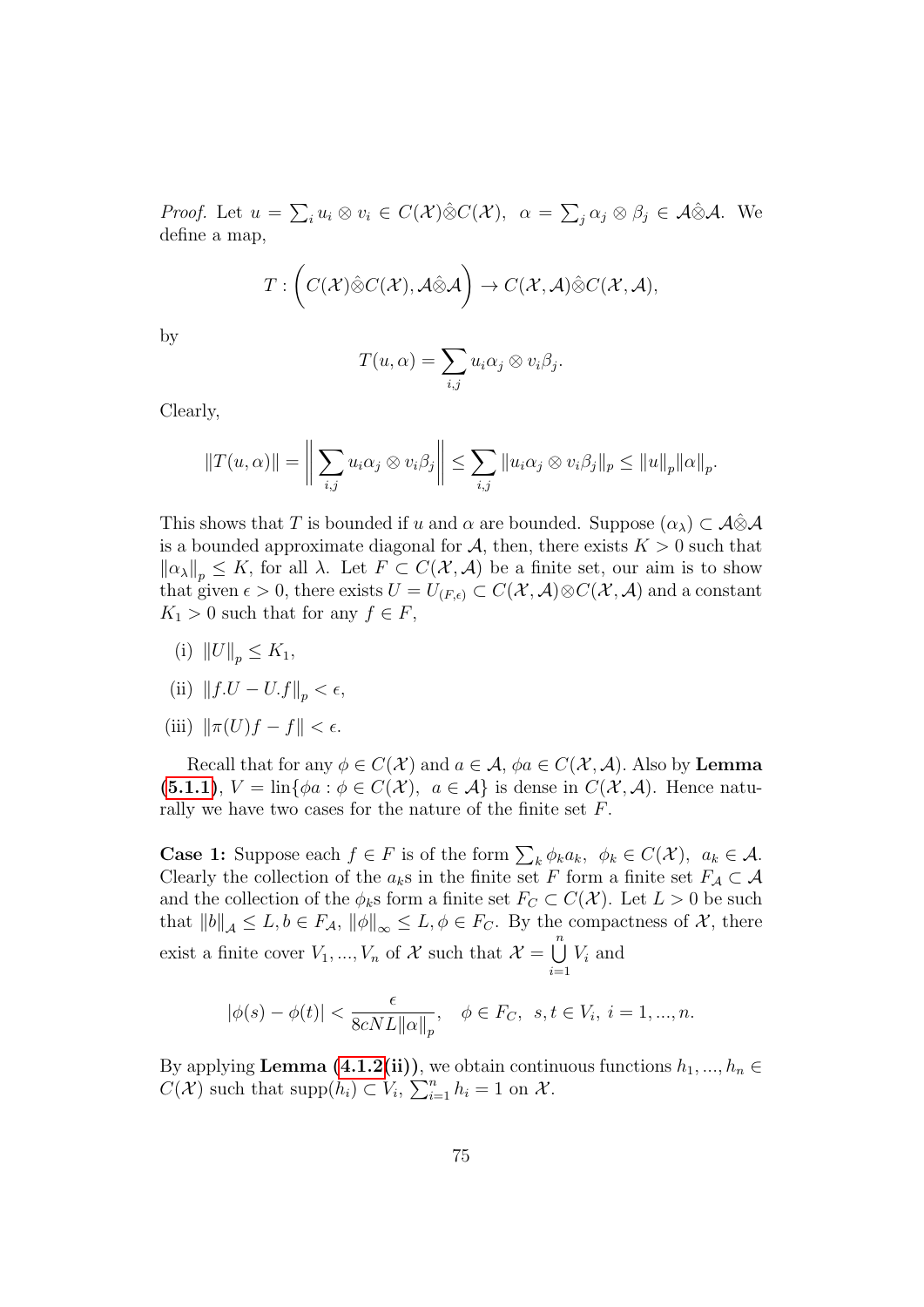*Proof.* Let $u = \sum_i u_i \otimes v_i \in C(\mathcal{X})\hat{\otimes}C(\mathcal{X})$, $\alpha = \sum_j \alpha_j \otimes \beta_j \in \mathcal{A}\hat{\otimes}\mathcal{A}$. We define a map,

$$T : \left(C(\mathcal{X})\hat{\otimes}C(\mathcal{X}), \mathcal{A}\hat{\otimes}\mathcal{A}\right) \to C(\mathcal{X},\mathcal{A})\hat{\otimes}C(\mathcal{X},\mathcal{A}),$$

by

$$T(u,\alpha) = \sum_{i,j} u_i\alpha_j \otimes v_i\beta_j.$$

Clearly,

$$\|T(u,\alpha)\| = \left\| \sum_{i,j} u_i\alpha_j \otimes v_i\beta_j \right\| \leq \sum_{i,j} \|u_i\alpha_j \otimes v_i\beta_j\|_p \leq \|u\|_p \|\alpha\|_p.$$

This shows that $T$ is bounded if $u$ and $\alpha$ are bounded. Suppose $(\alpha_\lambda) \subset \mathcal{A}\hat{\otimes}\mathcal{A}$ is a bounded approximate diagonal for $\mathcal{A}$, then, there exists $K > 0$ such that $\|\alpha_\lambda\|_p \leq K$, for all $\lambda$. Let $F \subset C(\mathcal{X},\mathcal{A})$ be a finite set, our aim is to show that given $\epsilon > 0$, there exists $U = U_{(F,\epsilon)} \subset C(\mathcal{X},\mathcal{A})\otimes C(\mathcal{X},\mathcal{A})$ and a constant $K_1 > 0$ such that for any $f \in F$,

(i) $\|U\|_p \leq K_1$,

(ii) $\|f.U - U.f\|_p < \epsilon$,

(iii) $\|\pi(U)f - f\| < \epsilon$.

Recall that for any $\phi \in C(\mathcal{X})$ and $a \in \mathcal{A}$, $\phi a \in C(\mathcal{X},\mathcal{A})$. Also by **Lemma (5.1.1)**, $V = \text{lin}\{\phi a : \phi \in C(\mathcal{X}),\ a \in \mathcal{A}\}$ is dense in $C(\mathcal{X},\mathcal{A})$. Hence naturally we have two cases for the nature of the finite set $F$.

**Case 1:** Suppose each $f \in F$ is of the form $\sum_k \phi_k a_k$, $\phi_k \in C(\mathcal{X})$, $a_k \in \mathcal{A}$. Clearly the collection of the $a_k$s in the finite set $F$ form a finite set $F_{\mathcal{A}} \subset \mathcal{A}$ and the collection of the $\phi_k$s form a finite set $F_C \subset C(\mathcal{X})$. Let $L > 0$ be such that $\|b\|_{\mathcal{A}} \leq L, b \in F_{\mathcal{A}}$, $\|\phi\|_\infty \leq L, \phi \in F_C$. By the compactness of $\mathcal{X}$, there exist a finite cover $V_1, ..., V_n$ of $\mathcal{X}$ such that $\mathcal{X} = \bigcup_{i=1}^{n} V_i$ and

$$|\phi(s) - \phi(t)| < \frac{\epsilon}{8cNL\|\alpha\|_p}, \quad \phi \in F_C,\ \ s,t \in V_i,\ i = 1,...,n.$$

By applying **Lemma (4.1.2(ii))**, we obtain continuous functions $h_1, ..., h_n \in C(\mathcal{X})$ such that $\text{supp}(h_i) \subset V_i$, $\sum_{i=1}^{n} h_i = 1$ on $\mathcal{X}$.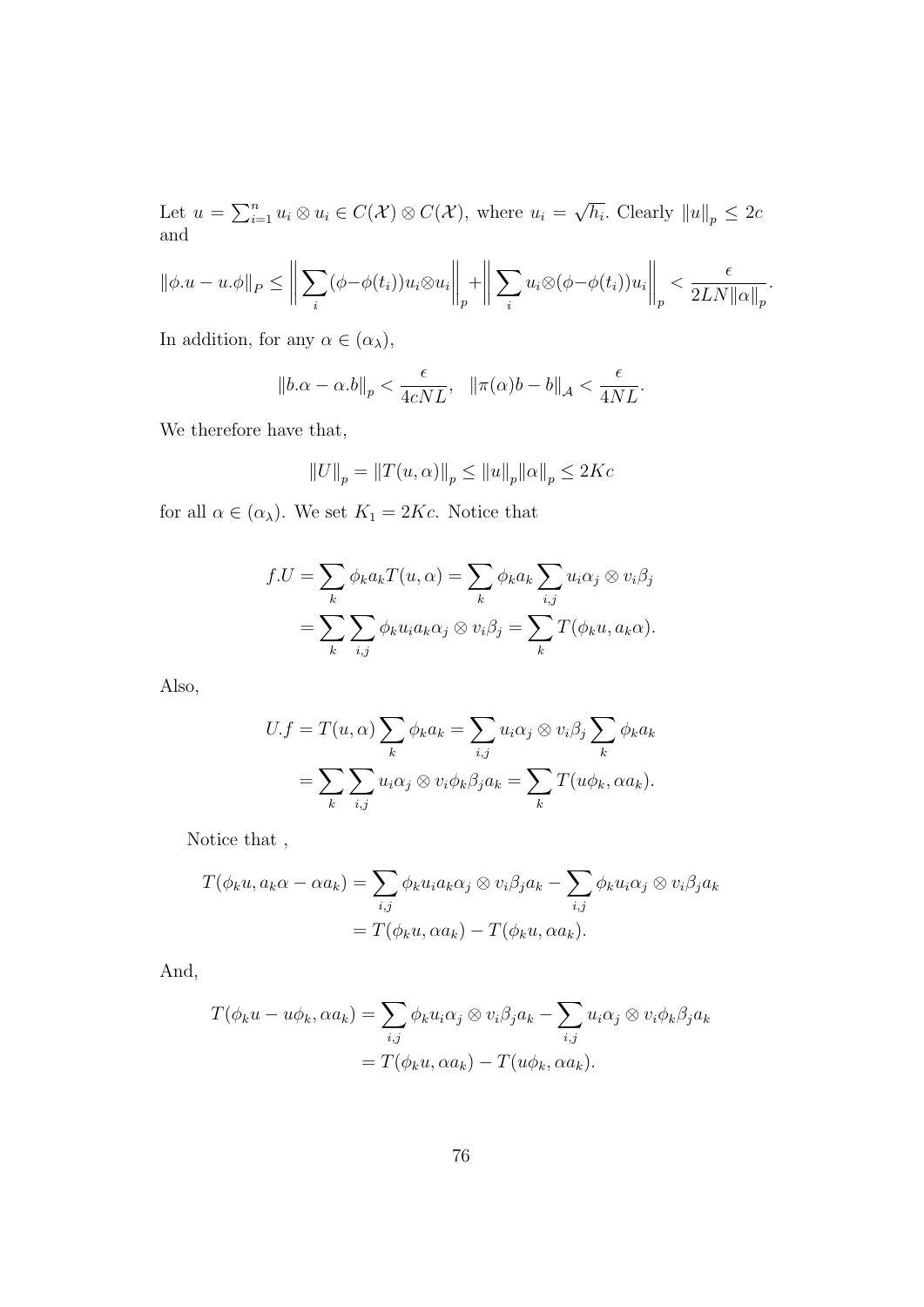Let $u = \sum_{i=1}^{n} u_i \otimes u_i \in C(\mathcal{X}) \otimes C(\mathcal{X})$, where $u_i = \sqrt{h_i}$. Clearly $\|u\|_p \leq 2c$ and

$$\|\phi.u - u.\phi\|_P \leq \left\| \sum_i (\phi - \phi(t_i)) u_i \otimes u_i \right\|_p + \left\| \sum_i u_i \otimes (\phi - \phi(t_i)) u_i \right\|_p < \frac{\epsilon}{2LN\|\alpha\|_p}.$$

In addition, for any $\alpha \in (\alpha_\lambda)$,

$$\|b.\alpha - \alpha.b\|_p < \frac{\epsilon}{4cNL}, \quad \|\pi(\alpha)b - b\|_{\mathcal{A}} < \frac{\epsilon}{4NL}.$$

We therefore have that,

$$\|U\|_p = \|T(u,\alpha)\|_p \leq \|u\|_p \|\alpha\|_p \leq 2Kc$$

for all $\alpha \in (\alpha_\lambda)$. We set $K_1 = 2Kc$. Notice that

$$\begin{aligned} f.U &= \sum_k \phi_k a_k T(u,\alpha) = \sum_k \phi_k a_k \sum_{i,j} u_i \alpha_j \otimes v_i \beta_j \\ &= \sum_k \sum_{i,j} \phi_k u_i a_k \alpha_j \otimes v_i \beta_j = \sum_k T(\phi_k u, a_k \alpha). \end{aligned}$$

Also,

$$\begin{aligned} U.f &= T(u,\alpha) \sum_k \phi_k a_k = \sum_{i,j} u_i \alpha_j \otimes v_i \beta_j \sum_k \phi_k a_k \\ &= \sum_k \sum_{i,j} u_i \alpha_j \otimes v_i \phi_k \beta_j a_k = \sum_k T(u\phi_k, \alpha a_k). \end{aligned}$$

Notice that ,

$$\begin{aligned} T(\phi_k u, a_k \alpha - \alpha a_k) &= \sum_{i,j} \phi_k u_i a_k \alpha_j \otimes v_i \beta_j a_k - \sum_{i,j} \phi_k u_i \alpha_j \otimes v_i \beta_j a_k \\ &= T(\phi_k u, \alpha a_k) - T(\phi_k u, \alpha a_k). \end{aligned}$$

And,

$$\begin{aligned} T(\phi_k u - u\phi_k, \alpha a_k) &= \sum_{i,j} \phi_k u_i \alpha_j \otimes v_i \beta_j a_k - \sum_{i,j} u_i \alpha_j \otimes v_i \phi_k \beta_j a_k \\ &= T(\phi_k u, \alpha a_k) - T(u\phi_k, \alpha a_k). \end{aligned}$$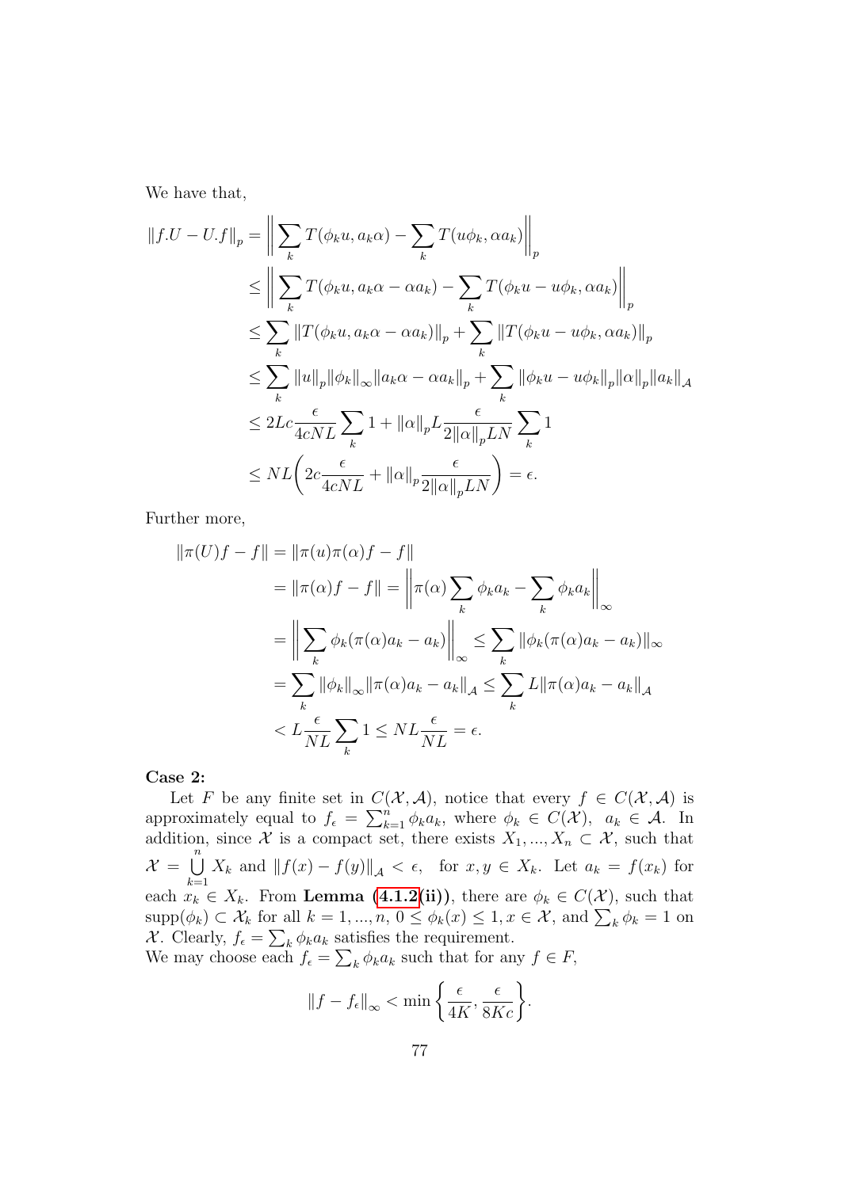We have that,

$$
\begin{aligned}
\|f.U - U.f\|_p &= \left\| \sum_k T(\phi_k u, a_k \alpha) - \sum_k T(u\phi_k, \alpha a_k) \right\|_p \\
&\leq \left\| \sum_k T(\phi_k u, a_k \alpha - \alpha a_k) - \sum_k T(\phi_k u - u\phi_k, \alpha a_k) \right\|_p \\
&\leq \sum_k \|T(\phi_k u, a_k \alpha - \alpha a_k)\|_p + \sum_k \|T(\phi_k u - u\phi_k, \alpha a_k)\|_p \\
&\leq \sum_k \|u\|_p \|\phi_k\|_\infty \|a_k \alpha - \alpha a_k\|_p + \sum_k \|\phi_k u - u\phi_k\|_p \|\alpha\|_p \|a_k\|_{\mathcal{A}} \\
&\leq 2Lc \frac{\epsilon}{4cNL} \sum_k 1 + \|\alpha\|_p L \frac{\epsilon}{2\|\alpha\|_p LN} \sum_k 1 \\
&\leq NL\left( 2c \frac{\epsilon}{4cNL} + \|\alpha\|_p \frac{\epsilon}{2\|\alpha\|_p LN} \right) = \epsilon.
\end{aligned}
$$

Further more,

$$
\begin{aligned}
\|\pi(U)f - f\| &= \|\pi(u)\pi(\alpha)f - f\| \\
&= \|\pi(\alpha)f - f\| = \left\| \pi(\alpha) \sum_k \phi_k a_k - \sum_k \phi_k a_k \right\|_\infty \\
&= \left\| \sum_k \phi_k (\pi(\alpha) a_k - a_k) \right\|_\infty \leq \sum_k \|\phi_k (\pi(\alpha) a_k - a_k)\|_\infty \\
&= \sum_k \|\phi_k\|_\infty \|\pi(\alpha) a_k - a_k\|_{\mathcal{A}} \leq \sum_k L \|\pi(\alpha) a_k - a_k\|_{\mathcal{A}} \\
&< L \frac{\epsilon}{NL} \sum_k 1 \leq NL \frac{\epsilon}{NL} = \epsilon.
\end{aligned}
$$

**Case 2:**

Let $F$ be any finite set in $C(\mathcal{X}, \mathcal{A})$, notice that every $f \in C(\mathcal{X}, \mathcal{A})$ is approximately equal to $f_\epsilon = \sum_{k=1}^{n} \phi_k a_k$, where $\phi_k \in C(\mathcal{X})$, $a_k \in \mathcal{A}$. In addition, since $\mathcal{X}$ is a compact set, there exists $X_1, ..., X_n \subset \mathcal{X}$, such that $\mathcal{X} = \bigcup_{k=1}^{n} X_k$ and $\|f(x) - f(y)\|_{\mathcal{A}} < \epsilon$, for $x, y \in X_k$. Let $a_k = f(x_k)$ for each $x_k \in X_k$. From **Lemma (4.1.2(ii))**, there are $\phi_k \in C(\mathcal{X})$, such that $\text{supp}(\phi_k) \subset \mathcal{X}_k$ for all $k = 1, ..., n$, $0 \leq \phi_k(x) \leq 1, x \in \mathcal{X}$, and $\sum_k \phi_k = 1$ on $\mathcal{X}$. Clearly, $f_\epsilon = \sum_k \phi_k a_k$ satisfies the requirement.

We may choose each $f_\epsilon = \sum_k \phi_k a_k$ such that for any $f \in F$,

$$
\|f - f_\epsilon\|_\infty < \min\left\{ \frac{\epsilon}{4K}, \frac{\epsilon}{8Kc} \right\}.
$$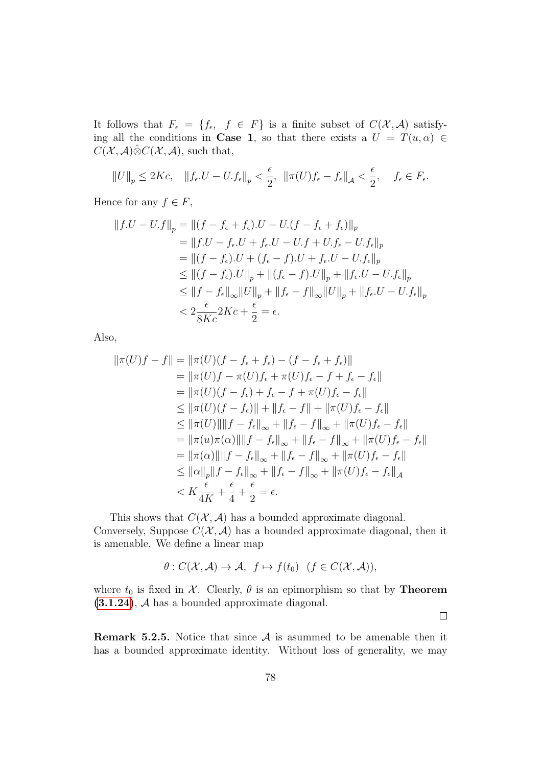It follows that $F_\epsilon = \{f_\epsilon, \ f \in F\}$ is a finite subset of $C(\mathcal{X}, \mathcal{A})$ satisfying all the conditions in **Case 1**, so that there exists a $U = T(u, \alpha) \in C(\mathcal{X}, \mathcal{A}) \hat{\otimes} C(\mathcal{X}, \mathcal{A})$, such that,

$$\|U\|_p \leq 2Kc, \quad \|f_\epsilon.U - U.f_\epsilon\|_p < \frac{\epsilon}{2}, \ \ \|\pi(U)f_\epsilon - f_\epsilon\|_{\mathcal{A}} < \frac{\epsilon}{2}, \quad f_\epsilon \in F_\epsilon.$$

Hence for any $f \in F$,

$$\begin{aligned}
\|f.U - U.f\|_p &= \|(f - f_\epsilon + f_\epsilon).U - U.(f - f_\epsilon + f_\epsilon)\|_p \\
&= \|f.U - f_\epsilon.U + f_\epsilon.U - U.f + U.f_\epsilon - U.f_\epsilon\|_p \\
&= \|(f - f_\epsilon).U + (f_\epsilon - f).U + f_\epsilon.U - U.f_\epsilon\|_p \\
&\leq \|(f - f_\epsilon).U\|_p + \|(f_\epsilon - f).U\|_p + \|f_\epsilon.U - U.f_\epsilon\|_p \\
&\leq \|f - f_\epsilon\|_\infty \|U\|_p + \|f_\epsilon - f\|_\infty \|U\|_p + \|f_\epsilon.U - U.f_\epsilon\|_p \\
&< 2\frac{\epsilon}{8Kc}2Kc + \frac{\epsilon}{2} = \epsilon.
\end{aligned}$$

Also,

$$\begin{aligned}
\|\pi(U)f - f\| &= \|\pi(U)(f - f_\epsilon + f_\epsilon) - (f - f_\epsilon + f_\epsilon)\| \\
&= \|\pi(U)f - \pi(U)f_\epsilon + \pi(U)f_\epsilon - f + f_\epsilon - f_\epsilon\| \\
&= \|\pi(U)(f - f_\epsilon) + f_\epsilon - f + \pi(U)f_\epsilon - f_\epsilon\| \\
&\leq \|\pi(U)(f - f_\epsilon)\| + \|f_\epsilon - f\| + \|\pi(U)f_\epsilon - f_\epsilon\| \\
&\leq \|\pi(U)\|\|f - f_\epsilon\|_\infty + \|f_\epsilon - f\|_\infty + \|\pi(U)f_\epsilon - f_\epsilon\| \\
&= \|\pi(u)\pi(\alpha)\|\|f - f_\epsilon\|_\infty + \|f_\epsilon - f\|_\infty + \|\pi(U)f_\epsilon - f_\epsilon\| \\
&= \|\pi(\alpha)\|\|f - f_\epsilon\|_\infty + \|f_\epsilon - f\|_\infty + \|\pi(U)f_\epsilon - f_\epsilon\| \\
&\leq \|\alpha\|_p\|f - f_\epsilon\|_\infty + \|f_\epsilon - f\|_\infty + \|\pi(U)f_\epsilon - f_\epsilon\|_{\mathcal{A}} \\
&< K\frac{\epsilon}{4K} + \frac{\epsilon}{4} + \frac{\epsilon}{2} = \epsilon.
\end{aligned}$$

This shows that $C(\mathcal{X}, \mathcal{A})$ has a bounded approximate diagonal. Conversely, Suppose $C(\mathcal{X}, \mathcal{A})$ has a bounded approximate diagonal, then it is amenable. We define a linear map

$$\theta : C(\mathcal{X}, \mathcal{A}) \to \mathcal{A}, \ \ f \mapsto f(t_0) \ \ (f \in C(\mathcal{X}, \mathcal{A})),$$

where $t_0$ is fixed in $\mathcal{X}$. Clearly, $\theta$ is an epimorphism so that by **Theorem (3.1.24)**, $\mathcal{A}$ has a bounded approximate diagonal.

□

**Remark 5.2.5.** Notice that since $\mathcal{A}$ is asummed to be amenable then it has a bounded approximate identity. Without loss of generality, we may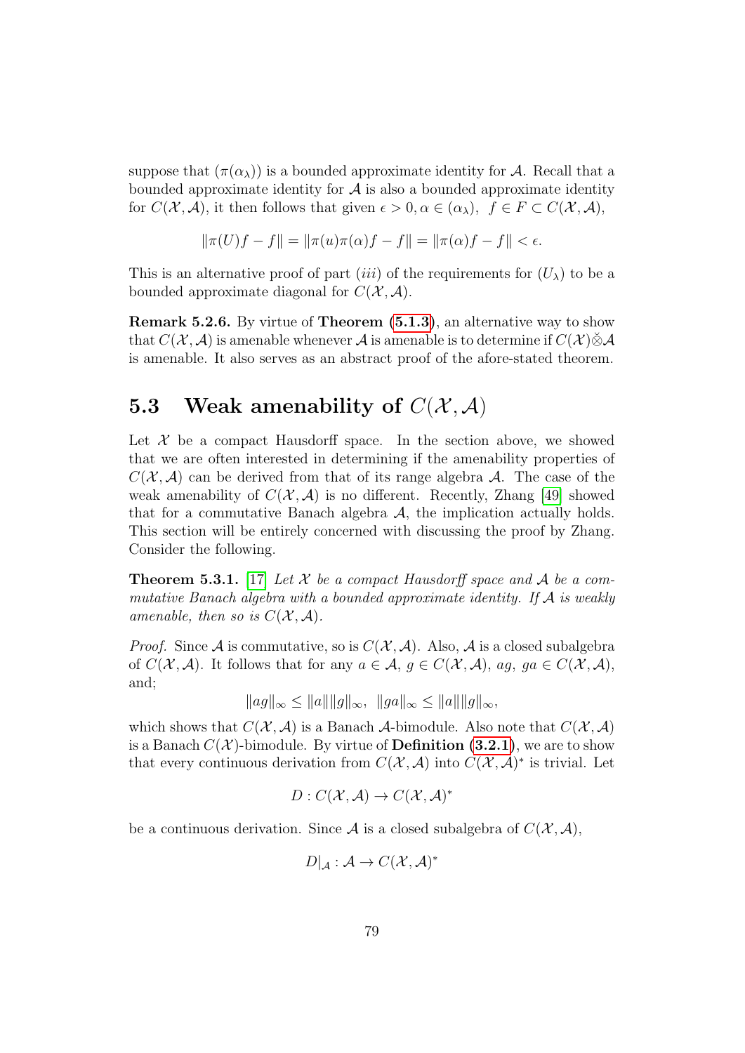suppose that $(\pi(\alpha_\lambda))$ is a bounded approximate identity for $\mathcal{A}$. Recall that a bounded approximate identity for $\mathcal{A}$ is also a bounded approximate identity for $C(\mathcal{X}, \mathcal{A})$, it then follows that given $\epsilon > 0, \alpha \in (\alpha_\lambda),\ f \in F \subset C(\mathcal{X}, \mathcal{A})$,

$$\|\pi(U)f - f\| = \|\pi(u)\pi(\alpha)f - f\| = \|\pi(\alpha)f - f\| < \epsilon.$$

This is an alternative proof of part $(iii)$ of the requirements for $(U_\lambda)$ to be a bounded approximate diagonal for $C(\mathcal{X}, \mathcal{A})$.

**Remark 5.2.6.** By virtue of **Theorem (5.1.3)**, an alternative way to show that $C(\mathcal{X}, \mathcal{A})$ is amenable whenever $\mathcal{A}$ is amenable is to determine if $C(\mathcal{X})\check{\otimes}\mathcal{A}$ is amenable. It also serves as an abstract proof of the afore-stated theorem.

## 5.3 Weak amenability of $C(\mathcal{X}, \mathcal{A})$

Let $\mathcal{X}$ be a compact Hausdorff space. In the section above, we showed that we are often interested in determining if the amenability properties of $C(\mathcal{X}, \mathcal{A})$ can be derived from that of its range algebra $\mathcal{A}$. The case of the weak amenability of $C(\mathcal{X}, \mathcal{A})$ is no different. Recently, Zhang [49] showed that for a commutative Banach algebra $\mathcal{A}$, the implication actually holds. This section will be entirely concerned with discussing the proof by Zhang. Consider the following.

**Theorem 5.3.1.** [17] *Let $\mathcal{X}$ be a compact Hausdorff space and $\mathcal{A}$ be a commutative Banach algebra with a bounded approximate identity. If $\mathcal{A}$ is weakly amenable, then so is $C(\mathcal{X}, \mathcal{A})$.*

*Proof.* Since $\mathcal{A}$ is commutative, so is $C(\mathcal{X}, \mathcal{A})$. Also, $\mathcal{A}$ is a closed subalgebra of $C(\mathcal{X}, \mathcal{A})$. It follows that for any $a \in \mathcal{A}$, $g \in C(\mathcal{X}, \mathcal{A})$, $ag$, $ga \in C(\mathcal{X}, \mathcal{A})$, and;

$$\|ag\|_\infty \leq \|a\|\|g\|_\infty,\ \ \|ga\|_\infty \leq \|a\|\|g\|_\infty,$$

which shows that $C(\mathcal{X}, \mathcal{A})$ is a Banach $\mathcal{A}$-bimodule. Also note that $C(\mathcal{X}, \mathcal{A})$ is a Banach $C(\mathcal{X})$-bimodule. By virtue of **Definition (3.2.1)**, we are to show that every continuous derivation from $C(\mathcal{X}, \mathcal{A})$ into $C(\mathcal{X}, \mathcal{A})^*$ is trivial. Let

$$D : C(\mathcal{X}, \mathcal{A}) \to C(\mathcal{X}, \mathcal{A})^*$$

be a continuous derivation. Since $\mathcal{A}$ is a closed subalgebra of $C(\mathcal{X}, \mathcal{A})$,

$$D|_{\mathcal{A}} : \mathcal{A} \to C(\mathcal{X}, \mathcal{A})^*$$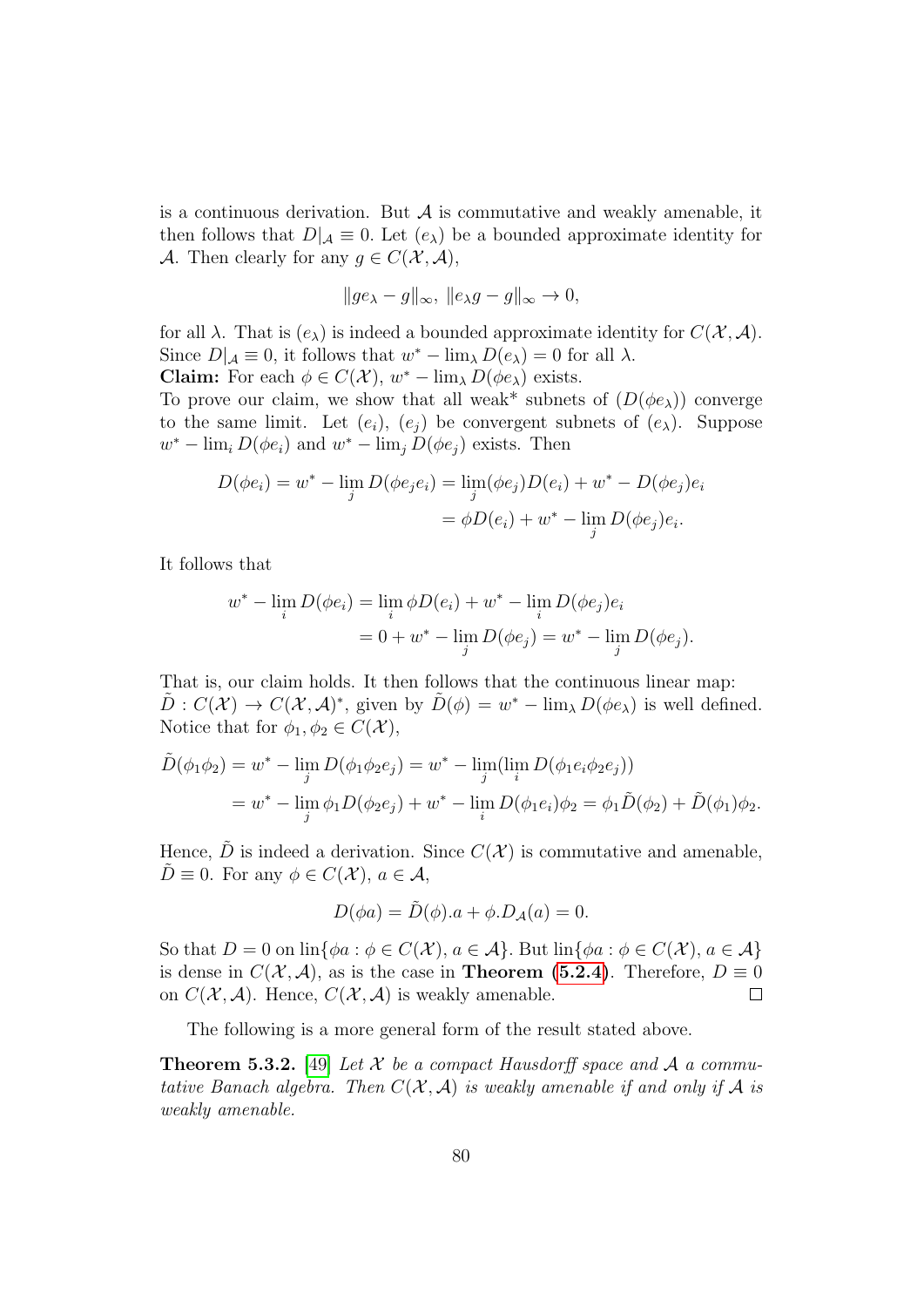is a continuous derivation. But $\mathcal{A}$ is commutative and weakly amenable, it then follows that $D|_{\mathcal{A}} \equiv 0$. Let $(e_\lambda)$ be a bounded approximate identity for $\mathcal{A}$. Then clearly for any $g \in C(\mathcal{X}, \mathcal{A})$,

$$\|ge_\lambda - g\|_\infty,\ \|e_\lambda g - g\|_\infty \to 0,$$

for all $\lambda$. That is $(e_\lambda)$ is indeed a bounded approximate identity for $C(\mathcal{X}, \mathcal{A})$. Since $D|_{\mathcal{A}} \equiv 0$, it follows that $w^* - \lim_\lambda D(e_\lambda) = 0$ for all $\lambda$.

**Claim:** For each $\phi \in C(\mathcal{X})$, $w^* - \lim_\lambda D(\phi e_\lambda)$ exists.

To prove our claim, we show that all weak* subnets of $(D(\phi e_\lambda))$ converge to the same limit. Let $(e_i)$, $(e_j)$ be convergent subnets of $(e_\lambda)$. Suppose $w^* - \lim_i D(\phi e_i)$ and $w^* - \lim_j D(\phi e_j)$ exists. Then

$$\begin{aligned} D(\phi e_i) = w^* - \lim_j D(\phi e_j e_i) &= \lim_j (\phi e_j) D(e_i) + w^* - D(\phi e_j) e_i \\ &= \phi D(e_i) + w^* - \lim_j D(\phi e_j) e_i. \end{aligned}$$

It follows that

$$\begin{aligned} w^* - \lim_i D(\phi e_i) &= \lim_i \phi D(e_i) + w^* - \lim_i D(\phi e_j) e_i \\ &= 0 + w^* - \lim_j D(\phi e_j) = w^* - \lim_j D(\phi e_j). \end{aligned}$$

That is, our claim holds. It then follows that the continuous linear map: $\tilde{D} : C(\mathcal{X}) \to C(\mathcal{X}, \mathcal{A})^*$, given by $\tilde{D}(\phi) = w^* - \lim_\lambda D(\phi e_\lambda)$ is well defined. Notice that for $\phi_1, \phi_2 \in C(\mathcal{X})$,

$$\begin{aligned} \tilde{D}(\phi_1 \phi_2) &= w^* - \lim_j D(\phi_1 \phi_2 e_j) = w^* - \lim_j (\lim_i D(\phi_1 e_i \phi_2 e_j)) \\ &= w^* - \lim_j \phi_1 D(\phi_2 e_j) + w^* - \lim_i D(\phi_1 e_i) \phi_2 = \phi_1 \tilde{D}(\phi_2) + \tilde{D}(\phi_1) \phi_2. \end{aligned}$$

Hence, $\tilde{D}$ is indeed a derivation. Since $C(\mathcal{X})$ is commutative and amenable, $\tilde{D} \equiv 0$. For any $\phi \in C(\mathcal{X})$, $a \in \mathcal{A}$,

$$D(\phi a) = \tilde{D}(\phi).a + \phi.D_{\mathcal{A}}(a) = 0.$$

So that $D = 0$ on $\text{lin}\{\phi a : \phi \in C(\mathcal{X}), a \in \mathcal{A}\}$. But $\text{lin}\{\phi a : \phi \in C(\mathcal{X}), a \in \mathcal{A}\}$ is dense in $C(\mathcal{X}, \mathcal{A})$, as is the case in **Theorem (5.2.4)**. Therefore, $D \equiv 0$ on $C(\mathcal{X}, \mathcal{A})$. Hence, $C(\mathcal{X}, \mathcal{A})$ is weakly amenable. □

The following is a more general form of the result stated above.

**Theorem 5.3.2.** [49] *Let $\mathcal{X}$ be a compact Hausdorff space and $\mathcal{A}$ a commutative Banach algebra. Then $C(\mathcal{X}, \mathcal{A})$ is weakly amenable if and only if $\mathcal{A}$ is weakly amenable.*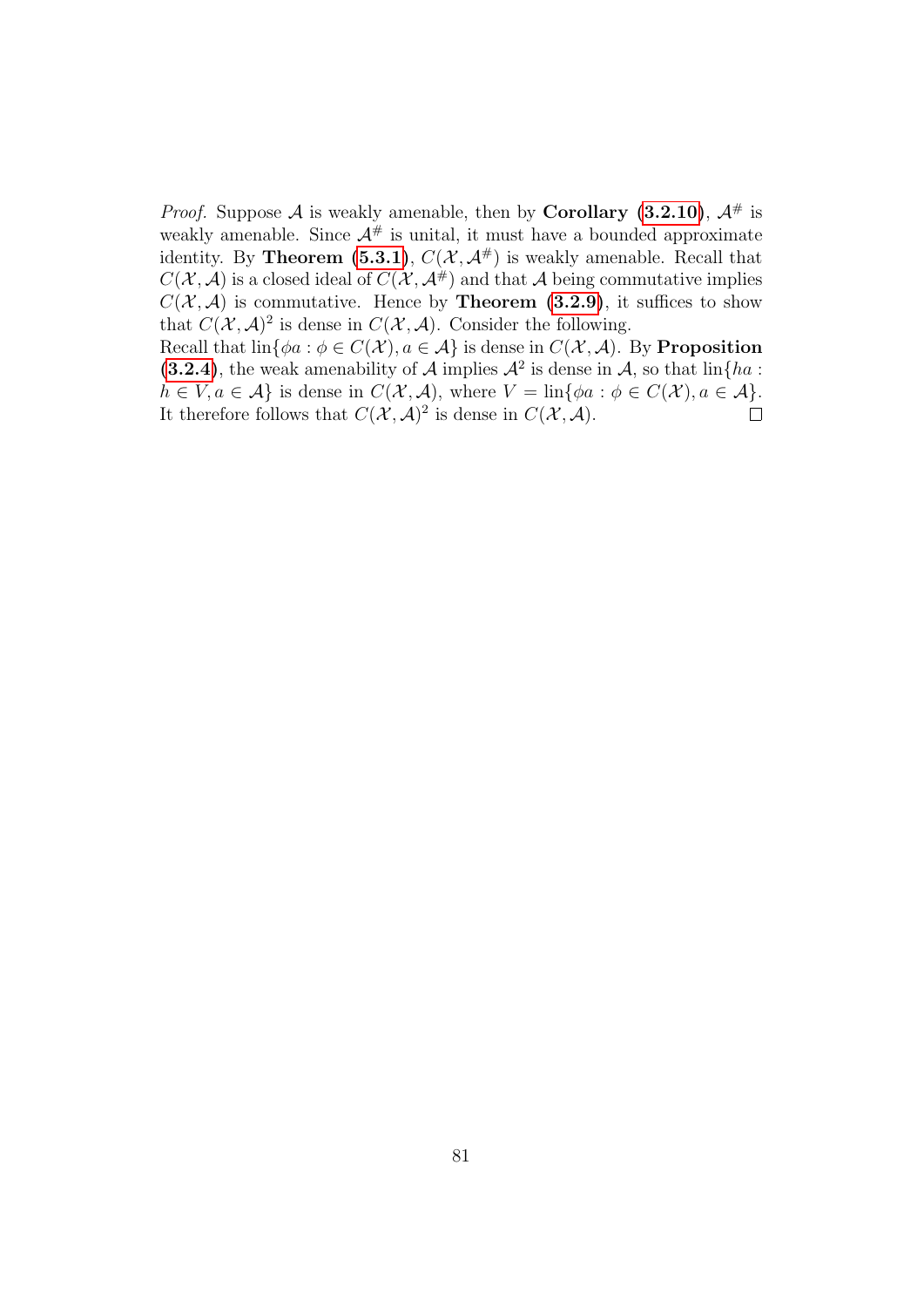*Proof.* Suppose $\mathcal{A}$ is weakly amenable, then by **Corollary (3.2.10)**, $\mathcal{A}^{\#}$ is weakly amenable. Since $\mathcal{A}^{\#}$ is unital, it must have a bounded approximate identity. By **Theorem (5.3.1)**, $C(\mathcal{X}, \mathcal{A}^{\#})$ is weakly amenable. Recall that $C(\mathcal{X}, \mathcal{A})$ is a closed ideal of $C(\mathcal{X}, \mathcal{A}^{\#})$ and that $\mathcal{A}$ being commutative implies $C(\mathcal{X}, \mathcal{A})$ is commutative. Hence by **Theorem (3.2.9)**, it suffices to show that $C(\mathcal{X}, \mathcal{A})^2$ is dense in $C(\mathcal{X}, \mathcal{A})$. Consider the following.
Recall that $\text{lin}\{\phi a : \phi \in C(\mathcal{X}), a \in \mathcal{A}\}$ is dense in $C(\mathcal{X}, \mathcal{A})$. By **Proposition (3.2.4)**, the weak amenability of $\mathcal{A}$ implies $\mathcal{A}^2$ is dense in $\mathcal{A}$, so that $\text{lin}\{ha : h \in V, a \in \mathcal{A}\}$ is dense in $C(\mathcal{X}, \mathcal{A})$, where $V = \text{lin}\{\phi a : \phi \in C(\mathcal{X}), a \in \mathcal{A}\}$. It therefore follows that $C(\mathcal{X}, \mathcal{A})^2$ is dense in $C(\mathcal{X}, \mathcal{A})$. $\square$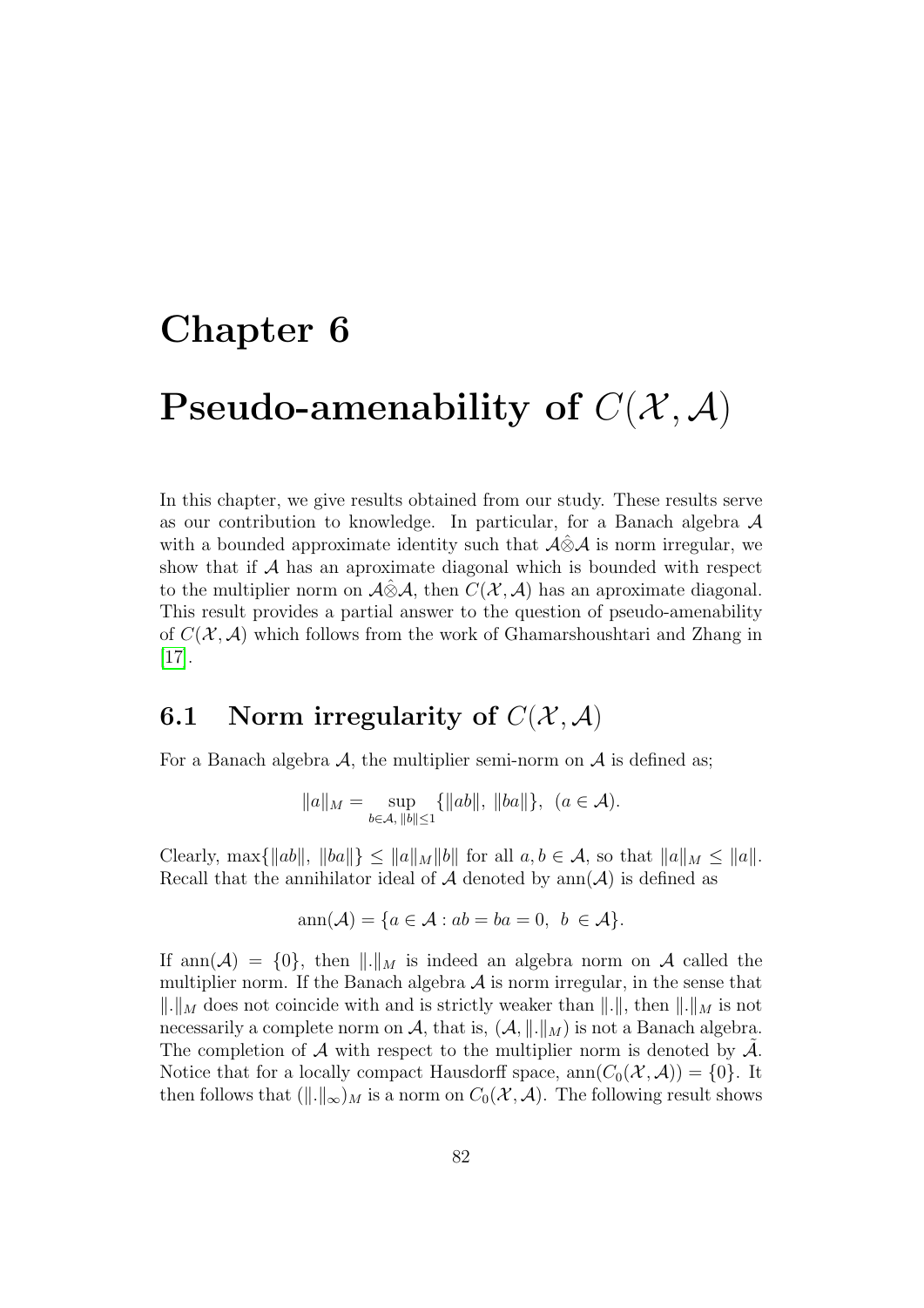# Chapter 6

# Pseudo-amenability of $C(\mathcal{X}, \mathcal{A})$

In this chapter, we give results obtained from our study. These results serve as our contribution to knowledge. In particular, for a Banach algebra $\mathcal{A}$ with a bounded approximate identity such that $\mathcal{A}\hat{\otimes}\mathcal{A}$ is norm irregular, we show that if $\mathcal{A}$ has an aproximate diagonal which is bounded with respect to the multiplier norm on $\mathcal{A}\hat{\otimes}\mathcal{A}$, then $C(\mathcal{X}, \mathcal{A})$ has an aproximate diagonal. This result provides a partial answer to the question of pseudo-amenability of $C(\mathcal{X}, \mathcal{A})$ which follows from the work of Ghamarshoushtari and Zhang in [17].

## 6.1 Norm irregularity of $C(\mathcal{X}, \mathcal{A})$

For a Banach algebra $\mathcal{A}$, the multiplier semi-norm on $\mathcal{A}$ is defined as;

$$\|a\|_M = \sup_{b\in\mathcal{A},\ \|b\|\leq 1} \{\|ab\|,\ \|ba\|\},\ \ (a \in \mathcal{A}).$$

Clearly, $\max\{\|ab\|,\ \|ba\|\} \leq \|a\|_M\|b\|$ for all $a, b \in \mathcal{A}$, so that $\|a\|_M \leq \|a\|$. Recall that the annihilator ideal of $\mathcal{A}$ denoted by $\text{ann}(\mathcal{A})$ is defined as

$$\text{ann}(\mathcal{A}) = \{a \in \mathcal{A} : ab = ba = 0,\ \ b \in \mathcal{A}\}.$$

If $\text{ann}(\mathcal{A}) = \{0\}$, then $\|.\|_M$ is indeed an algebra norm on $\mathcal{A}$ called the multiplier norm. If the Banach algebra $\mathcal{A}$ is norm irregular, in the sense that $\|.\|_M$ does not coincide with and is strictly weaker than $\|.\|$, then $\|.\|_M$ is not necessarily a complete norm on $\mathcal{A}$, that is, $(\mathcal{A}, \|.\|_M)$ is not a Banach algebra. The completion of $\mathcal{A}$ with respect to the multiplier norm is denoted by $\tilde{\mathcal{A}}$. Notice that for a locally compact Hausdorff space, $\text{ann}(C_0(\mathcal{X}, \mathcal{A})) = \{0\}$. It then follows that $(\|.\|_\infty)_M$ is a norm on $C_0(\mathcal{X}, \mathcal{A})$. The following result shows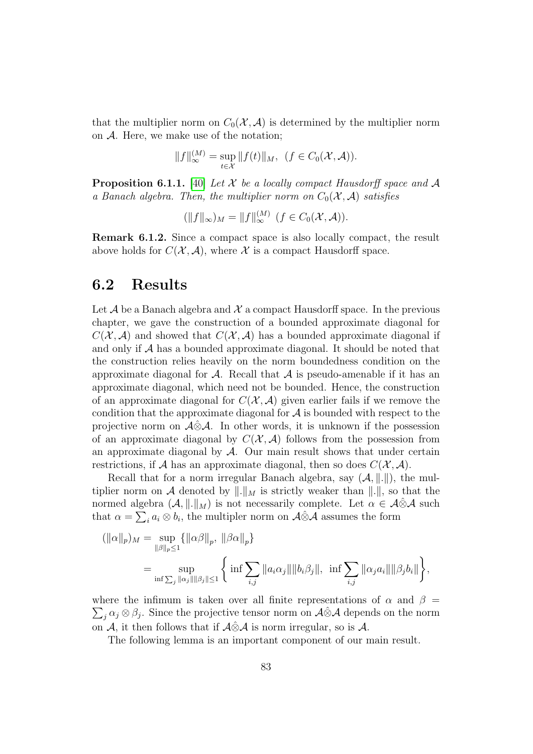that the multiplier norm on $C_0(\mathcal{X}, \mathcal{A})$ is determined by the multiplier norm on $\mathcal{A}$. Here, we make use of the notation;

$$\|f\|_\infty^{(M)} = \sup_{t \in \mathcal{X}} \|f(t)\|_M, \ \ (f \in C_0(\mathcal{X}, \mathcal{A})).$$

**Proposition 6.1.1.** [40] *Let $\mathcal{X}$ be a locally compact Hausdorff space and $\mathcal{A}$ a Banach algebra. Then, the multiplier norm on $C_0(\mathcal{X}, \mathcal{A})$ satisfies*

$$(\|f\|_\infty)_M = \|f\|_\infty^{(M)} \ \ (f \in C_0(\mathcal{X}, \mathcal{A})).$$

**Remark 6.1.2.** Since a compact space is also locally compact, the result above holds for $C(\mathcal{X}, \mathcal{A})$, where $\mathcal{X}$ is a compact Hausdorff space.

## 6.2 Results

Let $\mathcal{A}$ be a Banach algebra and $\mathcal{X}$ a compact Hausdorff space. In the previous chapter, we gave the construction of a bounded approximate diagonal for $C(\mathcal{X}, \mathcal{A})$ and showed that $C(\mathcal{X}, \mathcal{A})$ has a bounded approximate diagonal if and only if $\mathcal{A}$ has a bounded approximate diagonal. It should be noted that the construction relies heavily on the norm boundedness condition on the approximate diagonal for $\mathcal{A}$. Recall that $\mathcal{A}$ is pseudo-amenable if it has an approximate diagonal, which need not be bounded. Hence, the construction of an approximate diagonal for $C(\mathcal{X}, \mathcal{A})$ given earlier fails if we remove the condition that the approximate diagonal for $\mathcal{A}$ is bounded with respect to the projective norm on $\mathcal{A}\hat{\otimes}\mathcal{A}$. In other words, it is unknown if the possession of an approximate diagonal by $C(\mathcal{X}, \mathcal{A})$ follows from the possession from an approximate diagonal by $\mathcal{A}$. Our main result shows that under certain restrictions, if $\mathcal{A}$ has an approximate diagonal, then so does $C(\mathcal{X}, \mathcal{A})$.

Recall that for a norm irregular Banach algebra, say $(\mathcal{A}, \|.\|)$, the multiplier norm on $\mathcal{A}$ denoted by $\|.\|_M$ is strictly weaker than $\|.\|$, so that the normed algebra $(\mathcal{A}, \|.\|_M)$ is not necessarily complete. Let $\alpha \in \mathcal{A}\hat{\otimes}\mathcal{A}$ such that $\alpha = \sum_i a_i \otimes b_i$, the multipler norm on $\mathcal{A}\hat{\otimes}\mathcal{A}$ assumes the form

$$\begin{aligned}
(\|\alpha\|_p)_M &= \sup_{\|\beta\|_p \le 1} \{\|\alpha\beta\|_p, \ \|\beta\alpha\|_p\} \\
&= \sup_{\inf \sum_j \|\alpha_j\|\|\beta_j\| \le 1} \left\{ \inf \sum_{i,j} \|a_i\alpha_j\|\|b_i\beta_j\|, \ \inf \sum_{i,j} \|\alpha_j a_i\|\|\beta_j b_i\| \right\},
\end{aligned}$$

where the infimum is taken over all finite representations of $\alpha$ and $\beta = \sum_j \alpha_j \otimes \beta_j$. Since the projective tensor norm on $\mathcal{A}\hat{\otimes}\mathcal{A}$ depends on the norm on $\mathcal{A}$, it then follows that if $\mathcal{A}\hat{\otimes}\mathcal{A}$ is norm irregular, so is $\mathcal{A}$.

The following lemma is an important component of our main result.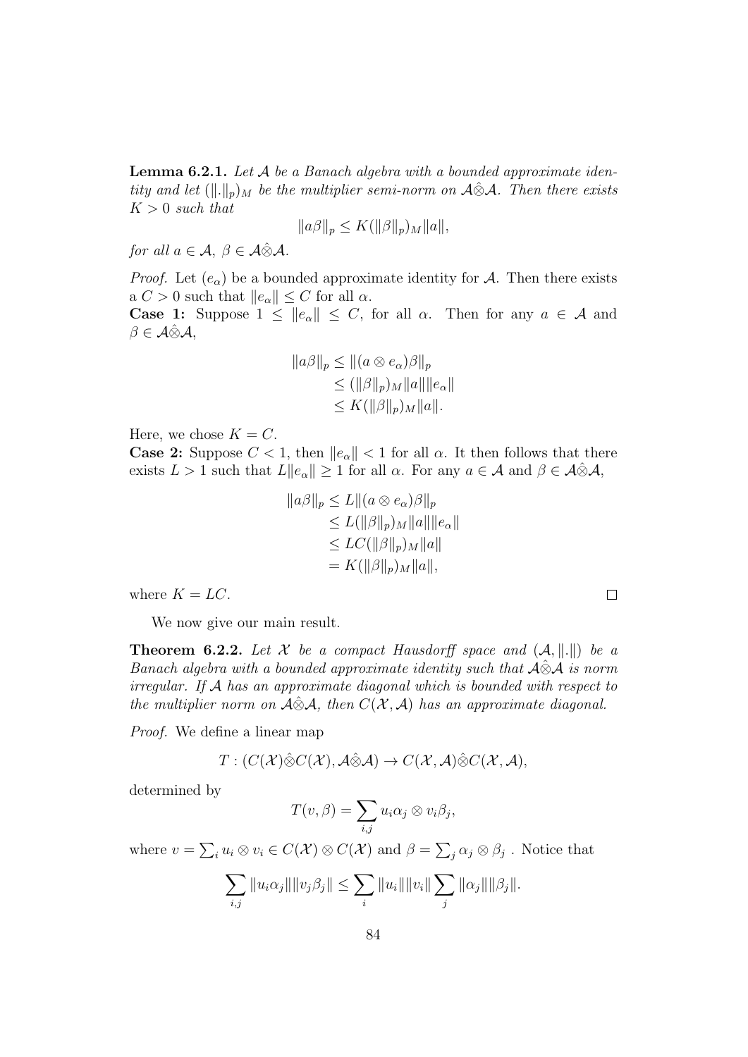**Lemma 6.2.1.** *Let $\mathcal{A}$ be a Banach algebra with a bounded approximate identity and let $(\|.\|_p)_M$ be the multiplier semi-norm on $\mathcal{A}\hat{\otimes}\mathcal{A}$. Then there exists $K > 0$ such that*

$$\|a\beta\|_p \leq K(\|\beta\|_p)_M \|a\|,$$

*for all $a \in \mathcal{A}$, $\beta \in \mathcal{A}\hat{\otimes}\mathcal{A}$.*

*Proof.* Let $(e_\alpha)$ be a bounded approximate identity for $\mathcal{A}$. Then there exists a $C > 0$ such that $\|e_\alpha\| \leq C$ for all $\alpha$.

**Case 1:** Suppose $1 \leq \|e_\alpha\| \leq C$, for all $\alpha$. Then for any $a \in \mathcal{A}$ and $\beta \in \mathcal{A}\hat{\otimes}\mathcal{A}$,

$$\begin{aligned}
\|a\beta\|_p &\leq \|(a \otimes e_\alpha)\beta\|_p \\
&\leq (\|\beta\|_p)_M \|a\| \|e_\alpha\| \\
&\leq K(\|\beta\|_p)_M \|a\|.
\end{aligned}$$

Here, we chose $K = C$.

**Case 2:** Suppose $C < 1$, then $\|e_\alpha\| < 1$ for all $\alpha$. It then follows that there exists $L > 1$ such that $L\|e_\alpha\| \geq 1$ for all $\alpha$. For any $a \in \mathcal{A}$ and $\beta \in \mathcal{A}\hat{\otimes}\mathcal{A}$,

$$\begin{aligned}
\|a\beta\|_p &\leq L\|(a \otimes e_\alpha)\beta\|_p \\
&\leq L(\|\beta\|_p)_M \|a\| \|e_\alpha\| \\
&\leq LC(\|\beta\|_p)_M \|a\| \\
&= K(\|\beta\|_p)_M \|a\|,
\end{aligned}$$

where $K = LC$. $\square$

We now give our main result.

**Theorem 6.2.2.** *Let $\mathcal{X}$ be a compact Hausdorff space and $(\mathcal{A}, \|.\|)$ be a Banach algebra with a bounded approximate identity such that $\mathcal{A}\hat{\otimes}\mathcal{A}$ is norm irregular. If $\mathcal{A}$ has an approximate diagonal which is bounded with respect to the multiplier norm on $\mathcal{A}\hat{\otimes}\mathcal{A}$, then $C(\mathcal{X}, \mathcal{A})$ has an approximate diagonal.*

*Proof.* We define a linear map

$$T : (C(\mathcal{X})\hat{\otimes}C(\mathcal{X}), \mathcal{A}\hat{\otimes}\mathcal{A}) \to C(\mathcal{X}, \mathcal{A})\hat{\otimes}C(\mathcal{X}, \mathcal{A}),$$

determined by

$$T(v, \beta) = \sum_{i,j} u_i\alpha_j \otimes v_i\beta_j,$$

where $v = \sum_i u_i \otimes v_i \in C(\mathcal{X}) \otimes C(\mathcal{X})$ and $\beta = \sum_j \alpha_j \otimes \beta_j$ . Notice that

$$\sum_{i,j} \|u_i\alpha_j\| \|v_j\beta_j\| \leq \sum_i \|u_i\| \|v_i\| \sum_j \|\alpha_j\| \|\beta_j\|.$$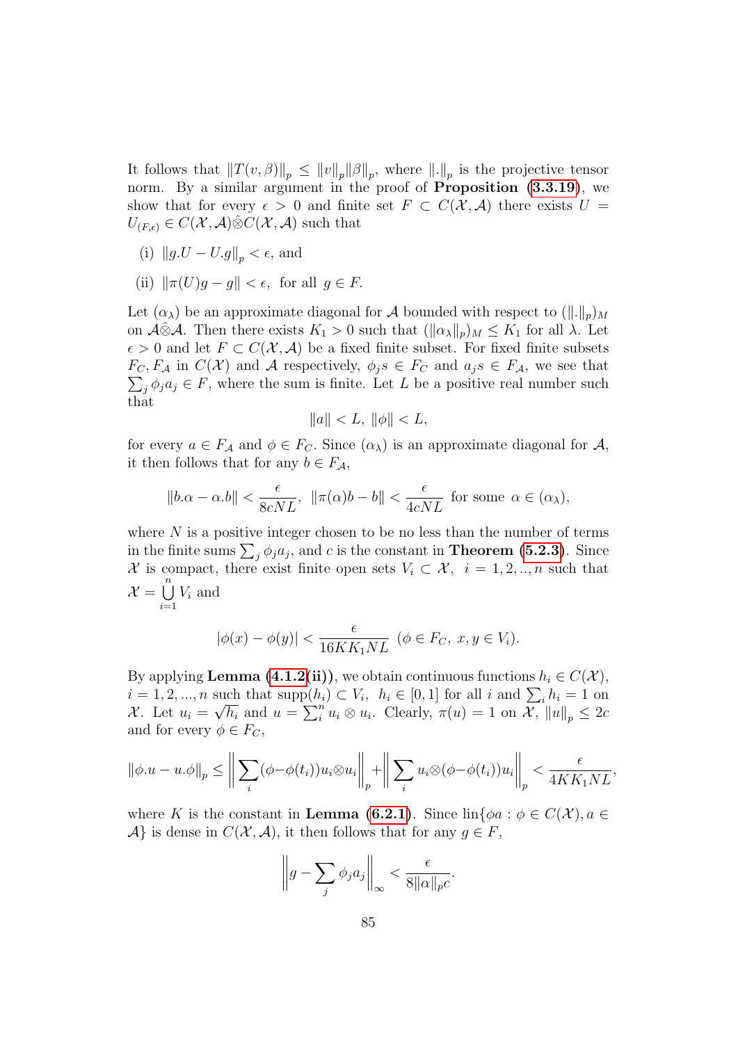It follows that $\|T(v,\beta)\|_p \leq \|v\|_p \|\beta\|_p$, where $\|.\|_p$ is the projective tensor norm. By a similar argument in the proof of **Proposition (3.3.19)**, we show that for every $\epsilon > 0$ and finite set $F \subset C(\mathcal{X}, \mathcal{A})$ there exists $U = U_{(F,\epsilon)} \in C(\mathcal{X}, \mathcal{A}) \hat{\otimes} C(\mathcal{X}, \mathcal{A})$ such that

(i) $\|g.U - U.g\|_p < \epsilon$, and

(ii) $\|\pi(U)g - g\| < \epsilon$, for all $g \in F$.

Let $(\alpha_\lambda)$ be an approximate diagonal for $\mathcal{A}$ bounded with respect to $(\|.\|_p)_M$ on $\mathcal{A}\hat{\otimes}\mathcal{A}$. Then there exists $K_1 > 0$ such that $(\|\alpha_\lambda\|_p)_M \leq K_1$ for all $\lambda$. Let $\epsilon > 0$ and let $F \subset C(\mathcal{X}, \mathcal{A})$ be a fixed finite subset. For fixed finite subsets $F_C, F_\mathcal{A}$ in $C(\mathcal{X})$ and $\mathcal{A}$ respectively, $\phi_j s \in F_C$ and $a_j s \in F_\mathcal{A}$, we see that $\sum_j \phi_j a_j \in F$, where the sum is finite. Let $L$ be a positive real number such that

$$\|a\| < L, \ \|\phi\| < L,$$

for every $a \in F_\mathcal{A}$ and $\phi \in F_C$. Since $(\alpha_\lambda)$ is an approximate diagonal for $\mathcal{A}$, it then follows that for any $b \in F_\mathcal{A}$,

$$\|b.\alpha - \alpha.b\| < \frac{\epsilon}{8cNL}, \ \ \|\pi(\alpha)b - b\| < \frac{\epsilon}{4cNL} \ \text{ for some } \alpha \in (\alpha_\lambda),$$

where $N$ is a positive integer chosen to be no less than the number of terms in the finite sums $\sum_j \phi_j a_j$, and $c$ is the constant in **Theorem (5.2.3)**. Since $\mathcal{X}$ is compact, there exist finite open sets $V_i \subset \mathcal{X}, \ i = 1, 2, .., n$ such that $\mathcal{X} = \bigcup_{i=1}^{n} V_i$ and

$$|\phi(x) - \phi(y)| < \frac{\epsilon}{16KK_1NL} \ \ (\phi \in F_C, \ x, y \in V_i).$$

By applying **Lemma (4.1.2(ii))**, we obtain continuous functions $h_i \in C(\mathcal{X})$, $i = 1, 2, ..., n$ such that $\text{supp}(h_i) \subset V_i, \ h_i \in [0, 1]$ for all $i$ and $\sum_i h_i = 1$ on $\mathcal{X}$. Let $u_i = \sqrt{h_i}$ and $u = \sum_i^n u_i \otimes u_i$. Clearly, $\pi(u) = 1$ on $\mathcal{X}$, $\|u\|_p \leq 2c$ and for every $\phi \in F_C$,

$$\|\phi.u - u.\phi\|_p \leq \left\| \sum_i (\phi - \phi(t_i)) u_i \otimes u_i \right\|_p + \left\| \sum_i u_i \otimes (\phi - \phi(t_i)) u_i \right\|_p < \frac{\epsilon}{4KK_1NL},$$

where $K$ is the constant in **Lemma (6.2.1)**. Since $\text{lin}\{\phi a : \phi \in C(\mathcal{X}), a \in \mathcal{A}\}$ is dense in $C(\mathcal{X}, \mathcal{A})$, it then follows that for any $g \in F$,

$$\left\| g - \sum_j \phi_j a_j \right\|_\infty < \frac{\epsilon}{8\|\alpha\|_p c}.$$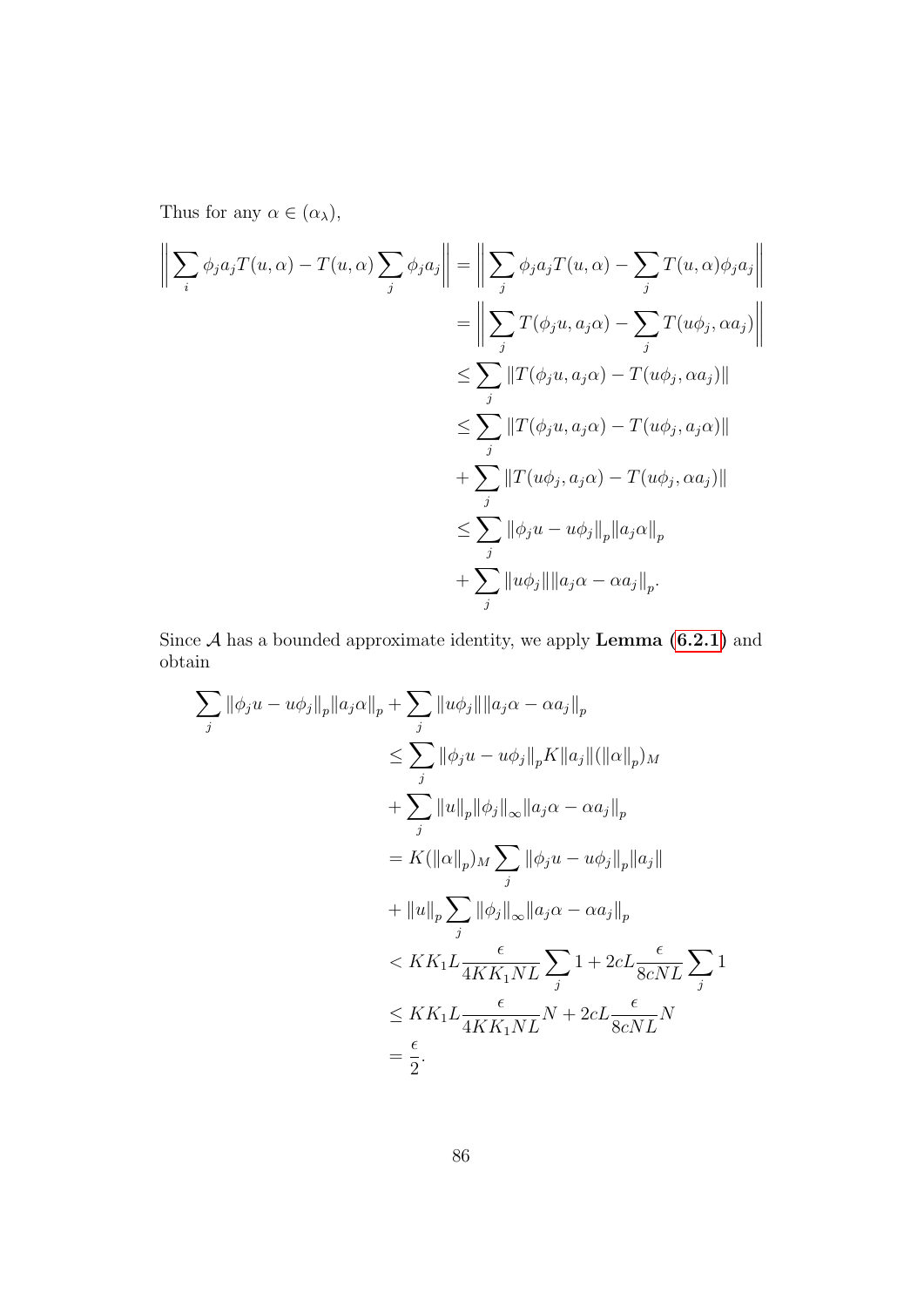Thus for any $\alpha \in (\alpha_\lambda)$,

$$
\begin{aligned}
\left\| \sum_i \phi_j a_j T(u,\alpha) - T(u,\alpha) \sum_j \phi_j a_j \right\| &= \left\| \sum_j \phi_j a_j T(u,\alpha) - \sum_j T(u,\alpha)\phi_j a_j \right\| \\
&= \left\| \sum_j T(\phi_j u, a_j \alpha) - \sum_j T(u\phi_j, \alpha a_j) \right\| \\
&\leq \sum_j \|T(\phi_j u, a_j\alpha) - T(u\phi_j, \alpha a_j)\| \\
&\leq \sum_j \|T(\phi_j u, a_j\alpha) - T(u\phi_j, a_j\alpha)\| \\
&+ \sum_j \|T(u\phi_j, a_j\alpha) - T(u\phi_j, \alpha a_j)\| \\
&\leq \sum_j \|\phi_j u - u\phi_j\|_p \|a_j\alpha\|_p \\
&+ \sum_j \|u\phi_j\| \|a_j\alpha - \alpha a_j\|_p.
\end{aligned}
$$

Since $\mathcal{A}$ has a bounded approximate identity, we apply **Lemma (6.2.1)** and obtain

$$
\begin{aligned}
\sum_j \|\phi_j u - u\phi_j\|_p \|a_j\alpha\|_p &+ \sum_j \|u\phi_j\| \|a_j\alpha - \alpha a_j\|_p \\
&\leq \sum_j \|\phi_j u - u\phi_j\|_p K \|a_j\| (\|\alpha\|_p)_M \\
&+ \sum_j \|u\|_p \|\phi_j\|_\infty \|a_j\alpha - \alpha a_j\|_p \\
&= K(\|\alpha\|_p)_M \sum_j \|\phi_j u - u\phi_j\|_p \|a_j\| \\
&+ \|u\|_p \sum_j \|\phi_j\|_\infty \|a_j\alpha - \alpha a_j\|_p \\
&< KK_1 L \frac{\epsilon}{4KK_1NL} \sum_j 1 + 2cL \frac{\epsilon}{8cNL} \sum_j 1 \\
&\leq KK_1 L \frac{\epsilon}{4KK_1NL} N + 2cL \frac{\epsilon}{8cNL} N \\
&= \frac{\epsilon}{2}.
\end{aligned}
$$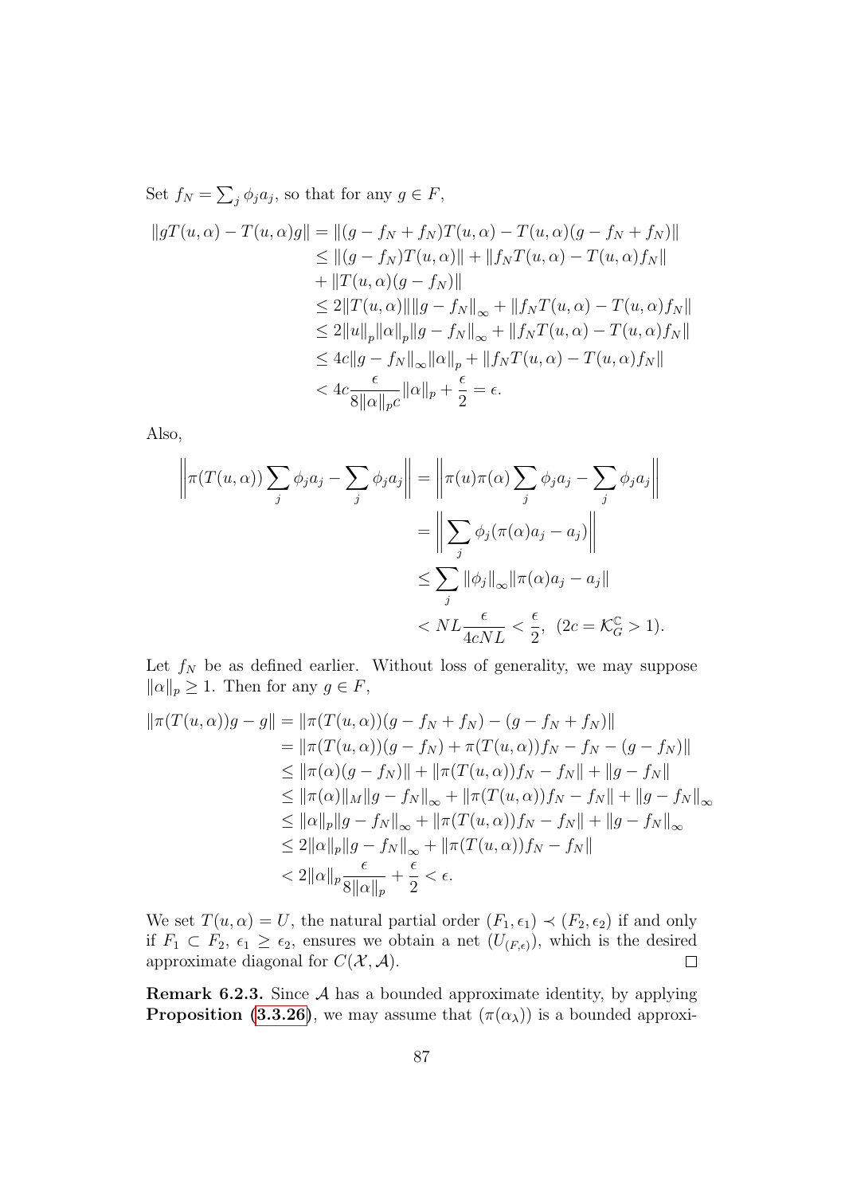Set $f_N = \sum_j \phi_j a_j$, so that for any $g \in F$,

$$
\begin{aligned}
\|gT(u,\alpha) - T(u,\alpha)g\| &= \|(g - f_N + f_N)T(u,\alpha) - T(u,\alpha)(g - f_N + f_N)\| \\
&\leq \|(g - f_N)T(u,\alpha)\| + \|f_N T(u,\alpha) - T(u,\alpha)f_N\| \\
&+ \|T(u,\alpha)(g - f_N)\| \\
&\leq 2\|T(u,\alpha)\|\|g - f_N\|_\infty + \|f_N T(u,\alpha) - T(u,\alpha)f_N\| \\
&\leq 2\|u\|_p\|\alpha\|_p\|g - f_N\|_\infty + \|f_N T(u,\alpha) - T(u,\alpha)f_N\| \\
&\leq 4c\|g - f_N\|_\infty\|\alpha\|_p + \|f_N T(u,\alpha) - T(u,\alpha)f_N\| \\
&< 4c\frac{\epsilon}{8\|\alpha\|_p c}\|\alpha\|_p + \frac{\epsilon}{2} = \epsilon.
\end{aligned}
$$

Also,

$$
\begin{aligned}
\left\|\pi(T(u,\alpha))\sum_j \phi_j a_j - \sum_j \phi_j a_j\right\| &= \left\|\pi(u)\pi(\alpha)\sum_j \phi_j a_j - \sum_j \phi_j a_j\right\| \\
&= \left\|\sum_j \phi_j(\pi(\alpha)a_j - a_j)\right\| \\
&\leq \sum_j \|\phi_j\|_\infty\|\pi(\alpha)a_j - a_j\| \\
&< NL\frac{\epsilon}{4cNL} < \frac{\epsilon}{2}, \ (2c = \mathcal{K}_G^{\mathbb{C}} > 1).
\end{aligned}
$$

Let $f_N$ be as defined earlier. Without loss of generality, we may suppose $\|\alpha\|_p \geq 1$. Then for any $g \in F$,

$$
\begin{aligned}
\|\pi(T(u,\alpha))g - g\| &= \|\pi(T(u,\alpha))(g - f_N + f_N) - (g - f_N + f_N)\| \\
&= \|\pi(T(u,\alpha))(g - f_N) + \pi(T(u,\alpha))f_N - f_N - (g - f_N)\| \\
&\leq \|\pi(\alpha)(g - f_N)\| + \|\pi(T(u,\alpha))f_N - f_N\| + \|g - f_N\| \\
&\leq \|\pi(\alpha)\|_M\|g - f_N\|_\infty + \|\pi(T(u,\alpha))f_N - f_N\| + \|g - f_N\|_\infty \\
&\leq \|\alpha\|_p\|g - f_N\|_\infty + \|\pi(T(u,\alpha))f_N - f_N\| + \|g - f_N\|_\infty \\
&\leq 2\|\alpha\|_p\|g - f_N\|_\infty + \|\pi(T(u,\alpha))f_N - f_N\| \\
&< 2\|\alpha\|_p\frac{\epsilon}{8\|\alpha\|_p} + \frac{\epsilon}{2} < \epsilon.
\end{aligned}
$$

We set $T(u,\alpha) = U$, the natural partial order $(F_1, \epsilon_1) \prec (F_2, \epsilon_2)$ if and only if $F_1 \subset F_2$, $\epsilon_1 \geq \epsilon_2$, ensures we obtain a net $(U_{(F,\epsilon)})$, which is the desired approximate diagonal for $C(\mathcal{X}, \mathcal{A})$. ∎

**Remark 6.2.3.** Since $\mathcal{A}$ has a bounded approximate identity, by applying **Proposition (3.3.26)**, we may assume that $(\pi(\alpha_\lambda))$ is a bounded approxi-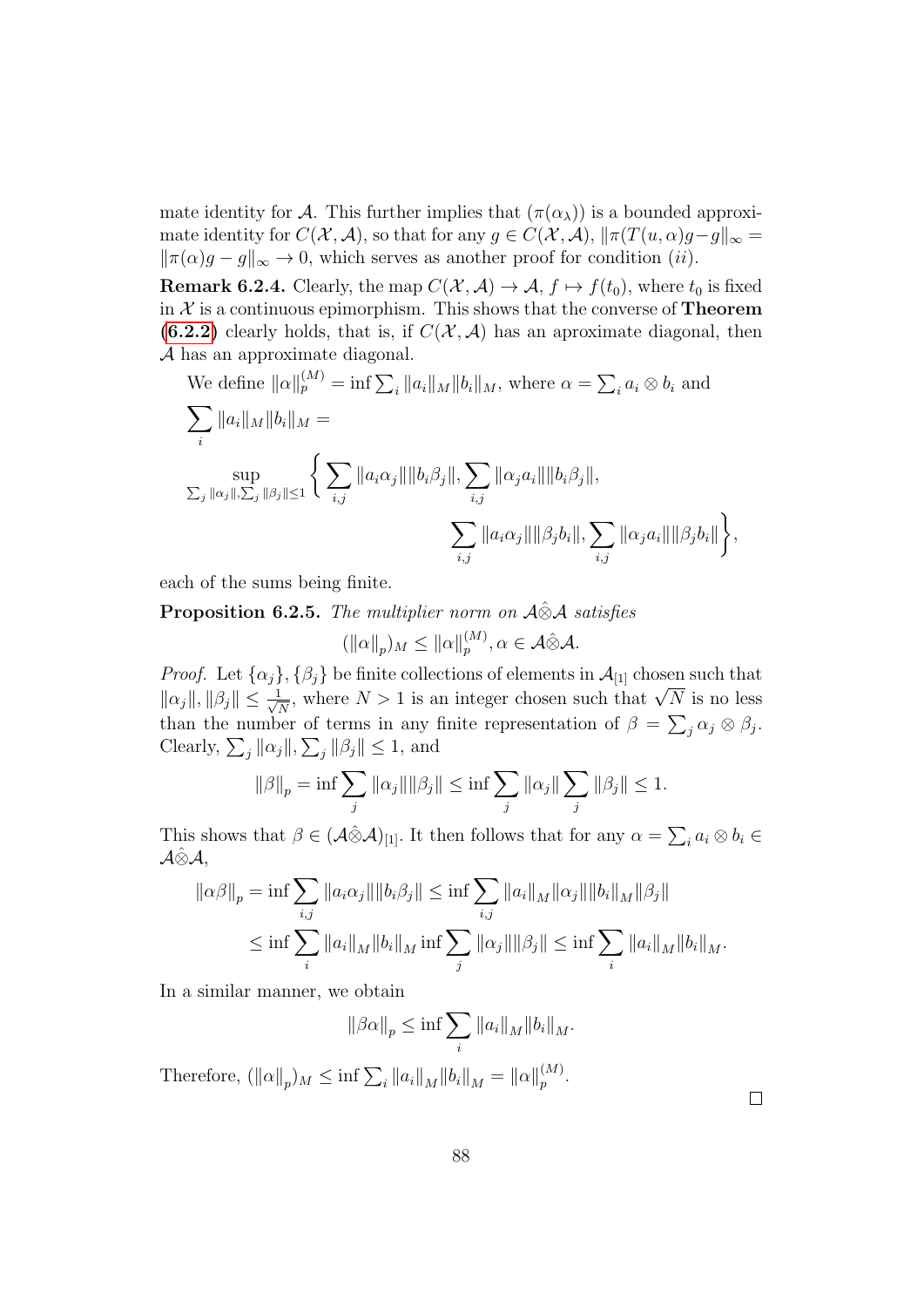mate identity for $\mathcal{A}$. This further implies that $(\pi(\alpha_\lambda))$ is a bounded approximate identity for $C(\mathcal{X}, \mathcal{A})$, so that for any $g \in C(\mathcal{X}, \mathcal{A})$, $\|\pi(T(u,\alpha)g - g\|_\infty = \|\pi(\alpha)g - g\|_\infty \to 0$, which serves as another proof for condition $(ii)$.

**Remark 6.2.4.** Clearly, the map $C(\mathcal{X}, \mathcal{A}) \to \mathcal{A}$, $f \mapsto f(t_0)$, where $t_0$ is fixed in $\mathcal{X}$ is a continuous epimorphism. This shows that the converse of **Theorem (6.2.2)** clearly holds, that is, if $C(\mathcal{X}, \mathcal{A})$ has an aproximate diagonal, then $\mathcal{A}$ has an approximate diagonal.

We define $\|\alpha\|_p^{(M)} = \inf \sum_i \|a_i\|_M \|b_i\|_M$, where $\alpha = \sum_i a_i \otimes b_i$ and

$$\sum_i \|a_i\|_M \|b_i\|_M =$$

$$\sup_{\sum_j \|\alpha_j\|, \sum_j \|\beta_j\| \leq 1} \Bigg\{ \sum_{i,j} \|a_i \alpha_j\| \|b_i \beta_j\|, \sum_{i,j} \|\alpha_j a_i\| \|b_i \beta_j\|,$$

$$\sum_{i,j} \|a_i \alpha_j\| \|\beta_j b_i\|, \sum_{i,j} \|\alpha_j a_i\| \|\beta_j b_i\| \Bigg\},$$

each of the sums being finite.

**Proposition 6.2.5.** *The multiplier norm on $\mathcal{A} \hat{\otimes} \mathcal{A}$ satisfies*

$$(\|\alpha\|_p)_M \leq \|\alpha\|_p^{(M)}, \alpha \in \mathcal{A} \hat{\otimes} \mathcal{A}.$$

*Proof.* Let $\{\alpha_j\}, \{\beta_j\}$ be finite collections of elements in $\mathcal{A}_{[1]}$ chosen such that $\|\alpha_j\|, \|\beta_j\| \leq \frac{1}{\sqrt{N}}$, where $N > 1$ is an integer chosen such that $\sqrt{N}$ is no less than the number of terms in any finite representation of $\beta = \sum_j \alpha_j \otimes \beta_j$. Clearly, $\sum_j \|\alpha_j\|, \sum_j \|\beta_j\| \leq 1$, and

$$\|\beta\|_p = \inf \sum_j \|\alpha_j\| \|\beta_j\| \leq \inf \sum_j \|\alpha_j\| \sum_j \|\beta_j\| \leq 1.$$

This shows that $\beta \in (\mathcal{A} \hat{\otimes} \mathcal{A})_{[1]}$. It then follows that for any $\alpha = \sum_i a_i \otimes b_i \in \mathcal{A} \hat{\otimes} \mathcal{A}$,

$$\begin{aligned}
\|\alpha \beta\|_p = \inf \sum_{i,j} \|a_i \alpha_j\| \|b_i \beta_j\| &\leq \inf \sum_{i,j} \|a_i\|_M \|\alpha_j\| \|b_i\|_M \|\beta_j\| \\
&\leq \inf \sum_i \|a_i\|_M \|b_i\|_M \inf \sum_j \|\alpha_j\| \|\beta_j\| \leq \inf \sum_i \|a_i\|_M \|b_i\|_M.
\end{aligned}$$

In a similar manner, we obtain

$$\|\beta \alpha\|_p \leq \inf \sum_i \|a_i\|_M \|b_i\|_M.$$

Therefore, $(\|\alpha\|_p)_M \leq \inf \sum_i \|a_i\|_M \|b_i\|_M = \|\alpha\|_p^{(M)}$.

$\square$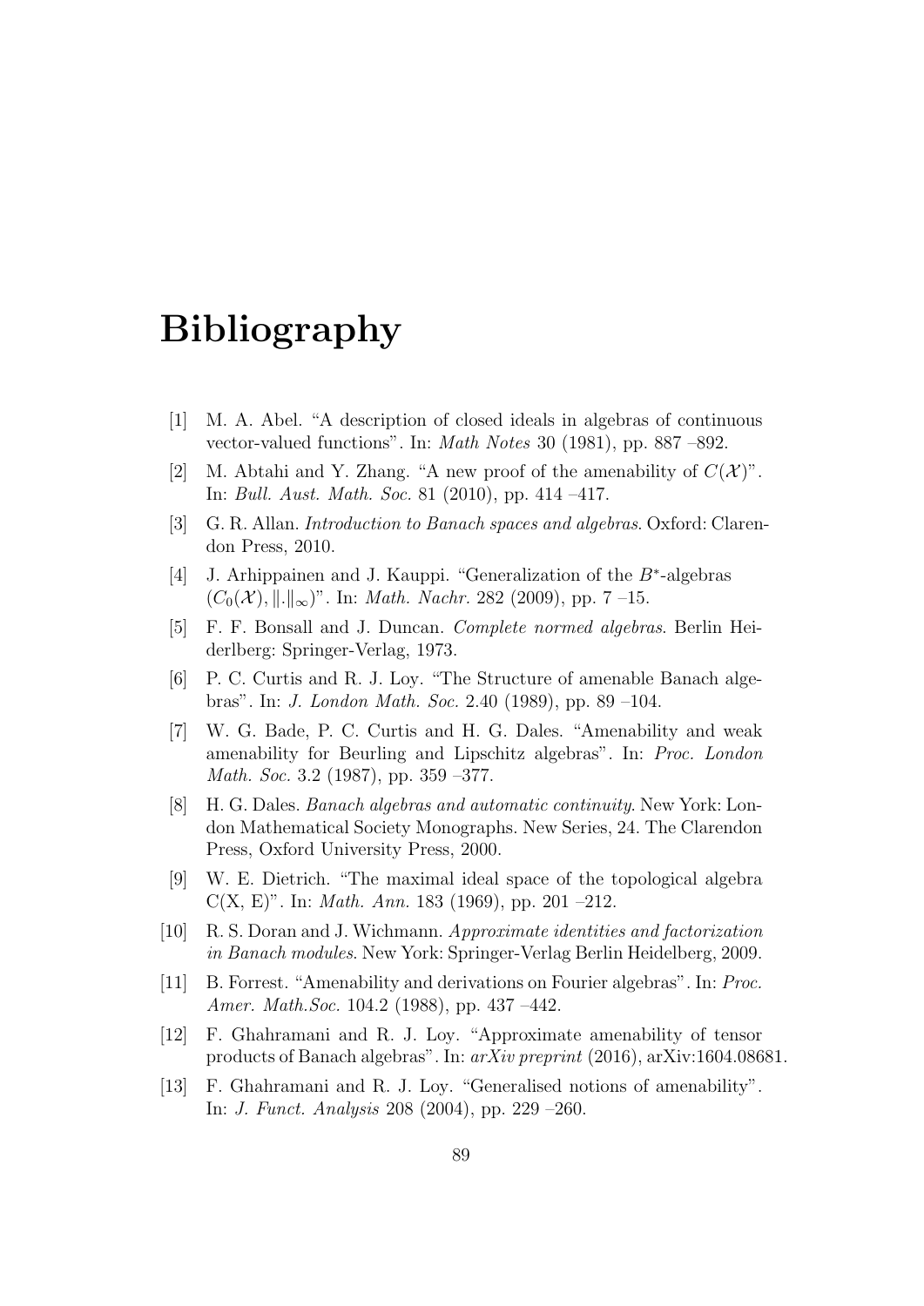# Bibliography

[1] M. A. Abel. "A description of closed ideals in algebras of continuous vector-valued functions". In: *Math Notes* 30 (1981), pp. 887 –892.

[2] M. Abtahi and Y. Zhang. "A new proof of the amenability of $C(\mathcal{X})$". In: *Bull. Aust. Math. Soc.* 81 (2010), pp. 414 –417.

[3] G. R. Allan. *Introduction to Banach spaces and algebras*. Oxford: Clarendon Press, 2010.

[4] J. Arhippainen and J. Kauppi. "Generalization of the $B^*$-algebras $(C_0(\mathcal{X}), \|.\|_\infty)$". In: *Math. Nachr.* 282 (2009), pp. 7 –15.

[5] F. F. Bonsall and J. Duncan. *Complete normed algebras*. Berlin Heiderlberg: Springer-Verlag, 1973.

[6] P. C. Curtis and R. J. Loy. "The Structure of amenable Banach algebras". In: *J. London Math. Soc.* 2.40 (1989), pp. 89 –104.

[7] W. G. Bade, P. C. Curtis and H. G. Dales. "Amenability and weak amenability for Beurling and Lipschitz algebras". In: *Proc. London Math. Soc.* 3.2 (1987), pp. 359 –377.

[8] H. G. Dales. *Banach algebras and automatic continuity*. New York: London Mathematical Society Monographs. New Series, 24. The Clarendon Press, Oxford University Press, 2000.

[9] W. E. Dietrich. "The maximal ideal space of the topological algebra C(X, E)". In: *Math. Ann.* 183 (1969), pp. 201 –212.

[10] R. S. Doran and J. Wichmann. *Approximate identities and factorization in Banach modules*. New York: Springer-Verlag Berlin Heidelberg, 2009.

[11] B. Forrest. "Amenability and derivations on Fourier algebras". In: *Proc. Amer. Math.Soc.* 104.2 (1988), pp. 437 –442.

[12] F. Ghahramani and R. J. Loy. "Approximate amenability of tensor products of Banach algebras". In: *arXiv preprint* (2016), arXiv:1604.08681.

[13] F. Ghahramani and R. J. Loy. "Generalised notions of amenability". In: *J. Funct. Analysis* 208 (2004), pp. 229 –260.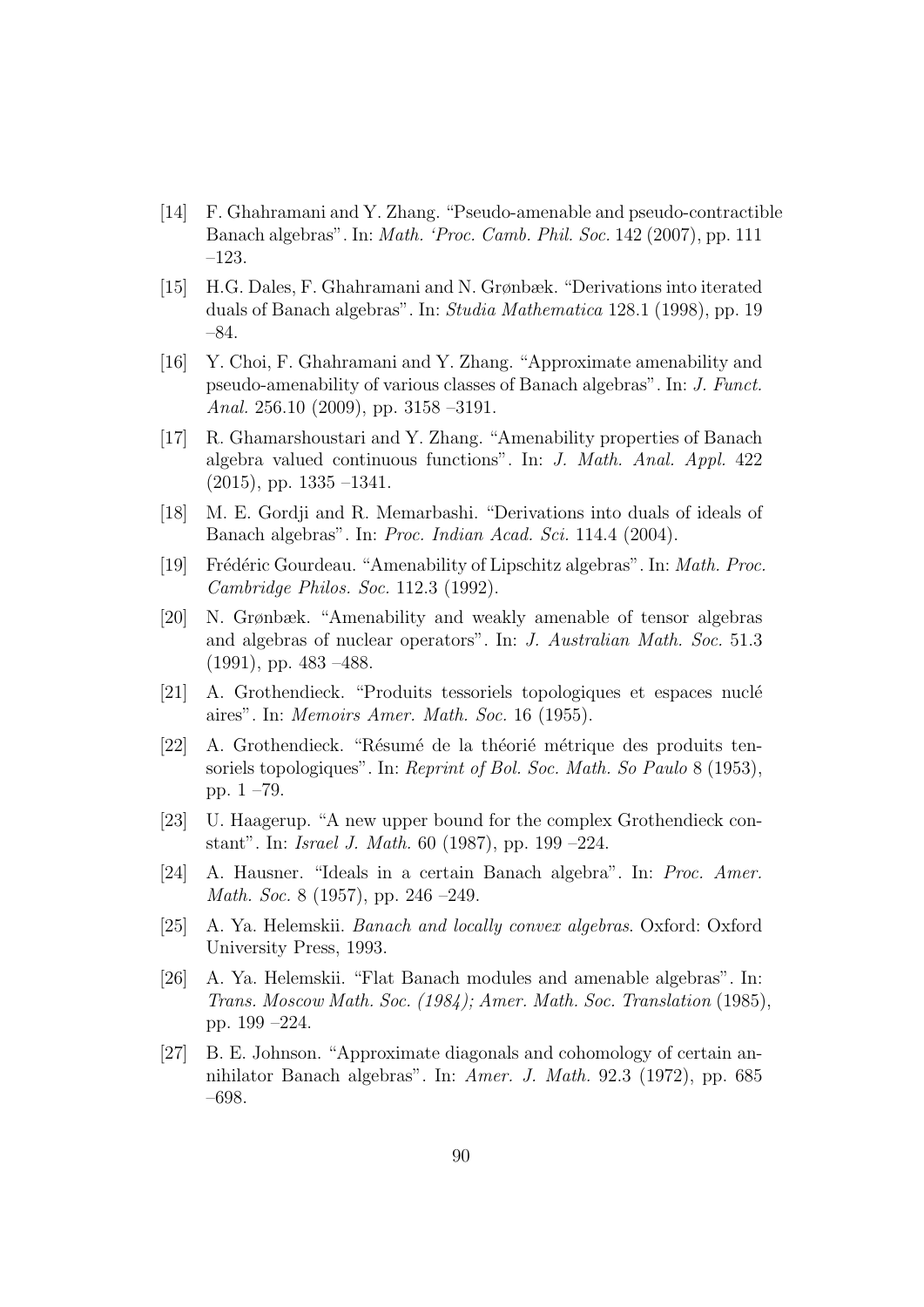[14] F. Ghahramani and Y. Zhang. “Pseudo-amenable and pseudo-contractible Banach algebras”. In: *Math. ‘Proc. Camb. Phil. Soc.* 142 (2007), pp. 111 –123.

[15] H.G. Dales, F. Ghahramani and N. Grønbæk. “Derivations into iterated duals of Banach algebras”. In: *Studia Mathematica* 128.1 (1998), pp. 19 –84.

[16] Y. Choi, F. Ghahramani and Y. Zhang. “Approximate amenability and pseudo-amenability of various classes of Banach algebras”. In: *J. Funct. Anal.* 256.10 (2009), pp. 3158 –3191.

[17] R. Ghamarshoustari and Y. Zhang. “Amenability properties of Banach algebra valued continuous functions”. In: *J. Math. Anal. Appl.* 422 (2015), pp. 1335 –1341.

[18] M. E. Gordji and R. Memarbashi. “Derivations into duals of ideals of Banach algebras”. In: *Proc. Indian Acad. Sci.* 114.4 (2004).

[19] Frédéric Gourdeau. “Amenability of Lipschitz algebras”. In: *Math. Proc. Cambridge Philos. Soc.* 112.3 (1992).

[20] N. Grønbæk. “Amenability and weakly amenable of tensor algebras and algebras of nuclear operators”. In: *J. Australian Math. Soc.* 51.3 (1991), pp. 483 –488.

[21] A. Grothendieck. “Produits tessoriels topologiques et espaces nuclé aires”. In: *Memoirs Amer. Math. Soc.* 16 (1955).

[22] A. Grothendieck. “Résumé de la théorié métrique des produits tensoriels topologiques”. In: *Reprint of Bol. Soc. Math. So Paulo* 8 (1953), pp. 1 –79.

[23] U. Haagerup. “A new upper bound for the complex Grothendieck constant”. In: *Israel J. Math.* 60 (1987), pp. 199 –224.

[24] A. Hausner. “Ideals in a certain Banach algebra”. In: *Proc. Amer. Math. Soc.* 8 (1957), pp. 246 –249.

[25] A. Ya. Helemskii. *Banach and locally convex algebras*. Oxford: Oxford University Press, 1993.

[26] A. Ya. Helemskii. “Flat Banach modules and amenable algebras”. In: *Trans. Moscow Math. Soc. (1984); Amer. Math. Soc. Translation* (1985), pp. 199 –224.

[27] B. E. Johnson. “Approximate diagonals and cohomology of certain annihilator Banach algebras”. In: *Amer. J. Math.* 92.3 (1972), pp. 685 –698.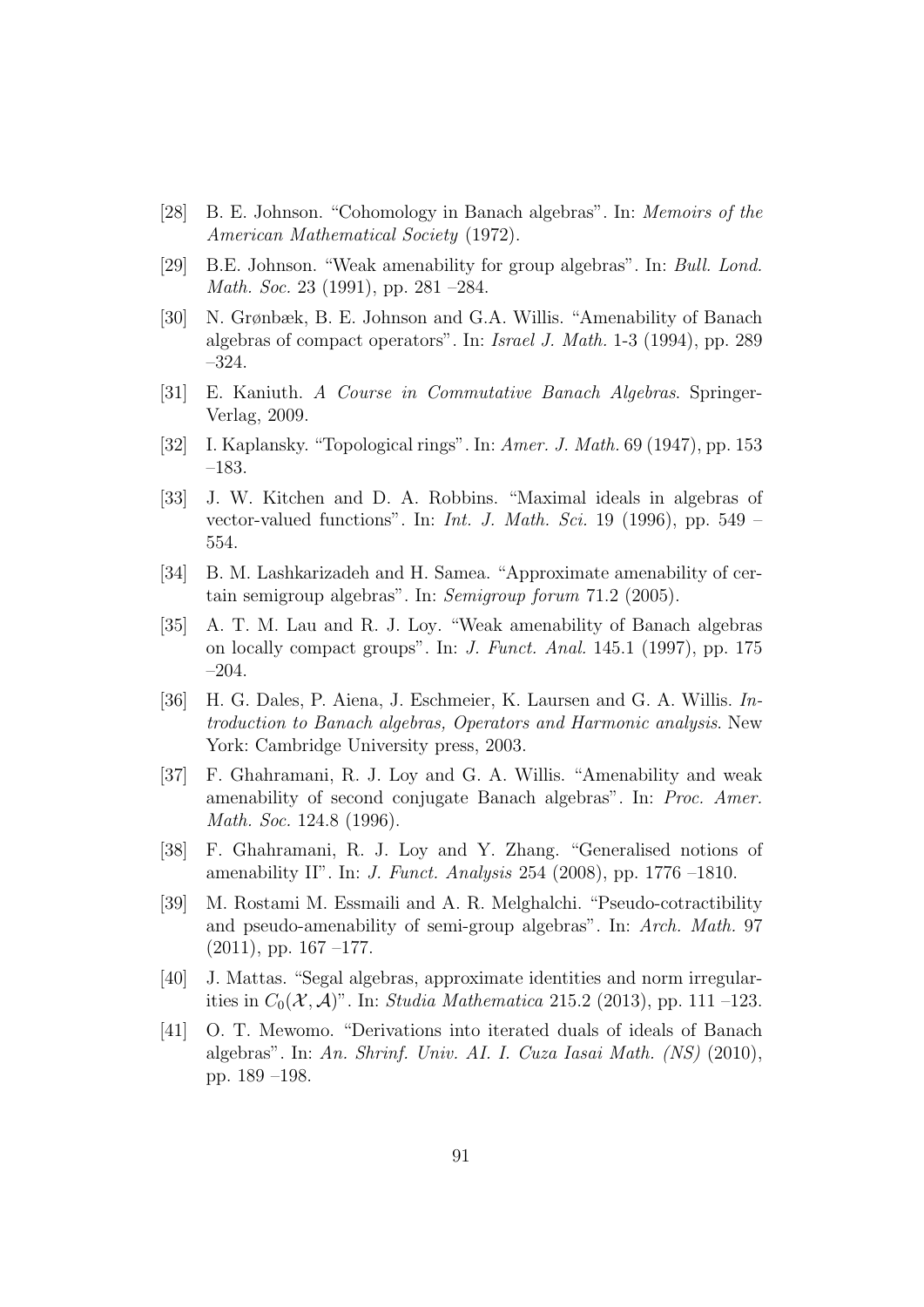- [28] B. E. Johnson. "Cohomology in Banach algebras". In: *Memoirs of the American Mathematical Society* (1972).
- [29] B.E. Johnson. "Weak amenability for group algebras". In: *Bull. Lond. Math. Soc.* 23 (1991), pp. 281 –284.
- [30] N. Grønbæk, B. E. Johnson and G.A. Willis. "Amenability of Banach algebras of compact operators". In: *Israel J. Math.* 1-3 (1994), pp. 289 –324.
- [31] E. Kaniuth. *A Course in Commutative Banach Algebras*. Springer-Verlag, 2009.
- [32] I. Kaplansky. "Topological rings". In: *Amer. J. Math.* 69 (1947), pp. 153 –183.
- [33] J. W. Kitchen and D. A. Robbins. "Maximal ideals in algebras of vector-valued functions". In: *Int. J. Math. Sci.* 19 (1996), pp. 549 – 554.
- [34] B. M. Lashkarizadeh and H. Samea. "Approximate amenability of certain semigroup algebras". In: *Semigroup forum* 71.2 (2005).
- [35] A. T. M. Lau and R. J. Loy. "Weak amenability of Banach algebras on locally compact groups". In: *J. Funct. Anal.* 145.1 (1997), pp. 175 –204.
- [36] H. G. Dales, P. Aiena, J. Eschmeier, K. Laursen and G. A. Willis. *Introduction to Banach algebras, Operators and Harmonic analysis*. New York: Cambridge University press, 2003.
- [37] F. Ghahramani, R. J. Loy and G. A. Willis. "Amenability and weak amenability of second conjugate Banach algebras". In: *Proc. Amer. Math. Soc.* 124.8 (1996).
- [38] F. Ghahramani, R. J. Loy and Y. Zhang. "Generalised notions of amenability II". In: *J. Funct. Analysis* 254 (2008), pp. 1776 –1810.
- [39] M. Rostami M. Essmaili and A. R. Melghalchi. "Pseudo-cotractibility and pseudo-amenability of semi-group algebras". In: *Arch. Math.* 97 (2011), pp. 167 –177.
- [40] J. Mattas. "Segal algebras, approximate identities and norm irregularities in $C_0(\mathcal{X}, \mathcal{A})$". In: *Studia Mathematica* 215.2 (2013), pp. 111 –123.
- [41] O. T. Mewomo. "Derivations into iterated duals of ideals of Banach algebras". In: *An. Shrinf. Univ. AI. I. Cuza Iasai Math. (NS)* (2010), pp. 189 –198.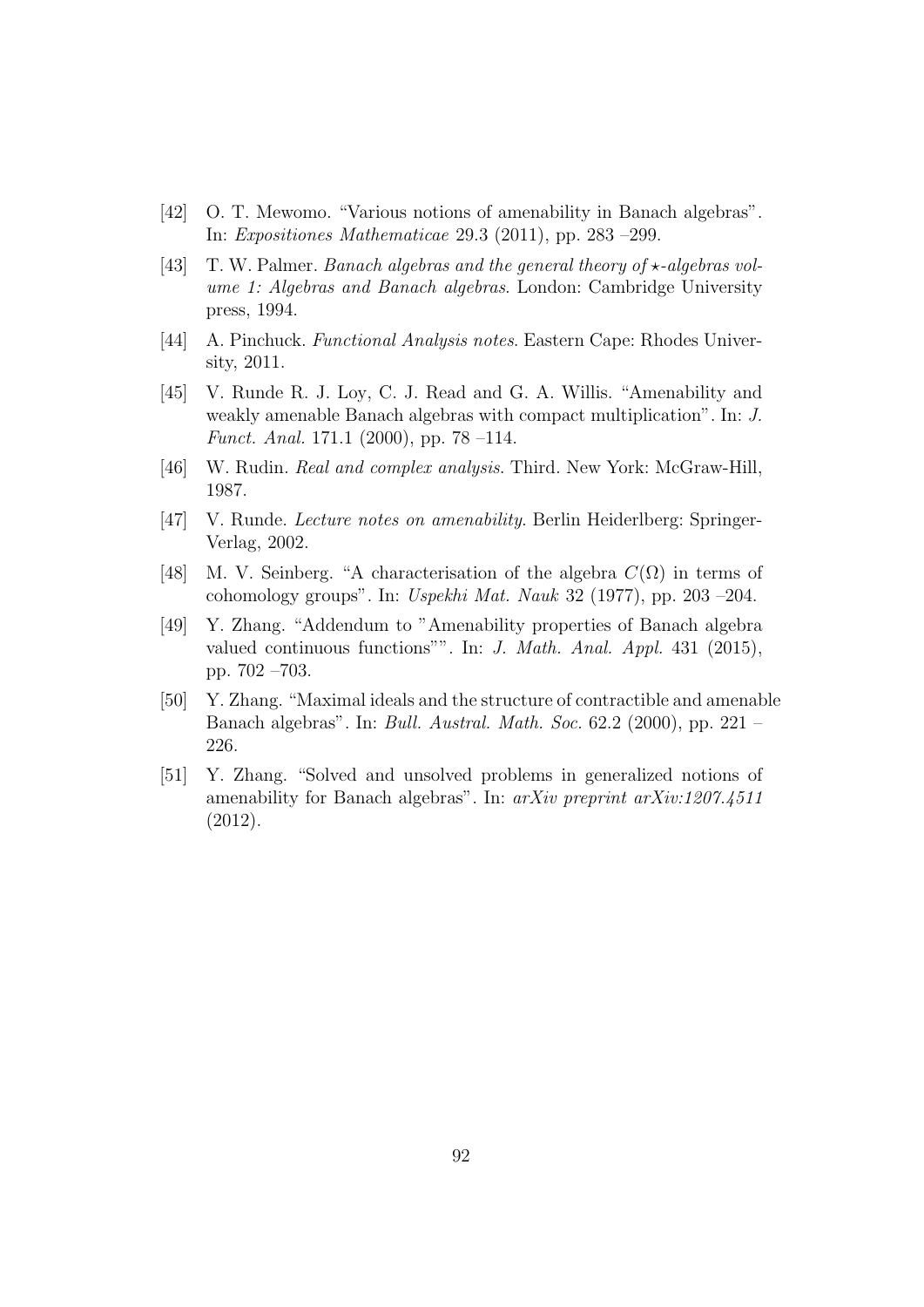[42] O. T. Mewomo. "Various notions of amenability in Banach algebras". In: *Expositiones Mathematicae* 29.3 (2011), pp. 283 –299.

[43] T. W. Palmer. *Banach algebras and the general theory of $\star$-algebras volume 1: Algebras and Banach algebras*. London: Cambridge University press, 1994.

[44] A. Pinchuck. *Functional Analysis notes*. Eastern Cape: Rhodes University, 2011.

[45] V. Runde R. J. Loy, C. J. Read and G. A. Willis. "Amenability and weakly amenable Banach algebras with compact multiplication". In: *J. Funct. Anal.* 171.1 (2000), pp. 78 –114.

[46] W. Rudin. *Real and complex analysis*. Third. New York: McGraw-Hill, 1987.

[47] V. Runde. *Lecture notes on amenability*. Berlin Heiderlberg: Springer-Verlag, 2002.

[48] M. V. Seinberg. "A characterisation of the algebra $C(\Omega)$ in terms of cohomology groups". In: *Uspekhi Mat. Nauk* 32 (1977), pp. 203 –204.

[49] Y. Zhang. "Addendum to "Amenability properties of Banach algebra valued continuous functions"". In: *J. Math. Anal. Appl.* 431 (2015), pp. 702 –703.

[50] Y. Zhang. "Maximal ideals and the structure of contractible and amenable Banach algebras". In: *Bull. Austral. Math. Soc.* 62.2 (2000), pp. 221 – 226.

[51] Y. Zhang. "Solved and unsolved problems in generalized notions of amenability for Banach algebras". In: *arXiv preprint arXiv:1207.4511* (2012).